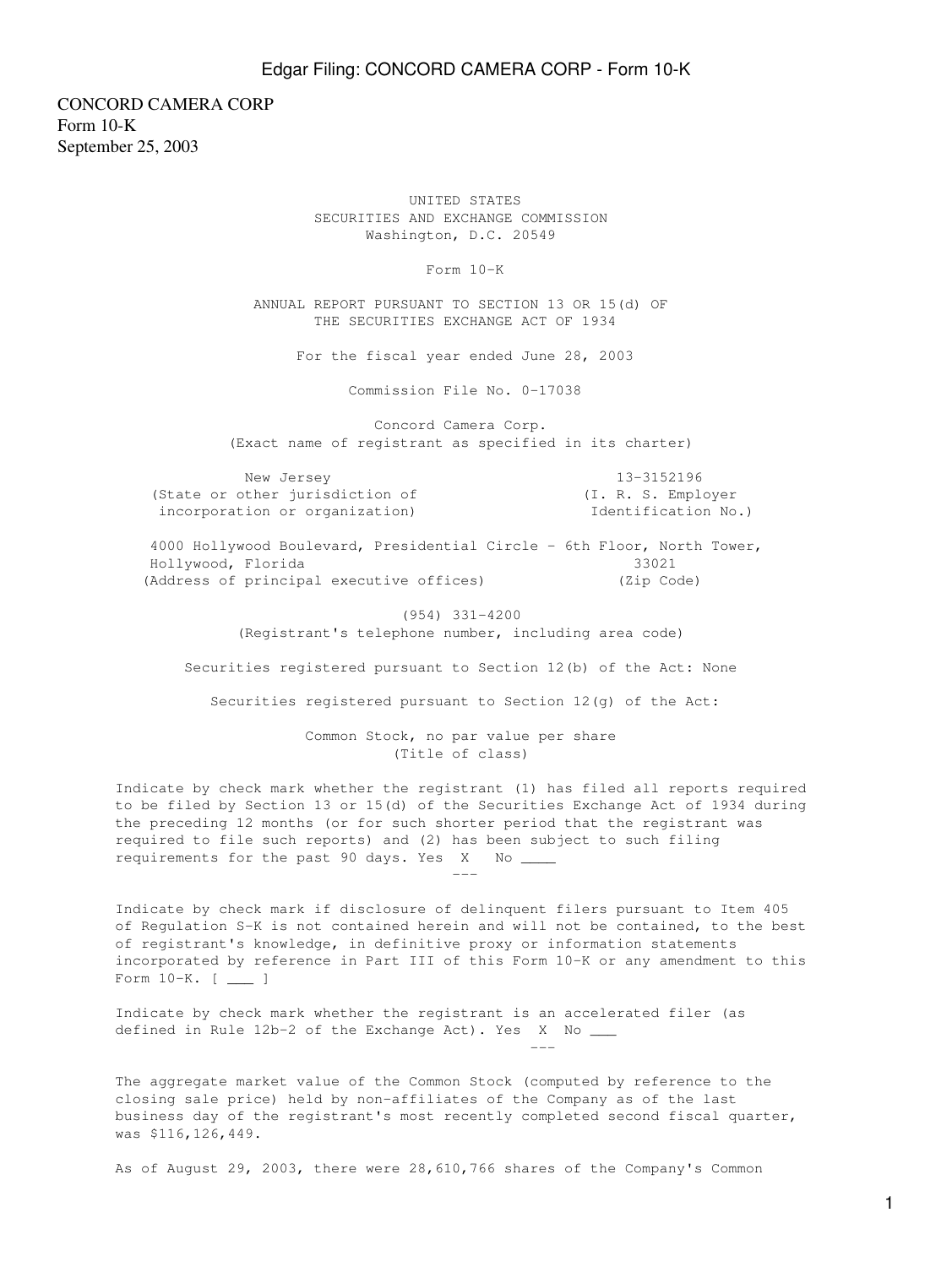CONCORD CAMERA CORP
Form 10-K
September 25, 2003

UNITED STATES
SECURITIES AND EXCHANGE COMMISSION
Washington, D.C. 20549

Form 10-K

ANNUAL REPORT PURSUANT TO SECTION 13 OR 15(d) OF
THE SECURITIES EXCHANGE ACT OF 1934

For the fiscal year ended June 28, 2003

Commission File No. 0-17038

Concord Camera Corp.
(Exact name of registrant as specified in its charter)

| New Jersey | 13-3152196 |
|---|---|
| (State or other jurisdiction of incorporation or organization) | (I. R. S. Employer Identification No.) |

| 4000 Hollywood Boulevard, Presidential Circle - 6th Floor, North Tower, Hollywood, Florida | 33021 |
|---|---|
| (Address of principal executive offices) | (Zip Code) |

(954) 331-4200
(Registrant's telephone number, including area code)

Securities registered pursuant to Section 12(b) of the Act: None

Securities registered pursuant to Section 12(g) of the Act:

Common Stock, no par value per share
(Title of class)

Indicate by check mark whether the registrant (1) has filed all reports required to be filed by Section 13 or 15(d) of the Securities Exchange Act of 1934 during the preceding 12 months (or for such shorter period that the registrant was required to file such reports) and (2) has been subject to such filing requirements for the past 90 days. Yes X No ____

Indicate by check mark if disclosure of delinquent filers pursuant to Item 405 of Regulation S-K is not contained herein and will not be contained, to the best of registrant's knowledge, in definitive proxy or information statements incorporated by reference in Part III of this Form 10-K or any amendment to this Form 10-K. [ ___ ]

Indicate by check mark whether the registrant is an accelerated filer (as defined in Rule 12b-2 of the Exchange Act). Yes X No ___

The aggregate market value of the Common Stock (computed by reference to the closing sale price) held by non-affiliates of the Company as of the last business day of the registrant's most recently completed second fiscal quarter, was $116,126,449.

As of August 29, 2003, there were 28,610,766 shares of the Company's Common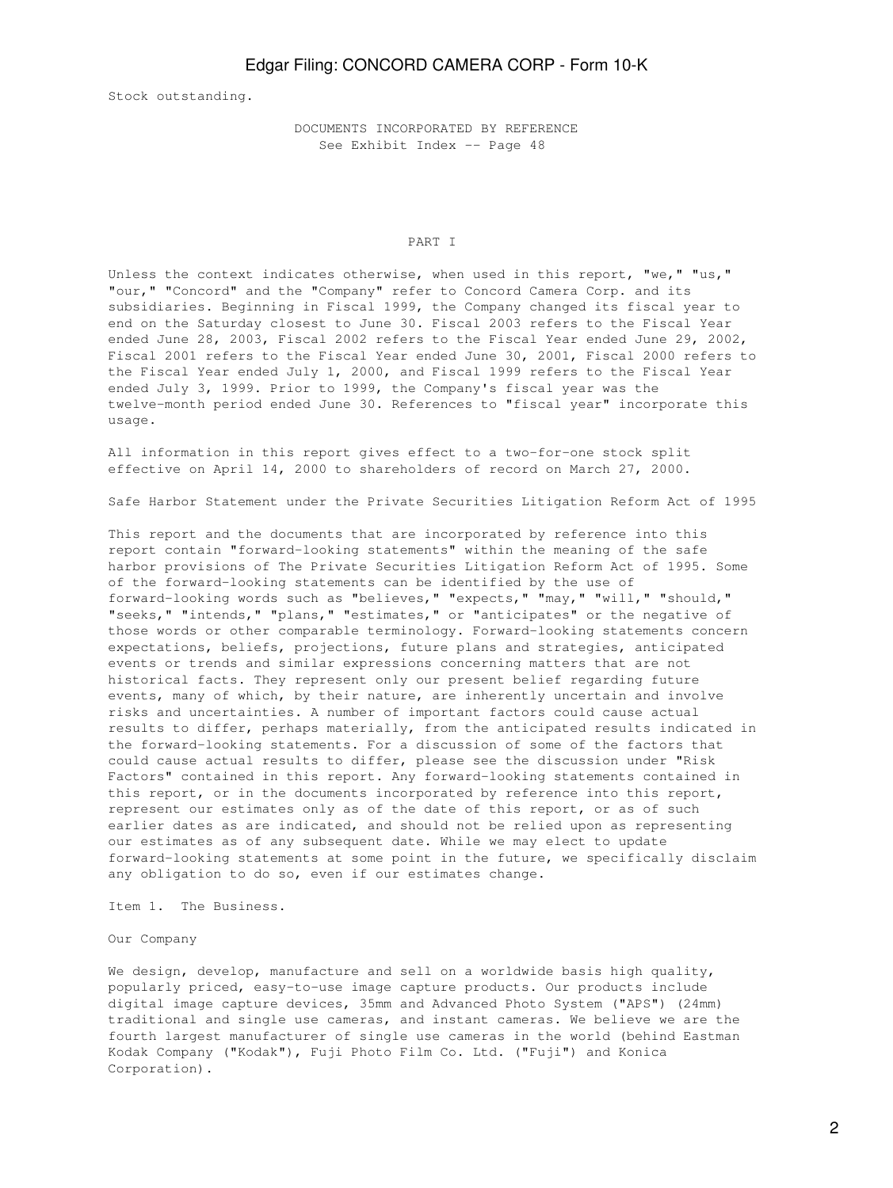Stock outstanding.

DOCUMENTS INCORPORATED BY REFERENCE
See Exhibit Index -- Page 48

# PART I

Unless the context indicates otherwise, when used in this report, "we," "us," "our," "Concord" and the "Company" refer to Concord Camera Corp. and its subsidiaries. Beginning in Fiscal 1999, the Company changed its fiscal year to end on the Saturday closest to June 30. Fiscal 2003 refers to the Fiscal Year ended June 28, 2003, Fiscal 2002 refers to the Fiscal Year ended June 29, 2002, Fiscal 2001 refers to the Fiscal Year ended June 30, 2001, Fiscal 2000 refers to the Fiscal Year ended July 1, 2000, and Fiscal 1999 refers to the Fiscal Year ended July 3, 1999. Prior to 1999, the Company's fiscal year was the twelve-month period ended June 30. References to "fiscal year" incorporate this usage.

All information in this report gives effect to a two-for-one stock split effective on April 14, 2000 to shareholders of record on March 27, 2000.

Safe Harbor Statement under the Private Securities Litigation Reform Act of 1995

This report and the documents that are incorporated by reference into this report contain "forward-looking statements" within the meaning of the safe harbor provisions of The Private Securities Litigation Reform Act of 1995. Some of the forward-looking statements can be identified by the use of forward-looking words such as "believes," "expects," "may," "will," "should," "seeks," "intends," "plans," "estimates," or "anticipates" or the negative of those words or other comparable terminology. Forward-looking statements concern expectations, beliefs, projections, future plans and strategies, anticipated events or trends and similar expressions concerning matters that are not historical facts. They represent only our present belief regarding future events, many of which, by their nature, are inherently uncertain and involve risks and uncertainties. A number of important factors could cause actual results to differ, perhaps materially, from the anticipated results indicated in the forward-looking statements. For a discussion of some of the factors that could cause actual results to differ, please see the discussion under "Risk Factors" contained in this report. Any forward-looking statements contained in this report, or in the documents incorporated by reference into this report, represent our estimates only as of the date of this report, or as of such earlier dates as are indicated, and should not be relied upon as representing our estimates as of any subsequent date. While we may elect to update forward-looking statements at some point in the future, we specifically disclaim any obligation to do so, even if our estimates change.

## Item 1. The Business.

### Our Company

We design, develop, manufacture and sell on a worldwide basis high quality, popularly priced, easy-to-use image capture products. Our products include digital image capture devices, 35mm and Advanced Photo System ("APS") (24mm) traditional and single use cameras, and instant cameras. We believe we are the fourth largest manufacturer of single use cameras in the world (behind Eastman Kodak Company ("Kodak"), Fuji Photo Film Co. Ltd. ("Fuji") and Konica Corporation).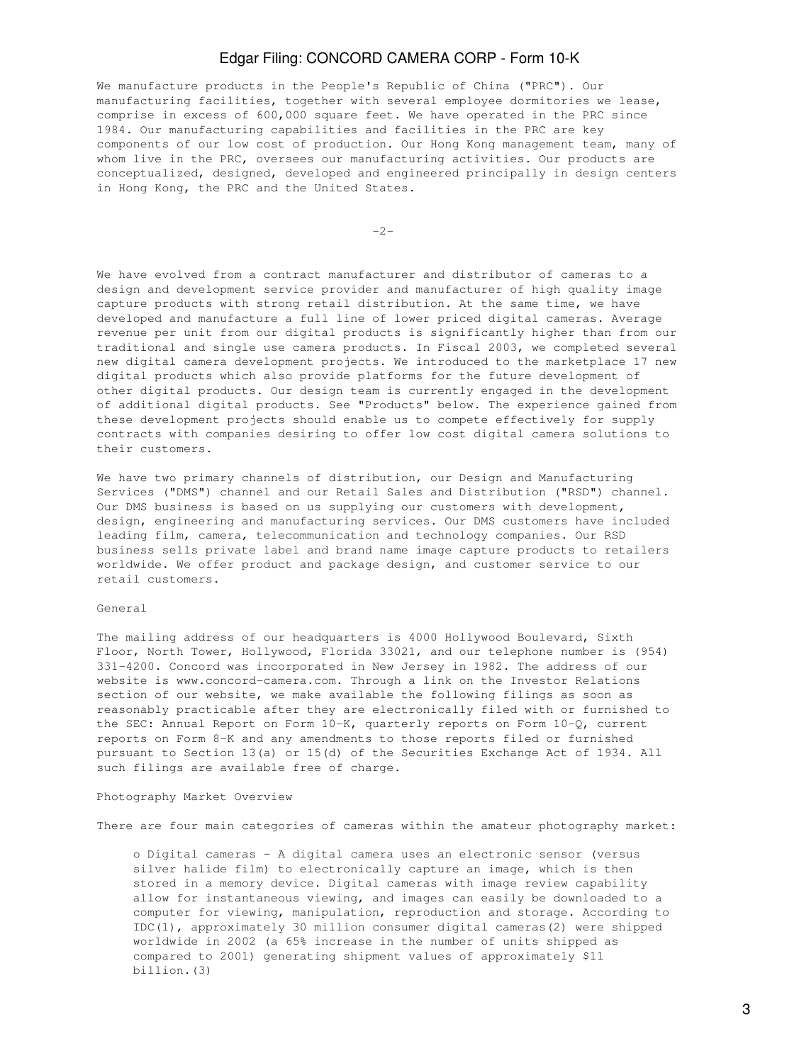We manufacture products in the People's Republic of China ("PRC"). Our manufacturing facilities, together with several employee dormitories we lease, comprise in excess of 600,000 square feet. We have operated in the PRC since 1984. Our manufacturing capabilities and facilities in the PRC are key components of our low cost of production. Our Hong Kong management team, many of whom live in the PRC, oversees our manufacturing activities. Our products are conceptualized, designed, developed and engineered principally in design centers in Hong Kong, the PRC and the United States.

We have evolved from a contract manufacturer and distributor of cameras to a design and development service provider and manufacturer of high quality image capture products with strong retail distribution. At the same time, we have developed and manufacture a full line of lower priced digital cameras. Average revenue per unit from our digital products is significantly higher than from our traditional and single use camera products. In Fiscal 2003, we completed several new digital camera development projects. We introduced to the marketplace 17 new digital products which also provide platforms for the future development of other digital products. Our design team is currently engaged in the development of additional digital products. See "Products" below. The experience gained from these development projects should enable us to compete effectively for supply contracts with companies desiring to offer low cost digital camera solutions to their customers.

We have two primary channels of distribution, our Design and Manufacturing Services ("DMS") channel and our Retail Sales and Distribution ("RSD") channel. Our DMS business is based on us supplying our customers with development, design, engineering and manufacturing services. Our DMS customers have included leading film, camera, telecommunication and technology companies. Our RSD business sells private label and brand name image capture products to retailers worldwide. We offer product and package design, and customer service to our retail customers.

## General

The mailing address of our headquarters is 4000 Hollywood Boulevard, Sixth Floor, North Tower, Hollywood, Florida 33021, and our telephone number is (954) 331-4200. Concord was incorporated in New Jersey in 1982. The address of our website is www.concord-camera.com. Through a link on the Investor Relations section of our website, we make available the following filings as soon as reasonably practicable after they are electronically filed with or furnished to the SEC: Annual Report on Form 10-K, quarterly reports on Form 10-Q, current reports on Form 8-K and any amendments to those reports filed or furnished pursuant to Section 13(a) or 15(d) of the Securities Exchange Act of 1934. All such filings are available free of charge.

## Photography Market Overview

There are four main categories of cameras within the amateur photography market:

- Digital cameras - A digital camera uses an electronic sensor (versus silver halide film) to electronically capture an image, which is then stored in a memory device. Digital cameras with image review capability allow for instantaneous viewing, and images can easily be downloaded to a computer for viewing, manipulation, reproduction and storage. According to IDC(1), approximately 30 million consumer digital cameras(2) were shipped worldwide in 2002 (a 65% increase in the number of units shipped as compared to 2001) generating shipment values of approximately $11 billion.(3)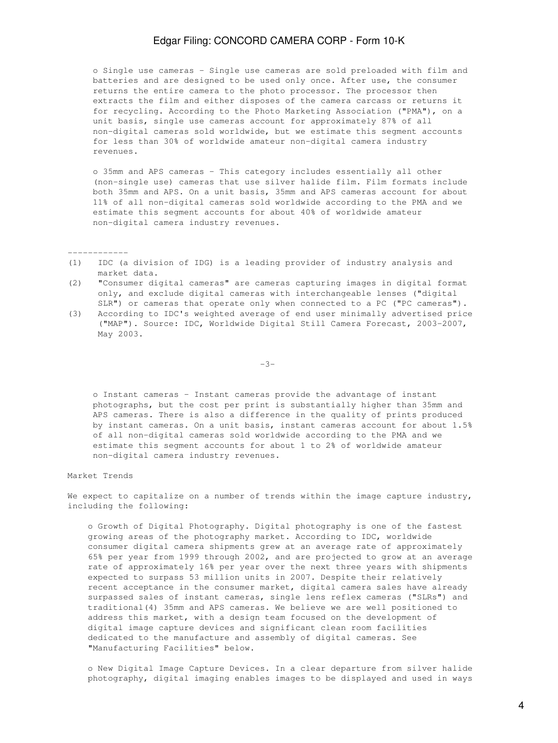- Single use cameras - Single use cameras are sold preloaded with film and batteries and are designed to be used only once. After use, the consumer returns the entire camera to the photo processor. The processor then extracts the film and either disposes of the camera carcass or returns it for recycling. According to the Photo Marketing Association ("PMA"), on a unit basis, single use cameras account for approximately 87% of all non-digital cameras sold worldwide, but we estimate this segment accounts for less than 30% of worldwide amateur non-digital camera industry revenues.

- 35mm and APS cameras - This category includes essentially all other (non-single use) cameras that use silver halide film. Film formats include both 35mm and APS. On a unit basis, 35mm and APS cameras account for about 11% of all non-digital cameras sold worldwide according to the PMA and we estimate this segment accounts for about 40% of worldwide amateur non-digital camera industry revenues.

------------

(1) IDC (a division of IDG) is a leading provider of industry analysis and market data.

(2) "Consumer digital cameras" are cameras capturing images in digital format only, and exclude digital cameras with interchangeable lenses ("digital SLR") or cameras that operate only when connected to a PC ("PC cameras").

(3) According to IDC's weighted average of end user minimally advertised price ("MAP"). Source: IDC, Worldwide Digital Still Camera Forecast, 2003-2007, May 2003.

- Instant cameras - Instant cameras provide the advantage of instant photographs, but the cost per print is substantially higher than 35mm and APS cameras. There is also a difference in the quality of prints produced by instant cameras. On a unit basis, instant cameras account for about 1.5% of all non-digital cameras sold worldwide according to the PMA and we estimate this segment accounts for about 1 to 2% of worldwide amateur non-digital camera industry revenues.

Market Trends

We expect to capitalize on a number of trends within the image capture industry, including the following:

- Growth of Digital Photography. Digital photography is one of the fastest growing areas of the photography market. According to IDC, worldwide consumer digital camera shipments grew at an average rate of approximately 65% per year from 1999 through 2002, and are projected to grow at an average rate of approximately 16% per year over the next three years with shipments expected to surpass 53 million units in 2007. Despite their relatively recent acceptance in the consumer market, digital camera sales have already surpassed sales of instant cameras, single lens reflex cameras ("SLRs") and traditional(4) 35mm and APS cameras. We believe we are well positioned to address this market, with a design team focused on the development of digital image capture devices and significant clean room facilities dedicated to the manufacture and assembly of digital cameras. See "Manufacturing Facilities" below.

- New Digital Image Capture Devices. In a clear departure from silver halide photography, digital imaging enables images to be displayed and used in ways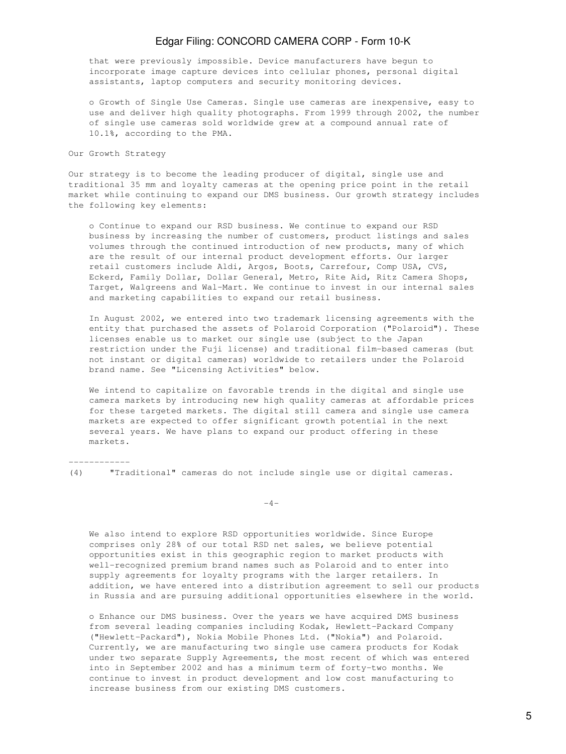that were previously impossible. Device manufacturers have begun to incorporate image capture devices into cellular phones, personal digital assistants, laptop computers and security monitoring devices.

- Growth of Single Use Cameras. Single use cameras are inexpensive, easy to use and deliver high quality photographs. From 1999 through 2002, the number of single use cameras sold worldwide grew at a compound annual rate of 10.1%, according to the PMA.

Our Growth Strategy

Our strategy is to become the leading producer of digital, single use and traditional 35 mm and loyalty cameras at the opening price point in the retail market while continuing to expand our DMS business. Our growth strategy includes the following key elements:

- Continue to expand our RSD business. We continue to expand our RSD business by increasing the number of customers, product listings and sales volumes through the continued introduction of new products, many of which are the result of our internal product development efforts. Our larger retail customers include Aldi, Argos, Boots, Carrefour, Comp USA, CVS, Eckerd, Family Dollar, Dollar General, Metro, Rite Aid, Ritz Camera Shops, Target, Walgreens and Wal-Mart. We continue to invest in our internal sales and marketing capabilities to expand our retail business.

  In August 2002, we entered into two trademark licensing agreements with the entity that purchased the assets of Polaroid Corporation ("Polaroid"). These licenses enable us to market our single use (subject to the Japan restriction under the Fuji license) and traditional film-based cameras (but not instant or digital cameras) worldwide to retailers under the Polaroid brand name. See "Licensing Activities" below.

  We intend to capitalize on favorable trends in the digital and single use camera markets by introducing new high quality cameras at affordable prices for these targeted markets. The digital still camera and single use camera markets are expected to offer significant growth potential in the next several years. We have plans to expand our product offering in these markets.

------------

(4) "Traditional" cameras do not include single use or digital cameras.

  We also intend to explore RSD opportunities worldwide. Since Europe comprises only 28% of our total RSD net sales, we believe potential opportunities exist in this geographic region to market products with well-recognized premium brand names such as Polaroid and to enter into supply agreements for loyalty programs with the larger retailers. In addition, we have entered into a distribution agreement to sell our products in Russia and are pursuing additional opportunities elsewhere in the world.

- Enhance our DMS business. Over the years we have acquired DMS business from several leading companies including Kodak, Hewlett-Packard Company ("Hewlett-Packard"), Nokia Mobile Phones Ltd. ("Nokia") and Polaroid. Currently, we are manufacturing two single use camera products for Kodak under two separate Supply Agreements, the most recent of which was entered into in September 2002 and has a minimum term of forty-two months. We continue to invest in product development and low cost manufacturing to increase business from our existing DMS customers.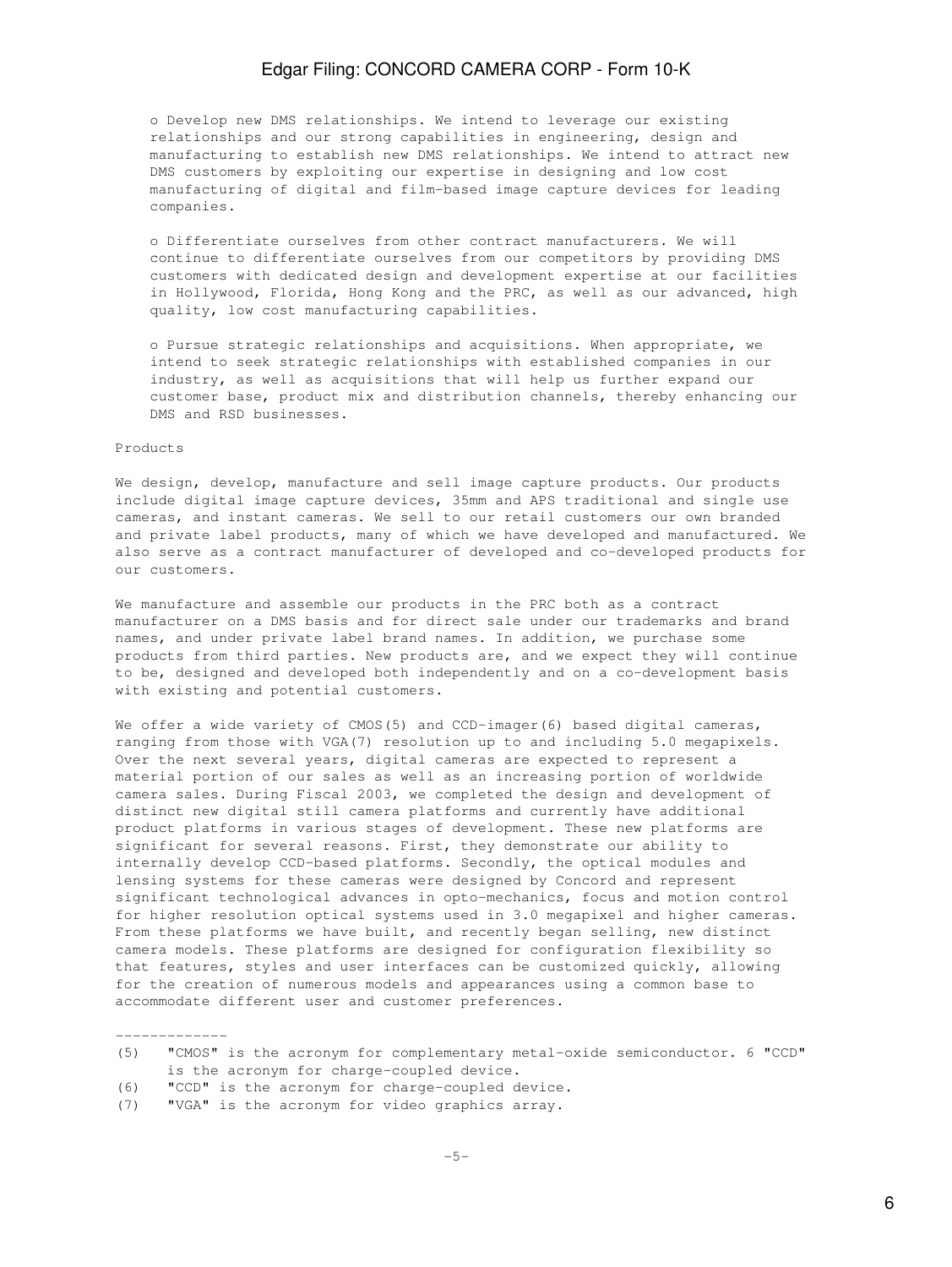- Develop new DMS relationships. We intend to leverage our existing relationships and our strong capabilities in engineering, design and manufacturing to establish new DMS relationships. We intend to attract new DMS customers by exploiting our expertise in designing and low cost manufacturing of digital and film-based image capture devices for leading companies.

- Differentiate ourselves from other contract manufacturers. We will continue to differentiate ourselves from our competitors by providing DMS customers with dedicated design and development expertise at our facilities in Hollywood, Florida, Hong Kong and the PRC, as well as our advanced, high quality, low cost manufacturing capabilities.

- Pursue strategic relationships and acquisitions. When appropriate, we intend to seek strategic relationships with established companies in our industry, as well as acquisitions that will help us further expand our customer base, product mix and distribution channels, thereby enhancing our DMS and RSD businesses.

## Products

We design, develop, manufacture and sell image capture products. Our products include digital image capture devices, 35mm and APS traditional and single use cameras, and instant cameras. We sell to our retail customers our own branded and private label products, many of which we have developed and manufactured. We also serve as a contract manufacturer of developed and co-developed products for our customers.

We manufacture and assemble our products in the PRC both as a contract manufacturer on a DMS basis and for direct sale under our trademarks and brand names, and under private label brand names. In addition, we purchase some products from third parties. New products are, and we expect they will continue to be, designed and developed both independently and on a co-development basis with existing and potential customers.

We offer a wide variety of CMOS(5) and CCD-imager(6) based digital cameras, ranging from those with VGA(7) resolution up to and including 5.0 megapixels. Over the next several years, digital cameras are expected to represent a material portion of our sales as well as an increasing portion of worldwide camera sales. During Fiscal 2003, we completed the design and development of distinct new digital still camera platforms and currently have additional product platforms in various stages of development. These new platforms are significant for several reasons. First, they demonstrate our ability to internally develop CCD-based platforms. Secondly, the optical modules and lensing systems for these cameras were designed by Concord and represent significant technological advances in opto-mechanics, focus and motion control for higher resolution optical systems used in 3.0 megapixel and higher cameras. From these platforms we have built, and recently began selling, new distinct camera models. These platforms are designed for configuration flexibility so that features, styles and user interfaces can be customized quickly, allowing for the creation of numerous models and appearances using a common base to accommodate different user and customer preferences.

---

(5) "CMOS" is the acronym for complementary metal-oxide semiconductor. 6 "CCD" is the acronym for charge-coupled device.

(6) "CCD" is the acronym for charge-coupled device.

(7) "VGA" is the acronym for video graphics array.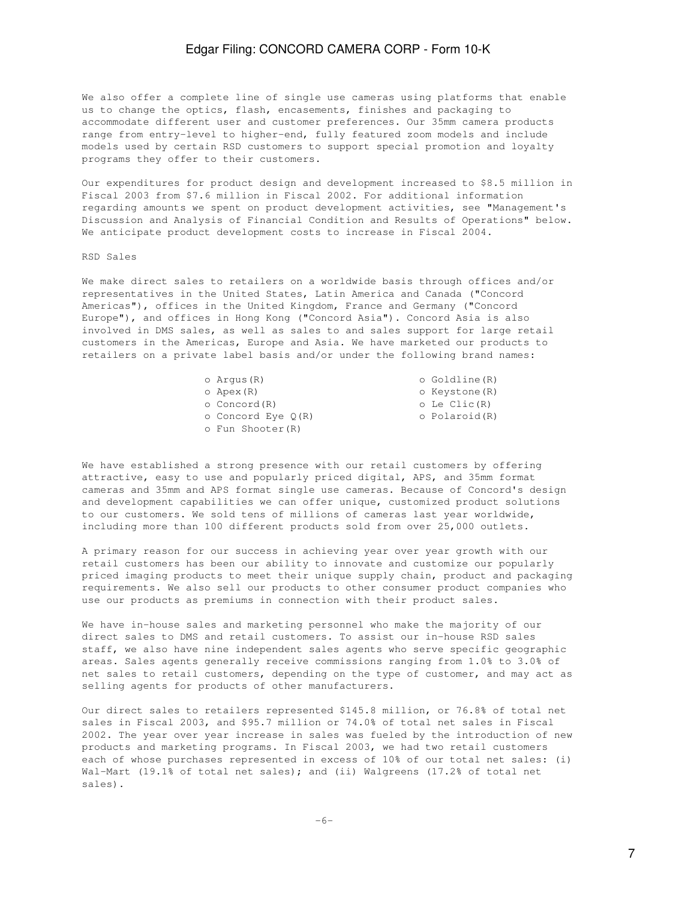We also offer a complete line of single use cameras using platforms that enable us to change the optics, flash, encasements, finishes and packaging to accommodate different user and customer preferences. Our 35mm camera products range from entry-level to higher-end, fully featured zoom models and include models used by certain RSD customers to support special promotion and loyalty programs they offer to their customers.

Our expenditures for product design and development increased to $8.5 million in Fiscal 2003 from $7.6 million in Fiscal 2002. For additional information regarding amounts we spent on product development activities, see "Management's Discussion and Analysis of Financial Condition and Results of Operations" below. We anticipate product development costs to increase in Fiscal 2004.

RSD Sales

We make direct sales to retailers on a worldwide basis through offices and/or representatives in the United States, Latin America and Canada ("Concord Americas"), offices in the United Kingdom, France and Germany ("Concord Europe"), and offices in Hong Kong ("Concord Asia"). Concord Asia is also involved in DMS sales, as well as sales to and sales support for large retail customers in the Americas, Europe and Asia. We have marketed our products to retailers on a private label basis and/or under the following brand names:

- Argus(R)
- Apex(R)
- Concord(R)
- Concord Eye Q(R)
- Fun Shooter(R)
- Goldline(R)
- Keystone(R)
- Le Clic(R)
- Polaroid(R)

We have established a strong presence with our retail customers by offering attractive, easy to use and popularly priced digital, APS, and 35mm format cameras and 35mm and APS format single use cameras. Because of Concord's design and development capabilities we can offer unique, customized product solutions to our customers. We sold tens of millions of cameras last year worldwide, including more than 100 different products sold from over 25,000 outlets.

A primary reason for our success in achieving year over year growth with our retail customers has been our ability to innovate and customize our popularly priced imaging products to meet their unique supply chain, product and packaging requirements. We also sell our products to other consumer product companies who use our products as premiums in connection with their product sales.

We have in-house sales and marketing personnel who make the majority of our direct sales to DMS and retail customers. To assist our in-house RSD sales staff, we also have nine independent sales agents who serve specific geographic areas. Sales agents generally receive commissions ranging from 1.0% to 3.0% of net sales to retail customers, depending on the type of customer, and may act as selling agents for products of other manufacturers.

Our direct sales to retailers represented $145.8 million, or 76.8% of total net sales in Fiscal 2003, and $95.7 million or 74.0% of total net sales in Fiscal 2002. The year over year increase in sales was fueled by the introduction of new products and marketing programs. In Fiscal 2003, we had two retail customers each of whose purchases represented in excess of 10% of our total net sales: (i) Wal-Mart (19.1% of total net sales); and (ii) Walgreens (17.2% of total net sales).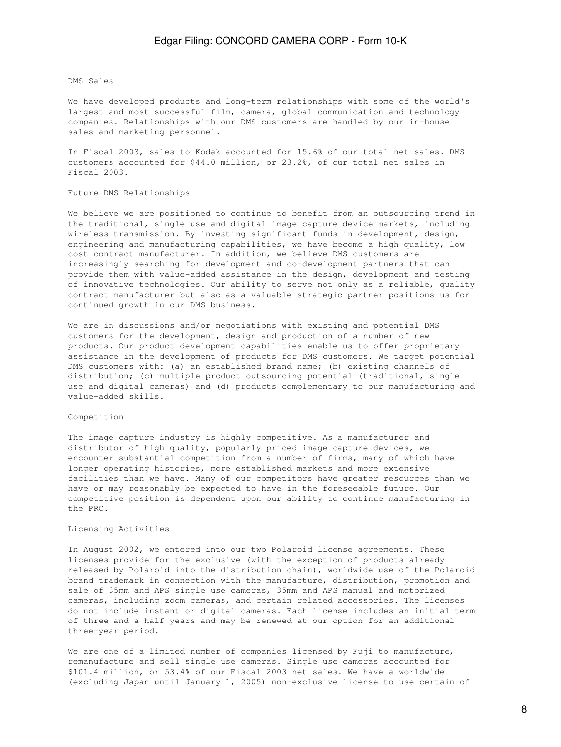### DMS Sales

We have developed products and long-term relationships with some of the world's largest and most successful film, camera, global communication and technology companies. Relationships with our DMS customers are handled by our in-house sales and marketing personnel.

In Fiscal 2003, sales to Kodak accounted for 15.6% of our total net sales. DMS customers accounted for $44.0 million, or 23.2%, of our total net sales in Fiscal 2003.

### Future DMS Relationships

We believe we are positioned to continue to benefit from an outsourcing trend in the traditional, single use and digital image capture device markets, including wireless transmission. By investing significant funds in development, design, engineering and manufacturing capabilities, we have become a high quality, low cost contract manufacturer. In addition, we believe DMS customers are increasingly searching for development and co-development partners that can provide them with value-added assistance in the design, development and testing of innovative technologies. Our ability to serve not only as a reliable, quality contract manufacturer but also as a valuable strategic partner positions us for continued growth in our DMS business.

We are in discussions and/or negotiations with existing and potential DMS customers for the development, design and production of a number of new products. Our product development capabilities enable us to offer proprietary assistance in the development of products for DMS customers. We target potential DMS customers with: (a) an established brand name; (b) existing channels of distribution; (c) multiple product outsourcing potential (traditional, single use and digital cameras) and (d) products complementary to our manufacturing and value-added skills.

### Competition

The image capture industry is highly competitive. As a manufacturer and distributor of high quality, popularly priced image capture devices, we encounter substantial competition from a number of firms, many of which have longer operating histories, more established markets and more extensive facilities than we have. Many of our competitors have greater resources than we have or may reasonably be expected to have in the foreseeable future. Our competitive position is dependent upon our ability to continue manufacturing in the PRC.

### Licensing Activities

In August 2002, we entered into our two Polaroid license agreements. These licenses provide for the exclusive (with the exception of products already released by Polaroid into the distribution chain), worldwide use of the Polaroid brand trademark in connection with the manufacture, distribution, promotion and sale of 35mm and APS single use cameras, 35mm and APS manual and motorized cameras, including zoom cameras, and certain related accessories. The licenses do not include instant or digital cameras. Each license includes an initial term of three and a half years and may be renewed at our option for an additional three-year period.

We are one of a limited number of companies licensed by Fuji to manufacture, remanufacture and sell single use cameras. Single use cameras accounted for $101.4 million, or 53.4% of our Fiscal 2003 net sales. We have a worldwide (excluding Japan until January 1, 2005) non-exclusive license to use certain of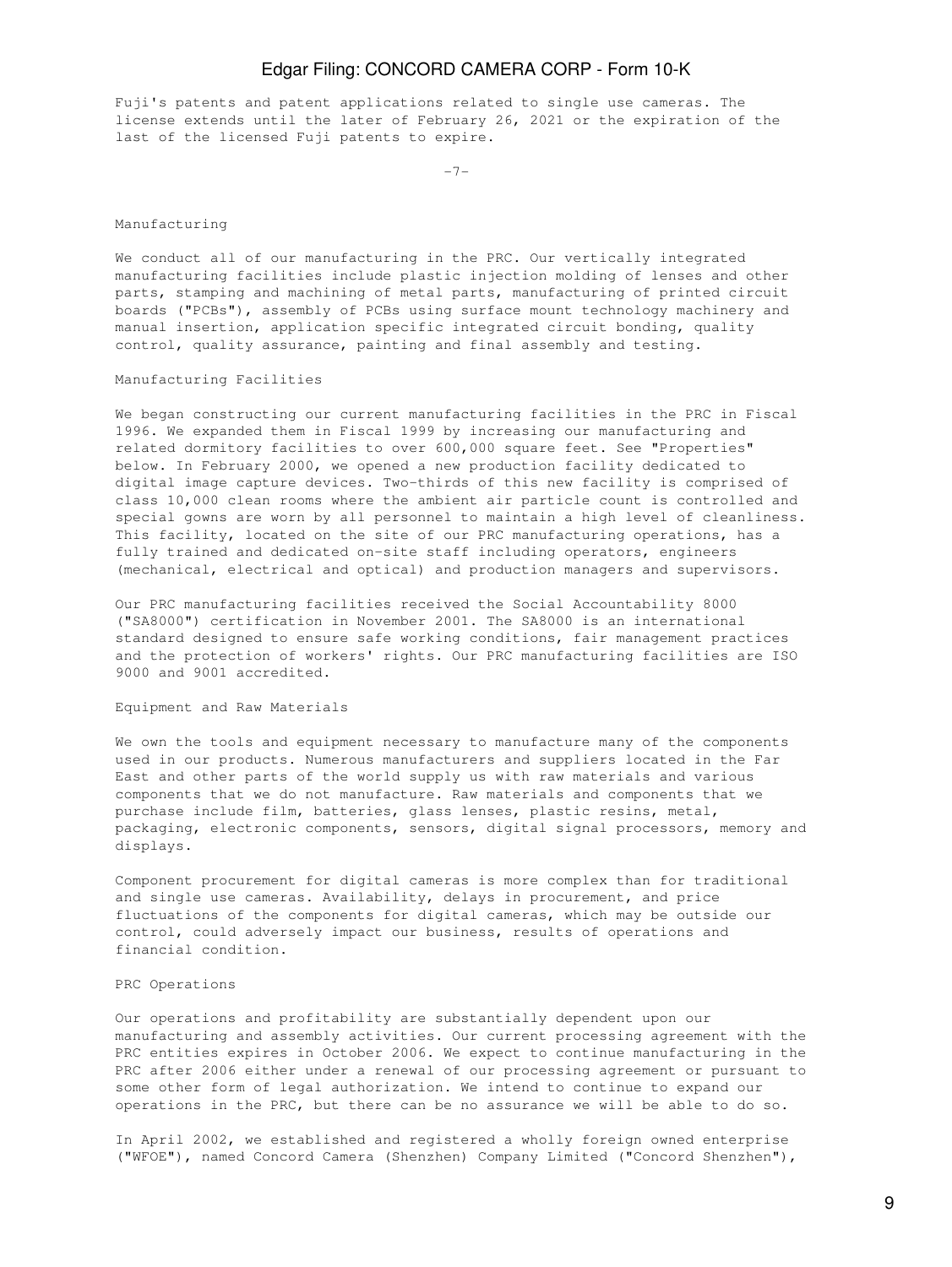Fuji's patents and patent applications related to single use cameras. The license extends until the later of February 26, 2021 or the expiration of the last of the licensed Fuji patents to expire.

## Manufacturing

We conduct all of our manufacturing in the PRC. Our vertically integrated manufacturing facilities include plastic injection molding of lenses and other parts, stamping and machining of metal parts, manufacturing of printed circuit boards ("PCBs"), assembly of PCBs using surface mount technology machinery and manual insertion, application specific integrated circuit bonding, quality control, quality assurance, painting and final assembly and testing.

### Manufacturing Facilities

We began constructing our current manufacturing facilities in the PRC in Fiscal 1996. We expanded them in Fiscal 1999 by increasing our manufacturing and related dormitory facilities to over 600,000 square feet. See "Properties" below. In February 2000, we opened a new production facility dedicated to digital image capture devices. Two-thirds of this new facility is comprised of class 10,000 clean rooms where the ambient air particle count is controlled and special gowns are worn by all personnel to maintain a high level of cleanliness. This facility, located on the site of our PRC manufacturing operations, has a fully trained and dedicated on-site staff including operators, engineers (mechanical, electrical and optical) and production managers and supervisors.

Our PRC manufacturing facilities received the Social Accountability 8000 ("SA8000") certification in November 2001. The SA8000 is an international standard designed to ensure safe working conditions, fair management practices and the protection of workers' rights. Our PRC manufacturing facilities are ISO 9000 and 9001 accredited.

### Equipment and Raw Materials

We own the tools and equipment necessary to manufacture many of the components used in our products. Numerous manufacturers and suppliers located in the Far East and other parts of the world supply us with raw materials and various components that we do not manufacture. Raw materials and components that we purchase include film, batteries, glass lenses, plastic resins, metal, packaging, electronic components, sensors, digital signal processors, memory and displays.

Component procurement for digital cameras is more complex than for traditional and single use cameras. Availability, delays in procurement, and price fluctuations of the components for digital cameras, which may be outside our control, could adversely impact our business, results of operations and financial condition.

### PRC Operations

Our operations and profitability are substantially dependent upon our manufacturing and assembly activities. Our current processing agreement with the PRC entities expires in October 2006. We expect to continue manufacturing in the PRC after 2006 either under a renewal of our processing agreement or pursuant to some other form of legal authorization. We intend to continue to expand our operations in the PRC, but there can be no assurance we will be able to do so.

In April 2002, we established and registered a wholly foreign owned enterprise ("WFOE"), named Concord Camera (Shenzhen) Company Limited ("Concord Shenzhen"),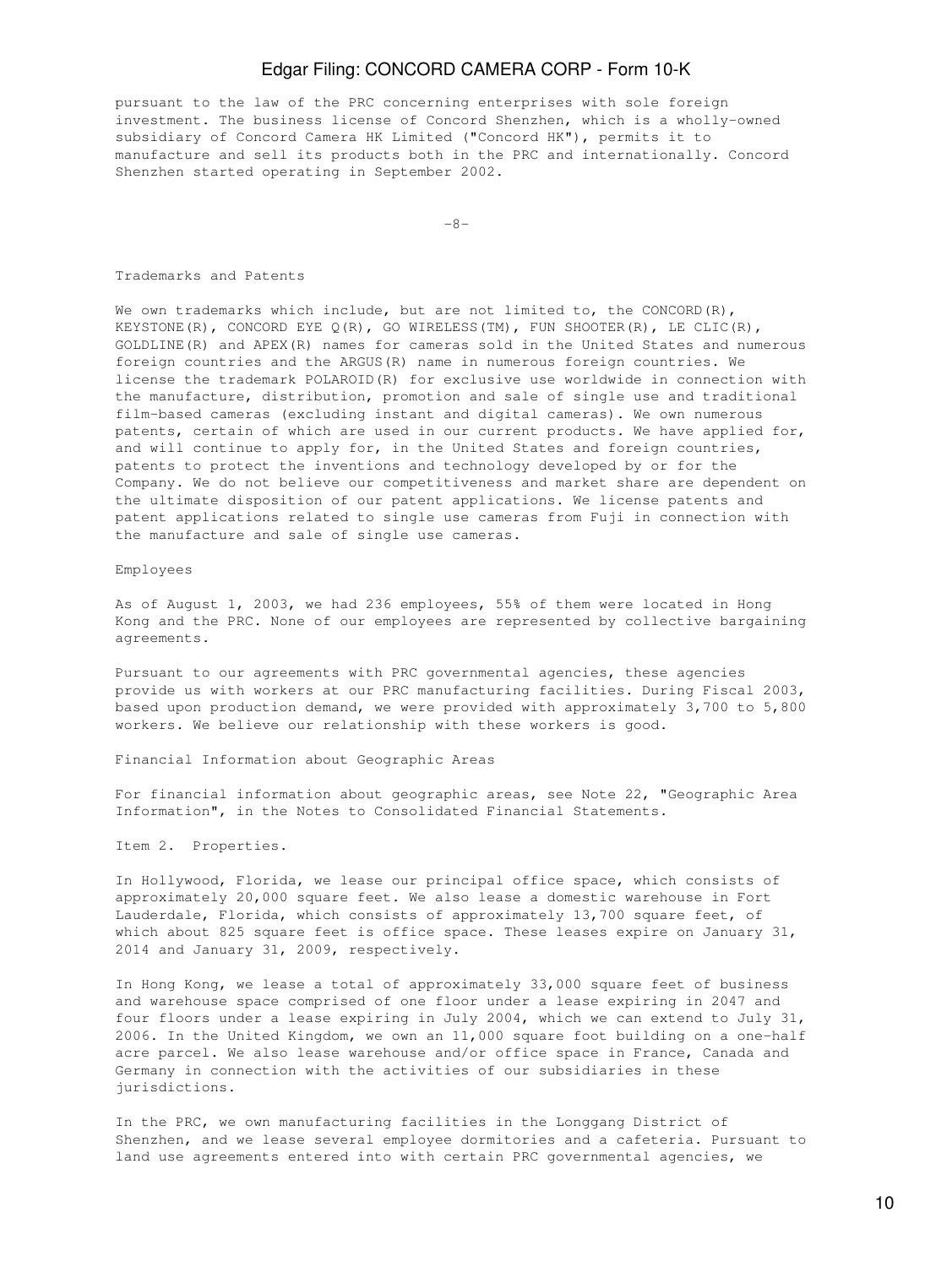pursuant to the law of the PRC concerning enterprises with sole foreign investment. The business license of Concord Shenzhen, which is a wholly-owned subsidiary of Concord Camera HK Limited ("Concord HK"), permits it to manufacture and sell its products both in the PRC and internationally. Concord Shenzhen started operating in September 2002.

### Trademarks and Patents

We own trademarks which include, but are not limited to, the CONCORD(R), KEYSTONE(R), CONCORD EYE Q(R), GO WIRELESS(TM), FUN SHOOTER(R), LE CLIC(R), GOLDLINE(R) and APEX(R) names for cameras sold in the United States and numerous foreign countries and the ARGUS(R) name in numerous foreign countries. We license the trademark POLAROID(R) for exclusive use worldwide in connection with the manufacture, distribution, promotion and sale of single use and traditional film-based cameras (excluding instant and digital cameras). We own numerous patents, certain of which are used in our current products. We have applied for, and will continue to apply for, in the United States and foreign countries, patents to protect the inventions and technology developed by or for the Company. We do not believe our competitiveness and market share are dependent on the ultimate disposition of our patent applications. We license patents and patent applications related to single use cameras from Fuji in connection with the manufacture and sale of single use cameras.

### Employees

As of August 1, 2003, we had 236 employees, 55% of them were located in Hong Kong and the PRC. None of our employees are represented by collective bargaining agreements.

Pursuant to our agreements with PRC governmental agencies, these agencies provide us with workers at our PRC manufacturing facilities. During Fiscal 2003, based upon production demand, we were provided with approximately 3,700 to 5,800 workers. We believe our relationship with these workers is good.

### Financial Information about Geographic Areas

For financial information about geographic areas, see Note 22, "Geographic Area Information", in the Notes to Consolidated Financial Statements.

## Item 2. Properties.

In Hollywood, Florida, we lease our principal office space, which consists of approximately 20,000 square feet. We also lease a domestic warehouse in Fort Lauderdale, Florida, which consists of approximately 13,700 square feet, of which about 825 square feet is office space. These leases expire on January 31, 2014 and January 31, 2009, respectively.

In Hong Kong, we lease a total of approximately 33,000 square feet of business and warehouse space comprised of one floor under a lease expiring in 2047 and four floors under a lease expiring in July 2004, which we can extend to July 31, 2006. In the United Kingdom, we own an 11,000 square foot building on a one-half acre parcel. We also lease warehouse and/or office space in France, Canada and Germany in connection with the activities of our subsidiaries in these jurisdictions.

In the PRC, we own manufacturing facilities in the Longgang District of Shenzhen, and we lease several employee dormitories and a cafeteria. Pursuant to land use agreements entered into with certain PRC governmental agencies, we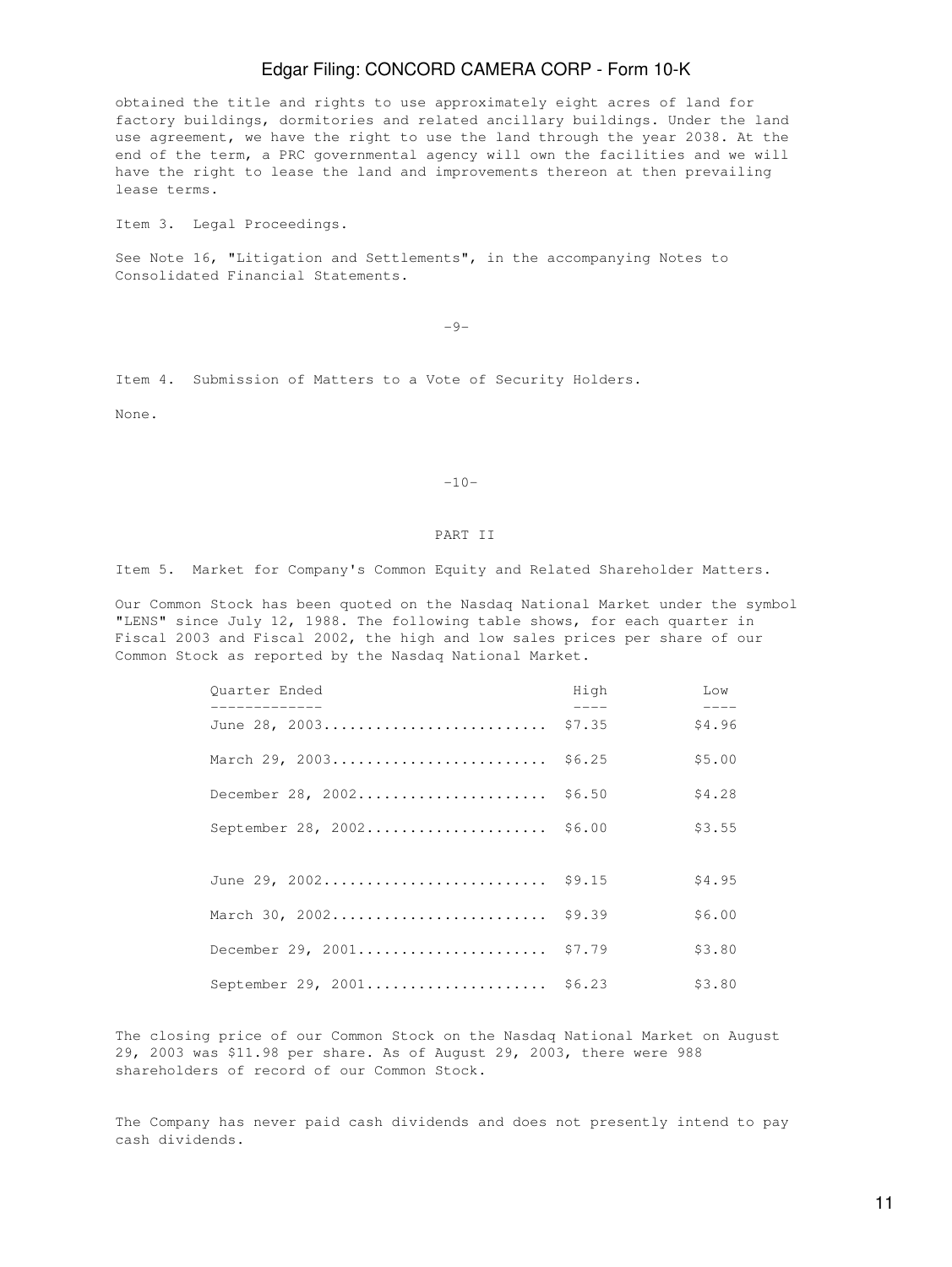obtained the title and rights to use approximately eight acres of land for factory buildings, dormitories and related ancillary buildings. Under the land use agreement, we have the right to use the land through the year 2038. At the end of the term, a PRC governmental agency will own the facilities and we will have the right to lease the land and improvements thereon at then prevailing lease terms.

Item 3. Legal Proceedings.

See Note 16, "Litigation and Settlements", in the accompanying Notes to Consolidated Financial Statements.

Item 4. Submission of Matters to a Vote of Security Holders.

None.

PART II

Item 5. Market for Company's Common Equity and Related Shareholder Matters.

Our Common Stock has been quoted on the Nasdaq National Market under the symbol "LENS" since July 12, 1988. The following table shows, for each quarter in Fiscal 2003 and Fiscal 2002, the high and low sales prices per share of our Common Stock as reported by the Nasdaq National Market.

| Quarter Ended | High | Low |
|---|---|---|
| June 28, 2003 | $7.35 | $4.96 |
| March 29, 2003 | $6.25 | $5.00 |
| December 28, 2002 | $6.50 | $4.28 |
| September 28, 2002 | $6.00 | $3.55 |
| June 29, 2002 | $9.15 | $4.95 |
| March 30, 2002 | $9.39 | $6.00 |
| December 29, 2001 | $7.79 | $3.80 |
| September 29, 2001 | $6.23 | $3.80 |

The closing price of our Common Stock on the Nasdaq National Market on August 29, 2003 was $11.98 per share. As of August 29, 2003, there were 988 shareholders of record of our Common Stock.

The Company has never paid cash dividends and does not presently intend to pay cash dividends.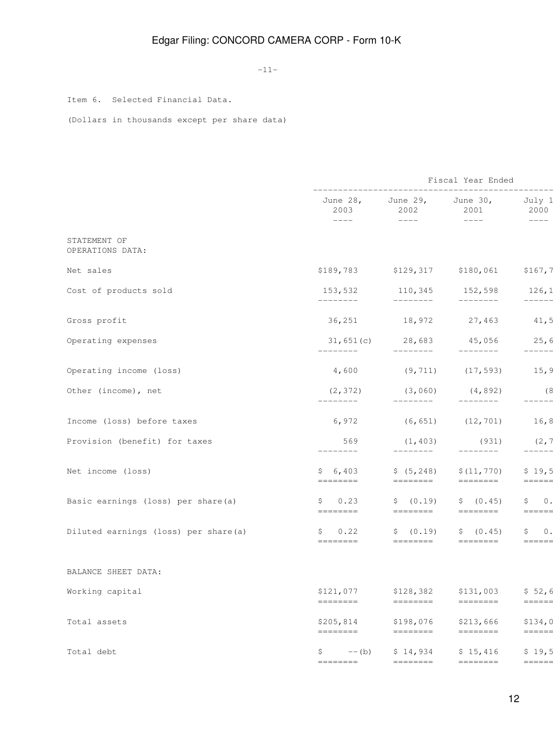Item 6. Selected Financial Data.

(Dollars in thousands except per share data)

| | Fiscal Year Ended | | | |
|---|---|---|---|---|
| | June 28, 2003 | June 29, 2002 | June 30, 2001 | July 1 2000 |
| STATEMENT OF OPERATIONS DATA: | | | | |
| Net sales | $189,783 | $129,317 | $180,061 | $167,7 |
| Cost of products sold | 153,532 | 110,345 | 152,598 | 126,1 |
| Gross profit | 36,251 | 18,972 | 27,463 | 41,5 |
| Operating expenses | 31,651(c) | 28,683 | 45,056 | 25,6 |
| Operating income (loss) | 4,600 | (9,711) | (17,593) | 15,9 |
| Other (income), net | (2,372) | (3,060) | (4,892) | (8 |
| Income (loss) before taxes | 6,972 | (6,651) | (12,701) | 16,8 |
| Provision (benefit) for taxes | 569 | (1,403) | (931) | (2,7 |
| Net income (loss) | $ 6,403 | $ (5,248) | $(11,770) | $ 19,5 |
| Basic earnings (loss) per share(a) | $ 0.23 | $ (0.19) | $ (0.45) | $ 0. |
| Diluted earnings (loss) per share(a) | $ 0.22 | $ (0.19) | $ (0.45) | $ 0. |
| BALANCE SHEET DATA: | | | | |
| Working capital | $121,077 | $128,382 | $131,003 | $ 52,6 |
| Total assets | $205,814 | $198,076 | $213,666 | $134,0 |
| Total debt | $ --(b) | $ 14,934 | $ 15,416 | $ 19,5 |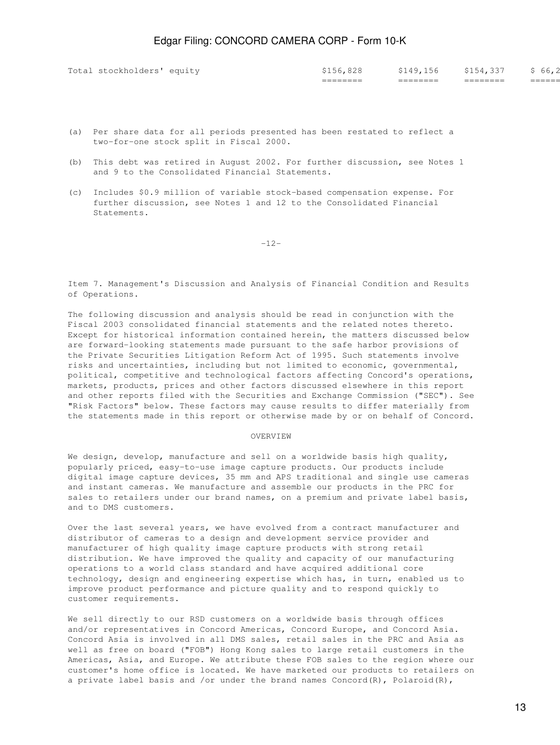| Total stockholders' equity | $156,828 | $149,156 | $154,337 | $ 66,2 |
|---|---|---|---|---|

(a) Per share data for all periods presented has been restated to reflect a two-for-one stock split in Fiscal 2000.

(b) This debt was retired in August 2002. For further discussion, see Notes 1 and 9 to the Consolidated Financial Statements.

(c) Includes $0.9 million of variable stock-based compensation expense. For further discussion, see Notes 1 and 12 to the Consolidated Financial Statements.

Item 7. Management's Discussion and Analysis of Financial Condition and Results of Operations.

The following discussion and analysis should be read in conjunction with the Fiscal 2003 consolidated financial statements and the related notes thereto. Except for historical information contained herein, the matters discussed below are forward-looking statements made pursuant to the safe harbor provisions of the Private Securities Litigation Reform Act of 1995. Such statements involve risks and uncertainties, including but not limited to economic, governmental, political, competitive and technological factors affecting Concord's operations, markets, products, prices and other factors discussed elsewhere in this report and other reports filed with the Securities and Exchange Commission ("SEC"). See "Risk Factors" below. These factors may cause results to differ materially from the statements made in this report or otherwise made by or on behalf of Concord.

## OVERVIEW

We design, develop, manufacture and sell on a worldwide basis high quality, popularly priced, easy-to-use image capture products. Our products include digital image capture devices, 35 mm and APS traditional and single use cameras and instant cameras. We manufacture and assemble our products in the PRC for sales to retailers under our brand names, on a premium and private label basis, and to DMS customers.

Over the last several years, we have evolved from a contract manufacturer and distributor of cameras to a design and development service provider and manufacturer of high quality image capture products with strong retail distribution. We have improved the quality and capacity of our manufacturing operations to a world class standard and have acquired additional core technology, design and engineering expertise which has, in turn, enabled us to improve product performance and picture quality and to respond quickly to customer requirements.

We sell directly to our RSD customers on a worldwide basis through offices and/or representatives in Concord Americas, Concord Europe, and Concord Asia. Concord Asia is involved in all DMS sales, retail sales in the PRC and Asia as well as free on board ("FOB") Hong Kong sales to large retail customers in the Americas, Asia, and Europe. We attribute these FOB sales to the region where our customer's home office is located. We have marketed our products to retailers on a private label basis and /or under the brand names Concord(R), Polaroid(R),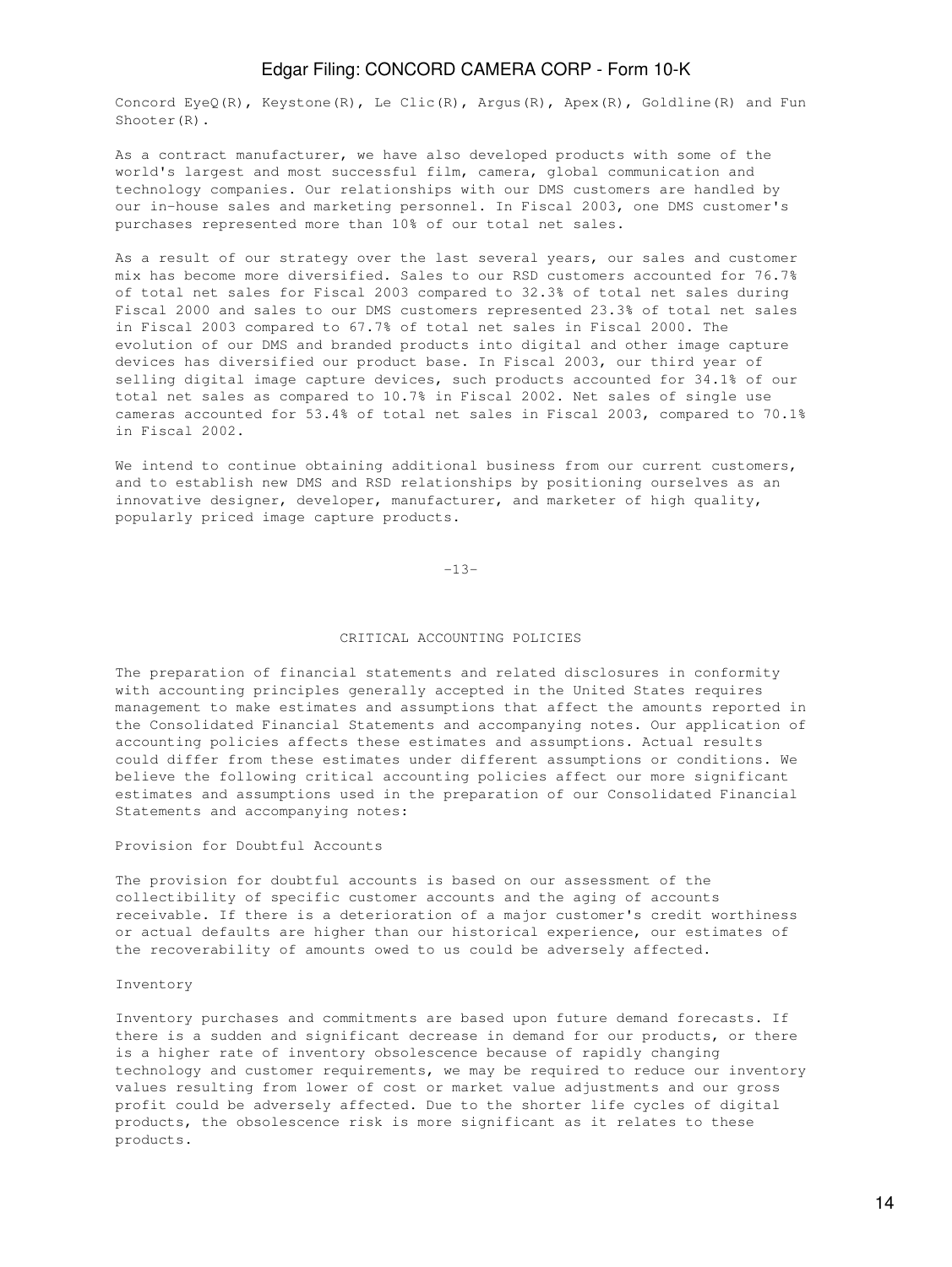Concord EyeQ(R), Keystone(R), Le Clic(R), Argus(R), Apex(R), Goldline(R) and Fun Shooter(R).

As a contract manufacturer, we have also developed products with some of the world's largest and most successful film, camera, global communication and technology companies. Our relationships with our DMS customers are handled by our in-house sales and marketing personnel. In Fiscal 2003, one DMS customer's purchases represented more than 10% of our total net sales.

As a result of our strategy over the last several years, our sales and customer mix has become more diversified. Sales to our RSD customers accounted for 76.7% of total net sales for Fiscal 2003 compared to 32.3% of total net sales during Fiscal 2000 and sales to our DMS customers represented 23.3% of total net sales in Fiscal 2003 compared to 67.7% of total net sales in Fiscal 2000. The evolution of our DMS and branded products into digital and other image capture devices has diversified our product base. In Fiscal 2003, our third year of selling digital image capture devices, such products accounted for 34.1% of our total net sales as compared to 10.7% in Fiscal 2002. Net sales of single use cameras accounted for 53.4% of total net sales in Fiscal 2003, compared to 70.1% in Fiscal 2002.

We intend to continue obtaining additional business from our current customers, and to establish new DMS and RSD relationships by positioning ourselves as an innovative designer, developer, manufacturer, and marketer of high quality, popularly priced image capture products.

## CRITICAL ACCOUNTING POLICIES

The preparation of financial statements and related disclosures in conformity with accounting principles generally accepted in the United States requires management to make estimates and assumptions that affect the amounts reported in the Consolidated Financial Statements and accompanying notes. Our application of accounting policies affects these estimates and assumptions. Actual results could differ from these estimates under different assumptions or conditions. We believe the following critical accounting policies affect our more significant estimates and assumptions used in the preparation of our Consolidated Financial Statements and accompanying notes:

### Provision for Doubtful Accounts

The provision for doubtful accounts is based on our assessment of the collectibility of specific customer accounts and the aging of accounts receivable. If there is a deterioration of a major customer's credit worthiness or actual defaults are higher than our historical experience, our estimates of the recoverability of amounts owed to us could be adversely affected.

### Inventory

Inventory purchases and commitments are based upon future demand forecasts. If there is a sudden and significant decrease in demand for our products, or there is a higher rate of inventory obsolescence because of rapidly changing technology and customer requirements, we may be required to reduce our inventory values resulting from lower of cost or market value adjustments and our gross profit could be adversely affected. Due to the shorter life cycles of digital products, the obsolescence risk is more significant as it relates to these products.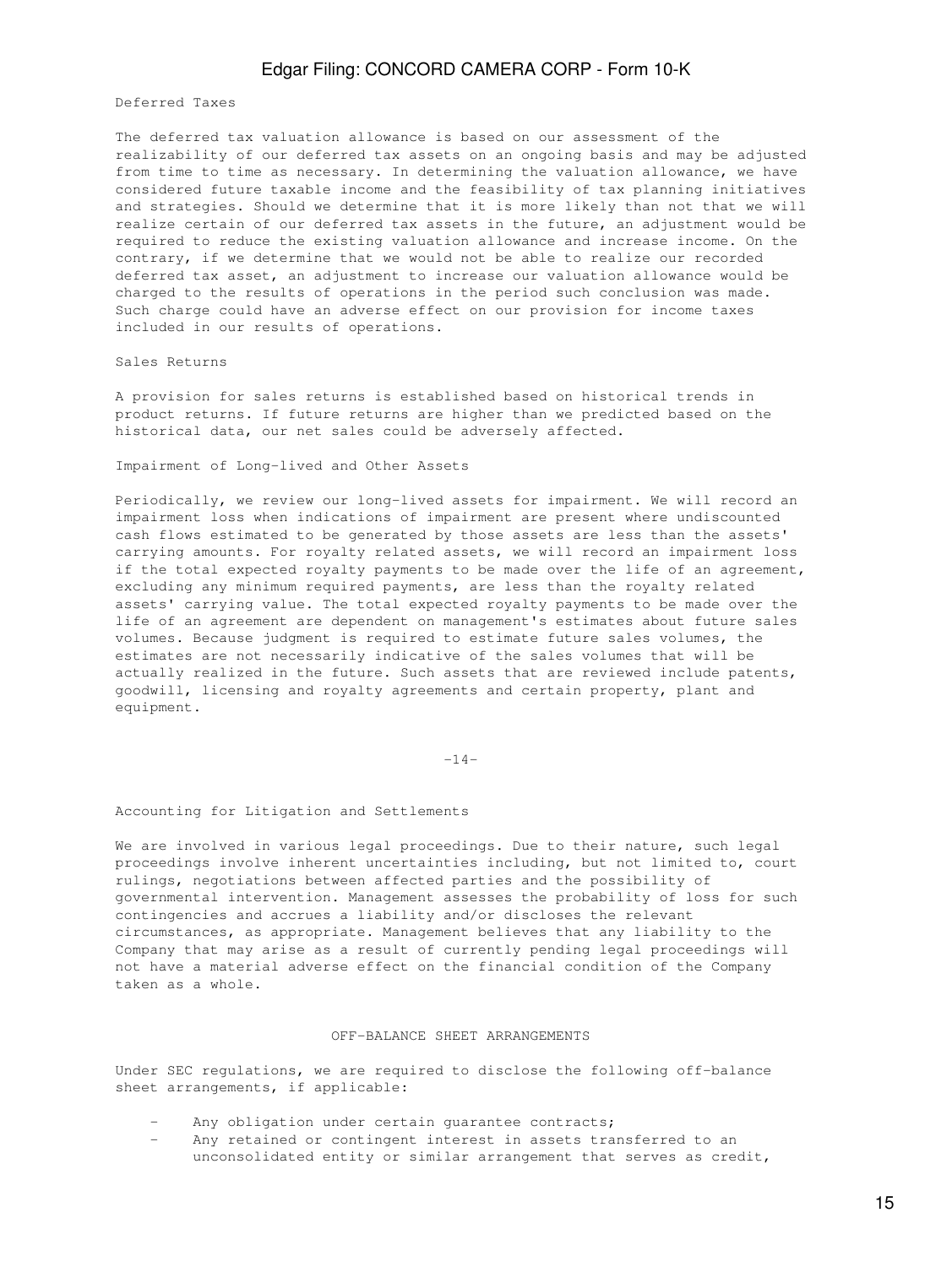### Deferred Taxes

The deferred tax valuation allowance is based on our assessment of the realizability of our deferred tax assets on an ongoing basis and may be adjusted from time to time as necessary. In determining the valuation allowance, we have considered future taxable income and the feasibility of tax planning initiatives and strategies. Should we determine that it is more likely than not that we will realize certain of our deferred tax assets in the future, an adjustment would be required to reduce the existing valuation allowance and increase income. On the contrary, if we determine that we would not be able to realize our recorded deferred tax asset, an adjustment to increase our valuation allowance would be charged to the results of operations in the period such conclusion was made. Such charge could have an adverse effect on our provision for income taxes included in our results of operations.

### Sales Returns

A provision for sales returns is established based on historical trends in product returns. If future returns are higher than we predicted based on the historical data, our net sales could be adversely affected.

### Impairment of Long-lived and Other Assets

Periodically, we review our long-lived assets for impairment. We will record an impairment loss when indications of impairment are present where undiscounted cash flows estimated to be generated by those assets are less than the assets' carrying amounts. For royalty related assets, we will record an impairment loss if the total expected royalty payments to be made over the life of an agreement, excluding any minimum required payments, are less than the royalty related assets' carrying value. The total expected royalty payments to be made over the life of an agreement are dependent on management's estimates about future sales volumes. Because judgment is required to estimate future sales volumes, the estimates are not necessarily indicative of the sales volumes that will be actually realized in the future. Such assets that are reviewed include patents, goodwill, licensing and royalty agreements and certain property, plant and equipment.

### Accounting for Litigation and Settlements

We are involved in various legal proceedings. Due to their nature, such legal proceedings involve inherent uncertainties including, but not limited to, court rulings, negotiations between affected parties and the possibility of governmental intervention. Management assesses the probability of loss for such contingencies and accrues a liability and/or discloses the relevant circumstances, as appropriate. Management believes that any liability to the Company that may arise as a result of currently pending legal proceedings will not have a material adverse effect on the financial condition of the Company taken as a whole.

## OFF-BALANCE SHEET ARRANGEMENTS

Under SEC regulations, we are required to disclose the following off-balance sheet arrangements, if applicable:

- Any obligation under certain guarantee contracts;
- Any retained or contingent interest in assets transferred to an unconsolidated entity or similar arrangement that serves as credit,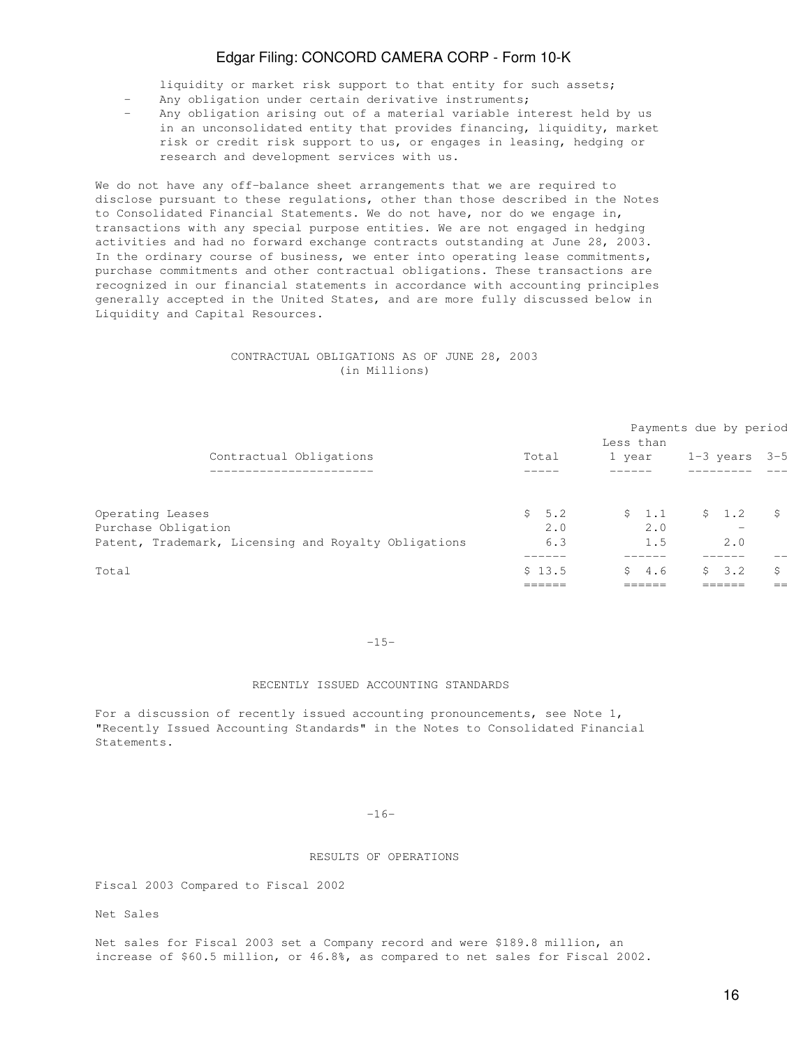liquidity or market risk support to that entity for such assets;

- Any obligation under certain derivative instruments;
- Any obligation arising out of a material variable interest held by us in an unconsolidated entity that provides financing, liquidity, market risk or credit risk support to us, or engages in leasing, hedging or research and development services with us.

We do not have any off-balance sheet arrangements that we are required to disclose pursuant to these regulations, other than those described in the Notes to Consolidated Financial Statements. We do not have, nor do we engage in, transactions with any special purpose entities. We are not engaged in hedging activities and had no forward exchange contracts outstanding at June 28, 2003. In the ordinary course of business, we enter into operating lease commitments, purchase commitments and other contractual obligations. These transactions are recognized in our financial statements in accordance with accounting principles generally accepted in the United States, and are more fully discussed below in Liquidity and Capital Resources.

CONTRACTUAL OBLIGATIONS AS OF JUNE 28, 2003
(in Millions)

| Contractual Obligations | Total | Payments due by period Less than 1 year | 1-3 years | 3-5 |
|---|---|---|---|---|
| Operating Leases | $ 5.2 | $ 1.1 | $ 1.2 | $ |
| Purchase Obligation | 2.0 | 2.0 | - | |
| Patent, Trademark, Licensing and Royalty Obligations | 6.3 | 1.5 | 2.0 | |
| Total | $ 13.5 | $ 4.6 | $ 3.2 | $ |

-15-

RECENTLY ISSUED ACCOUNTING STANDARDS

For a discussion of recently issued accounting pronouncements, see Note 1, "Recently Issued Accounting Standards" in the Notes to Consolidated Financial Statements.

-16-

RESULTS OF OPERATIONS

Fiscal 2003 Compared to Fiscal 2002

Net Sales

Net sales for Fiscal 2003 set a Company record and were $189.8 million, an increase of $60.5 million, or 46.8%, as compared to net sales for Fiscal 2002.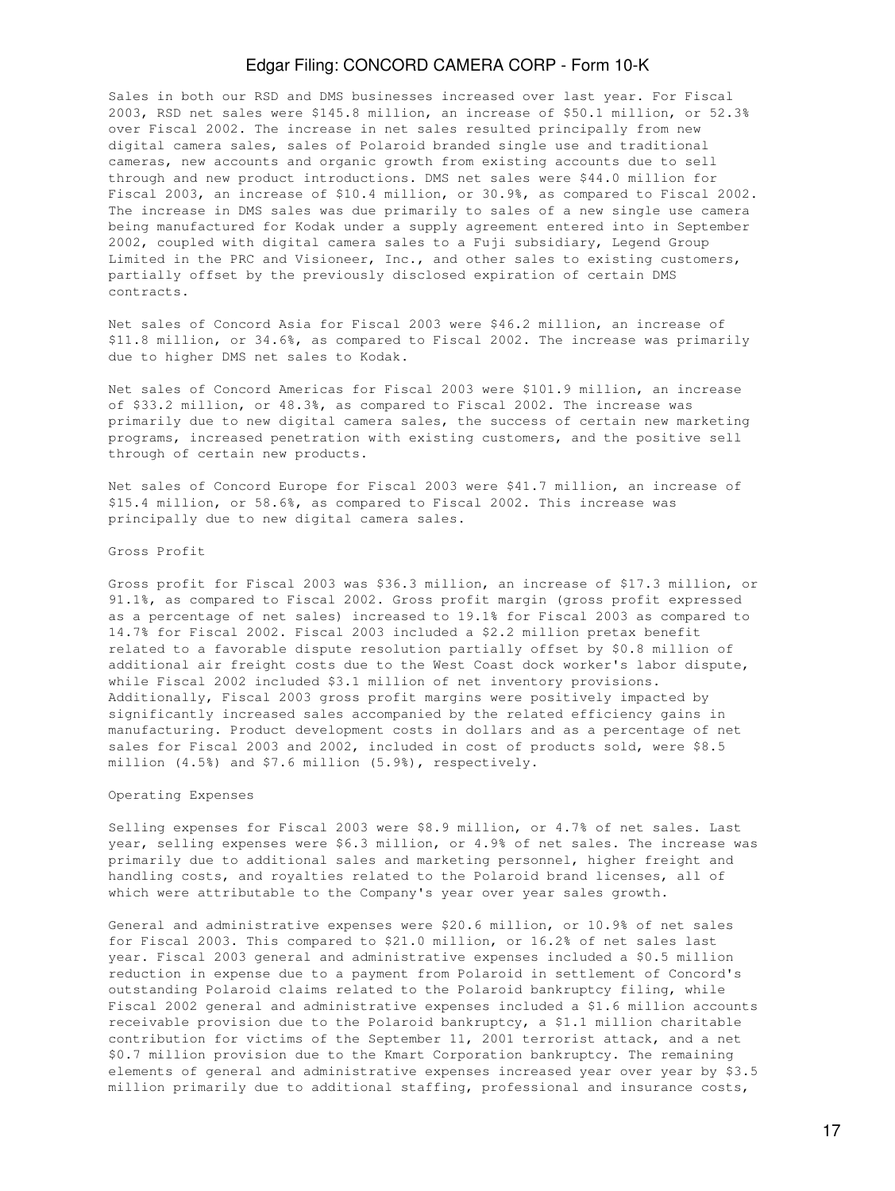Sales in both our RSD and DMS businesses increased over last year. For Fiscal 2003, RSD net sales were $145.8 million, an increase of $50.1 million, or 52.3% over Fiscal 2002. The increase in net sales resulted principally from new digital camera sales, sales of Polaroid branded single use and traditional cameras, new accounts and organic growth from existing accounts due to sell through and new product introductions. DMS net sales were $44.0 million for Fiscal 2003, an increase of $10.4 million, or 30.9%, as compared to Fiscal 2002. The increase in DMS sales was due primarily to sales of a new single use camera being manufactured for Kodak under a supply agreement entered into in September 2002, coupled with digital camera sales to a Fuji subsidiary, Legend Group Limited in the PRC and Visioneer, Inc., and other sales to existing customers, partially offset by the previously disclosed expiration of certain DMS contracts.

Net sales of Concord Asia for Fiscal 2003 were $46.2 million, an increase of $11.8 million, or 34.6%, as compared to Fiscal 2002. The increase was primarily due to higher DMS net sales to Kodak.

Net sales of Concord Americas for Fiscal 2003 were $101.9 million, an increase of $33.2 million, or 48.3%, as compared to Fiscal 2002. The increase was primarily due to new digital camera sales, the success of certain new marketing programs, increased penetration with existing customers, and the positive sell through of certain new products.

Net sales of Concord Europe for Fiscal 2003 were $41.7 million, an increase of $15.4 million, or 58.6%, as compared to Fiscal 2002. This increase was principally due to new digital camera sales.

Gross Profit

Gross profit for Fiscal 2003 was $36.3 million, an increase of $17.3 million, or 91.1%, as compared to Fiscal 2002. Gross profit margin (gross profit expressed as a percentage of net sales) increased to 19.1% for Fiscal 2003 as compared to 14.7% for Fiscal 2002. Fiscal 2003 included a $2.2 million pretax benefit related to a favorable dispute resolution partially offset by $0.8 million of additional air freight costs due to the West Coast dock worker's labor dispute, while Fiscal 2002 included $3.1 million of net inventory provisions. Additionally, Fiscal 2003 gross profit margins were positively impacted by significantly increased sales accompanied by the related efficiency gains in manufacturing. Product development costs in dollars and as a percentage of net sales for Fiscal 2003 and 2002, included in cost of products sold, were $8.5 million (4.5%) and $7.6 million (5.9%), respectively.

Operating Expenses

Selling expenses for Fiscal 2003 were $8.9 million, or 4.7% of net sales. Last year, selling expenses were $6.3 million, or 4.9% of net sales. The increase was primarily due to additional sales and marketing personnel, higher freight and handling costs, and royalties related to the Polaroid brand licenses, all of which were attributable to the Company's year over year sales growth.

General and administrative expenses were $20.6 million, or 10.9% of net sales for Fiscal 2003. This compared to $21.0 million, or 16.2% of net sales last year. Fiscal 2003 general and administrative expenses included a $0.5 million reduction in expense due to a payment from Polaroid in settlement of Concord's outstanding Polaroid claims related to the Polaroid bankruptcy filing, while Fiscal 2002 general and administrative expenses included a $1.6 million accounts receivable provision due to the Polaroid bankruptcy, a $1.1 million charitable contribution for victims of the September 11, 2001 terrorist attack, and a net $0.7 million provision due to the Kmart Corporation bankruptcy. The remaining elements of general and administrative expenses increased year over year by $3.5 million primarily due to additional staffing, professional and insurance costs,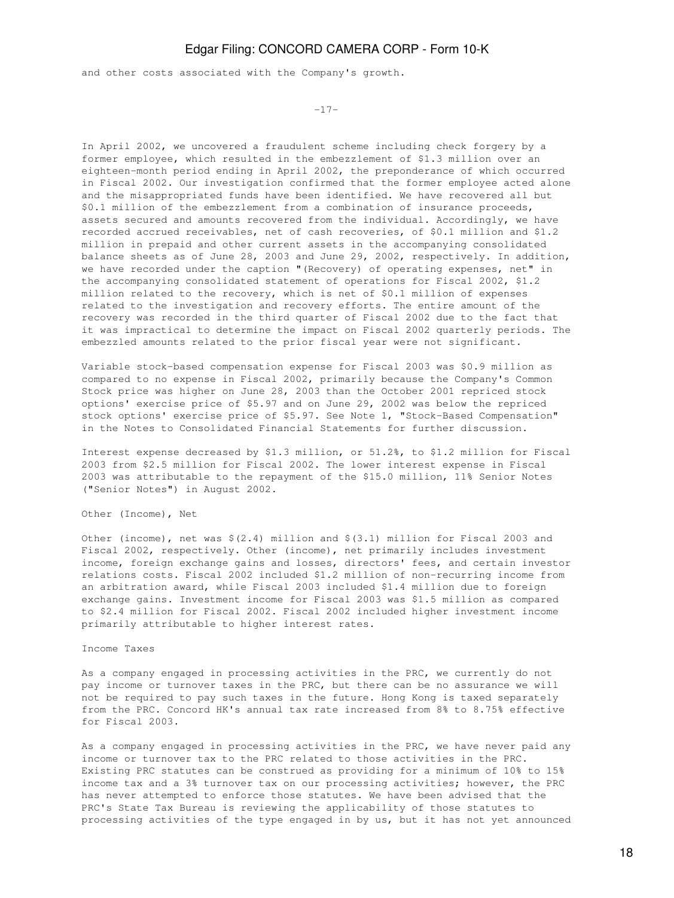and other costs associated with the Company's growth.

In April 2002, we uncovered a fraudulent scheme including check forgery by a former employee, which resulted in the embezzlement of $1.3 million over an eighteen-month period ending in April 2002, the preponderance of which occurred in Fiscal 2002. Our investigation confirmed that the former employee acted alone and the misappropriated funds have been identified. We have recovered all but $0.1 million of the embezzlement from a combination of insurance proceeds, assets secured and amounts recovered from the individual. Accordingly, we have recorded accrued receivables, net of cash recoveries, of $0.1 million and $1.2 million in prepaid and other current assets in the accompanying consolidated balance sheets as of June 28, 2003 and June 29, 2002, respectively. In addition, we have recorded under the caption "(Recovery) of operating expenses, net" in the accompanying consolidated statement of operations for Fiscal 2002, $1.2 million related to the recovery, which is net of $0.1 million of expenses related to the investigation and recovery efforts. The entire amount of the recovery was recorded in the third quarter of Fiscal 2002 due to the fact that it was impractical to determine the impact on Fiscal 2002 quarterly periods. The embezzled amounts related to the prior fiscal year were not significant.

Variable stock-based compensation expense for Fiscal 2003 was $0.9 million as compared to no expense in Fiscal 2002, primarily because the Company's Common Stock price was higher on June 28, 2003 than the October 2001 repriced stock options' exercise price of $5.97 and on June 29, 2002 was below the repriced stock options' exercise price of $5.97. See Note 1, "Stock-Based Compensation" in the Notes to Consolidated Financial Statements for further discussion.

Interest expense decreased by $1.3 million, or 51.2%, to $1.2 million for Fiscal 2003 from $2.5 million for Fiscal 2002. The lower interest expense in Fiscal 2003 was attributable to the repayment of the $15.0 million, 11% Senior Notes ("Senior Notes") in August 2002.

Other (Income), Net

Other (income), net was $(2.4) million and $(3.1) million for Fiscal 2003 and Fiscal 2002, respectively. Other (income), net primarily includes investment income, foreign exchange gains and losses, directors' fees, and certain investor relations costs. Fiscal 2002 included $1.2 million of non-recurring income from an arbitration award, while Fiscal 2003 included $1.4 million due to foreign exchange gains. Investment income for Fiscal 2003 was $1.5 million as compared to $2.4 million for Fiscal 2002. Fiscal 2002 included higher investment income primarily attributable to higher interest rates.

Income Taxes

As a company engaged in processing activities in the PRC, we currently do not pay income or turnover taxes in the PRC, but there can be no assurance we will not be required to pay such taxes in the future. Hong Kong is taxed separately from the PRC. Concord HK's annual tax rate increased from 8% to 8.75% effective for Fiscal 2003.

As a company engaged in processing activities in the PRC, we have never paid any income or turnover tax to the PRC related to those activities in the PRC. Existing PRC statutes can be construed as providing for a minimum of 10% to 15% income tax and a 3% turnover tax on our processing activities; however, the PRC has never attempted to enforce those statutes. We have been advised that the PRC's State Tax Bureau is reviewing the applicability of those statutes to processing activities of the type engaged in by us, but it has not yet announced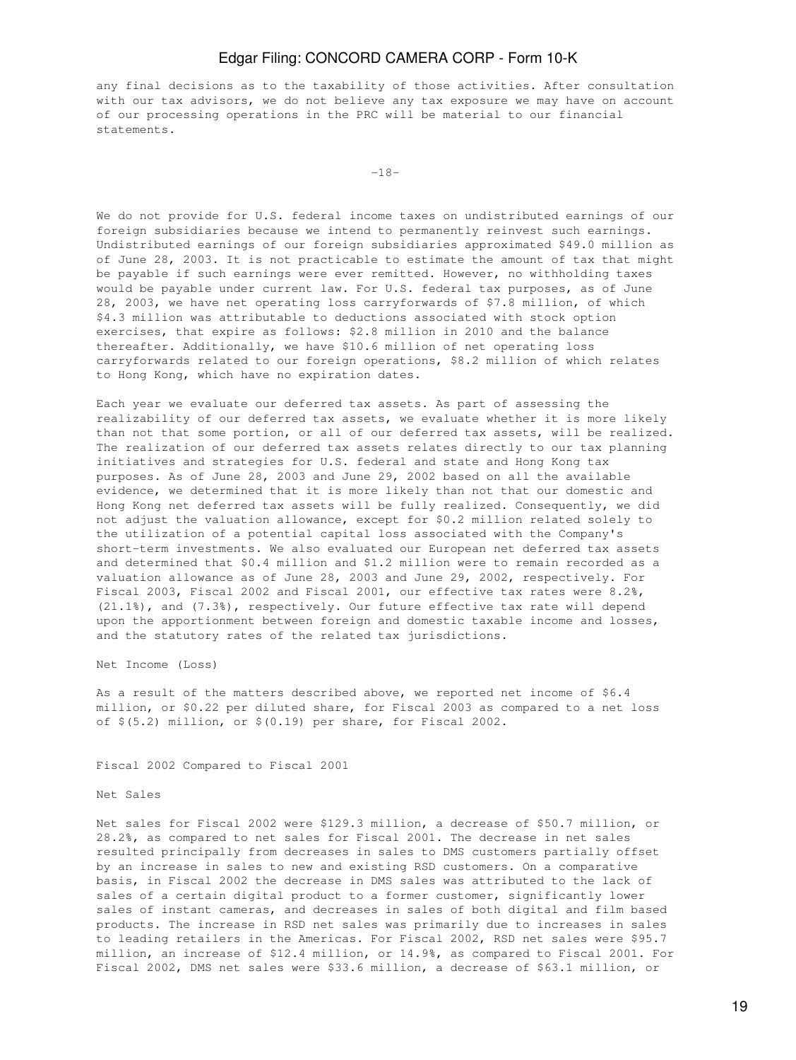any final decisions as to the taxability of those activities. After consultation with our tax advisors, we do not believe any tax exposure we may have on account of our processing operations in the PRC will be material to our financial statements.

We do not provide for U.S. federal income taxes on undistributed earnings of our foreign subsidiaries because we intend to permanently reinvest such earnings. Undistributed earnings of our foreign subsidiaries approximated $49.0 million as of June 28, 2003. It is not practicable to estimate the amount of tax that might be payable if such earnings were ever remitted. However, no withholding taxes would be payable under current law. For U.S. federal tax purposes, as of June 28, 2003, we have net operating loss carryforwards of $7.8 million, of which $4.3 million was attributable to deductions associated with stock option exercises, that expire as follows: $2.8 million in 2010 and the balance thereafter. Additionally, we have $10.6 million of net operating loss carryforwards related to our foreign operations, $8.2 million of which relates to Hong Kong, which have no expiration dates.

Each year we evaluate our deferred tax assets. As part of assessing the realizability of our deferred tax assets, we evaluate whether it is more likely than not that some portion, or all of our deferred tax assets, will be realized. The realization of our deferred tax assets relates directly to our tax planning initiatives and strategies for U.S. federal and state and Hong Kong tax purposes. As of June 28, 2003 and June 29, 2002 based on all the available evidence, we determined that it is more likely than not that our domestic and Hong Kong net deferred tax assets will be fully realized. Consequently, we did not adjust the valuation allowance, except for $0.2 million related solely to the utilization of a potential capital loss associated with the Company's short-term investments. We also evaluated our European net deferred tax assets and determined that $0.4 million and $1.2 million were to remain recorded as a valuation allowance as of June 28, 2003 and June 29, 2002, respectively. For Fiscal 2003, Fiscal 2002 and Fiscal 2001, our effective tax rates were 8.2%, (21.1%), and (7.3%), respectively. Our future effective tax rate will depend upon the apportionment between foreign and domestic taxable income and losses, and the statutory rates of the related tax jurisdictions.

Net Income (Loss)

As a result of the matters described above, we reported net income of $6.4 million, or $0.22 per diluted share, for Fiscal 2003 as compared to a net loss of $(5.2) million, or $(0.19) per share, for Fiscal 2002.

Fiscal 2002 Compared to Fiscal 2001

Net Sales

Net sales for Fiscal 2002 were $129.3 million, a decrease of $50.7 million, or 28.2%, as compared to net sales for Fiscal 2001. The decrease in net sales resulted principally from decreases in sales to DMS customers partially offset by an increase in sales to new and existing RSD customers. On a comparative basis, in Fiscal 2002 the decrease in DMS sales was attributed to the lack of sales of a certain digital product to a former customer, significantly lower sales of instant cameras, and decreases in sales of both digital and film based products. The increase in RSD net sales was primarily due to increases in sales to leading retailers in the Americas. For Fiscal 2002, RSD net sales were $95.7 million, an increase of $12.4 million, or 14.9%, as compared to Fiscal 2001. For Fiscal 2002, DMS net sales were $33.6 million, a decrease of $63.1 million, or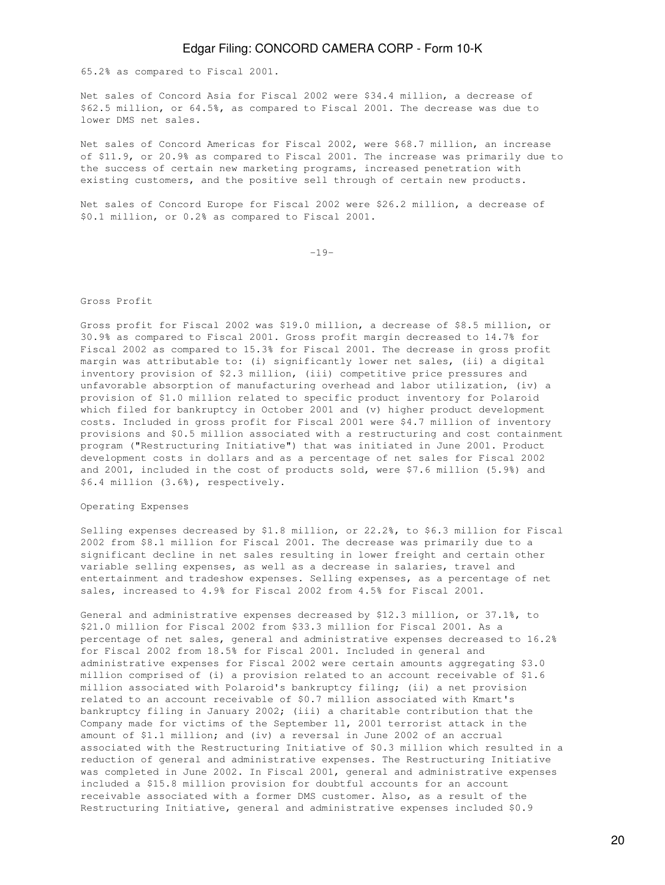65.2% as compared to Fiscal 2001.

Net sales of Concord Asia for Fiscal 2002 were $34.4 million, a decrease of $62.5 million, or 64.5%, as compared to Fiscal 2001. The decrease was due to lower DMS net sales.

Net sales of Concord Americas for Fiscal 2002, were $68.7 million, an increase of $11.9, or 20.9% as compared to Fiscal 2001. The increase was primarily due to the success of certain new marketing programs, increased penetration with existing customers, and the positive sell through of certain new products.

Net sales of Concord Europe for Fiscal 2002 were $26.2 million, a decrease of $0.1 million, or 0.2% as compared to Fiscal 2001.

Gross Profit

Gross profit for Fiscal 2002 was $19.0 million, a decrease of $8.5 million, or 30.9% as compared to Fiscal 2001. Gross profit margin decreased to 14.7% for Fiscal 2002 as compared to 15.3% for Fiscal 2001. The decrease in gross profit margin was attributable to: (i) significantly lower net sales, (ii) a digital inventory provision of $2.3 million, (iii) competitive price pressures and unfavorable absorption of manufacturing overhead and labor utilization, (iv) a provision of $1.0 million related to specific product inventory for Polaroid which filed for bankruptcy in October 2001 and (v) higher product development costs. Included in gross profit for Fiscal 2001 were $4.7 million of inventory provisions and $0.5 million associated with a restructuring and cost containment program ("Restructuring Initiative") that was initiated in June 2001. Product development costs in dollars and as a percentage of net sales for Fiscal 2002 and 2001, included in the cost of products sold, were $7.6 million (5.9%) and $6.4 million (3.6%), respectively.

Operating Expenses

Selling expenses decreased by $1.8 million, or 22.2%, to $6.3 million for Fiscal 2002 from $8.1 million for Fiscal 2001. The decrease was primarily due to a significant decline in net sales resulting in lower freight and certain other variable selling expenses, as well as a decrease in salaries, travel and entertainment and tradeshow expenses. Selling expenses, as a percentage of net sales, increased to 4.9% for Fiscal 2002 from 4.5% for Fiscal 2001.

General and administrative expenses decreased by $12.3 million, or 37.1%, to $21.0 million for Fiscal 2002 from $33.3 million for Fiscal 2001. As a percentage of net sales, general and administrative expenses decreased to 16.2% for Fiscal 2002 from 18.5% for Fiscal 2001. Included in general and administrative expenses for Fiscal 2002 were certain amounts aggregating $3.0 million comprised of (i) a provision related to an account receivable of $1.6 million associated with Polaroid's bankruptcy filing; (ii) a net provision related to an account receivable of $0.7 million associated with Kmart's bankruptcy filing in January 2002; (iii) a charitable contribution that the Company made for victims of the September 11, 2001 terrorist attack in the amount of $1.1 million; and (iv) a reversal in June 2002 of an accrual associated with the Restructuring Initiative of $0.3 million which resulted in a reduction of general and administrative expenses. The Restructuring Initiative was completed in June 2002. In Fiscal 2001, general and administrative expenses included a $15.8 million provision for doubtful accounts for an account receivable associated with a former DMS customer. Also, as a result of the Restructuring Initiative, general and administrative expenses included $0.9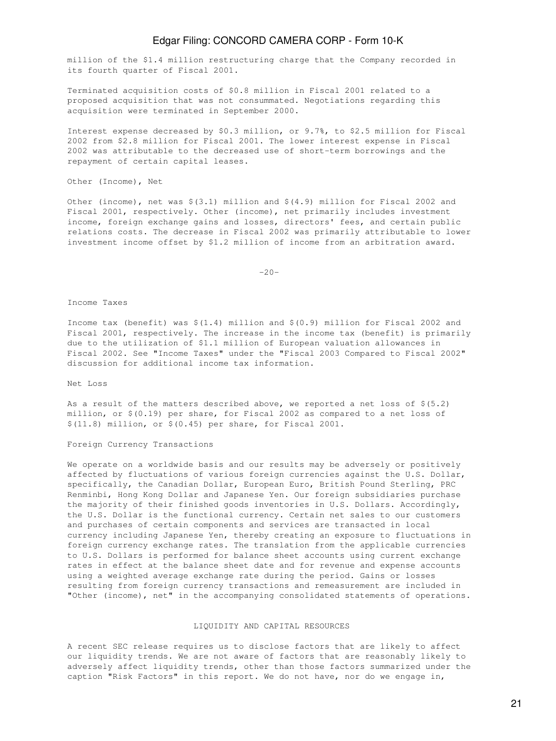million of the $1.4 million restructuring charge that the Company recorded in its fourth quarter of Fiscal 2001.

Terminated acquisition costs of $0.8 million in Fiscal 2001 related to a proposed acquisition that was not consummated. Negotiations regarding this acquisition were terminated in September 2000.

Interest expense decreased by $0.3 million, or 9.7%, to $2.5 million for Fiscal 2002 from $2.8 million for Fiscal 2001. The lower interest expense in Fiscal 2002 was attributable to the decreased use of short-term borrowings and the repayment of certain capital leases.

Other (Income), Net

Other (income), net was $(3.1) million and $(4.9) million for Fiscal 2002 and Fiscal 2001, respectively. Other (income), net primarily includes investment income, foreign exchange gains and losses, directors' fees, and certain public relations costs. The decrease in Fiscal 2002 was primarily attributable to lower investment income offset by $1.2 million of income from an arbitration award.

Income Taxes

Income tax (benefit) was $(1.4) million and $(0.9) million for Fiscal 2002 and Fiscal 2001, respectively. The increase in the income tax (benefit) is primarily due to the utilization of $1.1 million of European valuation allowances in Fiscal 2002. See "Income Taxes" under the "Fiscal 2003 Compared to Fiscal 2002" discussion for additional income tax information.

Net Loss

As a result of the matters described above, we reported a net loss of $(5.2) million, or $(0.19) per share, for Fiscal 2002 as compared to a net loss of $(11.8) million, or $(0.45) per share, for Fiscal 2001.

Foreign Currency Transactions

We operate on a worldwide basis and our results may be adversely or positively affected by fluctuations of various foreign currencies against the U.S. Dollar, specifically, the Canadian Dollar, European Euro, British Pound Sterling, PRC Renminbi, Hong Kong Dollar and Japanese Yen. Our foreign subsidiaries purchase the majority of their finished goods inventories in U.S. Dollars. Accordingly, the U.S. Dollar is the functional currency. Certain net sales to our customers and purchases of certain components and services are transacted in local currency including Japanese Yen, thereby creating an exposure to fluctuations in foreign currency exchange rates. The translation from the applicable currencies to U.S. Dollars is performed for balance sheet accounts using current exchange rates in effect at the balance sheet date and for revenue and expense accounts using a weighted average exchange rate during the period. Gains or losses resulting from foreign currency transactions and remeasurement are included in "Other (income), net" in the accompanying consolidated statements of operations.

## LIQUIDITY AND CAPITAL RESOURCES

A recent SEC release requires us to disclose factors that are likely to affect our liquidity trends. We are not aware of factors that are reasonably likely to adversely affect liquidity trends, other than those factors summarized under the caption "Risk Factors" in this report. We do not have, nor do we engage in,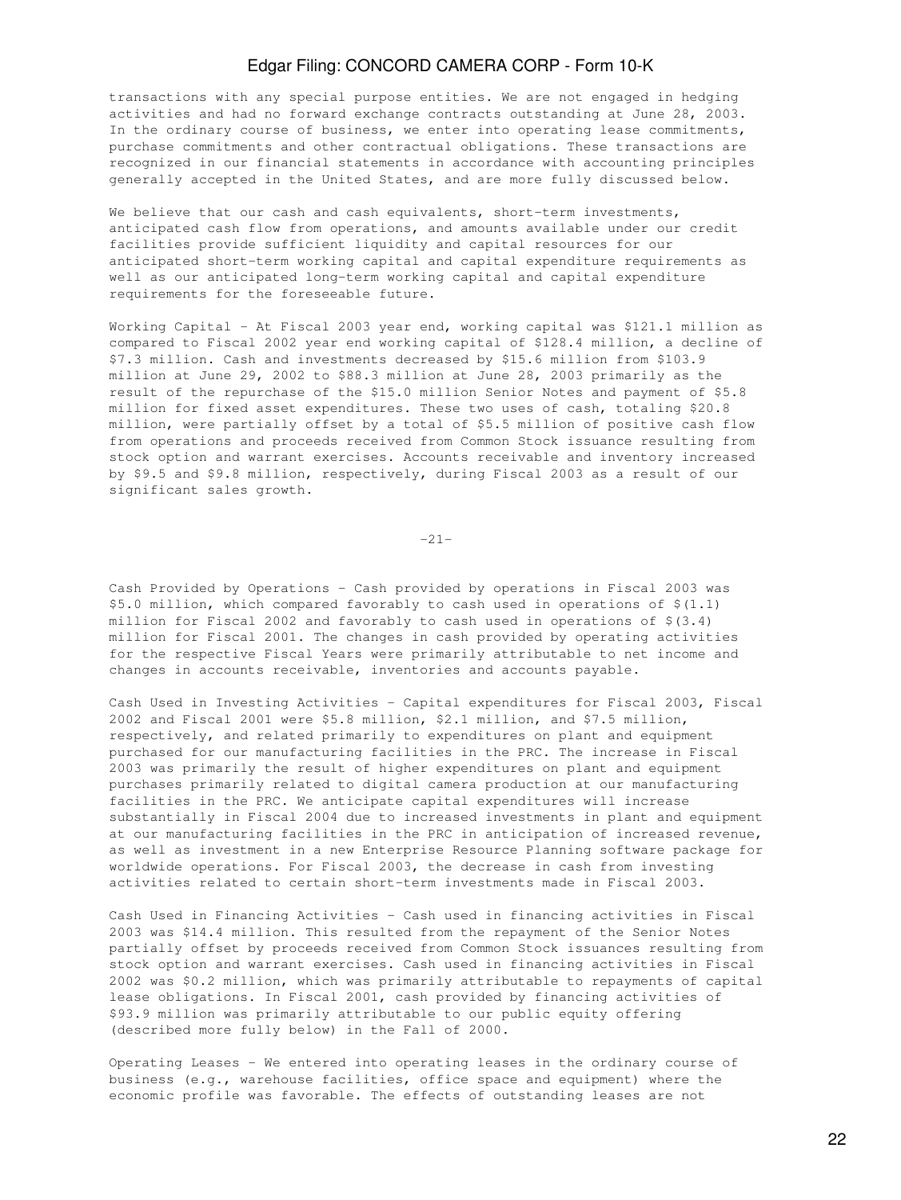transactions with any special purpose entities. We are not engaged in hedging activities and had no forward exchange contracts outstanding at June 28, 2003. In the ordinary course of business, we enter into operating lease commitments, purchase commitments and other contractual obligations. These transactions are recognized in our financial statements in accordance with accounting principles generally accepted in the United States, and are more fully discussed below.

We believe that our cash and cash equivalents, short-term investments, anticipated cash flow from operations, and amounts available under our credit facilities provide sufficient liquidity and capital resources for our anticipated short-term working capital and capital expenditure requirements as well as our anticipated long-term working capital and capital expenditure requirements for the foreseeable future.

Working Capital - At Fiscal 2003 year end, working capital was $121.1 million as compared to Fiscal 2002 year end working capital of $128.4 million, a decline of $7.3 million. Cash and investments decreased by $15.6 million from $103.9 million at June 29, 2002 to $88.3 million at June 28, 2003 primarily as the result of the repurchase of the $15.0 million Senior Notes and payment of $5.8 million for fixed asset expenditures. These two uses of cash, totaling $20.8 million, were partially offset by a total of $5.5 million of positive cash flow from operations and proceeds received from Common Stock issuance resulting from stock option and warrant exercises. Accounts receivable and inventory increased by $9.5 and $9.8 million, respectively, during Fiscal 2003 as a result of our significant sales growth.

Cash Provided by Operations - Cash provided by operations in Fiscal 2003 was $5.0 million, which compared favorably to cash used in operations of $(1.1) million for Fiscal 2002 and favorably to cash used in operations of $(3.4) million for Fiscal 2001. The changes in cash provided by operating activities for the respective Fiscal Years were primarily attributable to net income and changes in accounts receivable, inventories and accounts payable.

Cash Used in Investing Activities - Capital expenditures for Fiscal 2003, Fiscal 2002 and Fiscal 2001 were $5.8 million, $2.1 million, and $7.5 million, respectively, and related primarily to expenditures on plant and equipment purchased for our manufacturing facilities in the PRC. The increase in Fiscal 2003 was primarily the result of higher expenditures on plant and equipment purchases primarily related to digital camera production at our manufacturing facilities in the PRC. We anticipate capital expenditures will increase substantially in Fiscal 2004 due to increased investments in plant and equipment at our manufacturing facilities in the PRC in anticipation of increased revenue, as well as investment in a new Enterprise Resource Planning software package for worldwide operations. For Fiscal 2003, the decrease in cash from investing activities related to certain short-term investments made in Fiscal 2003.

Cash Used in Financing Activities - Cash used in financing activities in Fiscal 2003 was $14.4 million. This resulted from the repayment of the Senior Notes partially offset by proceeds received from Common Stock issuances resulting from stock option and warrant exercises. Cash used in financing activities in Fiscal 2002 was $0.2 million, which was primarily attributable to repayments of capital lease obligations. In Fiscal 2001, cash provided by financing activities of $93.9 million was primarily attributable to our public equity offering (described more fully below) in the Fall of 2000.

Operating Leases - We entered into operating leases in the ordinary course of business (e.g., warehouse facilities, office space and equipment) where the economic profile was favorable. The effects of outstanding leases are not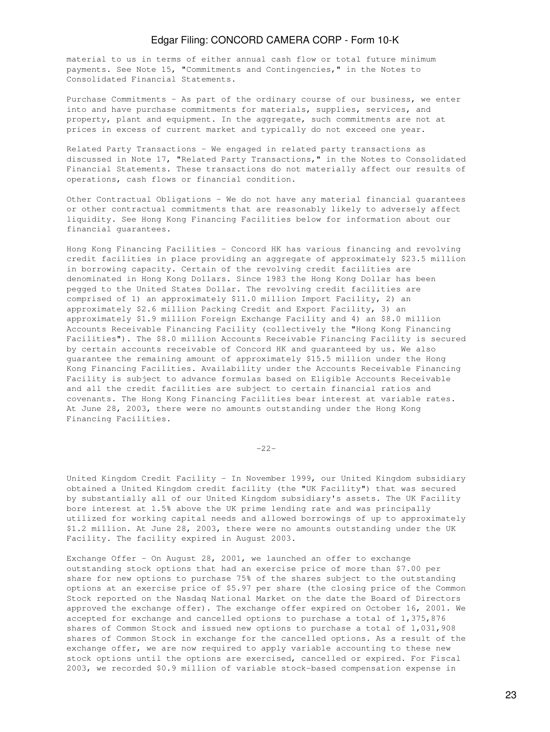material to us in terms of either annual cash flow or total future minimum payments. See Note 15, "Commitments and Contingencies," in the Notes to Consolidated Financial Statements.

Purchase Commitments - As part of the ordinary course of our business, we enter into and have purchase commitments for materials, supplies, services, and property, plant and equipment. In the aggregate, such commitments are not at prices in excess of current market and typically do not exceed one year.

Related Party Transactions - We engaged in related party transactions as discussed in Note 17, "Related Party Transactions," in the Notes to Consolidated Financial Statements. These transactions do not materially affect our results of operations, cash flows or financial condition.

Other Contractual Obligations - We do not have any material financial guarantees or other contractual commitments that are reasonably likely to adversely affect liquidity. See Hong Kong Financing Facilities below for information about our financial guarantees.

Hong Kong Financing Facilities - Concord HK has various financing and revolving credit facilities in place providing an aggregate of approximately $23.5 million in borrowing capacity. Certain of the revolving credit facilities are denominated in Hong Kong Dollars. Since 1983 the Hong Kong Dollar has been pegged to the United States Dollar. The revolving credit facilities are comprised of 1) an approximately $11.0 million Import Facility, 2) an approximately $2.6 million Packing Credit and Export Facility, 3) an approximately $1.9 million Foreign Exchange Facility and 4) an $8.0 million Accounts Receivable Financing Facility (collectively the "Hong Kong Financing Facilities"). The $8.0 million Accounts Receivable Financing Facility is secured by certain accounts receivable of Concord HK and guaranteed by us. We also guarantee the remaining amount of approximately $15.5 million under the Hong Kong Financing Facilities. Availability under the Accounts Receivable Financing Facility is subject to advance formulas based on Eligible Accounts Receivable and all the credit facilities are subject to certain financial ratios and covenants. The Hong Kong Financing Facilities bear interest at variable rates. At June 28, 2003, there were no amounts outstanding under the Hong Kong Financing Facilities.

United Kingdom Credit Facility - In November 1999, our United Kingdom subsidiary obtained a United Kingdom credit facility (the "UK Facility") that was secured by substantially all of our United Kingdom subsidiary's assets. The UK Facility bore interest at 1.5% above the UK prime lending rate and was principally utilized for working capital needs and allowed borrowings of up to approximately $1.2 million. At June 28, 2003, there were no amounts outstanding under the UK Facility. The facility expired in August 2003.

Exchange Offer - On August 28, 2001, we launched an offer to exchange outstanding stock options that had an exercise price of more than $7.00 per share for new options to purchase 75% of the shares subject to the outstanding options at an exercise price of $5.97 per share (the closing price of the Common Stock reported on the Nasdaq National Market on the date the Board of Directors approved the exchange offer). The exchange offer expired on October 16, 2001. We accepted for exchange and cancelled options to purchase a total of 1,375,876 shares of Common Stock and issued new options to purchase a total of 1,031,908 shares of Common Stock in exchange for the cancelled options. As a result of the exchange offer, we are now required to apply variable accounting to these new stock options until the options are exercised, cancelled or expired. For Fiscal 2003, we recorded $0.9 million of variable stock-based compensation expense in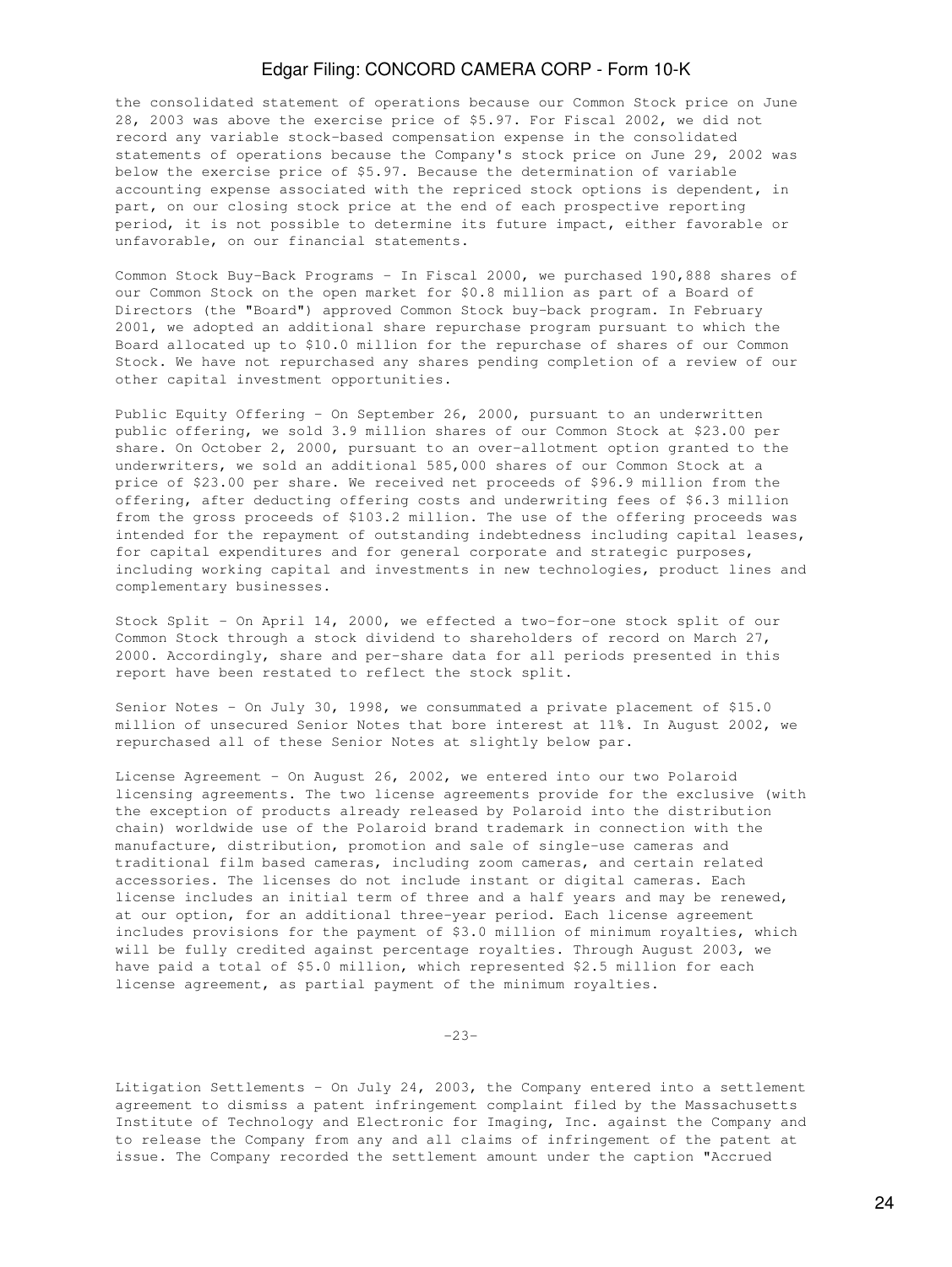the consolidated statement of operations because our Common Stock price on June 28, 2003 was above the exercise price of $5.97. For Fiscal 2002, we did not record any variable stock-based compensation expense in the consolidated statements of operations because the Company's stock price on June 29, 2002 was below the exercise price of $5.97. Because the determination of variable accounting expense associated with the repriced stock options is dependent, in part, on our closing stock price at the end of each prospective reporting period, it is not possible to determine its future impact, either favorable or unfavorable, on our financial statements.

Common Stock Buy-Back Programs - In Fiscal 2000, we purchased 190,888 shares of our Common Stock on the open market for $0.8 million as part of a Board of Directors (the "Board") approved Common Stock buy-back program. In February 2001, we adopted an additional share repurchase program pursuant to which the Board allocated up to $10.0 million for the repurchase of shares of our Common Stock. We have not repurchased any shares pending completion of a review of our other capital investment opportunities.

Public Equity Offering - On September 26, 2000, pursuant to an underwritten public offering, we sold 3.9 million shares of our Common Stock at $23.00 per share. On October 2, 2000, pursuant to an over-allotment option granted to the underwriters, we sold an additional 585,000 shares of our Common Stock at a price of $23.00 per share. We received net proceeds of $96.9 million from the offering, after deducting offering costs and underwriting fees of $6.3 million from the gross proceeds of $103.2 million. The use of the offering proceeds was intended for the repayment of outstanding indebtedness including capital leases, for capital expenditures and for general corporate and strategic purposes, including working capital and investments in new technologies, product lines and complementary businesses.

Stock Split - On April 14, 2000, we effected a two-for-one stock split of our Common Stock through a stock dividend to shareholders of record on March 27, 2000. Accordingly, share and per-share data for all periods presented in this report have been restated to reflect the stock split.

Senior Notes - On July 30, 1998, we consummated a private placement of $15.0 million of unsecured Senior Notes that bore interest at 11%. In August 2002, we repurchased all of these Senior Notes at slightly below par.

License Agreement - On August 26, 2002, we entered into our two Polaroid licensing agreements. The two license agreements provide for the exclusive (with the exception of products already released by Polaroid into the distribution chain) worldwide use of the Polaroid brand trademark in connection with the manufacture, distribution, promotion and sale of single-use cameras and traditional film based cameras, including zoom cameras, and certain related accessories. The licenses do not include instant or digital cameras. Each license includes an initial term of three and a half years and may be renewed, at our option, for an additional three-year period. Each license agreement includes provisions for the payment of $3.0 million of minimum royalties, which will be fully credited against percentage royalties. Through August 2003, we have paid a total of $5.0 million, which represented $2.5 million for each license agreement, as partial payment of the minimum royalties.

Litigation Settlements - On July 24, 2003, the Company entered into a settlement agreement to dismiss a patent infringement complaint filed by the Massachusetts Institute of Technology and Electronic for Imaging, Inc. against the Company and to release the Company from any and all claims of infringement of the patent at issue. The Company recorded the settlement amount under the caption "Accrued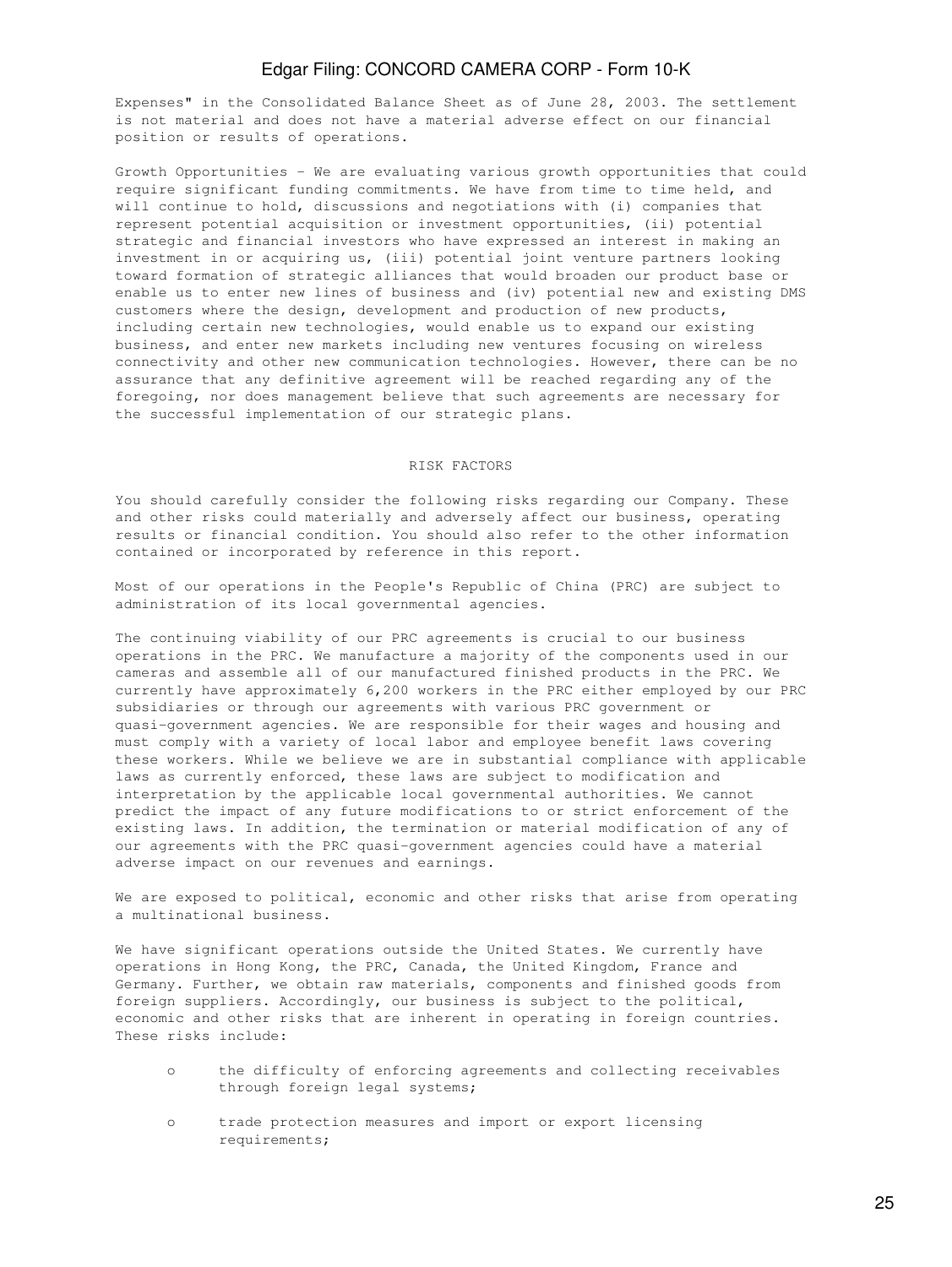Expenses" in the Consolidated Balance Sheet as of June 28, 2003. The settlement is not material and does not have a material adverse effect on our financial position or results of operations.

Growth Opportunities - We are evaluating various growth opportunities that could require significant funding commitments. We have from time to time held, and will continue to hold, discussions and negotiations with (i) companies that represent potential acquisition or investment opportunities, (ii) potential strategic and financial investors who have expressed an interest in making an investment in or acquiring us, (iii) potential joint venture partners looking toward formation of strategic alliances that would broaden our product base or enable us to enter new lines of business and (iv) potential new and existing DMS customers where the design, development and production of new products, including certain new technologies, would enable us to expand our existing business, and enter new markets including new ventures focusing on wireless connectivity and other new communication technologies. However, there can be no assurance that any definitive agreement will be reached regarding any of the foregoing, nor does management believe that such agreements are necessary for the successful implementation of our strategic plans.

## RISK FACTORS

You should carefully consider the following risks regarding our Company. These and other risks could materially and adversely affect our business, operating results or financial condition. You should also refer to the other information contained or incorporated by reference in this report.

Most of our operations in the People's Republic of China (PRC) are subject to administration of its local governmental agencies.

The continuing viability of our PRC agreements is crucial to our business operations in the PRC. We manufacture a majority of the components used in our cameras and assemble all of our manufactured finished products in the PRC. We currently have approximately 6,200 workers in the PRC either employed by our PRC subsidiaries or through our agreements with various PRC government or quasi-government agencies. We are responsible for their wages and housing and must comply with a variety of local labor and employee benefit laws covering these workers. While we believe we are in substantial compliance with applicable laws as currently enforced, these laws are subject to modification and interpretation by the applicable local governmental authorities. We cannot predict the impact of any future modifications to or strict enforcement of the existing laws. In addition, the termination or material modification of any of our agreements with the PRC quasi-government agencies could have a material adverse impact on our revenues and earnings.

We are exposed to political, economic and other risks that arise from operating a multinational business.

We have significant operations outside the United States. We currently have operations in Hong Kong, the PRC, Canada, the United Kingdom, France and Germany. Further, we obtain raw materials, components and finished goods from foreign suppliers. Accordingly, our business is subject to the political, economic and other risks that are inherent in operating in foreign countries. These risks include:

- the difficulty of enforcing agreements and collecting receivables through foreign legal systems;
- trade protection measures and import or export licensing requirements;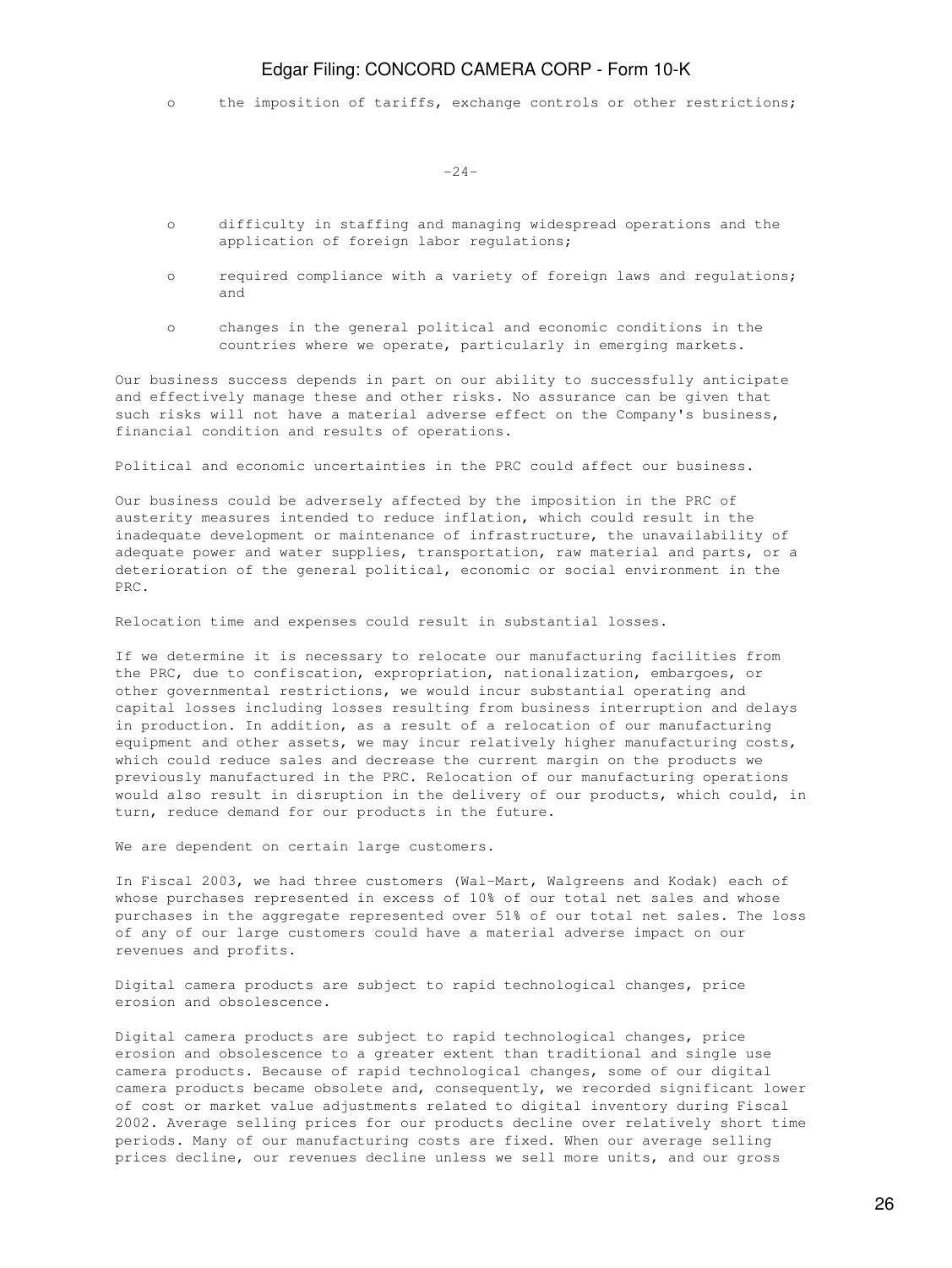- the imposition of tariffs, exchange controls or other restrictions;

- difficulty in staffing and managing widespread operations and the application of foreign labor regulations;

- required compliance with a variety of foreign laws and regulations; and

- changes in the general political and economic conditions in the countries where we operate, particularly in emerging markets.

Our business success depends in part on our ability to successfully anticipate and effectively manage these and other risks. No assurance can be given that such risks will not have a material adverse effect on the Company's business, financial condition and results of operations.

Political and economic uncertainties in the PRC could affect our business.

Our business could be adversely affected by the imposition in the PRC of austerity measures intended to reduce inflation, which could result in the inadequate development or maintenance of infrastructure, the unavailability of adequate power and water supplies, transportation, raw material and parts, or a deterioration of the general political, economic or social environment in the PRC.

Relocation time and expenses could result in substantial losses.

If we determine it is necessary to relocate our manufacturing facilities from the PRC, due to confiscation, expropriation, nationalization, embargoes, or other governmental restrictions, we would incur substantial operating and capital losses including losses resulting from business interruption and delays in production. In addition, as a result of a relocation of our manufacturing equipment and other assets, we may incur relatively higher manufacturing costs, which could reduce sales and decrease the current margin on the products we previously manufactured in the PRC. Relocation of our manufacturing operations would also result in disruption in the delivery of our products, which could, in turn, reduce demand for our products in the future.

We are dependent on certain large customers.

In Fiscal 2003, we had three customers (Wal-Mart, Walgreens and Kodak) each of whose purchases represented in excess of 10% of our total net sales and whose purchases in the aggregate represented over 51% of our total net sales. The loss of any of our large customers could have a material adverse impact on our revenues and profits.

Digital camera products are subject to rapid technological changes, price erosion and obsolescence.

Digital camera products are subject to rapid technological changes, price erosion and obsolescence to a greater extent than traditional and single use camera products. Because of rapid technological changes, some of our digital camera products became obsolete and, consequently, we recorded significant lower of cost or market value adjustments related to digital inventory during Fiscal 2002. Average selling prices for our products decline over relatively short time periods. Many of our manufacturing costs are fixed. When our average selling prices decline, our revenues decline unless we sell more units, and our gross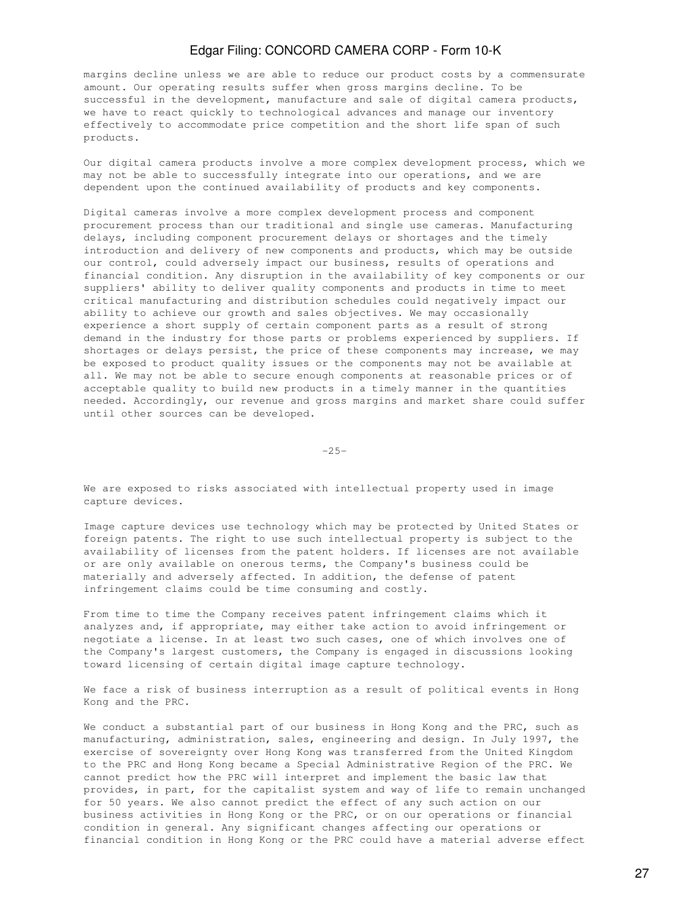margins decline unless we are able to reduce our product costs by a commensurate amount. Our operating results suffer when gross margins decline. To be successful in the development, manufacture and sale of digital camera products, we have to react quickly to technological advances and manage our inventory effectively to accommodate price competition and the short life span of such products.

Our digital camera products involve a more complex development process, which we may not be able to successfully integrate into our operations, and we are dependent upon the continued availability of products and key components.

Digital cameras involve a more complex development process and component procurement process than our traditional and single use cameras. Manufacturing delays, including component procurement delays or shortages and the timely introduction and delivery of new components and products, which may be outside our control, could adversely impact our business, results of operations and financial condition. Any disruption in the availability of key components or our suppliers' ability to deliver quality components and products in time to meet critical manufacturing and distribution schedules could negatively impact our ability to achieve our growth and sales objectives. We may occasionally experience a short supply of certain component parts as a result of strong demand in the industry for those parts or problems experienced by suppliers. If shortages or delays persist, the price of these components may increase, we may be exposed to product quality issues or the components may not be available at all. We may not be able to secure enough components at reasonable prices or of acceptable quality to build new products in a timely manner in the quantities needed. Accordingly, our revenue and gross margins and market share could suffer until other sources can be developed.

We are exposed to risks associated with intellectual property used in image capture devices.

Image capture devices use technology which may be protected by United States or foreign patents. The right to use such intellectual property is subject to the availability of licenses from the patent holders. If licenses are not available or are only available on onerous terms, the Company's business could be materially and adversely affected. In addition, the defense of patent infringement claims could be time consuming and costly.

From time to time the Company receives patent infringement claims which it analyzes and, if appropriate, may either take action to avoid infringement or negotiate a license. In at least two such cases, one of which involves one of the Company's largest customers, the Company is engaged in discussions looking toward licensing of certain digital image capture technology.

We face a risk of business interruption as a result of political events in Hong Kong and the PRC.

We conduct a substantial part of our business in Hong Kong and the PRC, such as manufacturing, administration, sales, engineering and design. In July 1997, the exercise of sovereignty over Hong Kong was transferred from the United Kingdom to the PRC and Hong Kong became a Special Administrative Region of the PRC. We cannot predict how the PRC will interpret and implement the basic law that provides, in part, for the capitalist system and way of life to remain unchanged for 50 years. We also cannot predict the effect of any such action on our business activities in Hong Kong or the PRC, or on our operations or financial condition in general. Any significant changes affecting our operations or financial condition in Hong Kong or the PRC could have a material adverse effect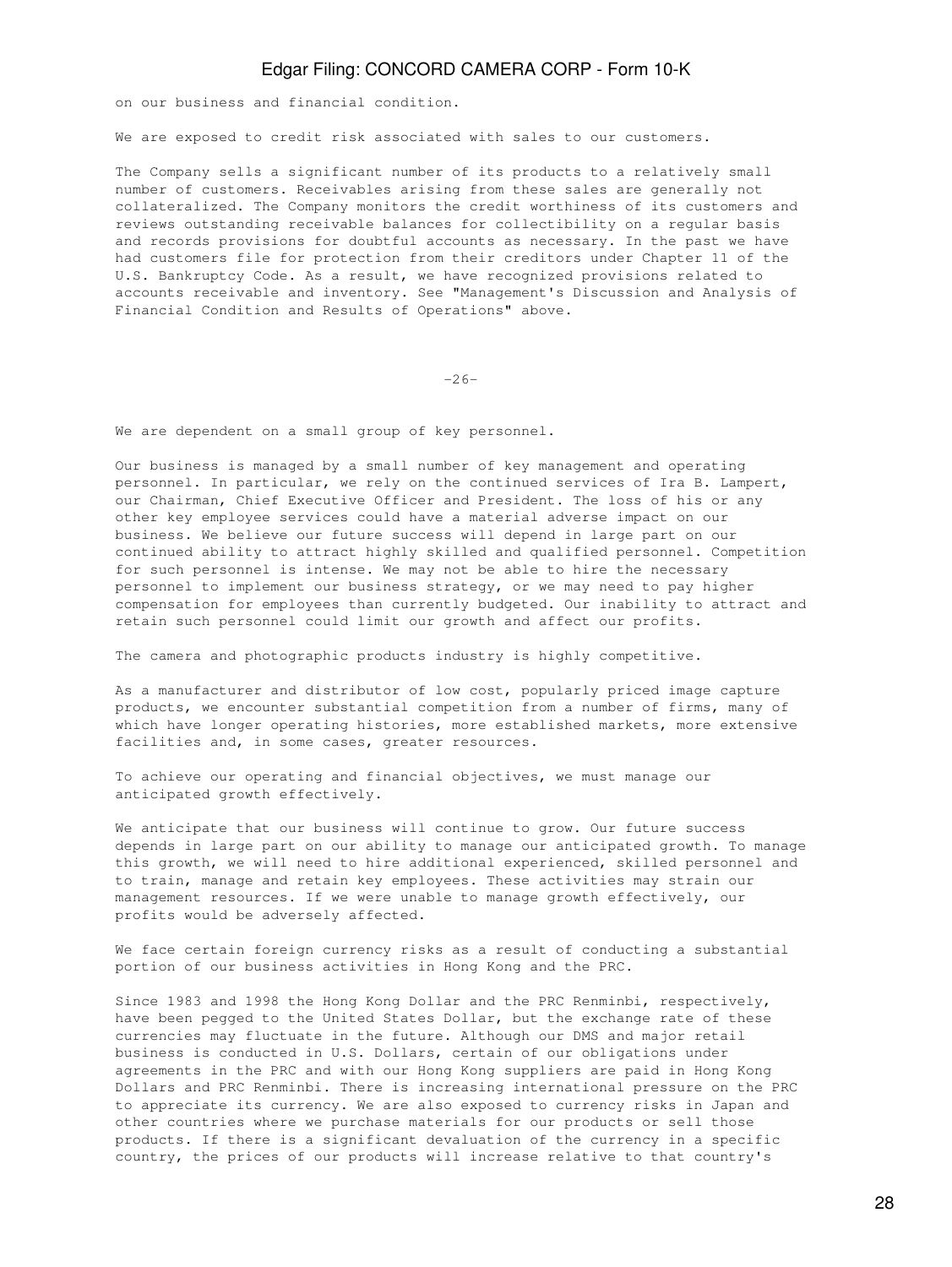on our business and financial condition.

We are exposed to credit risk associated with sales to our customers.

The Company sells a significant number of its products to a relatively small number of customers. Receivables arising from these sales are generally not collateralized. The Company monitors the credit worthiness of its customers and reviews outstanding receivable balances for collectibility on a regular basis and records provisions for doubtful accounts as necessary. In the past we have had customers file for protection from their creditors under Chapter 11 of the U.S. Bankruptcy Code. As a result, we have recognized provisions related to accounts receivable and inventory. See "Management's Discussion and Analysis of Financial Condition and Results of Operations" above.

We are dependent on a small group of key personnel.

Our business is managed by a small number of key management and operating personnel. In particular, we rely on the continued services of Ira B. Lampert, our Chairman, Chief Executive Officer and President. The loss of his or any other key employee services could have a material adverse impact on our business. We believe our future success will depend in large part on our continued ability to attract highly skilled and qualified personnel. Competition for such personnel is intense. We may not be able to hire the necessary personnel to implement our business strategy, or we may need to pay higher compensation for employees than currently budgeted. Our inability to attract and retain such personnel could limit our growth and affect our profits.

The camera and photographic products industry is highly competitive.

As a manufacturer and distributor of low cost, popularly priced image capture products, we encounter substantial competition from a number of firms, many of which have longer operating histories, more established markets, more extensive facilities and, in some cases, greater resources.

To achieve our operating and financial objectives, we must manage our anticipated growth effectively.

We anticipate that our business will continue to grow. Our future success depends in large part on our ability to manage our anticipated growth. To manage this growth, we will need to hire additional experienced, skilled personnel and to train, manage and retain key employees. These activities may strain our management resources. If we were unable to manage growth effectively, our profits would be adversely affected.

We face certain foreign currency risks as a result of conducting a substantial portion of our business activities in Hong Kong and the PRC.

Since 1983 and 1998 the Hong Kong Dollar and the PRC Renminbi, respectively, have been pegged to the United States Dollar, but the exchange rate of these currencies may fluctuate in the future. Although our DMS and major retail business is conducted in U.S. Dollars, certain of our obligations under agreements in the PRC and with our Hong Kong suppliers are paid in Hong Kong Dollars and PRC Renminbi. There is increasing international pressure on the PRC to appreciate its currency. We are also exposed to currency risks in Japan and other countries where we purchase materials for our products or sell those products. If there is a significant devaluation of the currency in a specific country, the prices of our products will increase relative to that country's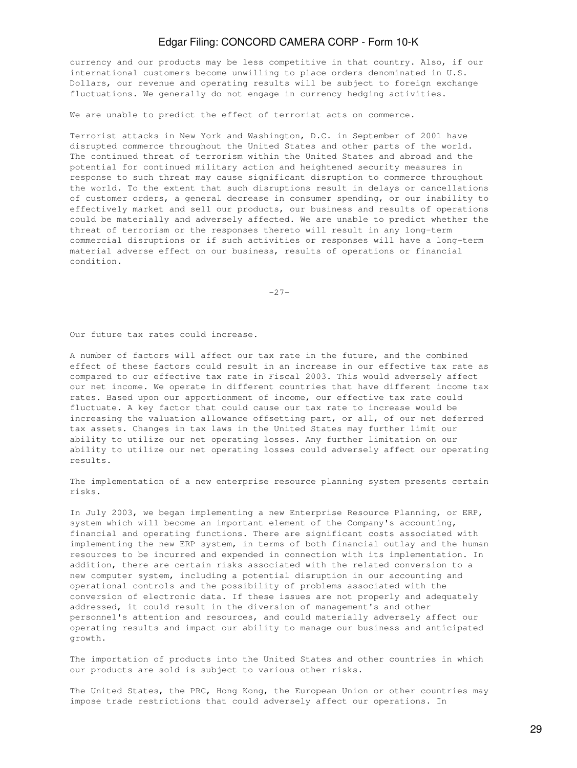currency and our products may be less competitive in that country. Also, if our international customers become unwilling to place orders denominated in U.S. Dollars, our revenue and operating results will be subject to foreign exchange fluctuations. We generally do not engage in currency hedging activities.

We are unable to predict the effect of terrorist acts on commerce.

Terrorist attacks in New York and Washington, D.C. in September of 2001 have disrupted commerce throughout the United States and other parts of the world. The continued threat of terrorism within the United States and abroad and the potential for continued military action and heightened security measures in response to such threat may cause significant disruption to commerce throughout the world. To the extent that such disruptions result in delays or cancellations of customer orders, a general decrease in consumer spending, or our inability to effectively market and sell our products, our business and results of operations could be materially and adversely affected. We are unable to predict whether the threat of terrorism or the responses thereto will result in any long-term commercial disruptions or if such activities or responses will have a long-term material adverse effect on our business, results of operations or financial condition.

Our future tax rates could increase.

A number of factors will affect our tax rate in the future, and the combined effect of these factors could result in an increase in our effective tax rate as compared to our effective tax rate in Fiscal 2003. This would adversely affect our net income. We operate in different countries that have different income tax rates. Based upon our apportionment of income, our effective tax rate could fluctuate. A key factor that could cause our tax rate to increase would be increasing the valuation allowance offsetting part, or all, of our net deferred tax assets. Changes in tax laws in the United States may further limit our ability to utilize our net operating losses. Any further limitation on our ability to utilize our net operating losses could adversely affect our operating results.

The implementation of a new enterprise resource planning system presents certain risks.

In July 2003, we began implementing a new Enterprise Resource Planning, or ERP, system which will become an important element of the Company's accounting, financial and operating functions. There are significant costs associated with implementing the new ERP system, in terms of both financial outlay and the human resources to be incurred and expended in connection with its implementation. In addition, there are certain risks associated with the related conversion to a new computer system, including a potential disruption in our accounting and operational controls and the possibility of problems associated with the conversion of electronic data. If these issues are not properly and adequately addressed, it could result in the diversion of management's and other personnel's attention and resources, and could materially adversely affect our operating results and impact our ability to manage our business and anticipated growth.

The importation of products into the United States and other countries in which our products are sold is subject to various other risks.

The United States, the PRC, Hong Kong, the European Union or other countries may impose trade restrictions that could adversely affect our operations. In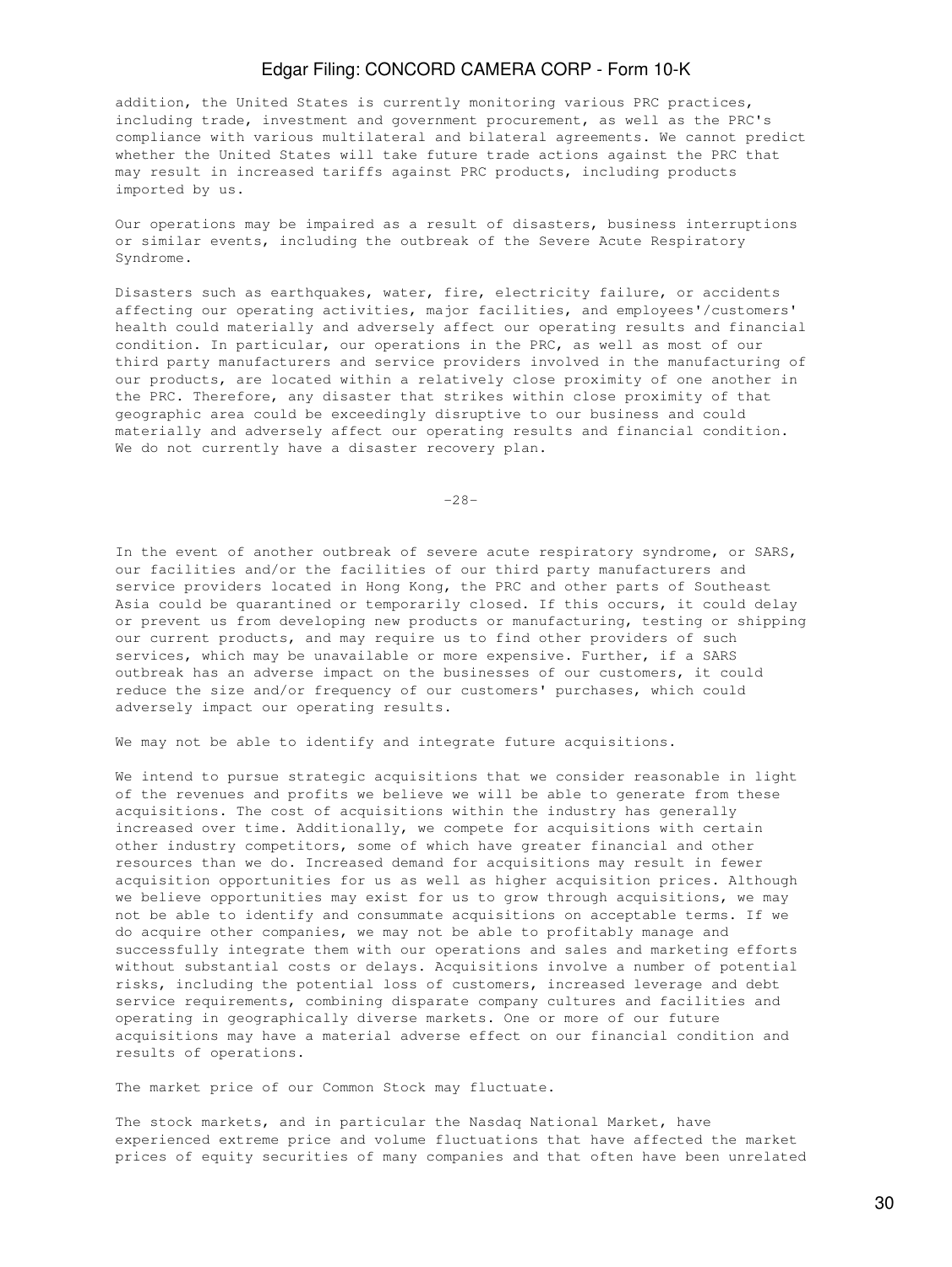addition, the United States is currently monitoring various PRC practices, including trade, investment and government procurement, as well as the PRC's compliance with various multilateral and bilateral agreements. We cannot predict whether the United States will take future trade actions against the PRC that may result in increased tariffs against PRC products, including products imported by us.

Our operations may be impaired as a result of disasters, business interruptions or similar events, including the outbreak of the Severe Acute Respiratory Syndrome.

Disasters such as earthquakes, water, fire, electricity failure, or accidents affecting our operating activities, major facilities, and employees'/customers' health could materially and adversely affect our operating results and financial condition. In particular, our operations in the PRC, as well as most of our third party manufacturers and service providers involved in the manufacturing of our products, are located within a relatively close proximity of one another in the PRC. Therefore, any disaster that strikes within close proximity of that geographic area could be exceedingly disruptive to our business and could materially and adversely affect our operating results and financial condition. We do not currently have a disaster recovery plan.

In the event of another outbreak of severe acute respiratory syndrome, or SARS, our facilities and/or the facilities of our third party manufacturers and service providers located in Hong Kong, the PRC and other parts of Southeast Asia could be quarantined or temporarily closed. If this occurs, it could delay or prevent us from developing new products or manufacturing, testing or shipping our current products, and may require us to find other providers of such services, which may be unavailable or more expensive. Further, if a SARS outbreak has an adverse impact on the businesses of our customers, it could reduce the size and/or frequency of our customers' purchases, which could adversely impact our operating results.

We may not be able to identify and integrate future acquisitions.

We intend to pursue strategic acquisitions that we consider reasonable in light of the revenues and profits we believe we will be able to generate from these acquisitions. The cost of acquisitions within the industry has generally increased over time. Additionally, we compete for acquisitions with certain other industry competitors, some of which have greater financial and other resources than we do. Increased demand for acquisitions may result in fewer acquisition opportunities for us as well as higher acquisition prices. Although we believe opportunities may exist for us to grow through acquisitions, we may not be able to identify and consummate acquisitions on acceptable terms. If we do acquire other companies, we may not be able to profitably manage and successfully integrate them with our operations and sales and marketing efforts without substantial costs or delays. Acquisitions involve a number of potential risks, including the potential loss of customers, increased leverage and debt service requirements, combining disparate company cultures and facilities and operating in geographically diverse markets. One or more of our future acquisitions may have a material adverse effect on our financial condition and results of operations.

The market price of our Common Stock may fluctuate.

The stock markets, and in particular the Nasdaq National Market, have experienced extreme price and volume fluctuations that have affected the market prices of equity securities of many companies and that often have been unrelated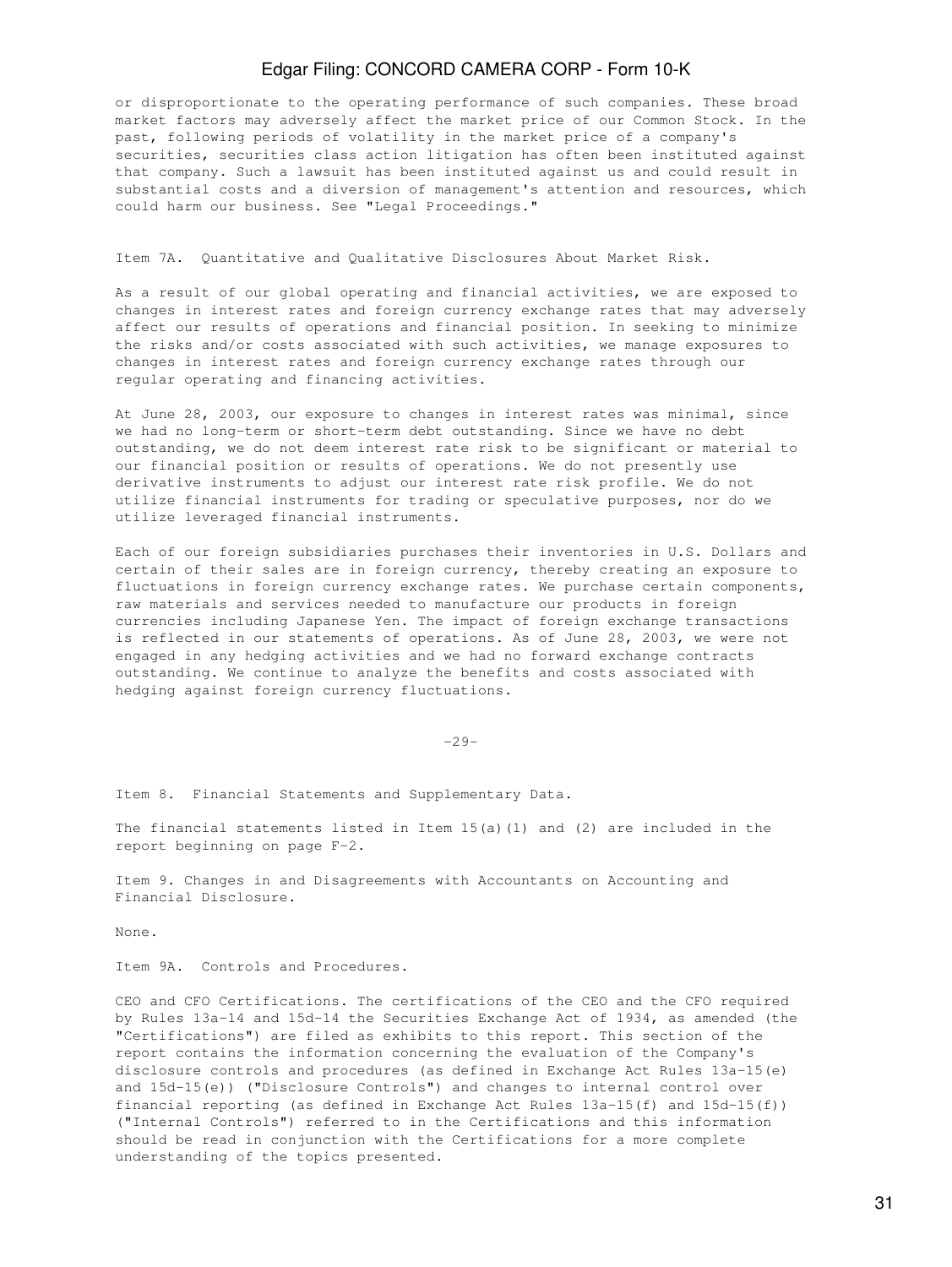or disproportionate to the operating performance of such companies. These broad market factors may adversely affect the market price of our Common Stock. In the past, following periods of volatility in the market price of a company's securities, securities class action litigation has often been instituted against that company. Such a lawsuit has been instituted against us and could result in substantial costs and a diversion of management's attention and resources, which could harm our business. See "Legal Proceedings."

## Item 7A. Quantitative and Qualitative Disclosures About Market Risk.

As a result of our global operating and financial activities, we are exposed to changes in interest rates and foreign currency exchange rates that may adversely affect our results of operations and financial position. In seeking to minimize the risks and/or costs associated with such activities, we manage exposures to changes in interest rates and foreign currency exchange rates through our regular operating and financing activities.

At June 28, 2003, our exposure to changes in interest rates was minimal, since we had no long-term or short-term debt outstanding. Since we have no debt outstanding, we do not deem interest rate risk to be significant or material to our financial position or results of operations. We do not presently use derivative instruments to adjust our interest rate risk profile. We do not utilize financial instruments for trading or speculative purposes, nor do we utilize leveraged financial instruments.

Each of our foreign subsidiaries purchases their inventories in U.S. Dollars and certain of their sales are in foreign currency, thereby creating an exposure to fluctuations in foreign currency exchange rates. We purchase certain components, raw materials and services needed to manufacture our products in foreign currencies including Japanese Yen. The impact of foreign exchange transactions is reflected in our statements of operations. As of June 28, 2003, we were not engaged in any hedging activities and we had no forward exchange contracts outstanding. We continue to analyze the benefits and costs associated with hedging against foreign currency fluctuations.

## Item 8. Financial Statements and Supplementary Data.

The financial statements listed in Item 15(a)(1) and (2) are included in the report beginning on page F-2.

## Item 9. Changes in and Disagreements with Accountants on Accounting and Financial Disclosure.

None.

## Item 9A. Controls and Procedures.

CEO and CFO Certifications. The certifications of the CEO and the CFO required by Rules 13a-14 and 15d-14 the Securities Exchange Act of 1934, as amended (the "Certifications") are filed as exhibits to this report. This section of the report contains the information concerning the evaluation of the Company's disclosure controls and procedures (as defined in Exchange Act Rules 13a-15(e) and 15d-15(e)) ("Disclosure Controls") and changes to internal control over financial reporting (as defined in Exchange Act Rules 13a-15(f) and 15d-15(f)) ("Internal Controls") referred to in the Certifications and this information should be read in conjunction with the Certifications for a more complete understanding of the topics presented.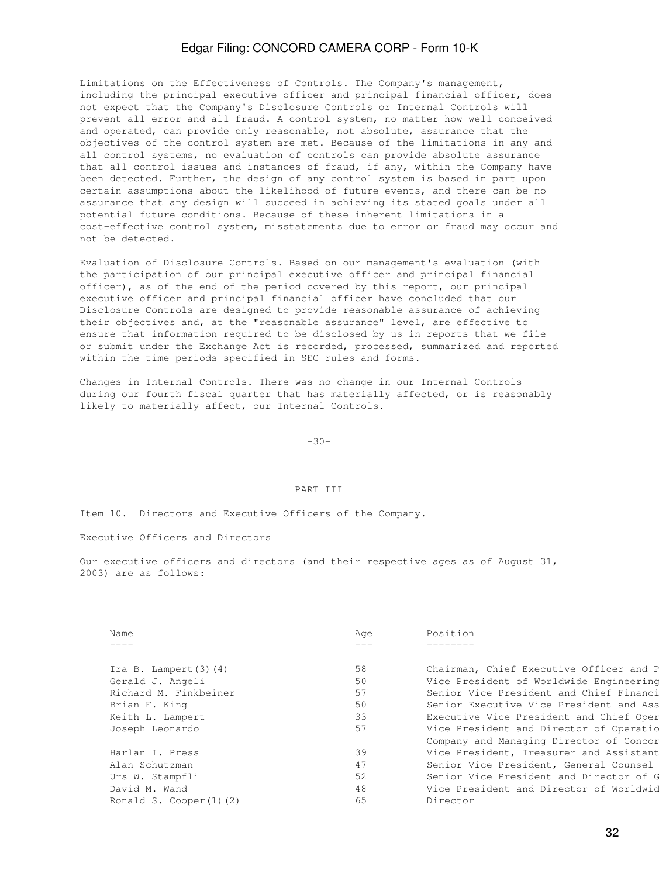Limitations on the Effectiveness of Controls. The Company's management, including the principal executive officer and principal financial officer, does not expect that the Company's Disclosure Controls or Internal Controls will prevent all error and all fraud. A control system, no matter how well conceived and operated, can provide only reasonable, not absolute, assurance that the objectives of the control system are met. Because of the limitations in any and all control systems, no evaluation of controls can provide absolute assurance that all control issues and instances of fraud, if any, within the Company have been detected. Further, the design of any control system is based in part upon certain assumptions about the likelihood of future events, and there can be no assurance that any design will succeed in achieving its stated goals under all potential future conditions. Because of these inherent limitations in a cost-effective control system, misstatements due to error or fraud may occur and not be detected.

Evaluation of Disclosure Controls. Based on our management's evaluation (with the participation of our principal executive officer and principal financial officer), as of the end of the period covered by this report, our principal executive officer and principal financial officer have concluded that our Disclosure Controls are designed to provide reasonable assurance of achieving their objectives and, at the "reasonable assurance" level, are effective to ensure that information required to be disclosed by us in reports that we file or submit under the Exchange Act is recorded, processed, summarized and reported within the time periods specified in SEC rules and forms.

Changes in Internal Controls. There was no change in our Internal Controls during our fourth fiscal quarter that has materially affected, or is reasonably likely to materially affect, our Internal Controls.

-30-

PART III

Item 10. Directors and Executive Officers of the Company.

Executive Officers and Directors

Our executive officers and directors (and their respective ages as of August 31, 2003) are as follows:

| Name | Age | Position |
|---|---|---|
| Ira B. Lampert(3)(4) | 58 | Chairman, Chief Executive Officer and P |
| Gerald J. Angeli | 50 | Vice President of Worldwide Engineering |
| Richard M. Finkbeiner | 57 | Senior Vice President and Chief Financi |
| Brian F. King | 50 | Senior Executive Vice President and Ass |
| Keith L. Lampert | 33 | Executive Vice President and Chief Oper |
| Joseph Leonardo | 57 | Vice President and Director of Operatio Company and Managing Director of Concor |
| Harlan I. Press | 39 | Vice President, Treasurer and Assistant |
| Alan Schutzman | 47 | Senior Vice President, General Counsel |
| Urs W. Stampfli | 52 | Senior Vice President and Director of G |
| David M. Wand | 48 | Vice President and Director of Worldwid |
| Ronald S. Cooper(1)(2) | 65 | Director |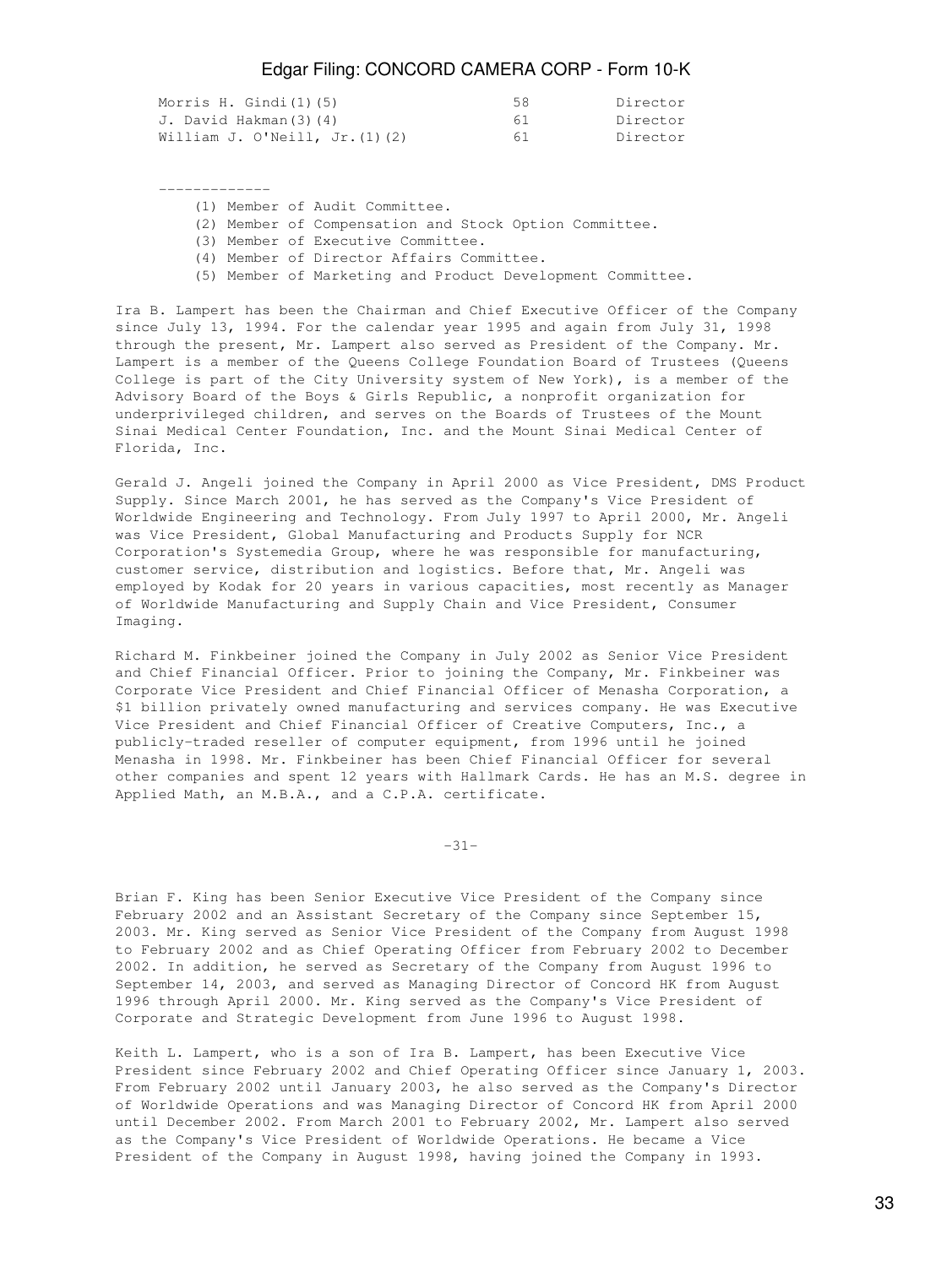| | | |
|---|---|---|
| Morris H. Gindi(1)(5) | 58 | Director |
| J. David Hakman(3)(4) | 61 | Director |
| William J. O'Neill, Jr.(1)(2) | 61 | Director |

-------------

(1) Member of Audit Committee.
(2) Member of Compensation and Stock Option Committee.
(3) Member of Executive Committee.
(4) Member of Director Affairs Committee.
(5) Member of Marketing and Product Development Committee.

Ira B. Lampert has been the Chairman and Chief Executive Officer of the Company since July 13, 1994. For the calendar year 1995 and again from July 31, 1998 through the present, Mr. Lampert also served as President of the Company. Mr. Lampert is a member of the Queens College Foundation Board of Trustees (Queens College is part of the City University system of New York), is a member of the Advisory Board of the Boys & Girls Republic, a nonprofit organization for underprivileged children, and serves on the Boards of Trustees of the Mount Sinai Medical Center Foundation, Inc. and the Mount Sinai Medical Center of Florida, Inc.

Gerald J. Angeli joined the Company in April 2000 as Vice President, DMS Product Supply. Since March 2001, he has served as the Company's Vice President of Worldwide Engineering and Technology. From July 1997 to April 2000, Mr. Angeli was Vice President, Global Manufacturing and Products Supply for NCR Corporation's Systemedia Group, where he was responsible for manufacturing, customer service, distribution and logistics. Before that, Mr. Angeli was employed by Kodak for 20 years in various capacities, most recently as Manager of Worldwide Manufacturing and Supply Chain and Vice President, Consumer Imaging.

Richard M. Finkbeiner joined the Company in July 2002 as Senior Vice President and Chief Financial Officer. Prior to joining the Company, Mr. Finkbeiner was Corporate Vice President and Chief Financial Officer of Menasha Corporation, a $1 billion privately owned manufacturing and services company. He was Executive Vice President and Chief Financial Officer of Creative Computers, Inc., a publicly-traded reseller of computer equipment, from 1996 until he joined Menasha in 1998. Mr. Finkbeiner has been Chief Financial Officer for several other companies and spent 12 years with Hallmark Cards. He has an M.S. degree in Applied Math, an M.B.A., and a C.P.A. certificate.

Brian F. King has been Senior Executive Vice President of the Company since February 2002 and an Assistant Secretary of the Company since September 15, 2003. Mr. King served as Senior Vice President of the Company from August 1998 to February 2002 and as Chief Operating Officer from February 2002 to December 2002. In addition, he served as Secretary of the Company from August 1996 to September 14, 2003, and served as Managing Director of Concord HK from August 1996 through April 2000. Mr. King served as the Company's Vice President of Corporate and Strategic Development from June 1996 to August 1998.

Keith L. Lampert, who is a son of Ira B. Lampert, has been Executive Vice President since February 2002 and Chief Operating Officer since January 1, 2003. From February 2002 until January 2003, he also served as the Company's Director of Worldwide Operations and was Managing Director of Concord HK from April 2000 until December 2002. From March 2001 to February 2002, Mr. Lampert also served as the Company's Vice President of Worldwide Operations. He became a Vice President of the Company in August 1998, having joined the Company in 1993.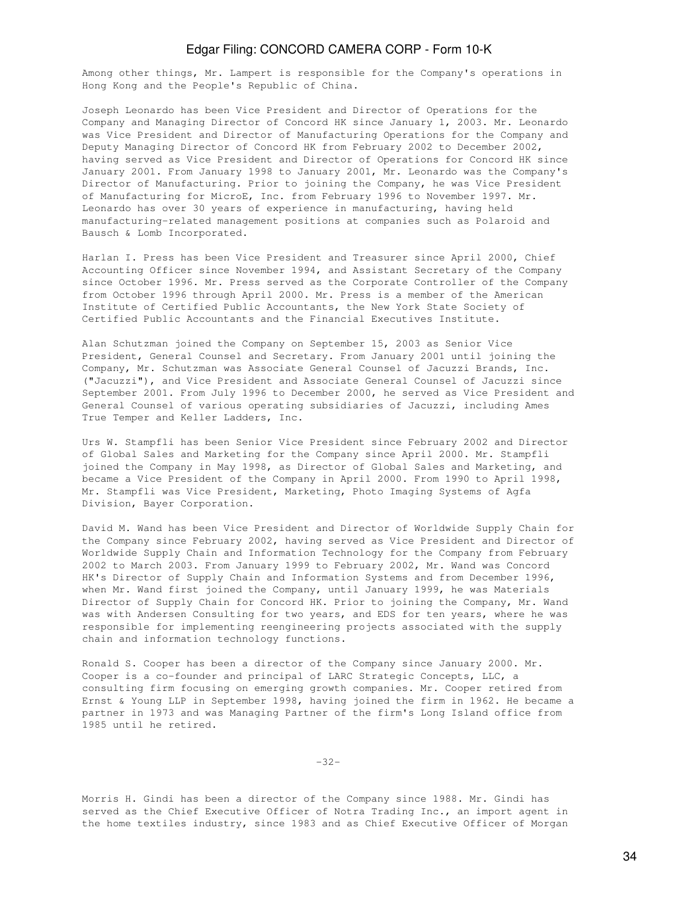Among other things, Mr. Lampert is responsible for the Company's operations in Hong Kong and the People's Republic of China.

Joseph Leonardo has been Vice President and Director of Operations for the Company and Managing Director of Concord HK since January 1, 2003. Mr. Leonardo was Vice President and Director of Manufacturing Operations for the Company and Deputy Managing Director of Concord HK from February 2002 to December 2002, having served as Vice President and Director of Operations for Concord HK since January 2001. From January 1998 to January 2001, Mr. Leonardo was the Company's Director of Manufacturing. Prior to joining the Company, he was Vice President of Manufacturing for MicroE, Inc. from February 1996 to November 1997. Mr. Leonardo has over 30 years of experience in manufacturing, having held manufacturing-related management positions at companies such as Polaroid and Bausch & Lomb Incorporated.

Harlan I. Press has been Vice President and Treasurer since April 2000, Chief Accounting Officer since November 1994, and Assistant Secretary of the Company since October 1996. Mr. Press served as the Corporate Controller of the Company from October 1996 through April 2000. Mr. Press is a member of the American Institute of Certified Public Accountants, the New York State Society of Certified Public Accountants and the Financial Executives Institute.

Alan Schutzman joined the Company on September 15, 2003 as Senior Vice President, General Counsel and Secretary. From January 2001 until joining the Company, Mr. Schutzman was Associate General Counsel of Jacuzzi Brands, Inc. ("Jacuzzi"), and Vice President and Associate General Counsel of Jacuzzi since September 2001. From July 1996 to December 2000, he served as Vice President and General Counsel of various operating subsidiaries of Jacuzzi, including Ames True Temper and Keller Ladders, Inc.

Urs W. Stampfli has been Senior Vice President since February 2002 and Director of Global Sales and Marketing for the Company since April 2000. Mr. Stampfli joined the Company in May 1998, as Director of Global Sales and Marketing, and became a Vice President of the Company in April 2000. From 1990 to April 1998, Mr. Stampfli was Vice President, Marketing, Photo Imaging Systems of Agfa Division, Bayer Corporation.

David M. Wand has been Vice President and Director of Worldwide Supply Chain for the Company since February 2002, having served as Vice President and Director of Worldwide Supply Chain and Information Technology for the Company from February 2002 to March 2003. From January 1999 to February 2002, Mr. Wand was Concord HK's Director of Supply Chain and Information Systems and from December 1996, when Mr. Wand first joined the Company, until January 1999, he was Materials Director of Supply Chain for Concord HK. Prior to joining the Company, Mr. Wand was with Andersen Consulting for two years, and EDS for ten years, where he was responsible for implementing reengineering projects associated with the supply chain and information technology functions.

Ronald S. Cooper has been a director of the Company since January 2000. Mr. Cooper is a co-founder and principal of LARC Strategic Concepts, LLC, a consulting firm focusing on emerging growth companies. Mr. Cooper retired from Ernst & Young LLP in September 1998, having joined the firm in 1962. He became a partner in 1973 and was Managing Partner of the firm's Long Island office from 1985 until he retired.

Morris H. Gindi has been a director of the Company since 1988. Mr. Gindi has served as the Chief Executive Officer of Notra Trading Inc., an import agent in the home textiles industry, since 1983 and as Chief Executive Officer of Morgan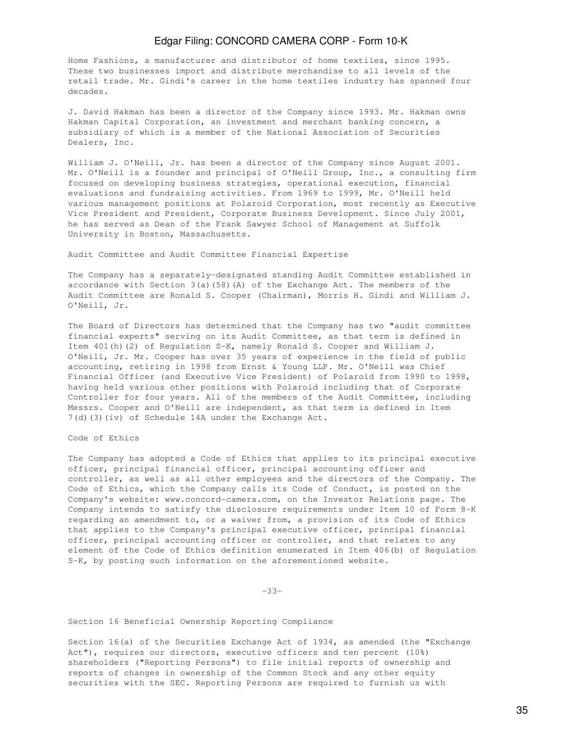Home Fashions, a manufacturer and distributor of home textiles, since 1995. These two businesses import and distribute merchandise to all levels of the retail trade. Mr. Gindi's career in the home textiles industry has spanned four decades.

J. David Hakman has been a director of the Company since 1993. Mr. Hakman owns Hakman Capital Corporation, an investment and merchant banking concern, a subsidiary of which is a member of the National Association of Securities Dealers, Inc.

William J. O'Neill, Jr. has been a director of the Company since August 2001. Mr. O'Neill is a founder and principal of O'Neill Group, Inc., a consulting firm focused on developing business strategies, operational execution, financial evaluations and fundraising activities. From 1969 to 1999, Mr. O'Neill held various management positions at Polaroid Corporation, most recently as Executive Vice President and President, Corporate Business Development. Since July 2001, he has served as Dean of the Frank Sawyer School of Management at Suffolk University in Boston, Massachusetts.

## Audit Committee and Audit Committee Financial Expertise

The Company has a separately-designated standing Audit Committee established in accordance with Section 3(a)(58)(A) of the Exchange Act. The members of the Audit Committee are Ronald S. Cooper (Chairman), Morris H. Gindi and William J. O'Neill, Jr.

The Board of Directors has determined that the Company has two "audit committee financial experts" serving on its Audit Committee, as that term is defined in Item 401(h)(2) of Regulation S-K, namely Ronald S. Cooper and William J. O'Neill, Jr. Mr. Cooper has over 35 years of experience in the field of public accounting, retiring in 1998 from Ernst & Young LLP. Mr. O'Neill was Chief Financial Officer (and Executive Vice President) of Polaroid from 1990 to 1998, having held various other positions with Polaroid including that of Corporate Controller for four years. All of the members of the Audit Committee, including Messrs. Cooper and O'Neill are independent, as that term is defined in Item 7(d)(3)(iv) of Schedule 14A under the Exchange Act.

## Code of Ethics

The Company has adopted a Code of Ethics that applies to its principal executive officer, principal financial officer, principal accounting officer and controller, as well as all other employees and the directors of the Company. The Code of Ethics, which the Company calls its Code of Conduct, is posted on the Company's website: www.concord-camera.com, on the Investor Relations page. The Company intends to satisfy the disclosure requirements under Item 10 of Form 8-K regarding an amendment to, or a waiver from, a provision of its Code of Ethics that applies to the Company's principal executive officer, principal financial officer, principal accounting officer or controller, and that relates to any element of the Code of Ethics definition enumerated in Item 406(b) of Regulation S-K, by posting such information on the aforementioned website.

## Section 16 Beneficial Ownership Reporting Compliance

Section 16(a) of the Securities Exchange Act of 1934, as amended (the "Exchange Act"), requires our directors, executive officers and ten percent (10%) shareholders ("Reporting Persons") to file initial reports of ownership and reports of changes in ownership of the Common Stock and any other equity securities with the SEC. Reporting Persons are required to furnish us with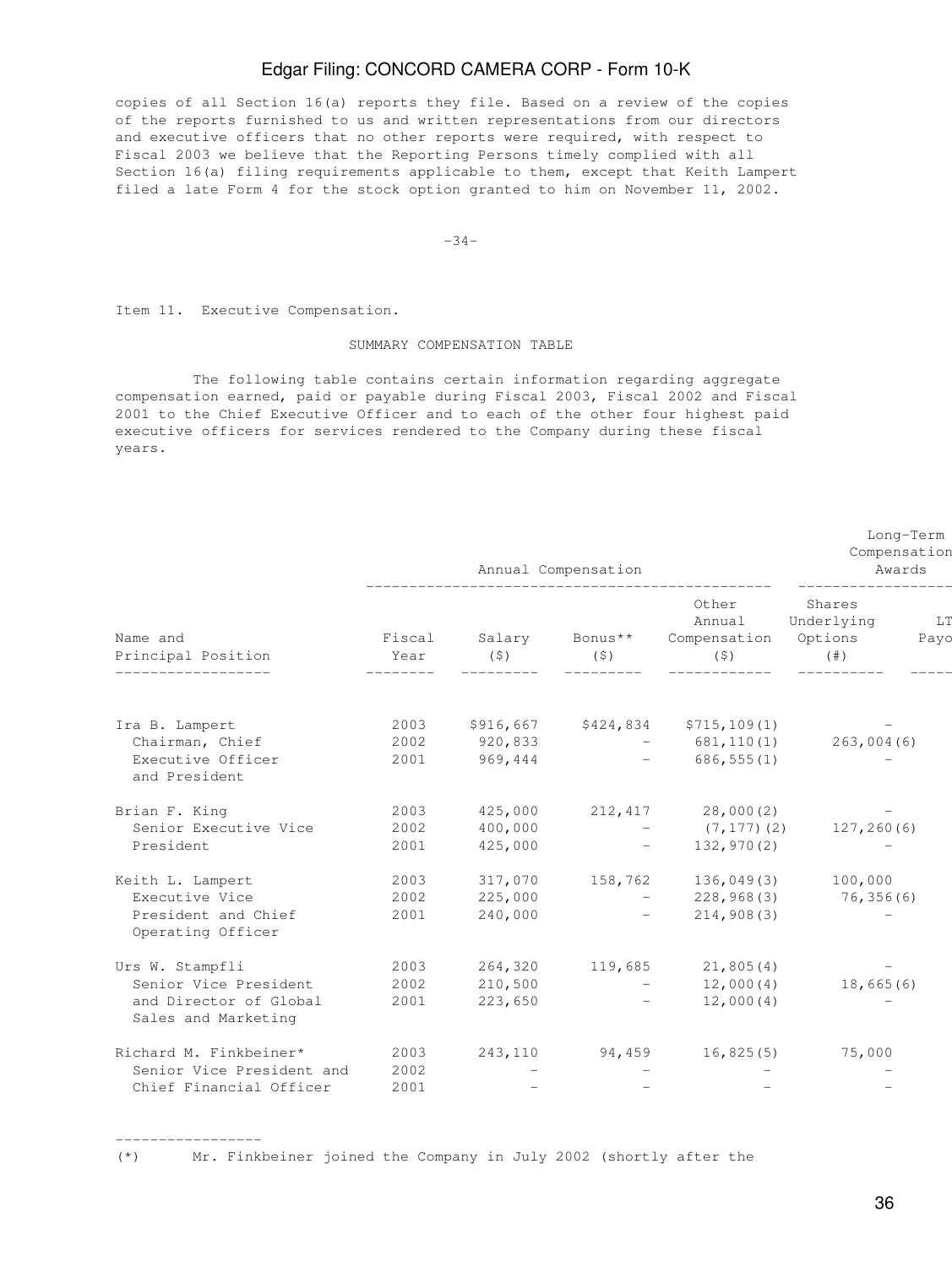copies of all Section 16(a) reports they file. Based on a review of the copies of the reports furnished to us and written representations from our directors and executive officers that no other reports were required, with respect to Fiscal 2003 we believe that the Reporting Persons timely complied with all Section 16(a) filing requirements applicable to them, except that Keith Lampert filed a late Form 4 for the stock option granted to him on November 11, 2002.

Item 11. Executive Compensation.

SUMMARY COMPENSATION TABLE

The following table contains certain information regarding aggregate compensation earned, paid or payable during Fiscal 2003, Fiscal 2002 and Fiscal 2001 to the Chief Executive Officer and to each of the other four highest paid executive officers for services rendered to the Company during these fiscal years.

| | | Annual Compensation | | | Long-Term Compensation Awards | |
|---|---|---|---|---|---|---|
| Name and Principal Position | Fiscal Year | Salary ($) | Bonus** ($) | Other Annual Compensation ($) | Shares Underlying Options (#) | LT Payo |
| Ira B. Lampert | 2003 | $916,667 | $424,834 | $715,109(1) | - | |
| Chairman, Chief | 2002 | 920,833 | - | 681,110(1) | 263,004(6) | |
| Executive Officer and President | 2001 | 969,444 | - | 686,555(1) | - | |
| Brian F. King | 2003 | 425,000 | 212,417 | 28,000(2) | - | |
| Senior Executive Vice | 2002 | 400,000 | - | (7,177)(2) | 127,260(6) | |
| President | 2001 | 425,000 | - | 132,970(2) | - | |
| Keith L. Lampert | 2003 | 317,070 | 158,762 | 136,049(3) | 100,000 | |
| Executive Vice | 2002 | 225,000 | - | 228,968(3) | 76,356(6) | |
| President and Chief Operating Officer | 2001 | 240,000 | - | 214,908(3) | - | |
| Urs W. Stampfli | 2003 | 264,320 | 119,685 | 21,805(4) | - | |
| Senior Vice President | 2002 | 210,500 | - | 12,000(4) | 18,665(6) | |
| and Director of Global Sales and Marketing | 2001 | 223,650 | - | 12,000(4) | - | |
| Richard M. Finkbeiner* | 2003 | 243,110 | 94,459 | 16,825(5) | 75,000 | |
| Senior Vice President and | 2002 | - | - | - | - | |
| Chief Financial Officer | 2001 | - | - | - | - | |

-----------------

(*) Mr. Finkbeiner joined the Company in July 2002 (shortly after the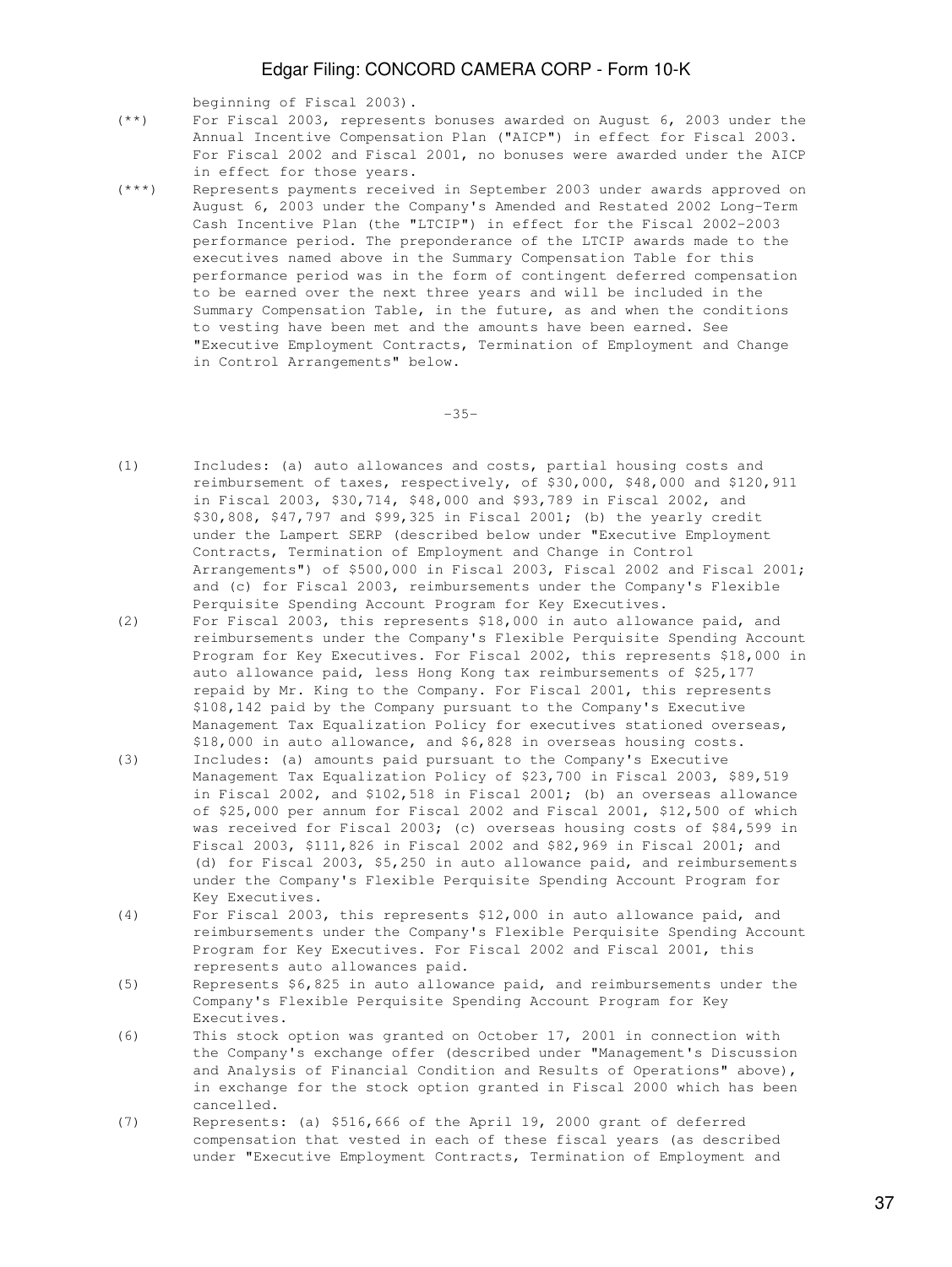beginning of Fiscal 2003).

(**) For Fiscal 2003, represents bonuses awarded on August 6, 2003 under the Annual Incentive Compensation Plan ("AICP") in effect for Fiscal 2003. For Fiscal 2002 and Fiscal 2001, no bonuses were awarded under the AICP in effect for those years.

(***) Represents payments received in September 2003 under awards approved on August 6, 2003 under the Company's Amended and Restated 2002 Long-Term Cash Incentive Plan (the "LTCIP") in effect for the Fiscal 2002-2003 performance period. The preponderance of the LTCIP awards made to the executives named above in the Summary Compensation Table for this performance period was in the form of contingent deferred compensation to be earned over the next three years and will be included in the Summary Compensation Table, in the future, as and when the conditions to vesting have been met and the amounts have been earned. See "Executive Employment Contracts, Termination of Employment and Change in Control Arrangements" below.

(1) Includes: (a) auto allowances and costs, partial housing costs and reimbursement of taxes, respectively, of $30,000, $48,000 and $120,911 in Fiscal 2003, $30,714, $48,000 and $93,789 in Fiscal 2002, and $30,808, $47,797 and $99,325 in Fiscal 2001; (b) the yearly credit under the Lampert SERP (described below under "Executive Employment Contracts, Termination of Employment and Change in Control Arrangements") of $500,000 in Fiscal 2003, Fiscal 2002 and Fiscal 2001; and (c) for Fiscal 2003, reimbursements under the Company's Flexible Perquisite Spending Account Program for Key Executives.

(2) For Fiscal 2003, this represents $18,000 in auto allowance paid, and reimbursements under the Company's Flexible Perquisite Spending Account Program for Key Executives. For Fiscal 2002, this represents $18,000 in auto allowance paid, less Hong Kong tax reimbursements of $25,177 repaid by Mr. King to the Company. For Fiscal 2001, this represents $108,142 paid by the Company pursuant to the Company's Executive Management Tax Equalization Policy for executives stationed overseas, $18,000 in auto allowance, and $6,828 in overseas housing costs.

(3) Includes: (a) amounts paid pursuant to the Company's Executive Management Tax Equalization Policy of $23,700 in Fiscal 2003, $89,519 in Fiscal 2002, and $102,518 in Fiscal 2001; (b) an overseas allowance of $25,000 per annum for Fiscal 2002 and Fiscal 2001, $12,500 of which was received for Fiscal 2003; (c) overseas housing costs of $84,599 in Fiscal 2003, $111,826 in Fiscal 2002 and $82,969 in Fiscal 2001; and (d) for Fiscal 2003, $5,250 in auto allowance paid, and reimbursements under the Company's Flexible Perquisite Spending Account Program for Key Executives.

(4) For Fiscal 2003, this represents $12,000 in auto allowance paid, and reimbursements under the Company's Flexible Perquisite Spending Account Program for Key Executives. For Fiscal 2002 and Fiscal 2001, this represents auto allowances paid.

(5) Represents $6,825 in auto allowance paid, and reimbursements under the Company's Flexible Perquisite Spending Account Program for Key Executives.

(6) This stock option was granted on October 17, 2001 in connection with the Company's exchange offer (described under "Management's Discussion and Analysis of Financial Condition and Results of Operations" above), in exchange for the stock option granted in Fiscal 2000 which has been cancelled.

(7) Represents: (a) $516,666 of the April 19, 2000 grant of deferred compensation that vested in each of these fiscal years (as described under "Executive Employment Contracts, Termination of Employment and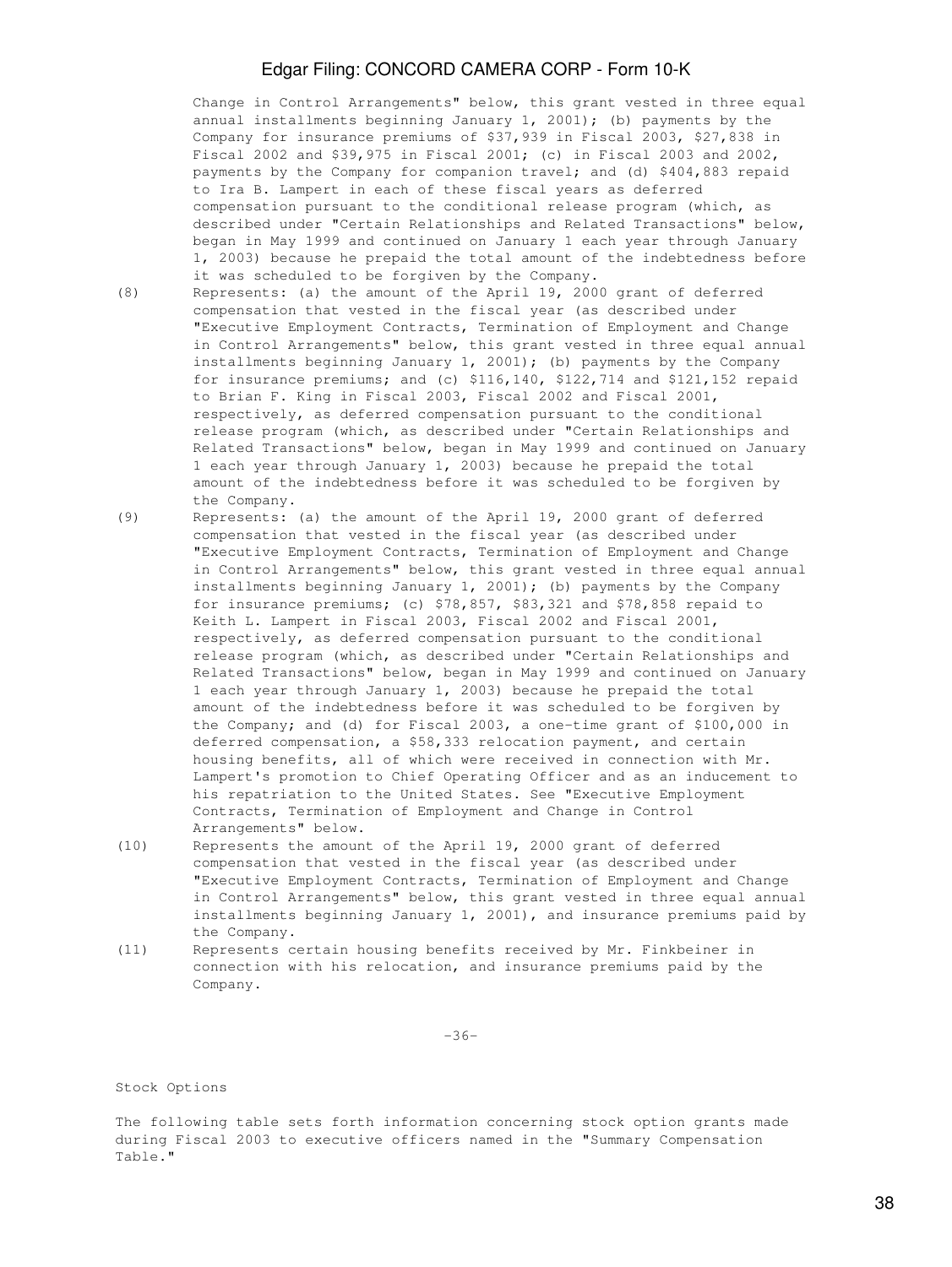Change in Control Arrangements" below, this grant vested in three equal annual installments beginning January 1, 2001); (b) payments by the Company for insurance premiums of $37,939 in Fiscal 2003, $27,838 in Fiscal 2002 and $39,975 in Fiscal 2001; (c) in Fiscal 2003 and 2002, payments by the Company for companion travel; and (d) $404,883 repaid to Ira B. Lampert in each of these fiscal years as deferred compensation pursuant to the conditional release program (which, as described under "Certain Relationships and Related Transactions" below, began in May 1999 and continued on January 1 each year through January 1, 2003) because he prepaid the total amount of the indebtedness before it was scheduled to be forgiven by the Company.

(8) Represents: (a) the amount of the April 19, 2000 grant of deferred compensation that vested in the fiscal year (as described under "Executive Employment Contracts, Termination of Employment and Change in Control Arrangements" below, this grant vested in three equal annual installments beginning January 1, 2001); (b) payments by the Company for insurance premiums; and (c) $116,140, $122,714 and $121,152 repaid to Brian F. King in Fiscal 2003, Fiscal 2002 and Fiscal 2001, respectively, as deferred compensation pursuant to the conditional release program (which, as described under "Certain Relationships and Related Transactions" below, began in May 1999 and continued on January 1 each year through January 1, 2003) because he prepaid the total amount of the indebtedness before it was scheduled to be forgiven by the Company.

(9) Represents: (a) the amount of the April 19, 2000 grant of deferred compensation that vested in the fiscal year (as described under "Executive Employment Contracts, Termination of Employment and Change in Control Arrangements" below, this grant vested in three equal annual installments beginning January 1, 2001); (b) payments by the Company for insurance premiums; (c) $78,857, $83,321 and $78,858 repaid to Keith L. Lampert in Fiscal 2003, Fiscal 2002 and Fiscal 2001, respectively, as deferred compensation pursuant to the conditional release program (which, as described under "Certain Relationships and Related Transactions" below, began in May 1999 and continued on January 1 each year through January 1, 2003) because he prepaid the total amount of the indebtedness before it was scheduled to be forgiven by the Company; and (d) for Fiscal 2003, a one-time grant of $100,000 in deferred compensation, a $58,333 relocation payment, and certain housing benefits, all of which were received in connection with Mr. Lampert's promotion to Chief Operating Officer and as an inducement to his repatriation to the United States. See "Executive Employment Contracts, Termination of Employment and Change in Control Arrangements" below.

(10) Represents the amount of the April 19, 2000 grant of deferred compensation that vested in the fiscal year (as described under "Executive Employment Contracts, Termination of Employment and Change in Control Arrangements" below, this grant vested in three equal annual installments beginning January 1, 2001), and insurance premiums paid by the Company.

(11) Represents certain housing benefits received by Mr. Finkbeiner in connection with his relocation, and insurance premiums paid by the Company.

Stock Options

The following table sets forth information concerning stock option grants made during Fiscal 2003 to executive officers named in the "Summary Compensation Table."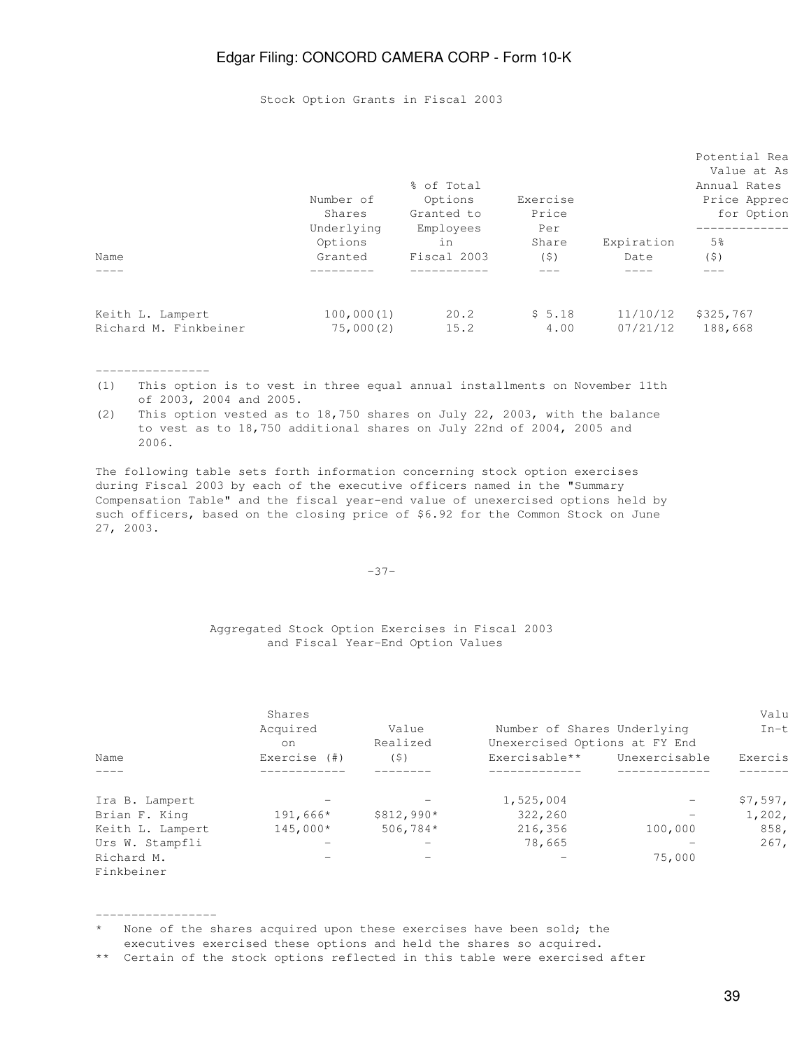Stock Option Grants in Fiscal 2003

| Name | Number of Shares Underlying Options Granted | % of Total Options Granted to Employees in Fiscal 2003 | Exercise Price Per Share ($) | Expiration Date | Potential Rea Value at As Annual Rates Price Apprec for Option 5% ($) |
|---|---|---|---|---|---|
| Keith L. Lampert | 100,000(1) | 20.2 | $ 5.18 | 11/10/12 | $325,767 |
| Richard M. Finkbeiner | 75,000(2) | 15.2 | 4.00 | 07/21/12 | 188,668 |

----------------

(1) This option is to vest in three equal annual installments on November 11th of 2003, 2004 and 2005.

(2) This option vested as to 18,750 shares on July 22, 2003, with the balance to vest as to 18,750 additional shares on July 22nd of 2004, 2005 and 2006.

The following table sets forth information concerning stock option exercises during Fiscal 2003 by each of the executive officers named in the "Summary Compensation Table" and the fiscal year-end value of unexercised options held by such officers, based on the closing price of $6.92 for the Common Stock on June 27, 2003.

Aggregated Stock Option Exercises in Fiscal 2003 and Fiscal Year-End Option Values

| Name | Shares Acquired on Exercise (#) | Value Realized ($) | Number of Shares Underlying Unexercised Options at FY End Exercisable** | Unexercisable | Valu In-t Exercis |
|---|---|---|---|---|---|
| Ira B. Lampert | - | - | 1,525,004 | - | $7,597, |
| Brian F. King | 191,666* | $812,990* | 322,260 | - | 1,202, |
| Keith L. Lampert | 145,000* | 506,784* | 216,356 | 100,000 | 858, |
| Urs W. Stampfli | - | - | 78,665 | - | 267, |
| Richard M. Finkbeiner | - | - | - | 75,000 | |

-----------------

\* None of the shares acquired upon these exercises have been sold; the executives exercised these options and held the shares so acquired.

\** Certain of the stock options reflected in this table were exercised after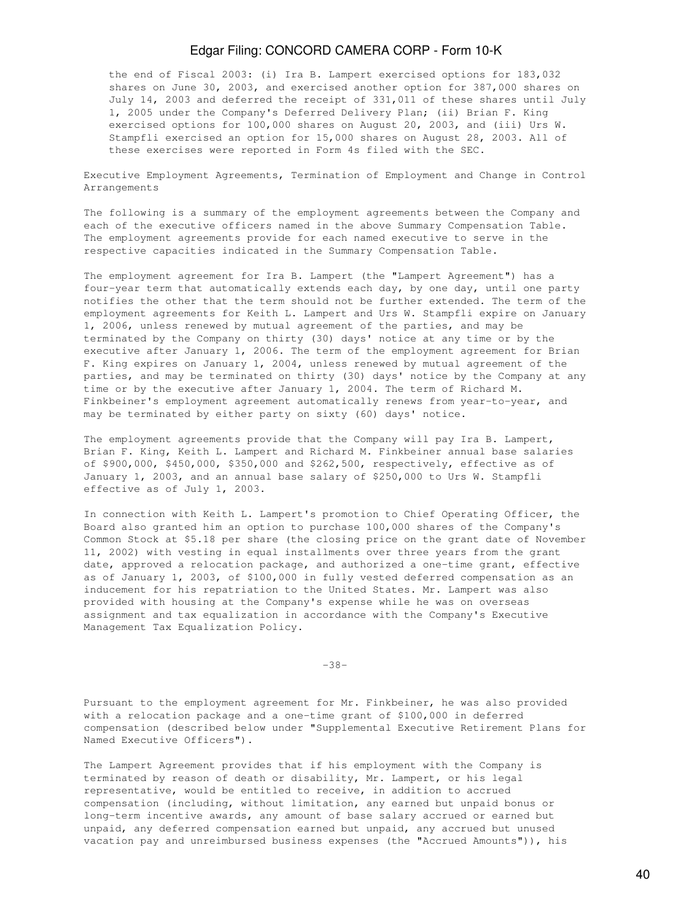the end of Fiscal 2003: (i) Ira B. Lampert exercised options for 183,032 shares on June 30, 2003, and exercised another option for 387,000 shares on July 14, 2003 and deferred the receipt of 331,011 of these shares until July 1, 2005 under the Company's Deferred Delivery Plan; (ii) Brian F. King exercised options for 100,000 shares on August 20, 2003, and (iii) Urs W. Stampfli exercised an option for 15,000 shares on August 28, 2003. All of these exercises were reported in Form 4s filed with the SEC.

Executive Employment Agreements, Termination of Employment and Change in Control Arrangements

The following is a summary of the employment agreements between the Company and each of the executive officers named in the above Summary Compensation Table. The employment agreements provide for each named executive to serve in the respective capacities indicated in the Summary Compensation Table.

The employment agreement for Ira B. Lampert (the "Lampert Agreement") has a four-year term that automatically extends each day, by one day, until one party notifies the other that the term should not be further extended. The term of the employment agreements for Keith L. Lampert and Urs W. Stampfli expire on January 1, 2006, unless renewed by mutual agreement of the parties, and may be terminated by the Company on thirty (30) days' notice at any time or by the executive after January 1, 2006. The term of the employment agreement for Brian F. King expires on January 1, 2004, unless renewed by mutual agreement of the parties, and may be terminated on thirty (30) days' notice by the Company at any time or by the executive after January 1, 2004. The term of Richard M. Finkbeiner's employment agreement automatically renews from year-to-year, and may be terminated by either party on sixty (60) days' notice.

The employment agreements provide that the Company will pay Ira B. Lampert, Brian F. King, Keith L. Lampert and Richard M. Finkbeiner annual base salaries of $900,000, $450,000, $350,000 and $262,500, respectively, effective as of January 1, 2003, and an annual base salary of $250,000 to Urs W. Stampfli effective as of July 1, 2003.

In connection with Keith L. Lampert's promotion to Chief Operating Officer, the Board also granted him an option to purchase 100,000 shares of the Company's Common Stock at $5.18 per share (the closing price on the grant date of November 11, 2002) with vesting in equal installments over three years from the grant date, approved a relocation package, and authorized a one-time grant, effective as of January 1, 2003, of $100,000 in fully vested deferred compensation as an inducement for his repatriation to the United States. Mr. Lampert was also provided with housing at the Company's expense while he was on overseas assignment and tax equalization in accordance with the Company's Executive Management Tax Equalization Policy.

Pursuant to the employment agreement for Mr. Finkbeiner, he was also provided with a relocation package and a one-time grant of $100,000 in deferred compensation (described below under "Supplemental Executive Retirement Plans for Named Executive Officers").

The Lampert Agreement provides that if his employment with the Company is terminated by reason of death or disability, Mr. Lampert, or his legal representative, would be entitled to receive, in addition to accrued compensation (including, without limitation, any earned but unpaid bonus or long-term incentive awards, any amount of base salary accrued or earned but unpaid, any deferred compensation earned but unpaid, any accrued but unused vacation pay and unreimbursed business expenses (the "Accrued Amounts")), his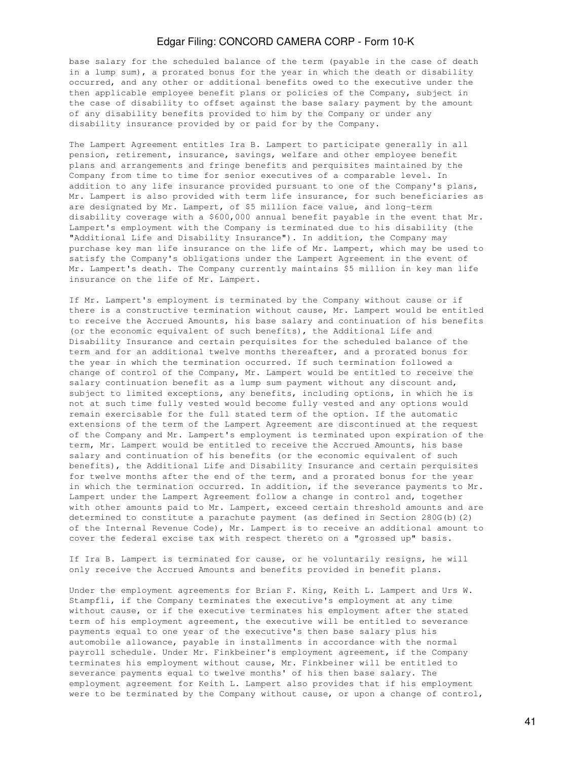base salary for the scheduled balance of the term (payable in the case of death in a lump sum), a prorated bonus for the year in which the death or disability occurred, and any other or additional benefits owed to the executive under the then applicable employee benefit plans or policies of the Company, subject in the case of disability to offset against the base salary payment by the amount of any disability benefits provided to him by the Company or under any disability insurance provided by or paid for by the Company.

The Lampert Agreement entitles Ira B. Lampert to participate generally in all pension, retirement, insurance, savings, welfare and other employee benefit plans and arrangements and fringe benefits and perquisites maintained by the Company from time to time for senior executives of a comparable level. In addition to any life insurance provided pursuant to one of the Company's plans, Mr. Lampert is also provided with term life insurance, for such beneficiaries as are designated by Mr. Lampert, of $5 million face value, and long-term disability coverage with a $600,000 annual benefit payable in the event that Mr. Lampert's employment with the Company is terminated due to his disability (the "Additional Life and Disability Insurance"). In addition, the Company may purchase key man life insurance on the life of Mr. Lampert, which may be used to satisfy the Company's obligations under the Lampert Agreement in the event of Mr. Lampert's death. The Company currently maintains $5 million in key man life insurance on the life of Mr. Lampert.

If Mr. Lampert's employment is terminated by the Company without cause or if there is a constructive termination without cause, Mr. Lampert would be entitled to receive the Accrued Amounts, his base salary and continuation of his benefits (or the economic equivalent of such benefits), the Additional Life and Disability Insurance and certain perquisites for the scheduled balance of the term and for an additional twelve months thereafter, and a prorated bonus for the year in which the termination occurred. If such termination followed a change of control of the Company, Mr. Lampert would be entitled to receive the salary continuation benefit as a lump sum payment without any discount and, subject to limited exceptions, any benefits, including options, in which he is not at such time fully vested would become fully vested and any options would remain exercisable for the full stated term of the option. If the automatic extensions of the term of the Lampert Agreement are discontinued at the request of the Company and Mr. Lampert's employment is terminated upon expiration of the term, Mr. Lampert would be entitled to receive the Accrued Amounts, his base salary and continuation of his benefits (or the economic equivalent of such benefits), the Additional Life and Disability Insurance and certain perquisites for twelve months after the end of the term, and a prorated bonus for the year in which the termination occurred. In addition, if the severance payments to Mr. Lampert under the Lampert Agreement follow a change in control and, together with other amounts paid to Mr. Lampert, exceed certain threshold amounts and are determined to constitute a parachute payment (as defined in Section 280G(b)(2) of the Internal Revenue Code), Mr. Lampert is to receive an additional amount to cover the federal excise tax with respect thereto on a "grossed up" basis.

If Ira B. Lampert is terminated for cause, or he voluntarily resigns, he will only receive the Accrued Amounts and benefits provided in benefit plans.

Under the employment agreements for Brian F. King, Keith L. Lampert and Urs W. Stampfli, if the Company terminates the executive's employment at any time without cause, or if the executive terminates his employment after the stated term of his employment agreement, the executive will be entitled to severance payments equal to one year of the executive's then base salary plus his automobile allowance, payable in installments in accordance with the normal payroll schedule. Under Mr. Finkbeiner's employment agreement, if the Company terminates his employment without cause, Mr. Finkbeiner will be entitled to severance payments equal to twelve months' of his then base salary. The employment agreement for Keith L. Lampert also provides that if his employment were to be terminated by the Company without cause, or upon a change of control,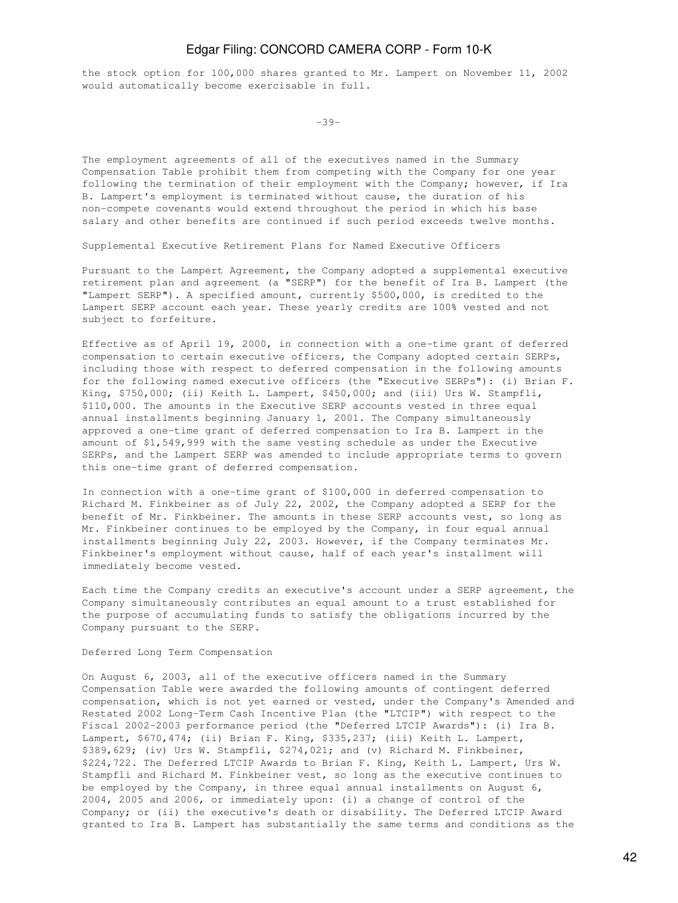the stock option for 100,000 shares granted to Mr. Lampert on November 11, 2002 would automatically become exercisable in full.

The employment agreements of all of the executives named in the Summary Compensation Table prohibit them from competing with the Company for one year following the termination of their employment with the Company; however, if Ira B. Lampert's employment is terminated without cause, the duration of his non-compete covenants would extend throughout the period in which his base salary and other benefits are continued if such period exceeds twelve months.

Supplemental Executive Retirement Plans for Named Executive Officers

Pursuant to the Lampert Agreement, the Company adopted a supplemental executive retirement plan and agreement (a "SERP") for the benefit of Ira B. Lampert (the "Lampert SERP"). A specified amount, currently $500,000, is credited to the Lampert SERP account each year. These yearly credits are 100% vested and not subject to forfeiture.

Effective as of April 19, 2000, in connection with a one-time grant of deferred compensation to certain executive officers, the Company adopted certain SERPs, including those with respect to deferred compensation in the following amounts for the following named executive officers (the "Executive SERPs"): (i) Brian F. King, $750,000; (ii) Keith L. Lampert, $450,000; and (iii) Urs W. Stampfli, $110,000. The amounts in the Executive SERP accounts vested in three equal annual installments beginning January 1, 2001. The Company simultaneously approved a one-time grant of deferred compensation to Ira B. Lampert in the amount of $1,549,999 with the same vesting schedule as under the Executive SERPs, and the Lampert SERP was amended to include appropriate terms to govern this one-time grant of deferred compensation.

In connection with a one-time grant of $100,000 in deferred compensation to Richard M. Finkbeiner as of July 22, 2002, the Company adopted a SERP for the benefit of Mr. Finkbeiner. The amounts in these SERP accounts vest, so long as Mr. Finkbeiner continues to be employed by the Company, in four equal annual installments beginning July 22, 2003. However, if the Company terminates Mr. Finkbeiner's employment without cause, half of each year's installment will immediately become vested.

Each time the Company credits an executive's account under a SERP agreement, the Company simultaneously contributes an equal amount to a trust established for the purpose of accumulating funds to satisfy the obligations incurred by the Company pursuant to the SERP.

Deferred Long Term Compensation

On August 6, 2003, all of the executive officers named in the Summary Compensation Table were awarded the following amounts of contingent deferred compensation, which is not yet earned or vested, under the Company's Amended and Restated 2002 Long-Term Cash Incentive Plan (the "LTCIP") with respect to the Fiscal 2002-2003 performance period (the "Deferred LTCIP Awards"): (i) Ira B. Lampert, $670,474; (ii) Brian F. King, $335,237; (iii) Keith L. Lampert, $389,629; (iv) Urs W. Stampfli, $274,021; and (v) Richard M. Finkbeiner, $224,722. The Deferred LTCIP Awards to Brian F. King, Keith L. Lampert, Urs W. Stampfli and Richard M. Finkbeiner vest, so long as the executive continues to be employed by the Company, in three equal annual installments on August 6, 2004, 2005 and 2006, or immediately upon: (i) a change of control of the Company; or (ii) the executive's death or disability. The Deferred LTCIP Award granted to Ira B. Lampert has substantially the same terms and conditions as the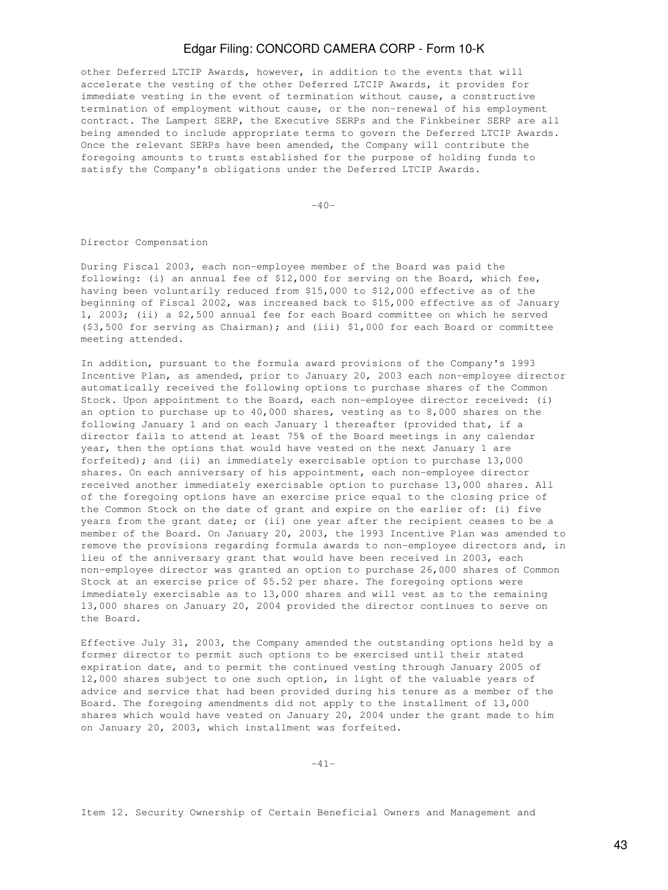other Deferred LTCIP Awards, however, in addition to the events that will accelerate the vesting of the other Deferred LTCIP Awards, it provides for immediate vesting in the event of termination without cause, a constructive termination of employment without cause, or the non-renewal of his employment contract. The Lampert SERP, the Executive SERPs and the Finkbeiner SERP are all being amended to include appropriate terms to govern the Deferred LTCIP Awards. Once the relevant SERPs have been amended, the Company will contribute the foregoing amounts to trusts established for the purpose of holding funds to satisfy the Company's obligations under the Deferred LTCIP Awards.

Director Compensation

During Fiscal 2003, each non-employee member of the Board was paid the following: (i) an annual fee of $12,000 for serving on the Board, which fee, having been voluntarily reduced from $15,000 to $12,000 effective as of the beginning of Fiscal 2002, was increased back to $15,000 effective as of January 1, 2003; (ii) a $2,500 annual fee for each Board committee on which he served ($3,500 for serving as Chairman); and (iii) $1,000 for each Board or committee meeting attended.

In addition, pursuant to the formula award provisions of the Company's 1993 Incentive Plan, as amended, prior to January 20, 2003 each non-employee director automatically received the following options to purchase shares of the Common Stock. Upon appointment to the Board, each non-employee director received: (i) an option to purchase up to 40,000 shares, vesting as to 8,000 shares on the following January 1 and on each January 1 thereafter (provided that, if a director fails to attend at least 75% of the Board meetings in any calendar year, then the options that would have vested on the next January 1 are forfeited); and (ii) an immediately exercisable option to purchase 13,000 shares. On each anniversary of his appointment, each non-employee director received another immediately exercisable option to purchase 13,000 shares. All of the foregoing options have an exercise price equal to the closing price of the Common Stock on the date of grant and expire on the earlier of: (i) five years from the grant date; or (ii) one year after the recipient ceases to be a member of the Board. On January 20, 2003, the 1993 Incentive Plan was amended to remove the provisions regarding formula awards to non-employee directors and, in lieu of the anniversary grant that would have been received in 2003, each non-employee director was granted an option to purchase 26,000 shares of Common Stock at an exercise price of $5.52 per share. The foregoing options were immediately exercisable as to 13,000 shares and will vest as to the remaining 13,000 shares on January 20, 2004 provided the director continues to serve on the Board.

Effective July 31, 2003, the Company amended the outstanding options held by a former director to permit such options to be exercised until their stated expiration date, and to permit the continued vesting through January 2005 of 12,000 shares subject to one such option, in light of the valuable years of advice and service that had been provided during his tenure as a member of the Board. The foregoing amendments did not apply to the installment of 13,000 shares which would have vested on January 20, 2004 under the grant made to him on January 20, 2003, which installment was forfeited.

Item 12. Security Ownership of Certain Beneficial Owners and Management and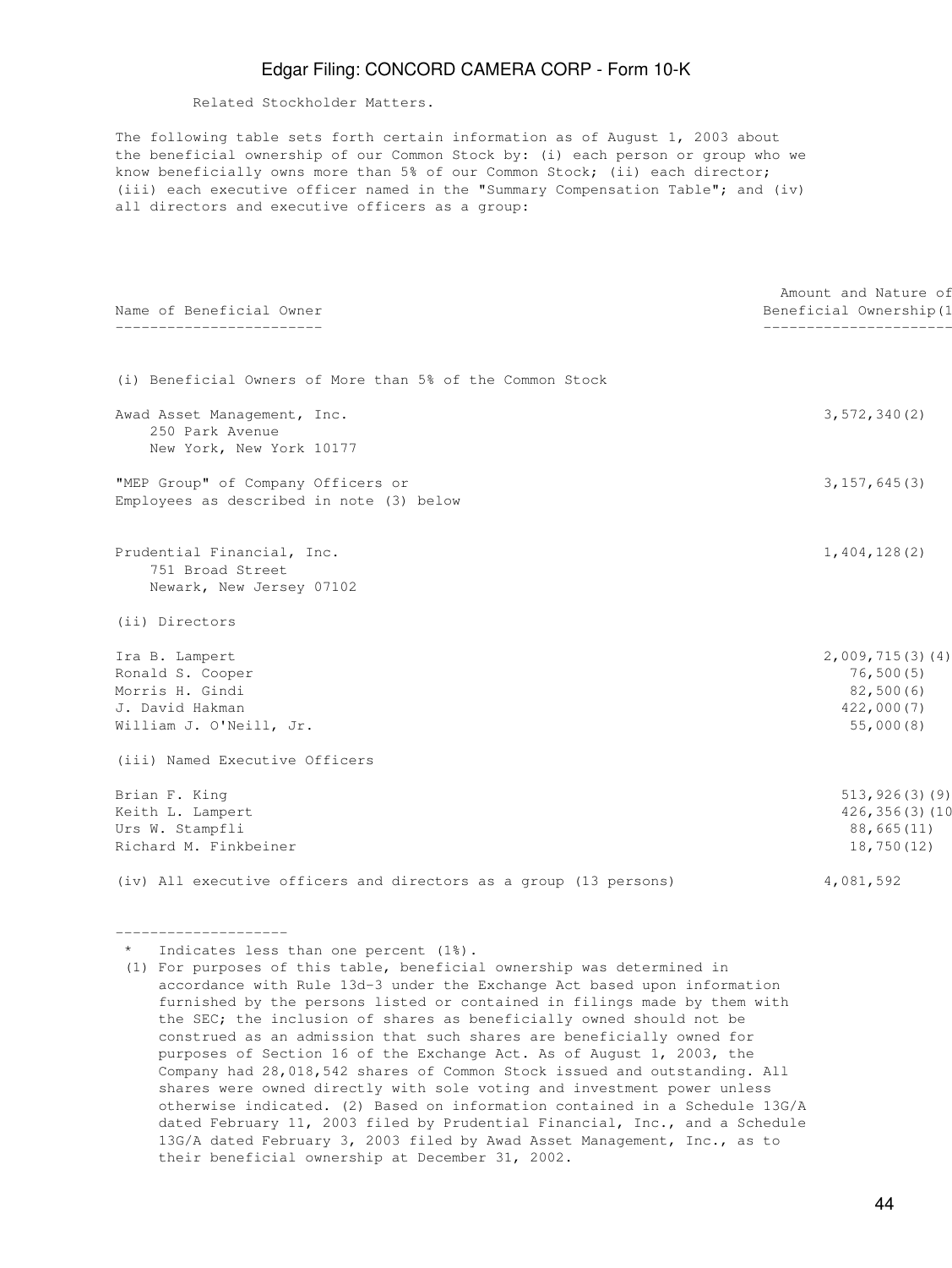Related Stockholder Matters.

The following table sets forth certain information as of August 1, 2003 about the beneficial ownership of our Common Stock by: (i) each person or group who we know beneficially owns more than 5% of our Common Stock; (ii) each director; (iii) each executive officer named in the "Summary Compensation Table"; and (iv) all directors and executive officers as a group:

| Name of Beneficial Owner | Amount and Nature of Beneficial Ownership(1 |
|---|---|
| (i) Beneficial Owners of More than 5% of the Common Stock | |
| Awad Asset Management, Inc.<br>250 Park Avenue<br>New York, New York 10177 | 3,572,340(2) |
| "MEP Group" of Company Officers or Employees as described in note (3) below | 3,157,645(3) |
| Prudential Financial, Inc.<br>751 Broad Street<br>Newark, New Jersey 07102 | 1,404,128(2) |
| (ii) Directors | |
| Ira B. Lampert | 2,009,715(3)(4) |
| Ronald S. Cooper | 76,500(5) |
| Morris H. Gindi | 82,500(6) |
| J. David Hakman | 422,000(7) |
| William J. O'Neill, Jr. | 55,000(8) |
| (iii) Named Executive Officers | |
| Brian F. King | 513,926(3)(9) |
| Keith L. Lampert | 426,356(3)(10 |
| Urs W. Stampfli | 88,665(11) |
| Richard M. Finkbeiner | 18,750(12) |
| (iv) All executive officers and directors as a group (13 persons) | 4,081,592 |

--------------------

\* Indicates less than one percent (1%).

(1) For purposes of this table, beneficial ownership was determined in accordance with Rule 13d-3 under the Exchange Act based upon information furnished by the persons listed or contained in filings made by them with the SEC; the inclusion of shares as beneficially owned should not be construed as an admission that such shares are beneficially owned for purposes of Section 16 of the Exchange Act. As of August 1, 2003, the Company had 28,018,542 shares of Common Stock issued and outstanding. All shares were owned directly with sole voting and investment power unless otherwise indicated. (2) Based on information contained in a Schedule 13G/A dated February 11, 2003 filed by Prudential Financial, Inc., and a Schedule 13G/A dated February 3, 2003 filed by Awad Asset Management, Inc., as to their beneficial ownership at December 31, 2002.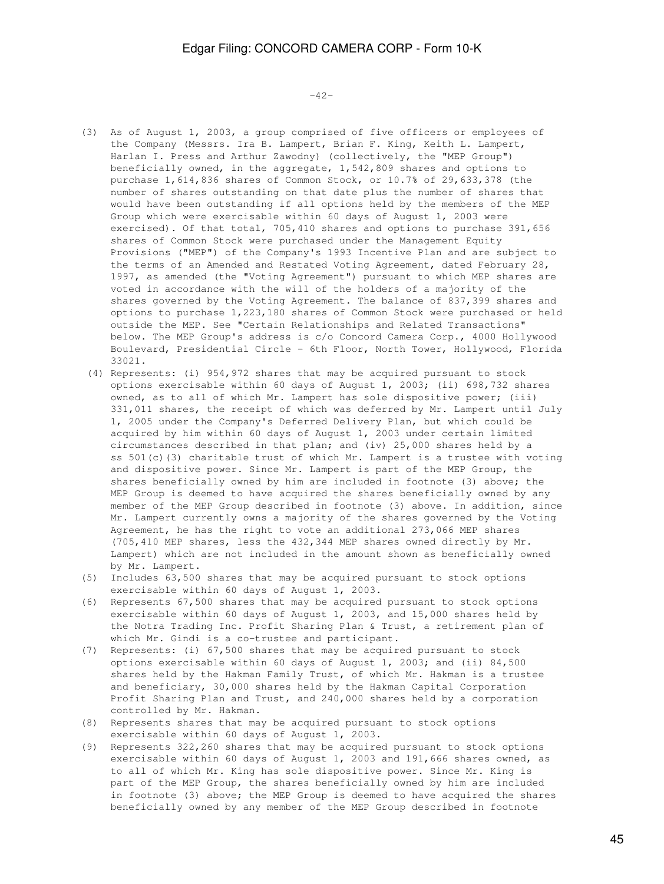(3) As of August 1, 2003, a group comprised of five officers or employees of the Company (Messrs. Ira B. Lampert, Brian F. King, Keith L. Lampert, Harlan I. Press and Arthur Zawodny) (collectively, the "MEP Group") beneficially owned, in the aggregate, 1,542,809 shares and options to purchase 1,614,836 shares of Common Stock, or 10.7% of 29,633,378 (the number of shares outstanding on that date plus the number of shares that would have been outstanding if all options held by the members of the MEP Group which were exercisable within 60 days of August 1, 2003 were exercised). Of that total, 705,410 shares and options to purchase 391,656 shares of Common Stock were purchased under the Management Equity Provisions ("MEP") of the Company's 1993 Incentive Plan and are subject to the terms of an Amended and Restated Voting Agreement, dated February 28, 1997, as amended (the "Voting Agreement") pursuant to which MEP shares are voted in accordance with the will of the holders of a majority of the shares governed by the Voting Agreement. The balance of 837,399 shares and options to purchase 1,223,180 shares of Common Stock were purchased or held outside the MEP. See "Certain Relationships and Related Transactions" below. The MEP Group's address is c/o Concord Camera Corp., 4000 Hollywood Boulevard, Presidential Circle - 6th Floor, North Tower, Hollywood, Florida 33021.

(4) Represents: (i) 954,972 shares that may be acquired pursuant to stock options exercisable within 60 days of August 1, 2003; (ii) 698,732 shares owned, as to all of which Mr. Lampert has sole dispositive power; (iii) 331,011 shares, the receipt of which was deferred by Mr. Lampert until July 1, 2005 under the Company's Deferred Delivery Plan, but which could be acquired by him within 60 days of August 1, 2003 under certain limited circumstances described in that plan; and (iv) 25,000 shares held by a ss 501(c)(3) charitable trust of which Mr. Lampert is a trustee with voting and dispositive power. Since Mr. Lampert is part of the MEP Group, the shares beneficially owned by him are included in footnote (3) above; the MEP Group is deemed to have acquired the shares beneficially owned by any member of the MEP Group described in footnote (3) above. In addition, since Mr. Lampert currently owns a majority of the shares governed by the Voting Agreement, he has the right to vote an additional 273,066 MEP shares (705,410 MEP shares, less the 432,344 MEP shares owned directly by Mr. Lampert) which are not included in the amount shown as beneficially owned by Mr. Lampert.

(5) Includes 63,500 shares that may be acquired pursuant to stock options exercisable within 60 days of August 1, 2003.

(6) Represents 67,500 shares that may be acquired pursuant to stock options exercisable within 60 days of August 1, 2003, and 15,000 shares held by the Notra Trading Inc. Profit Sharing Plan & Trust, a retirement plan of which Mr. Gindi is a co-trustee and participant.

(7) Represents: (i) 67,500 shares that may be acquired pursuant to stock options exercisable within 60 days of August 1, 2003; and (ii) 84,500 shares held by the Hakman Family Trust, of which Mr. Hakman is a trustee and beneficiary, 30,000 shares held by the Hakman Capital Corporation Profit Sharing Plan and Trust, and 240,000 shares held by a corporation controlled by Mr. Hakman.

(8) Represents shares that may be acquired pursuant to stock options exercisable within 60 days of August 1, 2003.

(9) Represents 322,260 shares that may be acquired pursuant to stock options exercisable within 60 days of August 1, 2003 and 191,666 shares owned, as to all of which Mr. King has sole dispositive power. Since Mr. King is part of the MEP Group, the shares beneficially owned by him are included in footnote (3) above; the MEP Group is deemed to have acquired the shares beneficially owned by any member of the MEP Group described in footnote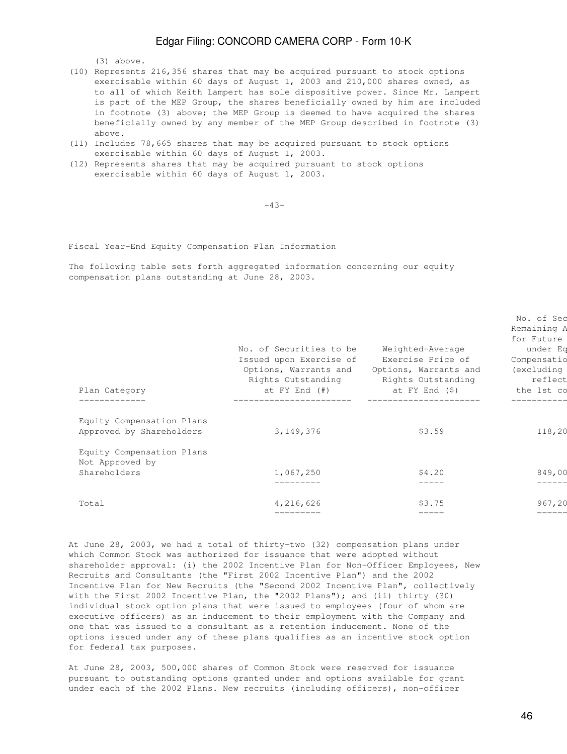(3) above.

(10) Represents 216,356 shares that may be acquired pursuant to stock options exercisable within 60 days of August 1, 2003 and 210,000 shares owned, as to all of which Keith Lampert has sole dispositive power. Since Mr. Lampert is part of the MEP Group, the shares beneficially owned by him are included in footnote (3) above; the MEP Group is deemed to have acquired the shares beneficially owned by any member of the MEP Group described in footnote (3) above.

(11) Includes 78,665 shares that may be acquired pursuant to stock options exercisable within 60 days of August 1, 2003.

(12) Represents shares that may be acquired pursuant to stock options exercisable within 60 days of August 1, 2003.

-43-

Fiscal Year-End Equity Compensation Plan Information

The following table sets forth aggregated information concerning our equity compensation plans outstanding at June 28, 2003.

| Plan Category | No. of Securities to be Issued upon Exercise of Options, Warrants and Rights Outstanding at FY End (#) | Weighted-Average Exercise Price of Options, Warrants and Rights Outstanding at FY End ($) | No. of Sec Remaining A for Future under Eq Compensatio (excluding reflect the 1st co |
|---|---|---|---|
| Equity Compensation Plans Approved by Shareholders | 3,149,376 | $3.59 | 118,20 |
| Equity Compensation Plans Not Approved by Shareholders | 1,067,250 | $4.20 | 849,00 |
| Total | 4,216,626 | $3.75 | 967,20 |

At June 28, 2003, we had a total of thirty-two (32) compensation plans under which Common Stock was authorized for issuance that were adopted without shareholder approval: (i) the 2002 Incentive Plan for Non-Officer Employees, New Recruits and Consultants (the "First 2002 Incentive Plan") and the 2002 Incentive Plan for New Recruits (the "Second 2002 Incentive Plan", collectively with the First 2002 Incentive Plan, the "2002 Plans"); and (ii) thirty (30) individual stock option plans that were issued to employees (four of whom are executive officers) as an inducement to their employment with the Company and one that was issued to a consultant as a retention inducement. None of the options issued under any of these plans qualifies as an incentive stock option for federal tax purposes.

At June 28, 2003, 500,000 shares of Common Stock were reserved for issuance pursuant to outstanding options granted under and options available for grant under each of the 2002 Plans. New recruits (including officers), non-officer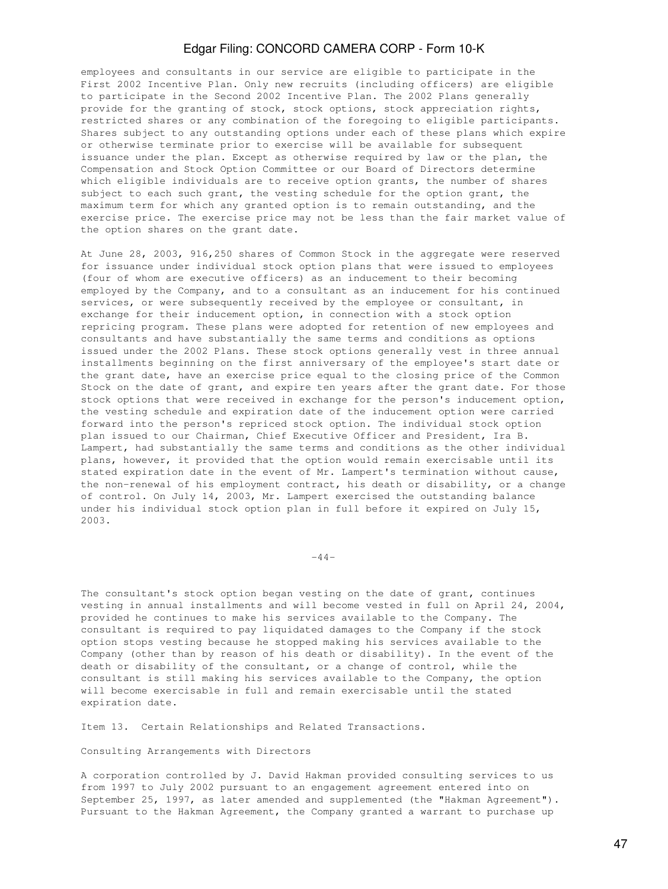employees and consultants in our service are eligible to participate in the First 2002 Incentive Plan. Only new recruits (including officers) are eligible to participate in the Second 2002 Incentive Plan. The 2002 Plans generally provide for the granting of stock, stock options, stock appreciation rights, restricted shares or any combination of the foregoing to eligible participants. Shares subject to any outstanding options under each of these plans which expire or otherwise terminate prior to exercise will be available for subsequent issuance under the plan. Except as otherwise required by law or the plan, the Compensation and Stock Option Committee or our Board of Directors determine which eligible individuals are to receive option grants, the number of shares subject to each such grant, the vesting schedule for the option grant, the maximum term for which any granted option is to remain outstanding, and the exercise price. The exercise price may not be less than the fair market value of the option shares on the grant date.

At June 28, 2003, 916,250 shares of Common Stock in the aggregate were reserved for issuance under individual stock option plans that were issued to employees (four of whom are executive officers) as an inducement to their becoming employed by the Company, and to a consultant as an inducement for his continued services, or were subsequently received by the employee or consultant, in exchange for their inducement option, in connection with a stock option repricing program. These plans were adopted for retention of new employees and consultants and have substantially the same terms and conditions as options issued under the 2002 Plans. These stock options generally vest in three annual installments beginning on the first anniversary of the employee's start date or the grant date, have an exercise price equal to the closing price of the Common Stock on the date of grant, and expire ten years after the grant date. For those stock options that were received in exchange for the person's inducement option, the vesting schedule and expiration date of the inducement option were carried forward into the person's repriced stock option. The individual stock option plan issued to our Chairman, Chief Executive Officer and President, Ira B. Lampert, had substantially the same terms and conditions as the other individual plans, however, it provided that the option would remain exercisable until its stated expiration date in the event of Mr. Lampert's termination without cause, the non-renewal of his employment contract, his death or disability, or a change of control. On July 14, 2003, Mr. Lampert exercised the outstanding balance under his individual stock option plan in full before it expired on July 15, 2003.

The consultant's stock option began vesting on the date of grant, continues vesting in annual installments and will become vested in full on April 24, 2004, provided he continues to make his services available to the Company. The consultant is required to pay liquidated damages to the Company if the stock option stops vesting because he stopped making his services available to the Company (other than by reason of his death or disability). In the event of the death or disability of the consultant, or a change of control, while the consultant is still making his services available to the Company, the option will become exercisable in full and remain exercisable until the stated expiration date.

## Item 13. Certain Relationships and Related Transactions.

### Consulting Arrangements with Directors

A corporation controlled by J. David Hakman provided consulting services to us from 1997 to July 2002 pursuant to an engagement agreement entered into on September 25, 1997, as later amended and supplemented (the "Hakman Agreement"). Pursuant to the Hakman Agreement, the Company granted a warrant to purchase up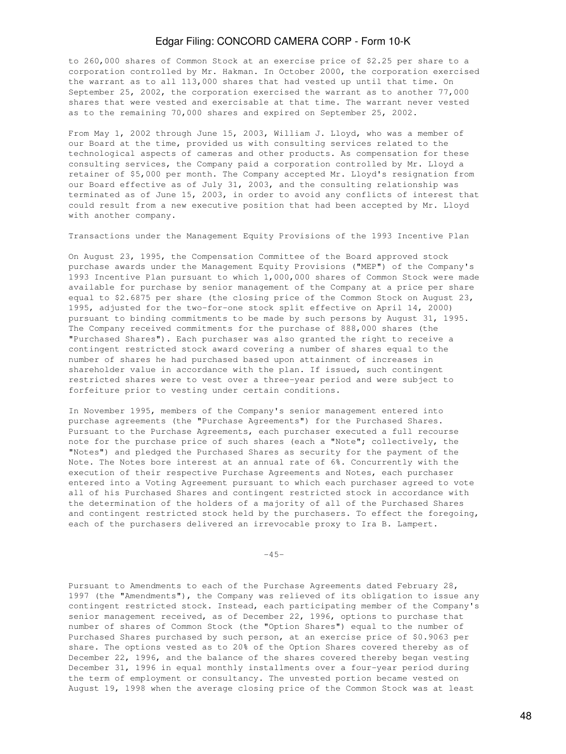to 260,000 shares of Common Stock at an exercise price of $2.25 per share to a corporation controlled by Mr. Hakman. In October 2000, the corporation exercised the warrant as to all 113,000 shares that had vested up until that time. On September 25, 2002, the corporation exercised the warrant as to another 77,000 shares that were vested and exercisable at that time. The warrant never vested as to the remaining 70,000 shares and expired on September 25, 2002.

From May 1, 2002 through June 15, 2003, William J. Lloyd, who was a member of our Board at the time, provided us with consulting services related to the technological aspects of cameras and other products. As compensation for these consulting services, the Company paid a corporation controlled by Mr. Lloyd a retainer of $5,000 per month. The Company accepted Mr. Lloyd's resignation from our Board effective as of July 31, 2003, and the consulting relationship was terminated as of June 15, 2003, in order to avoid any conflicts of interest that could result from a new executive position that had been accepted by Mr. Lloyd with another company.

Transactions under the Management Equity Provisions of the 1993 Incentive Plan

On August 23, 1995, the Compensation Committee of the Board approved stock purchase awards under the Management Equity Provisions ("MEP") of the Company's 1993 Incentive Plan pursuant to which 1,000,000 shares of Common Stock were made available for purchase by senior management of the Company at a price per share equal to $2.6875 per share (the closing price of the Common Stock on August 23, 1995, adjusted for the two-for-one stock split effective on April 14, 2000) pursuant to binding commitments to be made by such persons by August 31, 1995. The Company received commitments for the purchase of 888,000 shares (the "Purchased Shares"). Each purchaser was also granted the right to receive a contingent restricted stock award covering a number of shares equal to the number of shares he had purchased based upon attainment of increases in shareholder value in accordance with the plan. If issued, such contingent restricted shares were to vest over a three-year period and were subject to forfeiture prior to vesting under certain conditions.

In November 1995, members of the Company's senior management entered into purchase agreements (the "Purchase Agreements") for the Purchased Shares. Pursuant to the Purchase Agreements, each purchaser executed a full recourse note for the purchase price of such shares (each a "Note"; collectively, the "Notes") and pledged the Purchased Shares as security for the payment of the Note. The Notes bore interest at an annual rate of 6%. Concurrently with the execution of their respective Purchase Agreements and Notes, each purchaser entered into a Voting Agreement pursuant to which each purchaser agreed to vote all of his Purchased Shares and contingent restricted stock in accordance with the determination of the holders of a majority of all of the Purchased Shares and contingent restricted stock held by the purchasers. To effect the foregoing, each of the purchasers delivered an irrevocable proxy to Ira B. Lampert.

Pursuant to Amendments to each of the Purchase Agreements dated February 28, 1997 (the "Amendments"), the Company was relieved of its obligation to issue any contingent restricted stock. Instead, each participating member of the Company's senior management received, as of December 22, 1996, options to purchase that number of shares of Common Stock (the "Option Shares") equal to the number of Purchased Shares purchased by such person, at an exercise price of $0.9063 per share. The options vested as to 20% of the Option Shares covered thereby as of December 22, 1996, and the balance of the shares covered thereby began vesting December 31, 1996 in equal monthly installments over a four-year period during the term of employment or consultancy. The unvested portion became vested on August 19, 1998 when the average closing price of the Common Stock was at least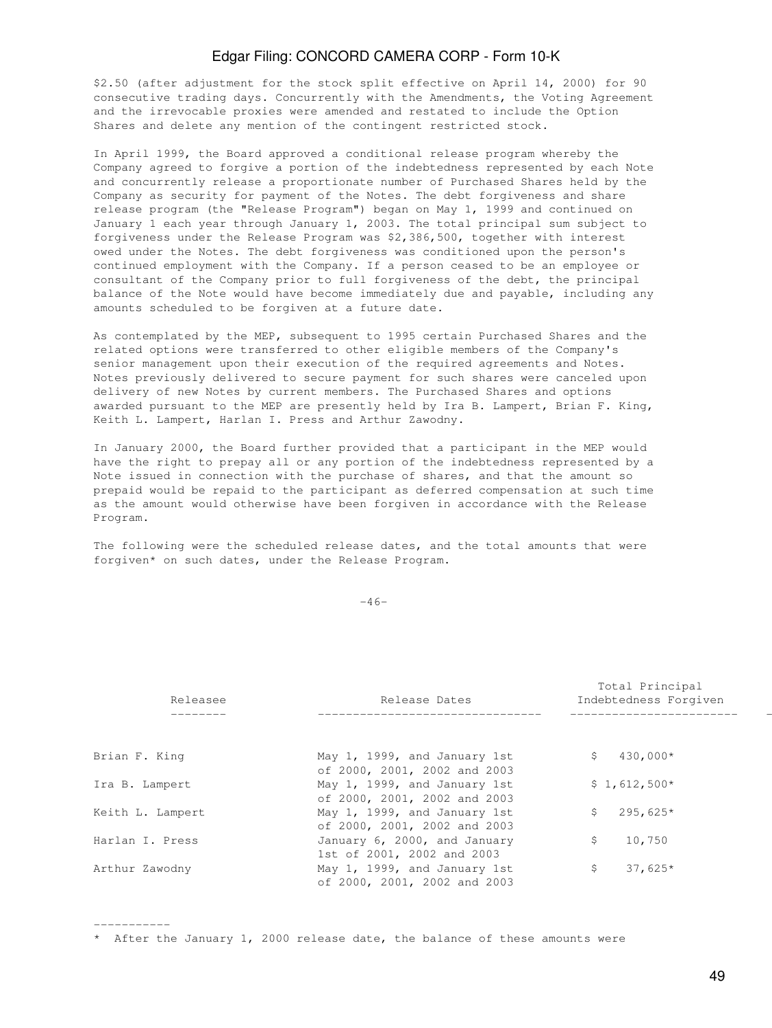$2.50 (after adjustment for the stock split effective on April 14, 2000) for 90 consecutive trading days. Concurrently with the Amendments, the Voting Agreement and the irrevocable proxies were amended and restated to include the Option Shares and delete any mention of the contingent restricted stock.

In April 1999, the Board approved a conditional release program whereby the Company agreed to forgive a portion of the indebtedness represented by each Note and concurrently release a proportionate number of Purchased Shares held by the Company as security for payment of the Notes. The debt forgiveness and share release program (the "Release Program") began on May 1, 1999 and continued on January 1 each year through January 1, 2003. The total principal sum subject to forgiveness under the Release Program was $2,386,500, together with interest owed under the Notes. The debt forgiveness was conditioned upon the person's continued employment with the Company. If a person ceased to be an employee or consultant of the Company prior to full forgiveness of the debt, the principal balance of the Note would have become immediately due and payable, including any amounts scheduled to be forgiven at a future date.

As contemplated by the MEP, subsequent to 1995 certain Purchased Shares and the related options were transferred to other eligible members of the Company's senior management upon their execution of the required agreements and Notes. Notes previously delivered to secure payment for such shares were canceled upon delivery of new Notes by current members. The Purchased Shares and options awarded pursuant to the MEP are presently held by Ira B. Lampert, Brian F. King, Keith L. Lampert, Harlan I. Press and Arthur Zawodny.

In January 2000, the Board further provided that a participant in the MEP would have the right to prepay all or any portion of the indebtedness represented by a Note issued in connection with the purchase of shares, and that the amount so prepaid would be repaid to the participant as deferred compensation at such time as the amount would otherwise have been forgiven in accordance with the Release Program.

The following were the scheduled release dates, and the total amounts that were forgiven* on such dates, under the Release Program.

| Releasee | Release Dates | Total Principal Indebtedness Forgiven |
|---|---|---|
| Brian F. King | May 1, 1999, and January 1st of 2000, 2001, 2002 and 2003 | $ 430,000* |
| Ira B. Lampert | May 1, 1999, and January 1st of 2000, 2001, 2002 and 2003 | $ 1,612,500* |
| Keith L. Lampert | May 1, 1999, and January 1st of 2000, 2001, 2002 and 2003 | $ 295,625* |
| Harlan I. Press | January 6, 2000, and January 1st of 2001, 2002 and 2003 | $ 10,750 |
| Arthur Zawodny | May 1, 1999, and January 1st of 2000, 2001, 2002 and 2003 | $ 37,625* |

-----------

\* After the January 1, 2000 release date, the balance of these amounts were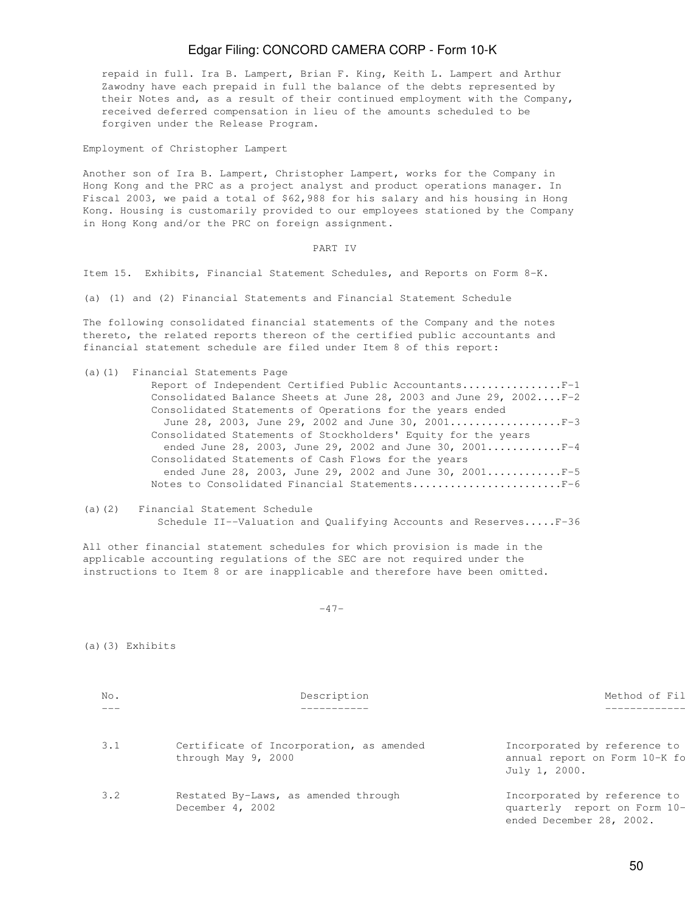repaid in full. Ira B. Lampert, Brian F. King, Keith L. Lampert and Arthur Zawodny have each prepaid in full the balance of the debts represented by their Notes and, as a result of their continued employment with the Company, received deferred compensation in lieu of the amounts scheduled to be forgiven under the Release Program.

Employment of Christopher Lampert

Another son of Ira B. Lampert, Christopher Lampert, works for the Company in Hong Kong and the PRC as a project analyst and product operations manager. In Fiscal 2003, we paid a total of $62,988 for his salary and his housing in Hong Kong. Housing is customarily provided to our employees stationed by the Company in Hong Kong and/or the PRC on foreign assignment.

## PART IV

Item 15. Exhibits, Financial Statement Schedules, and Reports on Form 8-K.

(a) (1) and (2) Financial Statements and Financial Statement Schedule

The following consolidated financial statements of the Company and the notes thereto, the related reports thereon of the certified public accountants and financial statement schedule are filed under Item 8 of this report:

(a)(1) Financial Statements Page

- Report of Independent Certified Public Accountants................F-1
- Consolidated Balance Sheets at June 28, 2003 and June 29, 2002....F-2
- Consolidated Statements of Operations for the years ended June 28, 2003, June 29, 2002 and June 30, 2001..................F-3
- Consolidated Statements of Stockholders' Equity for the years ended June 28, 2003, June 29, 2002 and June 30, 2001............F-4
- Consolidated Statements of Cash Flows for the years ended June 28, 2003, June 29, 2002 and June 30, 2001............F-5
- Notes to Consolidated Financial Statements........................F-6

(a)(2) Financial Statement Schedule

- Schedule II--Valuation and Qualifying Accounts and Reserves.....F-36

All other financial statement schedules for which provision is made in the applicable accounting regulations of the SEC are not required under the instructions to Item 8 or are inapplicable and therefore have been omitted.

(a)(3) Exhibits

| No. | Description | Method of Fil |
|---|---|---|
| 3.1 | Certificate of Incorporation, as amended through May 9, 2000 | Incorporated by reference to annual report on Form 10-K fo July 1, 2000. |
| 3.2 | Restated By-Laws, as amended through December 4, 2002 | Incorporated by reference to quarterly report on Form 10- ended December 28, 2002. |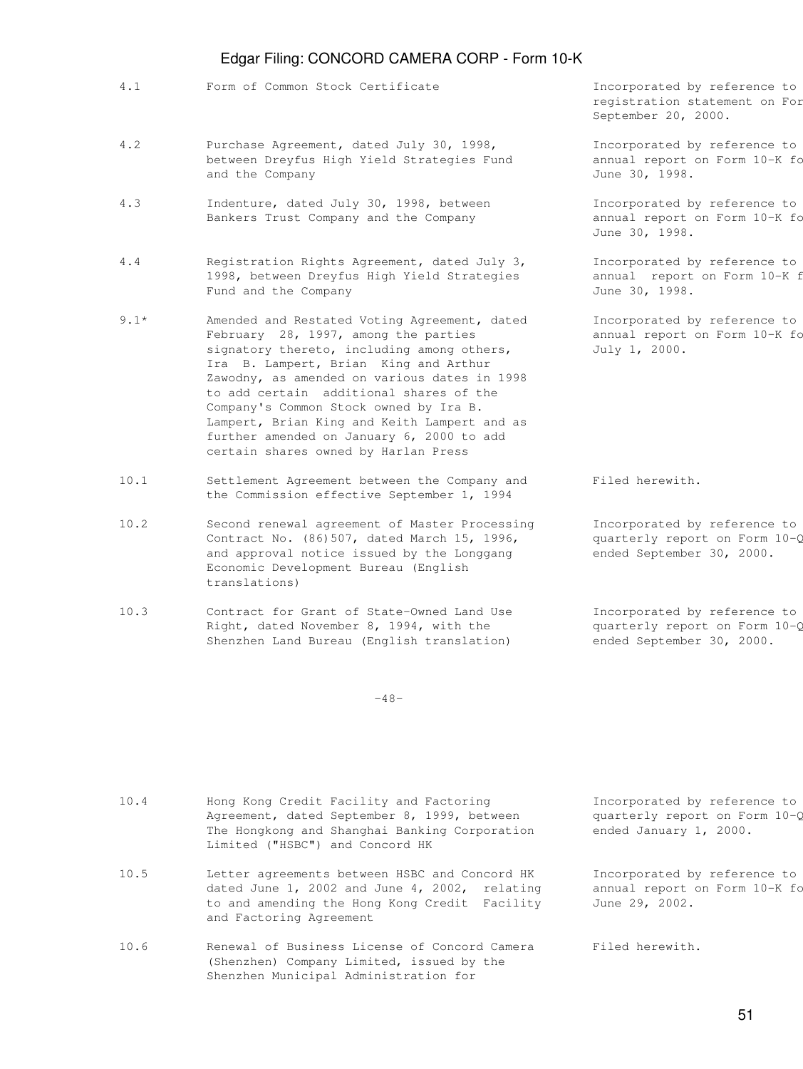| | | |
|---|---|---|
| 4.1 | Form of Common Stock Certificate | Incorporated by reference to registration statement on For September 20, 2000. |
| 4.2 | Purchase Agreement, dated July 30, 1998, between Dreyfus High Yield Strategies Fund and the Company | Incorporated by reference to annual report on Form 10-K fo June 30, 1998. |
| 4.3 | Indenture, dated July 30, 1998, between Bankers Trust Company and the Company | Incorporated by reference to annual report on Form 10-K fo June 30, 1998. |
| 4.4 | Registration Rights Agreement, dated July 3, 1998, between Dreyfus High Yield Strategies Fund and the Company | Incorporated by reference to annual report on Form 10-K f June 30, 1998. |
| 9.1* | Amended and Restated Voting Agreement, dated February 28, 1997, among the parties signatory thereto, including among others, Ira B. Lampert, Brian King and Arthur Zawodny, as amended on various dates in 1998 to add certain additional shares of the Company's Common Stock owned by Ira B. Lampert, Brian King and Keith Lampert and as further amended on January 6, 2000 to add certain shares owned by Harlan Press | Incorporated by reference to annual report on Form 10-K fo July 1, 2000. |
| 10.1 | Settlement Agreement between the Company and the Commission effective September 1, 1994 | Filed herewith. |
| 10.2 | Second renewal agreement of Master Processing Contract No. (86)507, dated March 15, 1996, and approval notice issued by the Longgang Economic Development Bureau (English translations) | Incorporated by reference to quarterly report on Form 10-Q ended September 30, 2000. |
| 10.3 | Contract for Grant of State-Owned Land Use Right, dated November 8, 1994, with the Shenzhen Land Bureau (English translation) | Incorporated by reference to quarterly report on Form 10-Q ended September 30, 2000. |

-48-

| | | |
|---|---|---|
| 10.4 | Hong Kong Credit Facility and Factoring Agreement, dated September 8, 1999, between The Hongkong and Shanghai Banking Corporation Limited ("HSBC") and Concord HK | Incorporated by reference to quarterly report on Form 10-Q ended January 1, 2000. |
| 10.5 | Letter agreements between HSBC and Concord HK dated June 1, 2002 and June 4, 2002, relating to and amending the Hong Kong Credit Facility and Factoring Agreement | Incorporated by reference to annual report on Form 10-K fo June 29, 2002. |
| 10.6 | Renewal of Business License of Concord Camera (Shenzhen) Company Limited, issued by the Shenzhen Municipal Administration for | Filed herewith. |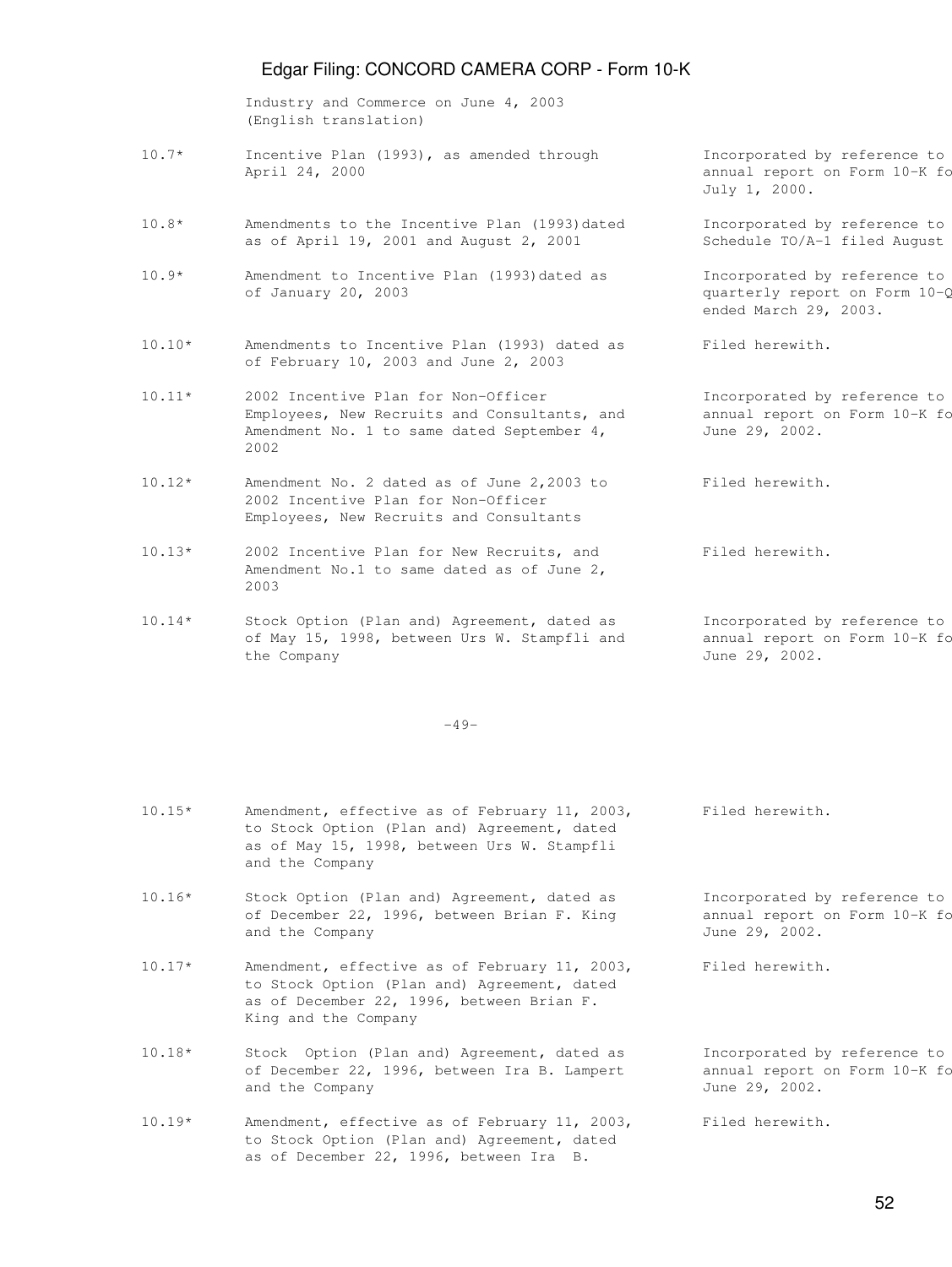| | | |
|---|---|---|
| | Industry and Commerce on June 4, 2003 (English translation) | |
| 10.7* | Incentive Plan (1993), as amended through April 24, 2000 | Incorporated by reference to annual report on Form 10-K fo July 1, 2000. |
| 10.8* | Amendments to the Incentive Plan (1993)dated as of April 19, 2001 and August 2, 2001 | Incorporated by reference to Schedule TO/A-1 filed August |
| 10.9* | Amendment to Incentive Plan (1993)dated as of January 20, 2003 | Incorporated by reference to quarterly report on Form 10-Q ended March 29, 2003. |
| 10.10* | Amendments to Incentive Plan (1993) dated as of February 10, 2003 and June 2, 2003 | Filed herewith. |
| 10.11* | 2002 Incentive Plan for Non-Officer Employees, New Recruits and Consultants, and Amendment No. 1 to same dated September 4, 2002 | Incorporated by reference to annual report on Form 10-K fo June 29, 2002. |
| 10.12* | Amendment No. 2 dated as of June 2,2003 to 2002 Incentive Plan for Non-Officer Employees, New Recruits and Consultants | Filed herewith. |
| 10.13* | 2002 Incentive Plan for New Recruits, and Amendment No.1 to same dated as of June 2, 2003 | Filed herewith. |
| 10.14* | Stock Option (Plan and) Agreement, dated as of May 15, 1998, between Urs W. Stampfli and the Company | Incorporated by reference to annual report on Form 10-K fo June 29, 2002. |

-49-

| | | |
|---|---|---|
| 10.15* | Amendment, effective as of February 11, 2003, to Stock Option (Plan and) Agreement, dated as of May 15, 1998, between Urs W. Stampfli and the Company | Filed herewith. |
| 10.16* | Stock Option (Plan and) Agreement, dated as of December 22, 1996, between Brian F. King and the Company | Incorporated by reference to annual report on Form 10-K fo June 29, 2002. |
| 10.17* | Amendment, effective as of February 11, 2003, to Stock Option (Plan and) Agreement, dated as of December 22, 1996, between Brian F. King and the Company | Filed herewith. |
| 10.18* | Stock Option (Plan and) Agreement, dated as of December 22, 1996, between Ira B. Lampert and the Company | Incorporated by reference to annual report on Form 10-K fo June 29, 2002. |
| 10.19* | Amendment, effective as of February 11, 2003, to Stock Option (Plan and) Agreement, dated as of December 22, 1996, between Ira B. | Filed herewith. |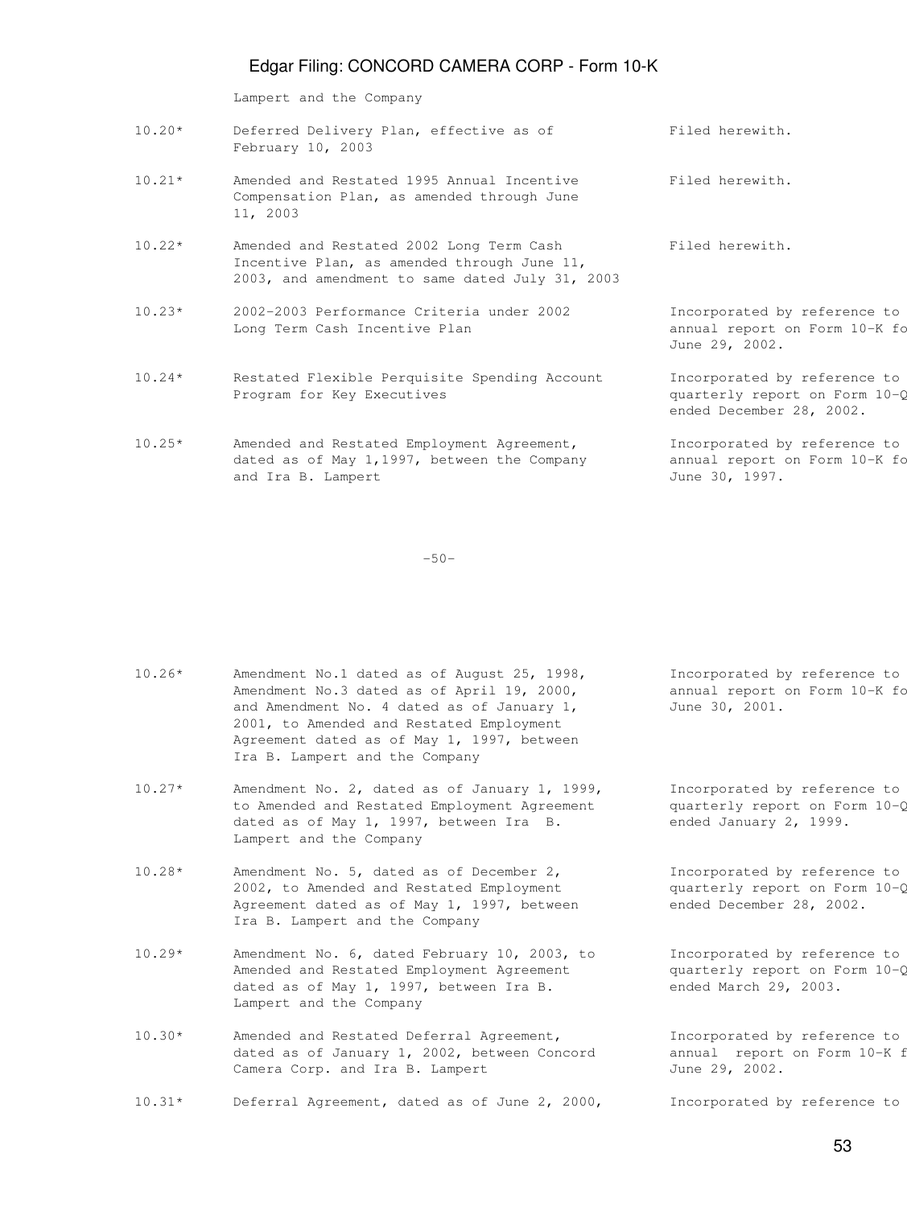| | Lampert and the Company | |
|---|---|---|
| 10.20* | Deferred Delivery Plan, effective as of February 10, 2003 | Filed herewith. |
| 10.21* | Amended and Restated 1995 Annual Incentive Compensation Plan, as amended through June 11, 2003 | Filed herewith. |
| 10.22* | Amended and Restated 2002 Long Term Cash Incentive Plan, as amended through June 11, 2003, and amendment to same dated July 31, 2003 | Filed herewith. |
| 10.23* | 2002-2003 Performance Criteria under 2002 Long Term Cash Incentive Plan | Incorporated by reference to annual report on Form 10-K fo June 29, 2002. |
| 10.24* | Restated Flexible Perquisite Spending Account Program for Key Executives | Incorporated by reference to quarterly report on Form 10-Q ended December 28, 2002. |
| 10.25* | Amended and Restated Employment Agreement, dated as of May 1,1997, between the Company and Ira B. Lampert | Incorporated by reference to annual report on Form 10-K fo June 30, 1997. |

-50-

| | | |
|---|---|---|
| 10.26* | Amendment No.1 dated as of August 25, 1998, Amendment No.3 dated as of April 19, 2000, and Amendment No. 4 dated as of January 1, 2001, to Amended and Restated Employment Agreement dated as of May 1, 1997, between Ira B. Lampert and the Company | Incorporated by reference to annual report on Form 10-K fo June 30, 2001. |
| 10.27* | Amendment No. 2, dated as of January 1, 1999, to Amended and Restated Employment Agreement dated as of May 1, 1997, between Ira B. Lampert and the Company | Incorporated by reference to quarterly report on Form 10-Q ended January 2, 1999. |
| 10.28* | Amendment No. 5, dated as of December 2, 2002, to Amended and Restated Employment Agreement dated as of May 1, 1997, between Ira B. Lampert and the Company | Incorporated by reference to quarterly report on Form 10-Q ended December 28, 2002. |
| 10.29* | Amendment No. 6, dated February 10, 2003, to Amended and Restated Employment Agreement dated as of May 1, 1997, between Ira B. Lampert and the Company | Incorporated by reference to quarterly report on Form 10-Q ended March 29, 2003. |
| 10.30* | Amended and Restated Deferral Agreement, dated as of January 1, 2002, between Concord Camera Corp. and Ira B. Lampert | Incorporated by reference to annual report on Form 10-K f June 29, 2002. |
| 10.31* | Deferral Agreement, dated as of June 2, 2000, | Incorporated by reference to |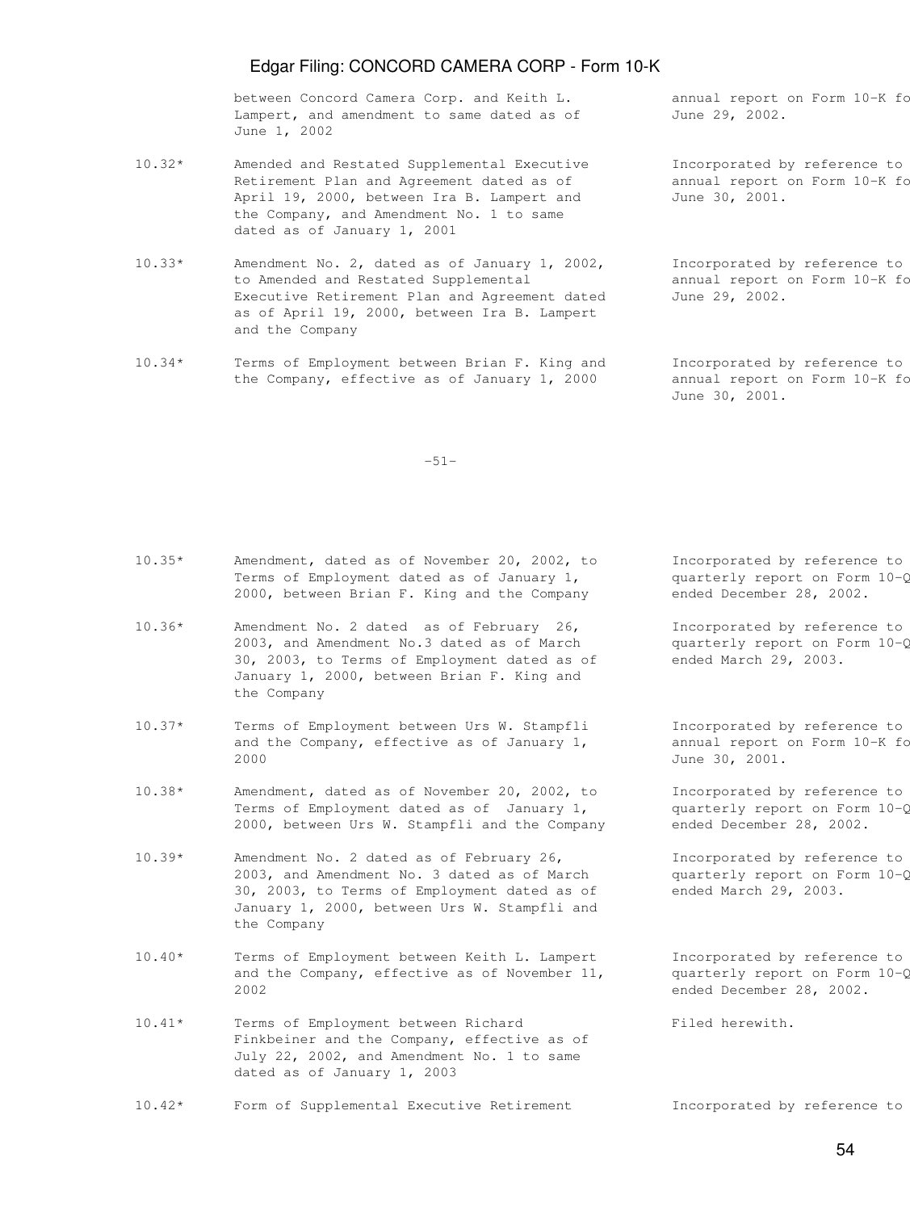| | | |
|---|---|---|
| | between Concord Camera Corp. and Keith L. Lampert, and amendment to same dated as of June 1, 2002 | annual report on Form 10-K fo June 29, 2002. |
| 10.32* | Amended and Restated Supplemental Executive Retirement Plan and Agreement dated as of April 19, 2000, between Ira B. Lampert and the Company, and Amendment No. 1 to same dated as of January 1, 2001 | Incorporated by reference to annual report on Form 10-K fo June 30, 2001. |
| 10.33* | Amendment No. 2, dated as of January 1, 2002, to Amended and Restated Supplemental Executive Retirement Plan and Agreement dated as of April 19, 2000, between Ira B. Lampert and the Company | Incorporated by reference to annual report on Form 10-K fo June 29, 2002. |
| 10.34* | Terms of Employment between Brian F. King and the Company, effective as of January 1, 2000 | Incorporated by reference to annual report on Form 10-K fo June 30, 2001. |

-51-

| | | |
|---|---|---|
| 10.35* | Amendment, dated as of November 20, 2002, to Terms of Employment dated as of January 1, 2000, between Brian F. King and the Company | Incorporated by reference to quarterly report on Form 10-Q ended December 28, 2002. |
| 10.36* | Amendment No. 2 dated as of February 26, 2003, and Amendment No.3 dated as of March 30, 2003, to Terms of Employment dated as of January 1, 2000, between Brian F. King and the Company | Incorporated by reference to quarterly report on Form 10-Q ended March 29, 2003. |
| 10.37* | Terms of Employment between Urs W. Stampfli and the Company, effective as of January 1, 2000 | Incorporated by reference to annual report on Form 10-K fo June 30, 2001. |
| 10.38* | Amendment, dated as of November 20, 2002, to Terms of Employment dated as of January 1, 2000, between Urs W. Stampfli and the Company | Incorporated by reference to quarterly report on Form 10-Q ended December 28, 2002. |
| 10.39* | Amendment No. 2 dated as of February 26, 2003, and Amendment No. 3 dated as of March 30, 2003, to Terms of Employment dated as of January 1, 2000, between Urs W. Stampfli and the Company | Incorporated by reference to quarterly report on Form 10-Q ended March 29, 2003. |
| 10.40* | Terms of Employment between Keith L. Lampert and the Company, effective as of November 11, 2002 | Incorporated by reference to quarterly report on Form 10-Q ended December 28, 2002. |
| 10.41* | Terms of Employment between Richard Finkbeiner and the Company, effective as of July 22, 2002, and Amendment No. 1 to same dated as of January 1, 2003 | Filed herewith. |
| 10.42* | Form of Supplemental Executive Retirement | Incorporated by reference to |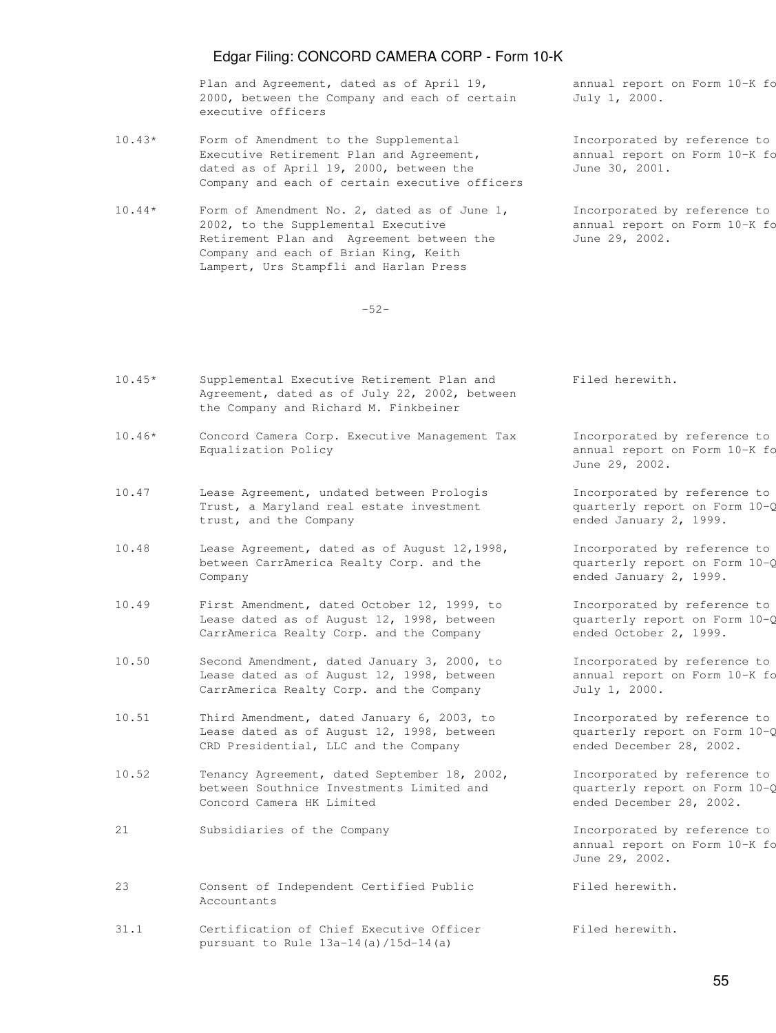| | | |
|---|---|---|
| | Plan and Agreement, dated as of April 19, 2000, between the Company and each of certain executive officers | annual report on Form 10-K fo July 1, 2000. |
| 10.43* | Form of Amendment to the Supplemental Executive Retirement Plan and Agreement, dated as of April 19, 2000, between the Company and each of certain executive officers | Incorporated by reference to annual report on Form 10-K fo June 30, 2001. |
| 10.44* | Form of Amendment No. 2, dated as of June 1, 2002, to the Supplemental Executive Retirement Plan and Agreement between the Company and each of Brian King, Keith Lampert, Urs Stampfli and Harlan Press | Incorporated by reference to annual report on Form 10-K fo June 29, 2002. |

-52-

| | | |
|---|---|---|
| 10.45* | Supplemental Executive Retirement Plan and Agreement, dated as of July 22, 2002, between the Company and Richard M. Finkbeiner | Filed herewith. |
| 10.46* | Concord Camera Corp. Executive Management Tax Equalization Policy | Incorporated by reference to annual report on Form 10-K fo June 29, 2002. |
| 10.47 | Lease Agreement, undated between Prologis Trust, a Maryland real estate investment trust, and the Company | Incorporated by reference to quarterly report on Form 10-Q ended January 2, 1999. |
| 10.48 | Lease Agreement, dated as of August 12,1998, between CarrAmerica Realty Corp. and the Company | Incorporated by reference to quarterly report on Form 10-Q ended January 2, 1999. |
| 10.49 | First Amendment, dated October 12, 1999, to Lease dated as of August 12, 1998, between CarrAmerica Realty Corp. and the Company | Incorporated by reference to quarterly report on Form 10-Q ended October 2, 1999. |
| 10.50 | Second Amendment, dated January 3, 2000, to Lease dated as of August 12, 1998, between CarrAmerica Realty Corp. and the Company | Incorporated by reference to annual report on Form 10-K fo July 1, 2000. |
| 10.51 | Third Amendment, dated January 6, 2003, to Lease dated as of August 12, 1998, between CRD Presidential, LLC and the Company | Incorporated by reference to quarterly report on Form 10-Q ended December 28, 2002. |
| 10.52 | Tenancy Agreement, dated September 18, 2002, between Southnice Investments Limited and Concord Camera HK Limited | Incorporated by reference to quarterly report on Form 10-Q ended December 28, 2002. |
| 21 | Subsidiaries of the Company | Incorporated by reference to annual report on Form 10-K fo June 29, 2002. |
| 23 | Consent of Independent Certified Public Accountants | Filed herewith. |
| 31.1 | Certification of Chief Executive Officer pursuant to Rule 13a-14(a)/15d-14(a) | Filed herewith. |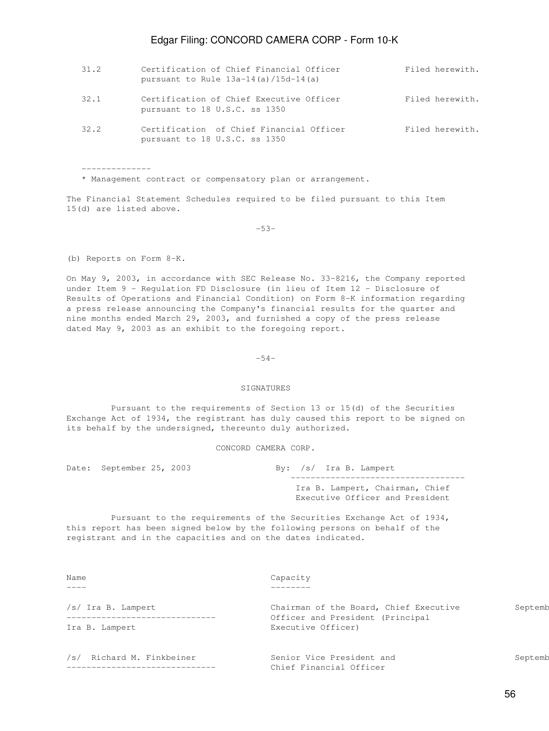| | | |
|---|---|---|
| 31.2 | Certification of Chief Financial Officer pursuant to Rule 13a-14(a)/15d-14(a) | Filed herewith. |
| 32.1 | Certification of Chief Executive Officer pursuant to 18 U.S.C. ss 1350 | Filed herewith. |
| 32.2 | Certification of Chief Financial Officer pursuant to 18 U.S.C. ss 1350 | Filed herewith. |

--------------

* Management contract or compensatory plan or arrangement.

The Financial Statement Schedules required to be filed pursuant to this Item 15(d) are listed above.

-53-

(b) Reports on Form 8-K.

On May 9, 2003, in accordance with SEC Release No. 33-8216, the Company reported under Item 9 - Regulation FD Disclosure (in lieu of Item 12 - Disclosure of Results of Operations and Financial Condition) on Form 8-K information regarding a press release announcing the Company's financial results for the quarter and nine months ended March 29, 2003, and furnished a copy of the press release dated May 9, 2003 as an exhibit to the foregoing report.

-54-

## SIGNATURES

Pursuant to the requirements of Section 13 or 15(d) of the Securities Exchange Act of 1934, the registrant has duly caused this report to be signed on its behalf by the undersigned, thereunto duly authorized.

CONCORD CAMERA CORP.

Date: September 25, 2003

By: /s/ Ira B. Lampert

Ira B. Lampert, Chairman, Chief Executive Officer and President

Pursuant to the requirements of the Securities Exchange Act of 1934, this report has been signed below by the following persons on behalf of the registrant and in the capacities and on the dates indicated.

| Name | Capacity | |
|---|---|---|
| /s/ Ira B. Lampert<br>Ira B. Lampert | Chairman of the Board, Chief Executive Officer and President (Principal Executive Officer) | Septemb |
| /s/ Richard M. Finkbeiner | Senior Vice President and Chief Financial Officer | Septemb |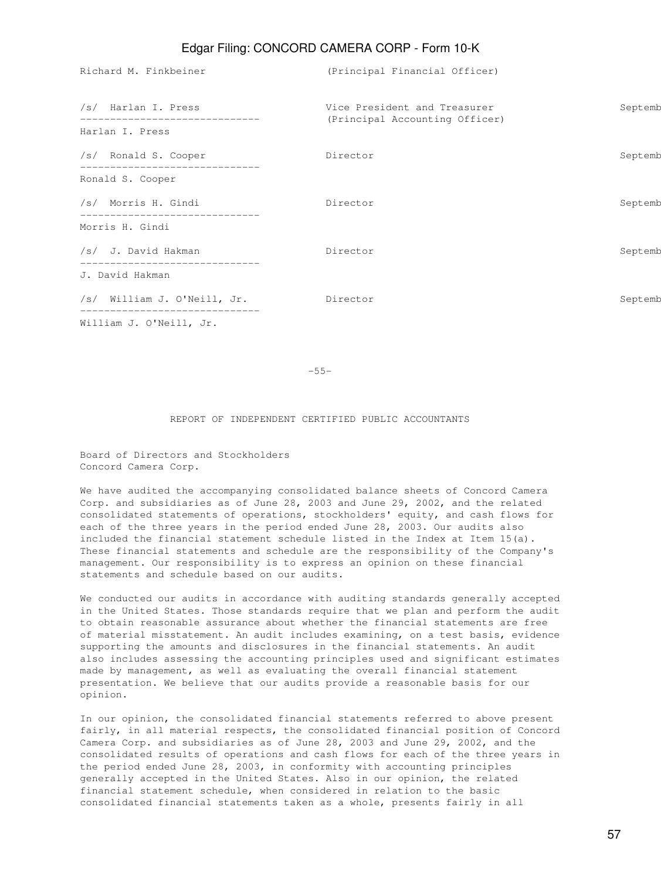| | | |
|---|---|---|
| Richard M. Finkbeiner | (Principal Financial Officer) | |
| /s/ Harlan I. Press<br>------------------------------<br>Harlan I. Press | Vice President and Treasurer<br>(Principal Accounting Officer) | Septemb |
| /s/ Ronald S. Cooper<br>------------------------------<br>Ronald S. Cooper | Director | Septemb |
| /s/ Morris H. Gindi<br>------------------------------<br>Morris H. Gindi | Director | Septemb |
| /s/ J. David Hakman<br>------------------------------<br>J. David Hakman | Director | Septemb |
| /s/ William J. O'Neill, Jr.<br>------------------------------<br>William J. O'Neill, Jr. | Director | Septemb |

-55-

## REPORT OF INDEPENDENT CERTIFIED PUBLIC ACCOUNTANTS

Board of Directors and Stockholders
Concord Camera Corp.

We have audited the accompanying consolidated balance sheets of Concord Camera Corp. and subsidiaries as of June 28, 2003 and June 29, 2002, and the related consolidated statements of operations, stockholders' equity, and cash flows for each of the three years in the period ended June 28, 2003. Our audits also included the financial statement schedule listed in the Index at Item 15(a). These financial statements and schedule are the responsibility of the Company's management. Our responsibility is to express an opinion on these financial statements and schedule based on our audits.

We conducted our audits in accordance with auditing standards generally accepted in the United States. Those standards require that we plan and perform the audit to obtain reasonable assurance about whether the financial statements are free of material misstatement. An audit includes examining, on a test basis, evidence supporting the amounts and disclosures in the financial statements. An audit also includes assessing the accounting principles used and significant estimates made by management, as well as evaluating the overall financial statement presentation. We believe that our audits provide a reasonable basis for our opinion.

In our opinion, the consolidated financial statements referred to above present fairly, in all material respects, the consolidated financial position of Concord Camera Corp. and subsidiaries as of June 28, 2003 and June 29, 2002, and the consolidated results of operations and cash flows for each of the three years in the period ended June 28, 2003, in conformity with accounting principles generally accepted in the United States. Also in our opinion, the related financial statement schedule, when considered in relation to the basic consolidated financial statements taken as a whole, presents fairly in all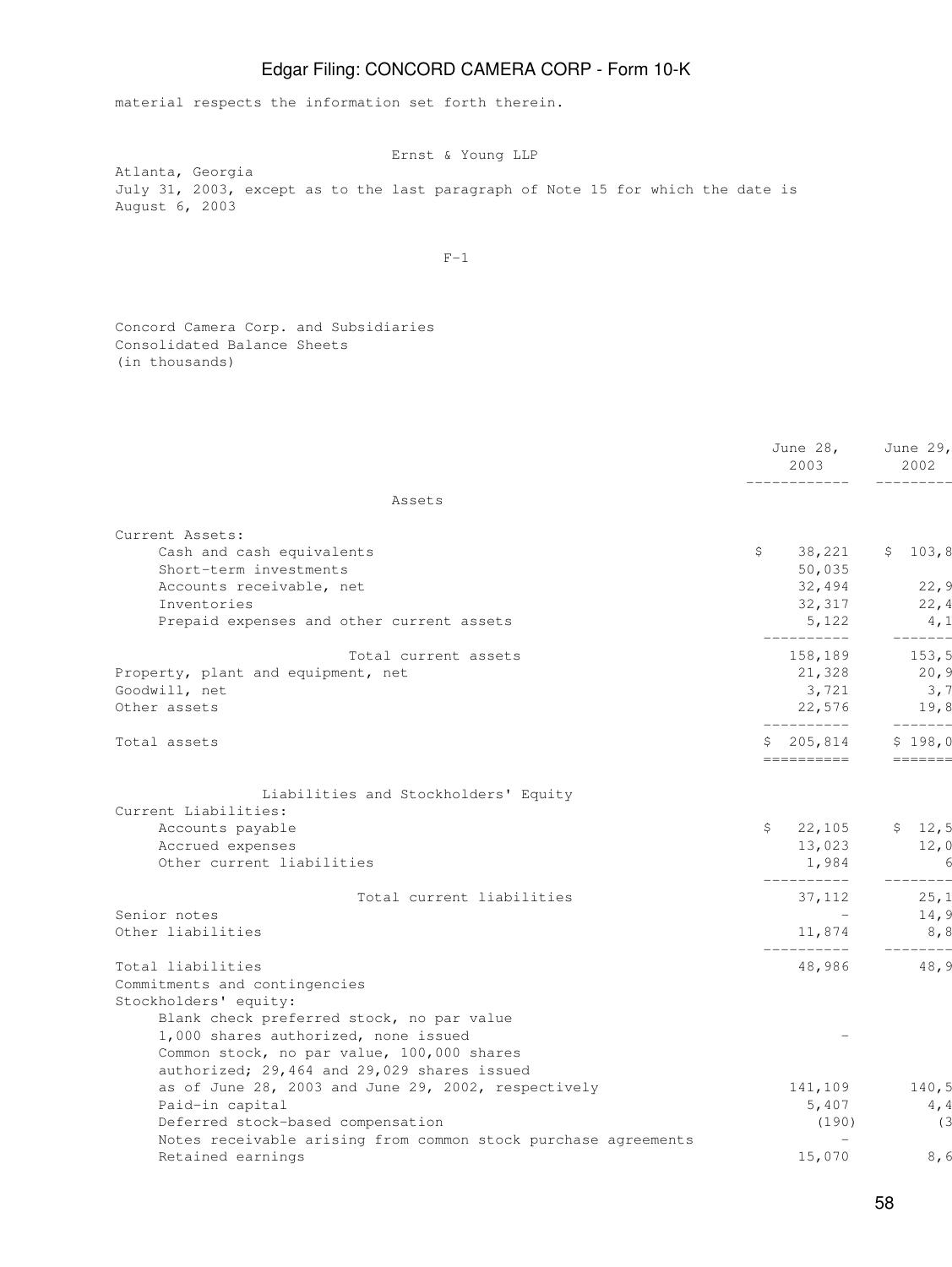material respects the information set forth therein.

Ernst & Young LLP

Atlanta, Georgia
July 31, 2003, except as to the last paragraph of Note 15 for which the date is August 6, 2003

F-1

Concord Camera Corp. and Subsidiaries
Consolidated Balance Sheets
(in thousands)

| | June 28, 2003 | June 29, 2002 |
|---|---|---|
| **Assets** | | |
| Current Assets: | | |
| Cash and cash equivalents | $ 38,221 | $ 103,8 |
| Short-term investments | 50,035 | |
| Accounts receivable, net | 32,494 | 22,9 |
| Inventories | 32,317 | 22,4 |
| Prepaid expenses and other current assets | 5,122 | 4,1 |
| Total current assets | 158,189 | 153,5 |
| Property, plant and equipment, net | 21,328 | 20,9 |
| Goodwill, net | 3,721 | 3,7 |
| Other assets | 22,576 | 19,8 |
| Total assets | $ 205,814 | $ 198,0 |
| **Liabilities and Stockholders' Equity** | | |
| Current Liabilities: | | |
| Accounts payable | $ 22,105 | $ 12,5 |
| Accrued expenses | 13,023 | 12,0 |
| Other current liabilities | 1,984 | 6 |
| Total current liabilities | 37,112 | 25,1 |
| Senior notes | - | 14,9 |
| Other liabilities | 11,874 | 8,8 |
| Total liabilities | 48,986 | 48,9 |
| Commitments and contingencies | | |
| Stockholders' equity: | | |
| Blank check preferred stock, no par value 1,000 shares authorized, none issued | - | |
| Common stock, no par value, 100,000 shares authorized; 29,464 and 29,029 shares issued as of June 28, 2003 and June 29, 2002, respectively | 141,109 | 140,5 |
| Paid-in capital | 5,407 | 4,4 |
| Deferred stock-based compensation | (190) | (3 |
| Notes receivable arising from common stock purchase agreements | - | |
| Retained earnings | 15,070 | 8,6 |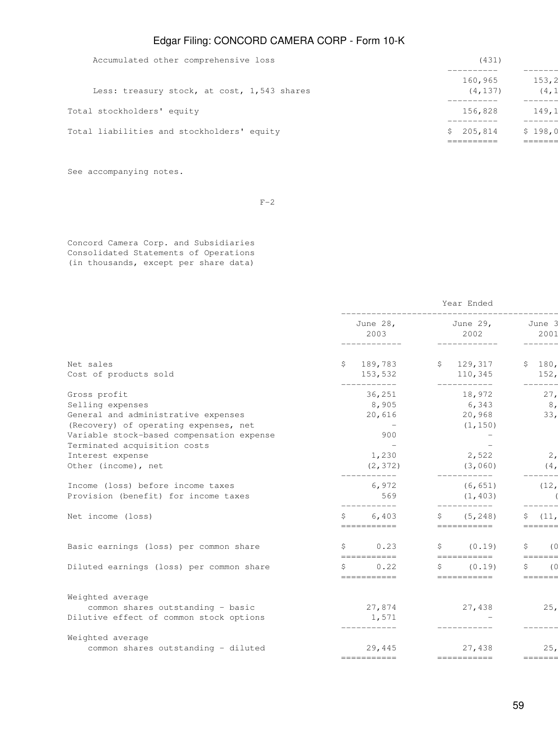| | | |
|---|---|---|
| Accumulated other comprehensive loss | (431) | |
| | 160,965 | 153,2 |
| Less: treasury stock, at cost, 1,543 shares | (4,137) | (4,1 |
| Total stockholders' equity | 156,828 | 149,1 |
| Total liabilities and stockholders' equity | $ 205,814 | $ 198,0 |

See accompanying notes.

F-2

Concord Camera Corp. and Subsidiaries
Consolidated Statements of Operations
(in thousands, except per share data)

| | Year Ended | | |
|---|---|---|---|
| | June 28, 2003 | June 29, 2002 | June 3 2001 |
| Net sales | $ 189,783 | $ 129,317 | $ 180, |
| Cost of products sold | 153,532 | 110,345 | 152, |
| Gross profit | 36,251 | 18,972 | 27, |
| Selling expenses | 8,905 | 6,343 | 8, |
| General and administrative expenses | 20,616 | 20,968 | 33, |
| (Recovery) of operating expenses, net | - | (1,150) | |
| Variable stock-based compensation expense | 900 | - | |
| Terminated acquisition costs | - | - | |
| Interest expense | 1,230 | 2,522 | 2, |
| Other (income), net | (2,372) | (3,060) | (4, |
| Income (loss) before income taxes | 6,972 | (6,651) | (12, |
| Provision (benefit) for income taxes | 569 | (1,403) | ( |
| Net income (loss) | $ 6,403 | $ (5,248) | $ (11, |
| Basic earnings (loss) per common share | $ 0.23 | $ (0.19) | $ (0 |
| Diluted earnings (loss) per common share | $ 0.22 | $ (0.19) | $ (0 |
| Weighted average common shares outstanding - basic | 27,874 | 27,438 | 25, |
| Dilutive effect of common stock options | 1,571 | - | |
| Weighted average common shares outstanding - diluted | 29,445 | 27,438 | 25, |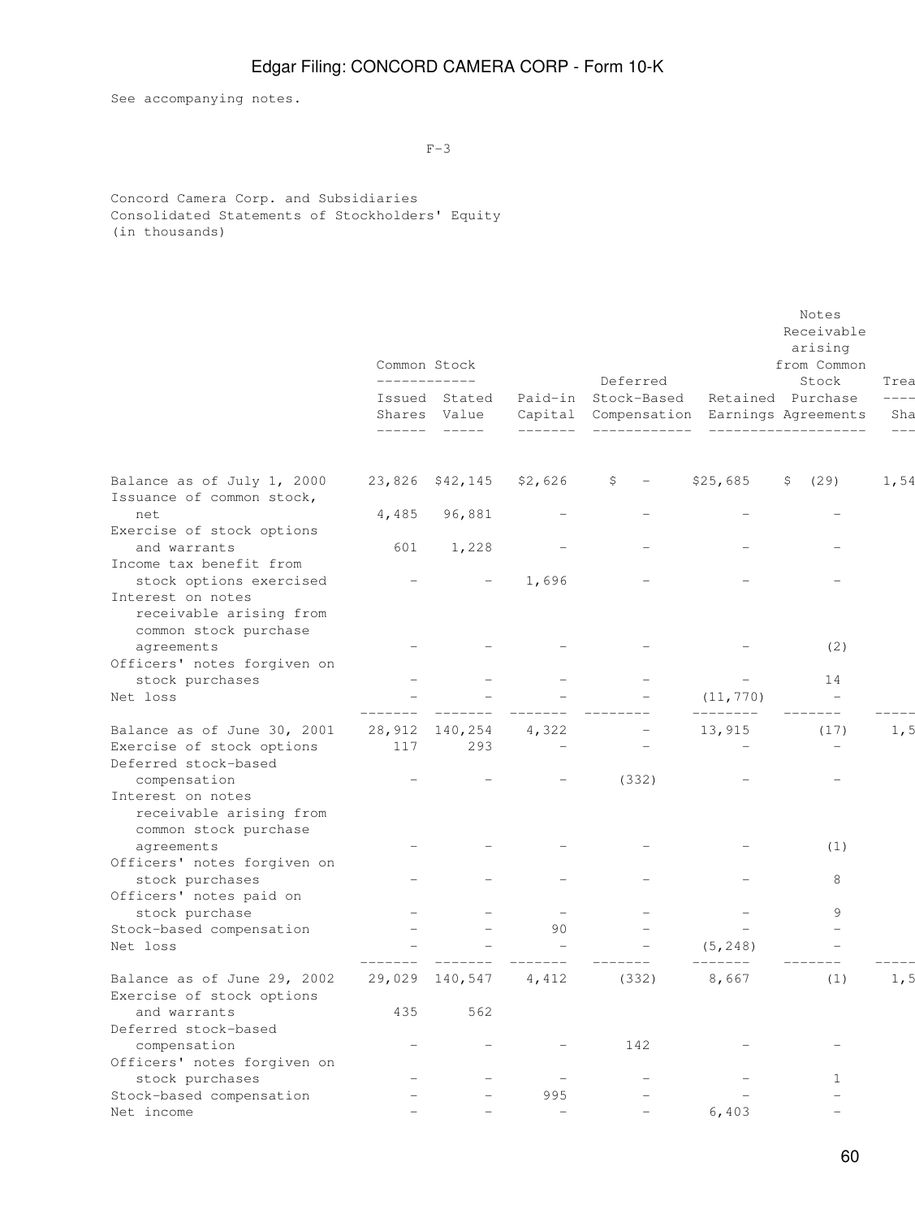See accompanying notes.

F-3

Concord Camera Corp. and Subsidiaries
Consolidated Statements of Stockholders' Equity
(in thousands)

| | Common Stock | | | | | Notes Receivable arising from Common Stock Purchase Agreements | Trea |
|---|---|---|---|---|---|---|---|
| | Issued Shares | Stated Value | Paid-in Capital | Deferred Stock-Based Compensation | Retained Earnings | | Sha |
| Balance as of July 1, 2000 | 23,826 | $42,145 | $2,626 | $ - | $25,685 | $ (29) | 1,54 |
| Issuance of common stock, net | 4,485 | 96,881 | - | - | - | - | |
| Exercise of stock options and warrants | 601 | 1,228 | - | - | - | - | |
| Income tax benefit from stock options exercised | - | - | 1,696 | - | - | - | |
| Interest on notes receivable arising from common stock purchase agreements | - | - | - | - | - | (2) | |
| Officers' notes forgiven on stock purchases | - | - | - | - | - | 14 | |
| Net loss | - | - | - | - | (11,770) | - | |
| Balance as of June 30, 2001 | 28,912 | 140,254 | 4,322 | - | 13,915 | (17) | 1,5 |
| Exercise of stock options | 117 | 293 | - | - | - | - | |
| Deferred stock-based compensation | - | - | - | (332) | - | - | |
| Interest on notes receivable arising from common stock purchase agreements | - | - | - | - | - | (1) | |
| Officers' notes forgiven on stock purchases | - | - | - | - | - | 8 | |
| Officers' notes paid on stock purchase | - | - | - | - | - | 9 | |
| Stock-based compensation | - | - | 90 | - | - | - | |
| Net loss | - | - | - | - | (5,248) | - | |
| Balance as of June 29, 2002 | 29,029 | 140,547 | 4,412 | (332) | 8,667 | (1) | 1,5 |
| Exercise of stock options and warrants | 435 | 562 | | | | | |
| Deferred stock-based compensation | - | - | - | 142 | - | - | |
| Officers' notes forgiven on stock purchases | - | - | - | - | - | 1 | |
| Stock-based compensation | - | - | 995 | - | - | - | |
| Net income | - | - | - | - | 6,403 | - | |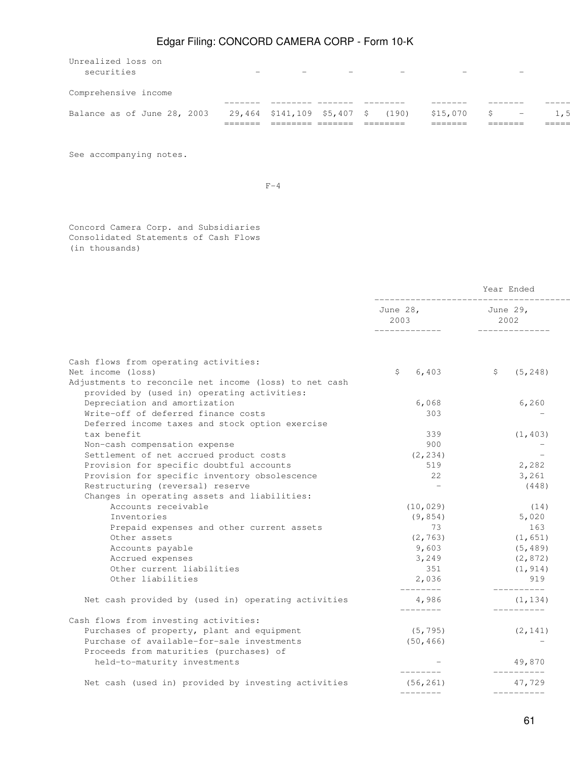| | | | | | | | |
|---|---|---|---|---|---|---|---|
| Unrealized loss on securities | - | - | - | - | - | - | |
| Comprehensive income | | | | | | | |
| Balance as of June 28, 2003 | 29,464 | $141,109 | $5,407 | $ (190) | $15,070 | $ - | 1,5 |

See accompanying notes.

F-4

Concord Camera Corp. and Subsidiaries
Consolidated Statements of Cash Flows
(in thousands)

| | Year Ended | |
|---|---|---|
| | June 28, 2003 | June 29, 2002 |
| **Cash flows from operating activities:** | | |
| Net income (loss) | $ 6,403 | $ (5,248) |
| Adjustments to reconcile net income (loss) to net cash provided by (used in) operating activities: | | |
| Depreciation and amortization | 6,068 | 6,260 |
| Write-off of deferred finance costs | 303 | - |
| Deferred income taxes and stock option exercise tax benefit | 339 | (1,403) |
| Non-cash compensation expense | 900 | - |
| Settlement of net accrued product costs | (2,234) | - |
| Provision for specific doubtful accounts | 519 | 2,282 |
| Provision for specific inventory obsolescence | 22 | 3,261 |
| Restructuring (reversal) reserve | - | (448) |
| Changes in operating assets and liabilities: | | |
| Accounts receivable | (10,029) | (14) |
| Inventories | (9,854) | 5,020 |
| Prepaid expenses and other current assets | 73 | 163 |
| Other assets | (2,763) | (1,651) |
| Accounts payable | 9,603 | (5,489) |
| Accrued expenses | 3,249 | (2,872) |
| Other current liabilities | 351 | (1,914) |
| Other liabilities | 2,036 | 919 |
| Net cash provided by (used in) operating activities | 4,986 | (1,134) |
| **Cash flows from investing activities:** | | |
| Purchases of property, plant and equipment | (5,795) | (2,141) |
| Purchase of available-for-sale investments | (50,466) | - |
| Proceeds from maturities (purchases) of held-to-maturity investments | - | 49,870 |
| Net cash (used in) provided by investing activities | (56,261) | 47,729 |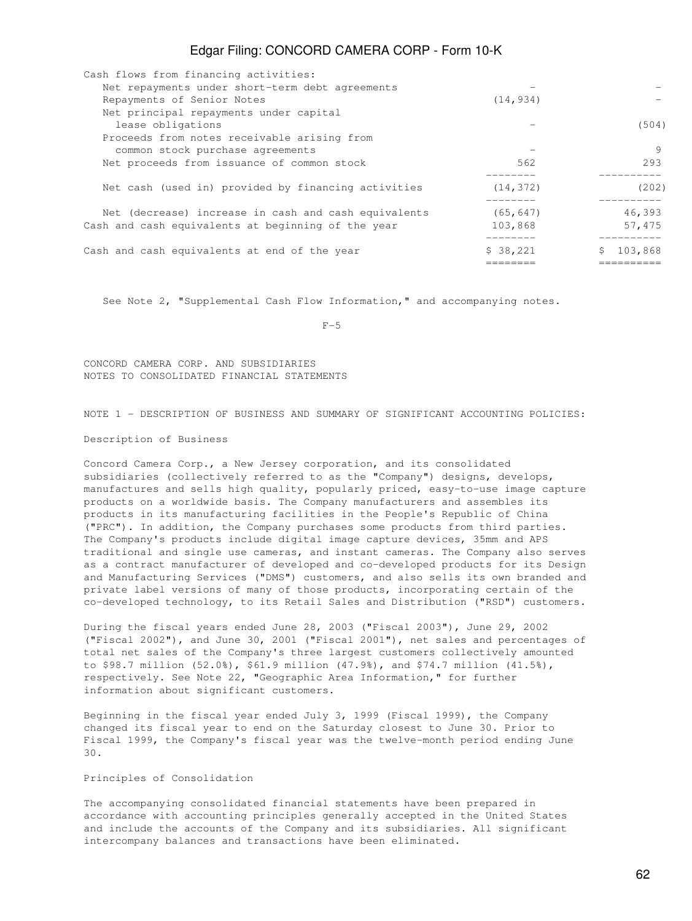| | | |
|---|---|---|
| Cash flows from financing activities: | | |
| Net repayments under short-term debt agreements | - | - |
| Repayments of Senior Notes | (14,934) | - |
| Net principal repayments under capital lease obligations | - | (504) |
| Proceeds from notes receivable arising from common stock purchase agreements | - | 9 |
| Net proceeds from issuance of common stock | 562 | 293 |
| Net cash (used in) provided by financing activities | (14,372) | (202) |
| Net (decrease) increase in cash and cash equivalents | (65,647) | 46,393 |
| Cash and cash equivalents at beginning of the year | 103,868 | 57,475 |
| Cash and cash equivalents at end of the year | $ 38,221 | $ 103,868 |

See Note 2, "Supplemental Cash Flow Information," and accompanying notes.

F-5

CONCORD CAMERA CORP. AND SUBSIDIARIES
NOTES TO CONSOLIDATED FINANCIAL STATEMENTS

NOTE 1 - DESCRIPTION OF BUSINESS AND SUMMARY OF SIGNIFICANT ACCOUNTING POLICIES:

Description of Business

Concord Camera Corp., a New Jersey corporation, and its consolidated subsidiaries (collectively referred to as the "Company") designs, develops, manufactures and sells high quality, popularly priced, easy-to-use image capture products on a worldwide basis. The Company manufacturers and assembles its products in its manufacturing facilities in the People's Republic of China ("PRC"). In addition, the Company purchases some products from third parties. The Company's products include digital image capture devices, 35mm and APS traditional and single use cameras, and instant cameras. The Company also serves as a contract manufacturer of developed and co-developed products for its Design and Manufacturing Services ("DMS") customers, and also sells its own branded and private label versions of many of those products, incorporating certain of the co-developed technology, to its Retail Sales and Distribution ("RSD") customers.

During the fiscal years ended June 28, 2003 ("Fiscal 2003"), June 29, 2002 ("Fiscal 2002"), and June 30, 2001 ("Fiscal 2001"), net sales and percentages of total net sales of the Company's three largest customers collectively amounted to $98.7 million (52.0%), $61.9 million (47.9%), and $74.7 million (41.5%), respectively. See Note 22, "Geographic Area Information," for further information about significant customers.

Beginning in the fiscal year ended July 3, 1999 (Fiscal 1999), the Company changed its fiscal year to end on the Saturday closest to June 30. Prior to Fiscal 1999, the Company's fiscal year was the twelve-month period ending June 30.

Principles of Consolidation

The accompanying consolidated financial statements have been prepared in accordance with accounting principles generally accepted in the United States and include the accounts of the Company and its subsidiaries. All significant intercompany balances and transactions have been eliminated.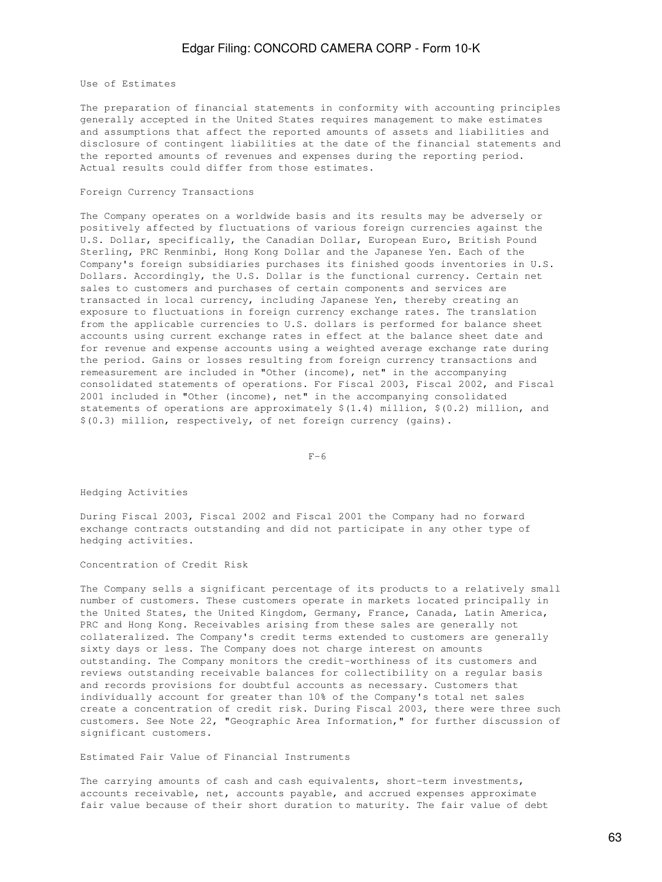### Use of Estimates

The preparation of financial statements in conformity with accounting principles generally accepted in the United States requires management to make estimates and assumptions that affect the reported amounts of assets and liabilities and disclosure of contingent liabilities at the date of the financial statements and the reported amounts of revenues and expenses during the reporting period. Actual results could differ from those estimates.

### Foreign Currency Transactions

The Company operates on a worldwide basis and its results may be adversely or positively affected by fluctuations of various foreign currencies against the U.S. Dollar, specifically, the Canadian Dollar, European Euro, British Pound Sterling, PRC Renminbi, Hong Kong Dollar and the Japanese Yen. Each of the Company's foreign subsidiaries purchases its finished goods inventories in U.S. Dollars. Accordingly, the U.S. Dollar is the functional currency. Certain net sales to customers and purchases of certain components and services are transacted in local currency, including Japanese Yen, thereby creating an exposure to fluctuations in foreign currency exchange rates. The translation from the applicable currencies to U.S. dollars is performed for balance sheet accounts using current exchange rates in effect at the balance sheet date and for revenue and expense accounts using a weighted average exchange rate during the period. Gains or losses resulting from foreign currency transactions and remeasurement are included in "Other (income), net" in the accompanying consolidated statements of operations. For Fiscal 2003, Fiscal 2002, and Fiscal 2001 included in "Other (income), net" in the accompanying consolidated statements of operations are approximately $(1.4) million, $(0.2) million, and $(0.3) million, respectively, of net foreign currency (gains).

F-6

### Hedging Activities

During Fiscal 2003, Fiscal 2002 and Fiscal 2001 the Company had no forward exchange contracts outstanding and did not participate in any other type of hedging activities.

### Concentration of Credit Risk

The Company sells a significant percentage of its products to a relatively small number of customers. These customers operate in markets located principally in the United States, the United Kingdom, Germany, France, Canada, Latin America, PRC and Hong Kong. Receivables arising from these sales are generally not collateralized. The Company's credit terms extended to customers are generally sixty days or less. The Company does not charge interest on amounts outstanding. The Company monitors the credit-worthiness of its customers and reviews outstanding receivable balances for collectibility on a regular basis and records provisions for doubtful accounts as necessary. Customers that individually account for greater than 10% of the Company's total net sales create a concentration of credit risk. During Fiscal 2003, there were three such customers. See Note 22, "Geographic Area Information," for further discussion of significant customers.

### Estimated Fair Value of Financial Instruments

The carrying amounts of cash and cash equivalents, short-term investments, accounts receivable, net, accounts payable, and accrued expenses approximate fair value because of their short duration to maturity. The fair value of debt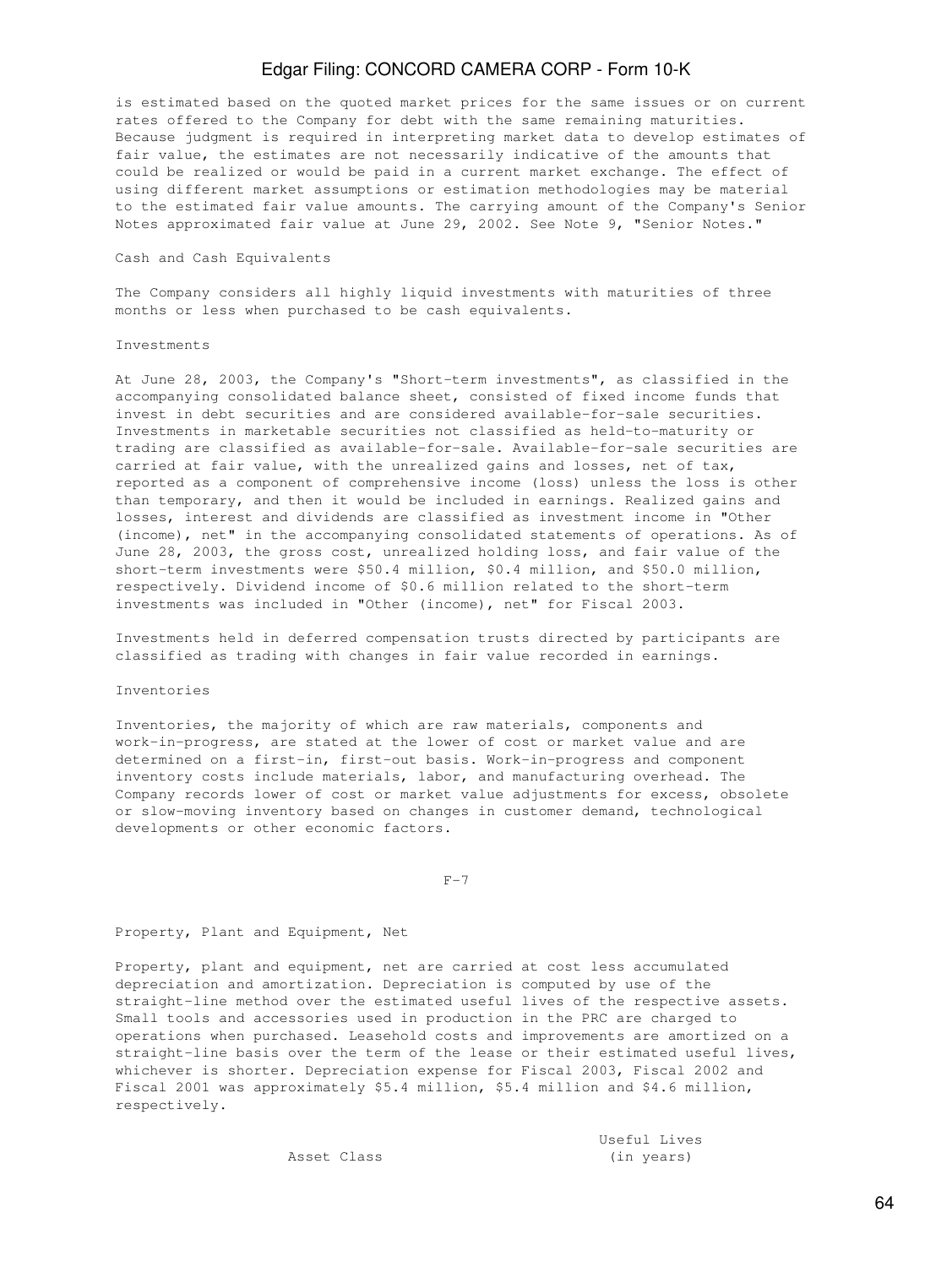is estimated based on the quoted market prices for the same issues or on current rates offered to the Company for debt with the same remaining maturities. Because judgment is required in interpreting market data to develop estimates of fair value, the estimates are not necessarily indicative of the amounts that could be realized or would be paid in a current market exchange. The effect of using different market assumptions or estimation methodologies may be material to the estimated fair value amounts. The carrying amount of the Company's Senior Notes approximated fair value at June 29, 2002. See Note 9, "Senior Notes."

Cash and Cash Equivalents

The Company considers all highly liquid investments with maturities of three months or less when purchased to be cash equivalents.

Investments

At June 28, 2003, the Company's "Short-term investments", as classified in the accompanying consolidated balance sheet, consisted of fixed income funds that invest in debt securities and are considered available-for-sale securities. Investments in marketable securities not classified as held-to-maturity or trading are classified as available-for-sale. Available-for-sale securities are carried at fair value, with the unrealized gains and losses, net of tax, reported as a component of comprehensive income (loss) unless the loss is other than temporary, and then it would be included in earnings. Realized gains and losses, interest and dividends are classified as investment income in "Other (income), net" in the accompanying consolidated statements of operations. As of June 28, 2003, the gross cost, unrealized holding loss, and fair value of the short-term investments were $50.4 million, $0.4 million, and $50.0 million, respectively. Dividend income of $0.6 million related to the short-term investments was included in "Other (income), net" for Fiscal 2003.

Investments held in deferred compensation trusts directed by participants are classified as trading with changes in fair value recorded in earnings.

Inventories

Inventories, the majority of which are raw materials, components and work-in-progress, are stated at the lower of cost or market value and are determined on a first-in, first-out basis. Work-in-progress and component inventory costs include materials, labor, and manufacturing overhead. The Company records lower of cost or market value adjustments for excess, obsolete or slow-moving inventory based on changes in customer demand, technological developments or other economic factors.

F-7

Property, Plant and Equipment, Net

Property, plant and equipment, net are carried at cost less accumulated depreciation and amortization. Depreciation is computed by use of the straight-line method over the estimated useful lives of the respective assets. Small tools and accessories used in production in the PRC are charged to operations when purchased. Leasehold costs and improvements are amortized on a straight-line basis over the term of the lease or their estimated useful lives, whichever is shorter. Depreciation expense for Fiscal 2003, Fiscal 2002 and Fiscal 2001 was approximately $5.4 million, $5.4 million and $4.6 million, respectively.

| Asset Class | Useful Lives (in years) |
| --- | --- |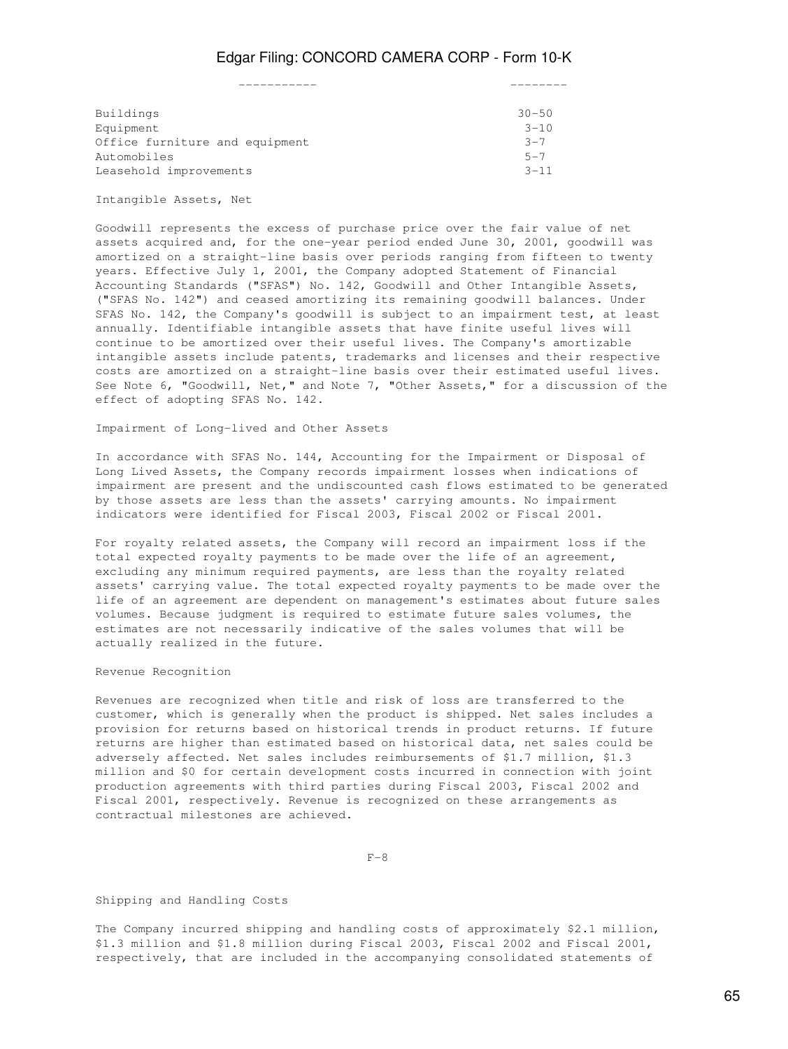| | |
|---|---|
| Buildings | 30-50 |
| Equipment | 3-10 |
| Office furniture and equipment | 3-7 |
| Automobiles | 5-7 |
| Leasehold improvements | 3-11 |

Intangible Assets, Net

Goodwill represents the excess of purchase price over the fair value of net assets acquired and, for the one-year period ended June 30, 2001, goodwill was amortized on a straight-line basis over periods ranging from fifteen to twenty years. Effective July 1, 2001, the Company adopted Statement of Financial Accounting Standards ("SFAS") No. 142, Goodwill and Other Intangible Assets, ("SFAS No. 142") and ceased amortizing its remaining goodwill balances. Under SFAS No. 142, the Company's goodwill is subject to an impairment test, at least annually. Identifiable intangible assets that have finite useful lives will continue to be amortized over their useful lives. The Company's amortizable intangible assets include patents, trademarks and licenses and their respective costs are amortized on a straight-line basis over their estimated useful lives. See Note 6, "Goodwill, Net," and Note 7, "Other Assets," for a discussion of the effect of adopting SFAS No. 142.

Impairment of Long-lived and Other Assets

In accordance with SFAS No. 144, Accounting for the Impairment or Disposal of Long Lived Assets, the Company records impairment losses when indications of impairment are present and the undiscounted cash flows estimated to be generated by those assets are less than the assets' carrying amounts. No impairment indicators were identified for Fiscal 2003, Fiscal 2002 or Fiscal 2001.

For royalty related assets, the Company will record an impairment loss if the total expected royalty payments to be made over the life of an agreement, excluding any minimum required payments, are less than the royalty related assets' carrying value. The total expected royalty payments to be made over the life of an agreement are dependent on management's estimates about future sales volumes. Because judgment is required to estimate future sales volumes, the estimates are not necessarily indicative of the sales volumes that will be actually realized in the future.

Revenue Recognition

Revenues are recognized when title and risk of loss are transferred to the customer, which is generally when the product is shipped. Net sales includes a provision for returns based on historical trends in product returns. If future returns are higher than estimated based on historical data, net sales could be adversely affected. Net sales includes reimbursements of $1.7 million, $1.3 million and $0 for certain development costs incurred in connection with joint production agreements with third parties during Fiscal 2003, Fiscal 2002 and Fiscal 2001, respectively. Revenue is recognized on these arrangements as contractual milestones are achieved.

F-8

Shipping and Handling Costs

The Company incurred shipping and handling costs of approximately $2.1 million, $1.3 million and $1.8 million during Fiscal 2003, Fiscal 2002 and Fiscal 2001, respectively, that are included in the accompanying consolidated statements of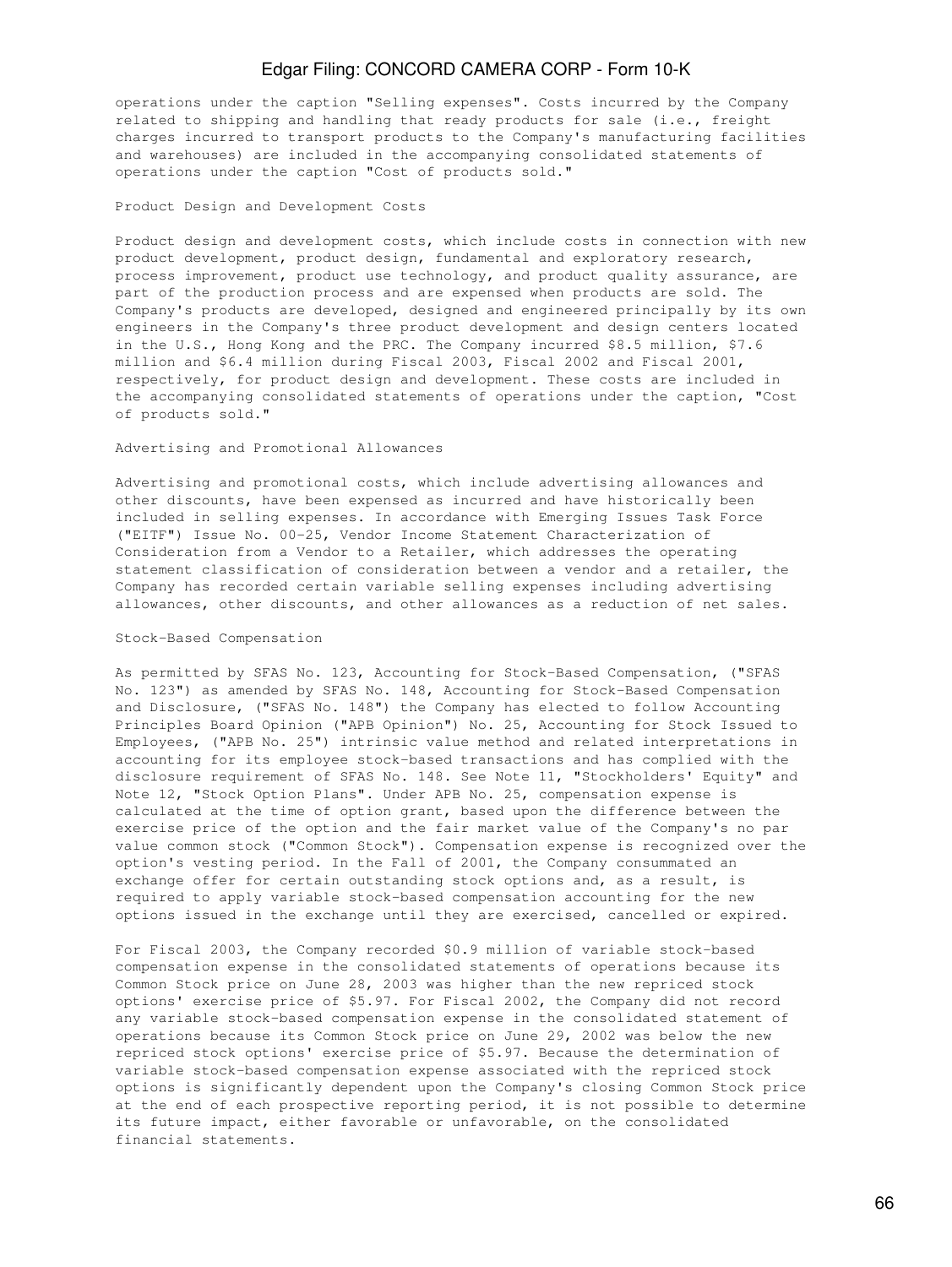operations under the caption "Selling expenses". Costs incurred by the Company related to shipping and handling that ready products for sale (i.e., freight charges incurred to transport products to the Company's manufacturing facilities and warehouses) are included in the accompanying consolidated statements of operations under the caption "Cost of products sold."

Product Design and Development Costs

Product design and development costs, which include costs in connection with new product development, product design, fundamental and exploratory research, process improvement, product use technology, and product quality assurance, are part of the production process and are expensed when products are sold. The Company's products are developed, designed and engineered principally by its own engineers in the Company's three product development and design centers located in the U.S., Hong Kong and the PRC. The Company incurred $8.5 million, $7.6 million and $6.4 million during Fiscal 2003, Fiscal 2002 and Fiscal 2001, respectively, for product design and development. These costs are included in the accompanying consolidated statements of operations under the caption, "Cost of products sold."

Advertising and Promotional Allowances

Advertising and promotional costs, which include advertising allowances and other discounts, have been expensed as incurred and have historically been included in selling expenses. In accordance with Emerging Issues Task Force ("EITF") Issue No. 00-25, Vendor Income Statement Characterization of Consideration from a Vendor to a Retailer, which addresses the operating statement classification of consideration between a vendor and a retailer, the Company has recorded certain variable selling expenses including advertising allowances, other discounts, and other allowances as a reduction of net sales.

Stock-Based Compensation

As permitted by SFAS No. 123, Accounting for Stock-Based Compensation, ("SFAS No. 123") as amended by SFAS No. 148, Accounting for Stock-Based Compensation and Disclosure, ("SFAS No. 148") the Company has elected to follow Accounting Principles Board Opinion ("APB Opinion") No. 25, Accounting for Stock Issued to Employees, ("APB No. 25") intrinsic value method and related interpretations in accounting for its employee stock-based transactions and has complied with the disclosure requirement of SFAS No. 148. See Note 11, "Stockholders' Equity" and Note 12, "Stock Option Plans". Under APB No. 25, compensation expense is calculated at the time of option grant, based upon the difference between the exercise price of the option and the fair market value of the Company's no par value common stock ("Common Stock"). Compensation expense is recognized over the option's vesting period. In the Fall of 2001, the Company consummated an exchange offer for certain outstanding stock options and, as a result, is required to apply variable stock-based compensation accounting for the new options issued in the exchange until they are exercised, cancelled or expired.

For Fiscal 2003, the Company recorded $0.9 million of variable stock-based compensation expense in the consolidated statements of operations because its Common Stock price on June 28, 2003 was higher than the new repriced stock options' exercise price of $5.97. For Fiscal 2002, the Company did not record any variable stock-based compensation expense in the consolidated statement of operations because its Common Stock price on June 29, 2002 was below the new repriced stock options' exercise price of $5.97. Because the determination of variable stock-based compensation expense associated with the repriced stock options is significantly dependent upon the Company's closing Common Stock price at the end of each prospective reporting period, it is not possible to determine its future impact, either favorable or unfavorable, on the consolidated financial statements.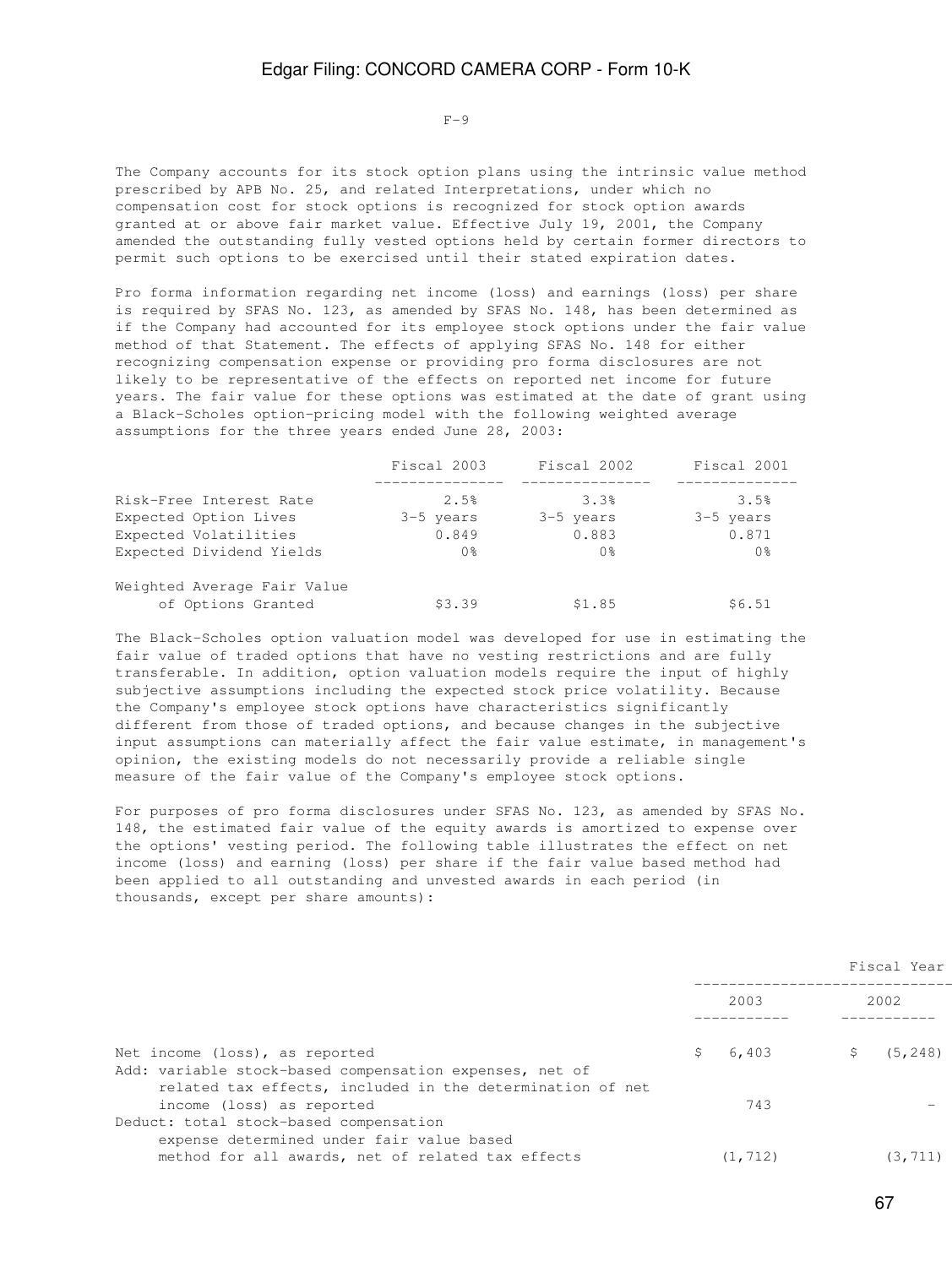The Company accounts for its stock option plans using the intrinsic value method prescribed by APB No. 25, and related Interpretations, under which no compensation cost for stock options is recognized for stock option awards granted at or above fair market value. Effective July 19, 2001, the Company amended the outstanding fully vested options held by certain former directors to permit such options to be exercised until their stated expiration dates.

Pro forma information regarding net income (loss) and earnings (loss) per share is required by SFAS No. 123, as amended by SFAS No. 148, has been determined as if the Company had accounted for its employee stock options under the fair value method of that Statement. The effects of applying SFAS No. 148 for either recognizing compensation expense or providing pro forma disclosures are not likely to be representative of the effects on reported net income for future years. The fair value for these options was estimated at the date of grant using a Black-Scholes option-pricing model with the following weighted average assumptions for the three years ended June 28, 2003:

| | Fiscal 2003 | Fiscal 2002 | Fiscal 2001 |
|---|---|---|---|
| Risk-Free Interest Rate | 2.5% | 3.3% | 3.5% |
| Expected Option Lives | 3-5 years | 3-5 years | 3-5 years |
| Expected Volatilities | 0.849 | 0.883 | 0.871 |
| Expected Dividend Yields | 0% | 0% | 0% |
| Weighted Average Fair Value of Options Granted | $3.39 | $1.85 | $6.51 |

The Black-Scholes option valuation model was developed for use in estimating the fair value of traded options that have no vesting restrictions and are fully transferable. In addition, option valuation models require the input of highly subjective assumptions including the expected stock price volatility. Because the Company's employee stock options have characteristics significantly different from those of traded options, and because changes in the subjective input assumptions can materially affect the fair value estimate, in management's opinion, the existing models do not necessarily provide a reliable single measure of the fair value of the Company's employee stock options.

For purposes of pro forma disclosures under SFAS No. 123, as amended by SFAS No. 148, the estimated fair value of the equity awards is amortized to expense over the options' vesting period. The following table illustrates the effect on net income (loss) and earning (loss) per share if the fair value based method had been applied to all outstanding and unvested awards in each period (in thousands, except per share amounts):

| | Fiscal Year | |
|---|---|---|
| | 2003 | 2002 |
| Net income (loss), as reported | $ 6,403 | $ (5,248) |
| Add: variable stock-based compensation expenses, net of related tax effects, included in the determination of net income (loss) as reported | 743 | - |
| Deduct: total stock-based compensation expense determined under fair value based method for all awards, net of related tax effects | (1,712) | (3,711) |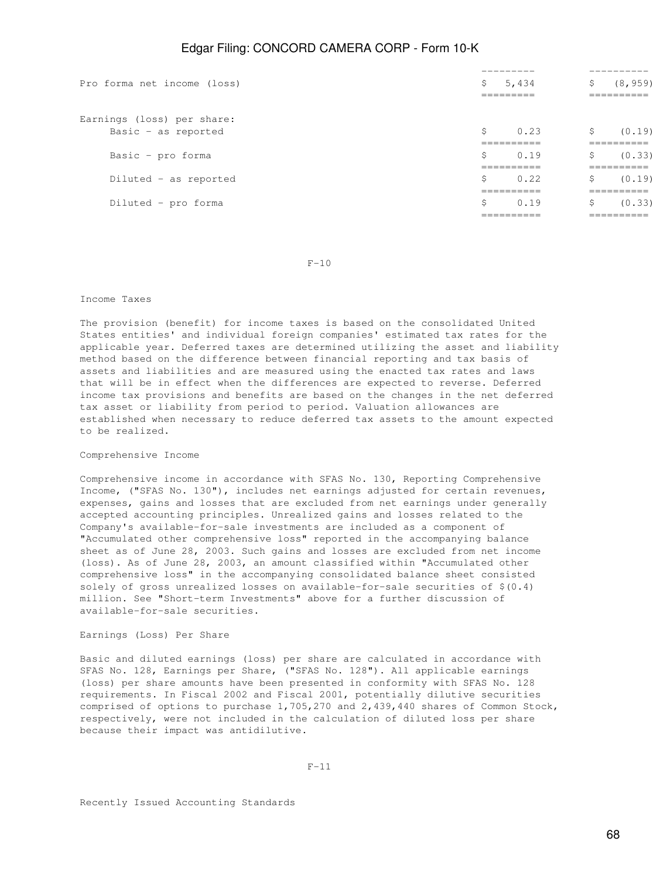| | | |
|---|---|---|
| Pro forma net income (loss) | $ 5,434 | $ (8,959) |
| Earnings (loss) per share: | | |
| Basic - as reported | $ 0.23 | $ (0.19) |
| Basic - pro forma | $ 0.19 | $ (0.33) |
| Diluted - as reported | $ 0.22 | $ (0.19) |
| Diluted - pro forma | $ 0.19 | $ (0.33) |

F-10

Income Taxes

The provision (benefit) for income taxes is based on the consolidated United States entities' and individual foreign companies' estimated tax rates for the applicable year. Deferred taxes are determined utilizing the asset and liability method based on the difference between financial reporting and tax basis of assets and liabilities and are measured using the enacted tax rates and laws that will be in effect when the differences are expected to reverse. Deferred income tax provisions and benefits are based on the changes in the net deferred tax asset or liability from period to period. Valuation allowances are established when necessary to reduce deferred tax assets to the amount expected to be realized.

Comprehensive Income

Comprehensive income in accordance with SFAS No. 130, Reporting Comprehensive Income, ("SFAS No. 130"), includes net earnings adjusted for certain revenues, expenses, gains and losses that are excluded from net earnings under generally accepted accounting principles. Unrealized gains and losses related to the Company's available-for-sale investments are included as a component of "Accumulated other comprehensive loss" reported in the accompanying balance sheet as of June 28, 2003. Such gains and losses are excluded from net income (loss). As of June 28, 2003, an amount classified within "Accumulated other comprehensive loss" in the accompanying consolidated balance sheet consisted solely of gross unrealized losses on available-for-sale securities of $(0.4) million. See "Short-term Investments" above for a further discussion of available-for-sale securities.

Earnings (Loss) Per Share

Basic and diluted earnings (loss) per share are calculated in accordance with SFAS No. 128, Earnings per Share, ("SFAS No. 128"). All applicable earnings (loss) per share amounts have been presented in conformity with SFAS No. 128 requirements. In Fiscal 2002 and Fiscal 2001, potentially dilutive securities comprised of options to purchase 1,705,270 and 2,439,440 shares of Common Stock, respectively, were not included in the calculation of diluted loss per share because their impact was antidilutive.

F-11

Recently Issued Accounting Standards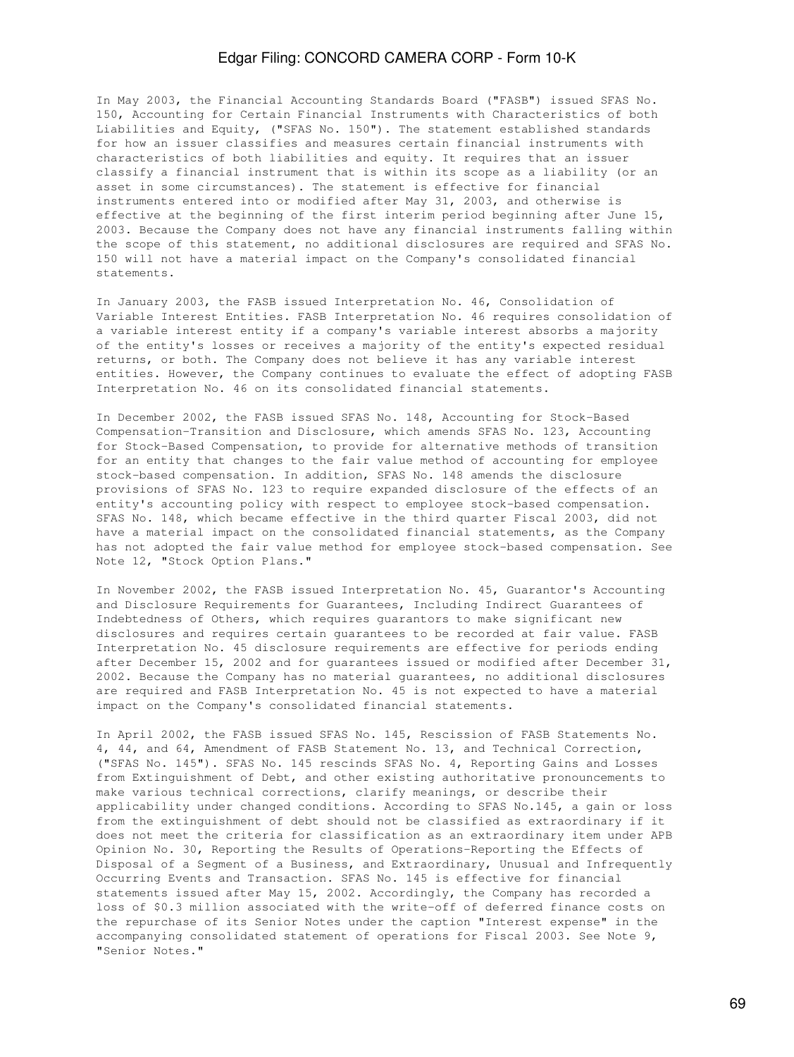In May 2003, the Financial Accounting Standards Board ("FASB") issued SFAS No. 150, Accounting for Certain Financial Instruments with Characteristics of both Liabilities and Equity, ("SFAS No. 150"). The statement established standards for how an issuer classifies and measures certain financial instruments with characteristics of both liabilities and equity. It requires that an issuer classify a financial instrument that is within its scope as a liability (or an asset in some circumstances). The statement is effective for financial instruments entered into or modified after May 31, 2003, and otherwise is effective at the beginning of the first interim period beginning after June 15, 2003. Because the Company does not have any financial instruments falling within the scope of this statement, no additional disclosures are required and SFAS No. 150 will not have a material impact on the Company's consolidated financial statements.

In January 2003, the FASB issued Interpretation No. 46, Consolidation of Variable Interest Entities. FASB Interpretation No. 46 requires consolidation of a variable interest entity if a company's variable interest absorbs a majority of the entity's losses or receives a majority of the entity's expected residual returns, or both. The Company does not believe it has any variable interest entities. However, the Company continues to evaluate the effect of adopting FASB Interpretation No. 46 on its consolidated financial statements.

In December 2002, the FASB issued SFAS No. 148, Accounting for Stock-Based Compensation-Transition and Disclosure, which amends SFAS No. 123, Accounting for Stock-Based Compensation, to provide for alternative methods of transition for an entity that changes to the fair value method of accounting for employee stock-based compensation. In addition, SFAS No. 148 amends the disclosure provisions of SFAS No. 123 to require expanded disclosure of the effects of an entity's accounting policy with respect to employee stock-based compensation. SFAS No. 148, which became effective in the third quarter Fiscal 2003, did not have a material impact on the consolidated financial statements, as the Company has not adopted the fair value method for employee stock-based compensation. See Note 12, "Stock Option Plans."

In November 2002, the FASB issued Interpretation No. 45, Guarantor's Accounting and Disclosure Requirements for Guarantees, Including Indirect Guarantees of Indebtedness of Others, which requires guarantors to make significant new disclosures and requires certain guarantees to be recorded at fair value. FASB Interpretation No. 45 disclosure requirements are effective for periods ending after December 15, 2002 and for guarantees issued or modified after December 31, 2002. Because the Company has no material guarantees, no additional disclosures are required and FASB Interpretation No. 45 is not expected to have a material impact on the Company's consolidated financial statements.

In April 2002, the FASB issued SFAS No. 145, Rescission of FASB Statements No. 4, 44, and 64, Amendment of FASB Statement No. 13, and Technical Correction, ("SFAS No. 145"). SFAS No. 145 rescinds SFAS No. 4, Reporting Gains and Losses from Extinguishment of Debt, and other existing authoritative pronouncements to make various technical corrections, clarify meanings, or describe their applicability under changed conditions. According to SFAS No.145, a gain or loss from the extinguishment of debt should not be classified as extraordinary if it does not meet the criteria for classification as an extraordinary item under APB Opinion No. 30, Reporting the Results of Operations-Reporting the Effects of Disposal of a Segment of a Business, and Extraordinary, Unusual and Infrequently Occurring Events and Transaction. SFAS No. 145 is effective for financial statements issued after May 15, 2002. Accordingly, the Company has recorded a loss of $0.3 million associated with the write-off of deferred finance costs on the repurchase of its Senior Notes under the caption "Interest expense" in the accompanying consolidated statement of operations for Fiscal 2003. See Note 9, "Senior Notes."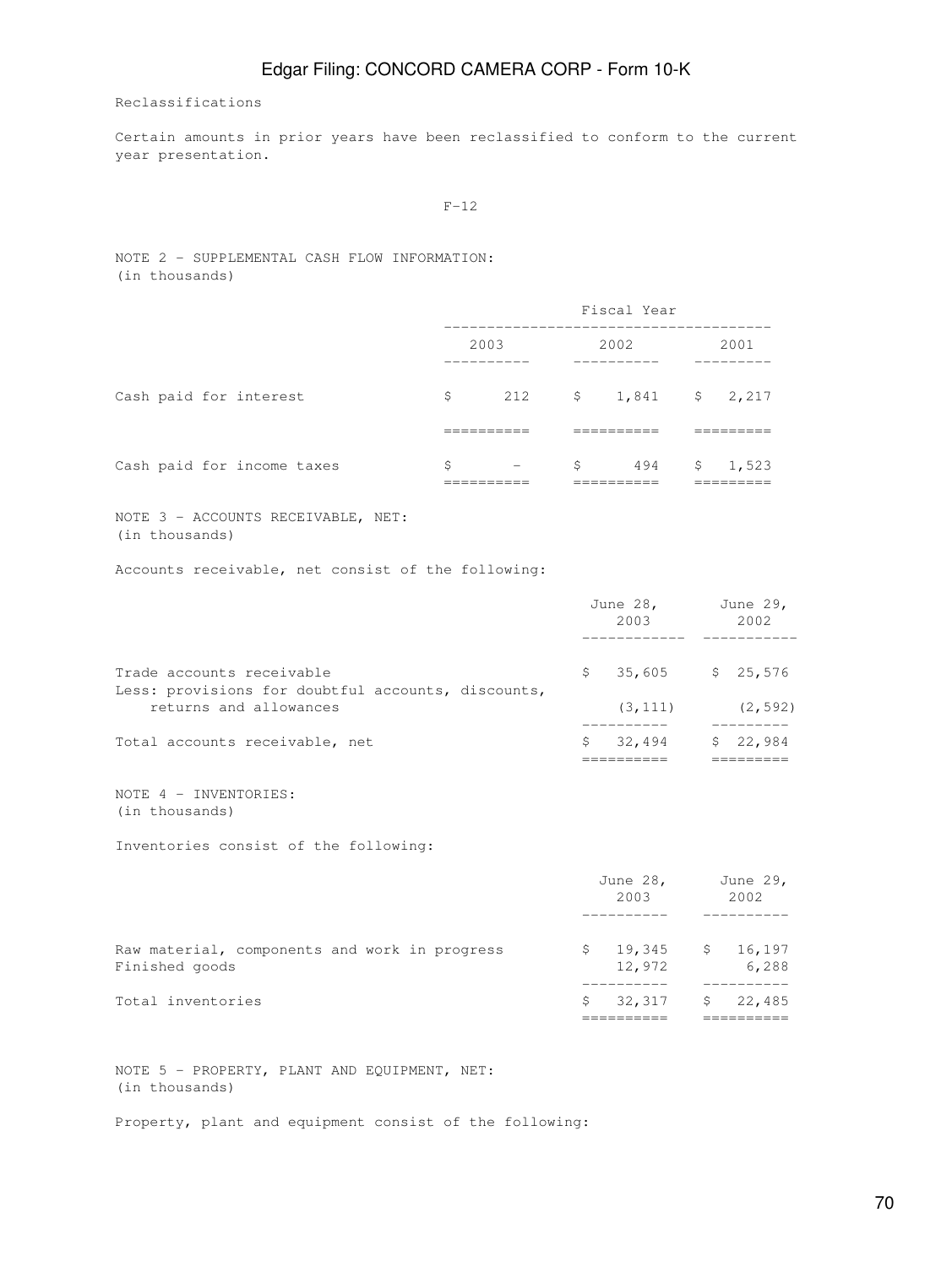Reclassifications

Certain amounts in prior years have been reclassified to conform to the current year presentation.

NOTE 2 - SUPPLEMENTAL CASH FLOW INFORMATION:
(in thousands)

| | Fiscal Year | | |
|---|---|---|---|
| | 2003 | 2002 | 2001 |
| Cash paid for interest | $ 212 | $ 1,841 | $ 2,217 |
| Cash paid for income taxes | $ - | $ 494 | $ 1,523 |

NOTE 3 - ACCOUNTS RECEIVABLE, NET:
(in thousands)

Accounts receivable, net consist of the following:

| | June 28, 2003 | June 29, 2002 |
|---|---|---|
| Trade accounts receivable | $ 35,605 | $ 25,576 |
| Less: provisions for doubtful accounts, discounts, returns and allowances | (3,111) | (2,592) |
| Total accounts receivable, net | $ 32,494 | $ 22,984 |

NOTE 4 - INVENTORIES:
(in thousands)

Inventories consist of the following:

| | June 28, 2003 | June 29, 2002 |
|---|---|---|
| Raw material, components and work in progress | $ 19,345 | $ 16,197 |
| Finished goods | 12,972 | 6,288 |
| Total inventories | $ 32,317 | $ 22,485 |

NOTE 5 - PROPERTY, PLANT AND EQUIPMENT, NET:
(in thousands)

Property, plant and equipment consist of the following: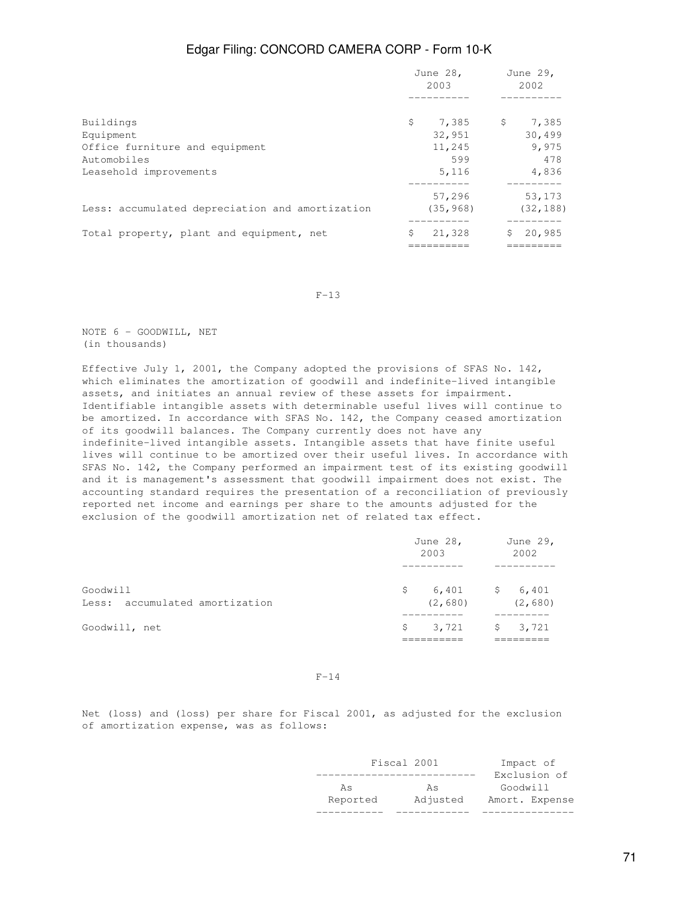| | June 28, 2003 | June 29, 2002 |
|---|---|---|
| Buildings | $ 7,385 | $ 7,385 |
| Equipment | 32,951 | 30,499 |
| Office furniture and equipment | 11,245 | 9,975 |
| Automobiles | 599 | 478 |
| Leasehold improvements | 5,116 | 4,836 |
| | 57,296 | 53,173 |
| Less: accumulated depreciation and amortization | (35,968) | (32,188) |
| Total property, plant and equipment, net | $ 21,328 | $ 20,985 |

NOTE 6 - GOODWILL, NET
(in thousands)

Effective July 1, 2001, the Company adopted the provisions of SFAS No. 142, which eliminates the amortization of goodwill and indefinite-lived intangible assets, and initiates an annual review of these assets for impairment. Identifiable intangible assets with determinable useful lives will continue to be amortized. In accordance with SFAS No. 142, the Company ceased amortization of its goodwill balances. The Company currently does not have any indefinite-lived intangible assets. Intangible assets that have finite useful lives will continue to be amortized over their useful lives. In accordance with SFAS No. 142, the Company performed an impairment test of its existing goodwill and it is management's assessment that goodwill impairment does not exist. The accounting standard requires the presentation of a reconciliation of previously reported net income and earnings per share to the amounts adjusted for the exclusion of the goodwill amortization net of related tax effect.

| | June 28, 2003 | June 29, 2002 |
|---|---|---|
| Goodwill | $ 6,401 | $ 6,401 |
| Less: accumulated amortization | (2,680) | (2,680) |
| Goodwill, net | $ 3,721 | $ 3,721 |

Net (loss) and (loss) per share for Fiscal 2001, as adjusted for the exclusion of amortization expense, was as follows:

| Fiscal 2001 | | Impact of Exclusion of Goodwill Amort. Expense |
|---|---|---|
| As Reported | As Adjusted | |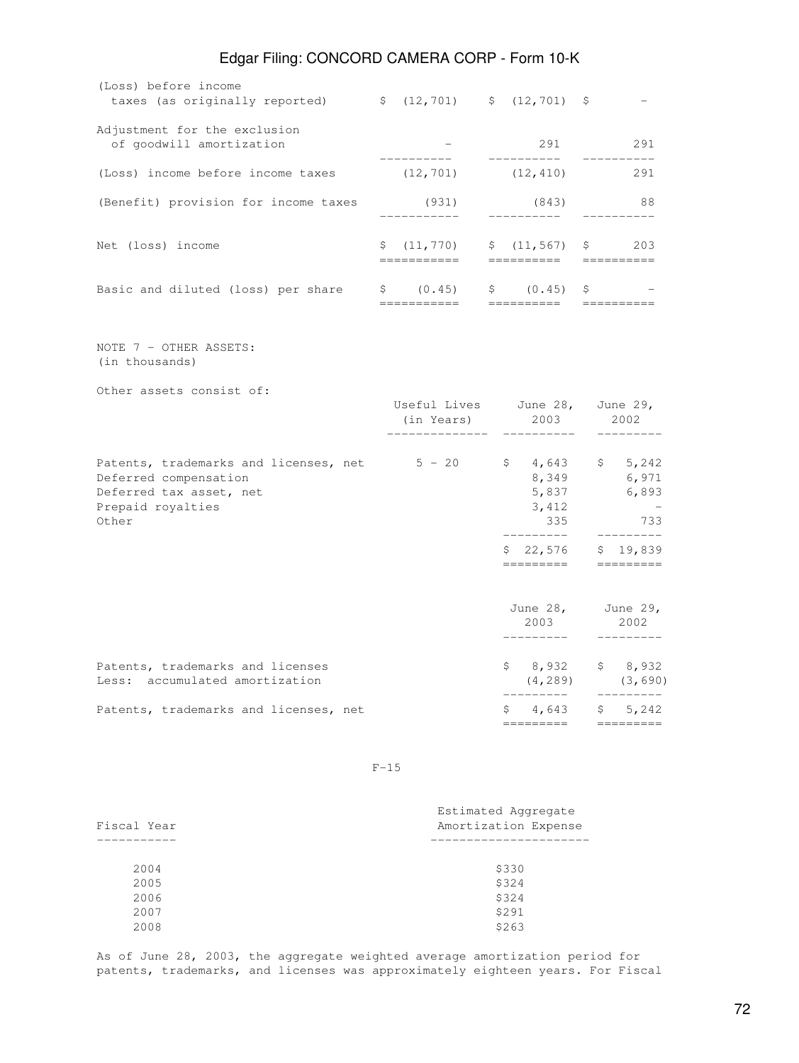| | | | |
|---|---|---|---|
| (Loss) before income taxes (as originally reported) | $ (12,701) | $ (12,701) | $ - |
| Adjustment for the exclusion of goodwill amortization | - | 291 | 291 |
| (Loss) income before income taxes | (12,701) | (12,410) | 291 |
| (Benefit) provision for income taxes | (931) | (843) | 88 |
| Net (loss) income | $ (11,770) | $ (11,567) | $ 203 |
| Basic and diluted (loss) per share | $ (0.45) | $ (0.45) | $ - |

NOTE 7 - OTHER ASSETS:
(in thousands)

Other assets consist of:

| | Useful Lives (in Years) | June 28, 2003 | June 29, 2002 |
|---|---|---|---|
| Patents, trademarks and licenses, net | 5 - 20 | $ 4,643 | $ 5,242 |
| Deferred compensation | | 8,349 | 6,971 |
| Deferred tax asset, net | | 5,837 | 6,893 |
| Prepaid royalties | | 3,412 | - |
| Other | | 335 | 733 |
| | | $ 22,576 | $ 19,839 |

| | June 28, 2003 | June 29, 2002 |
|---|---|---|
| Patents, trademarks and licenses | $ 8,932 | $ 8,932 |
| Less: accumulated amortization | (4,289) | (3,690) |
| Patents, trademarks and licenses, net | $ 4,643 | $ 5,242 |

F-15

| Fiscal Year | Estimated Aggregate Amortization Expense |
|---|---|
| 2004 | $330 |
| 2005 | $324 |
| 2006 | $324 |
| 2007 | $291 |
| 2008 | $263 |

As of June 28, 2003, the aggregate weighted average amortization period for patents, trademarks, and licenses was approximately eighteen years. For Fiscal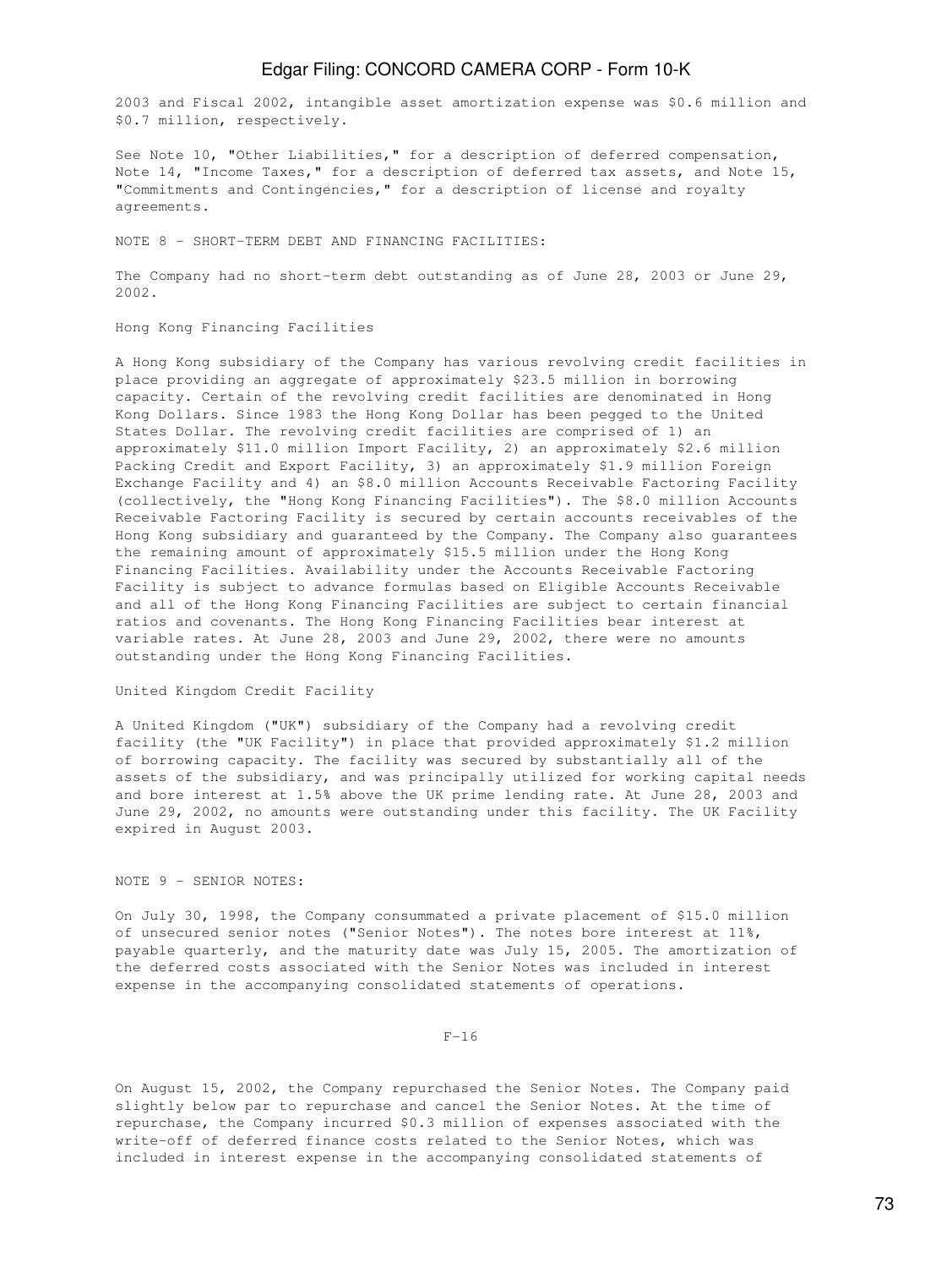2003 and Fiscal 2002, intangible asset amortization expense was $0.6 million and $0.7 million, respectively.

See Note 10, "Other Liabilities," for a description of deferred compensation, Note 14, "Income Taxes," for a description of deferred tax assets, and Note 15, "Commitments and Contingencies," for a description of license and royalty agreements.

## NOTE 8 - SHORT-TERM DEBT AND FINANCING FACILITIES:

The Company had no short-term debt outstanding as of June 28, 2003 or June 29, 2002.

### Hong Kong Financing Facilities

A Hong Kong subsidiary of the Company has various revolving credit facilities in place providing an aggregate of approximately $23.5 million in borrowing capacity. Certain of the revolving credit facilities are denominated in Hong Kong Dollars. Since 1983 the Hong Kong Dollar has been pegged to the United States Dollar. The revolving credit facilities are comprised of 1) an approximately $11.0 million Import Facility, 2) an approximately $2.6 million Packing Credit and Export Facility, 3) an approximately $1.9 million Foreign Exchange Facility and 4) an $8.0 million Accounts Receivable Factoring Facility (collectively, the "Hong Kong Financing Facilities"). The $8.0 million Accounts Receivable Factoring Facility is secured by certain accounts receivables of the Hong Kong subsidiary and guaranteed by the Company. The Company also guarantees the remaining amount of approximately $15.5 million under the Hong Kong Financing Facilities. Availability under the Accounts Receivable Factoring Facility is subject to advance formulas based on Eligible Accounts Receivable and all of the Hong Kong Financing Facilities are subject to certain financial ratios and covenants. The Hong Kong Financing Facilities bear interest at variable rates. At June 28, 2003 and June 29, 2002, there were no amounts outstanding under the Hong Kong Financing Facilities.

### United Kingdom Credit Facility

A United Kingdom ("UK") subsidiary of the Company had a revolving credit facility (the "UK Facility") in place that provided approximately $1.2 million of borrowing capacity. The facility was secured by substantially all of the assets of the subsidiary, and was principally utilized for working capital needs and bore interest at 1.5% above the UK prime lending rate. At June 28, 2003 and June 29, 2002, no amounts were outstanding under this facility. The UK Facility expired in August 2003.

## NOTE 9 - SENIOR NOTES:

On July 30, 1998, the Company consummated a private placement of $15.0 million of unsecured senior notes ("Senior Notes"). The notes bore interest at 11%, payable quarterly, and the maturity date was July 15, 2005. The amortization of the deferred costs associated with the Senior Notes was included in interest expense in the accompanying consolidated statements of operations.

On August 15, 2002, the Company repurchased the Senior Notes. The Company paid slightly below par to repurchase and cancel the Senior Notes. At the time of repurchase, the Company incurred $0.3 million of expenses associated with the write-off of deferred finance costs related to the Senior Notes, which was included in interest expense in the accompanying consolidated statements of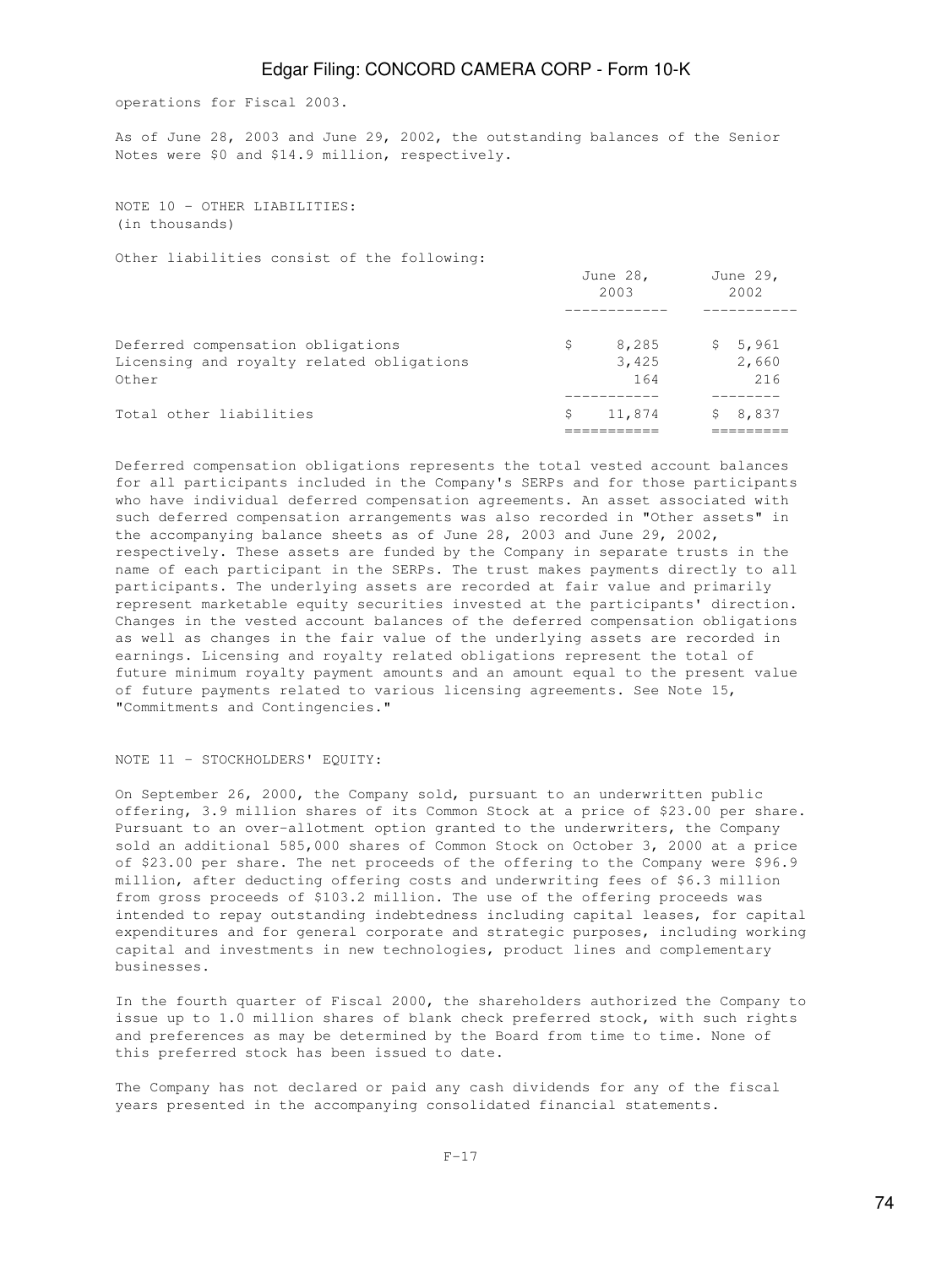operations for Fiscal 2003.

As of June 28, 2003 and June 29, 2002, the outstanding balances of the Senior Notes were $0 and $14.9 million, respectively.

NOTE 10 - OTHER LIABILITIES:
(in thousands)

Other liabilities consist of the following:

| | June 28, 2003 | June 29, 2002 |
|---|---|---|
| Deferred compensation obligations | $ 8,285 | $ 5,961 |
| Licensing and royalty related obligations | 3,425 | 2,660 |
| Other | 164 | 216 |
| Total other liabilities | $ 11,874 | $ 8,837 |

Deferred compensation obligations represents the total vested account balances for all participants included in the Company's SERPs and for those participants who have individual deferred compensation agreements. An asset associated with such deferred compensation arrangements was also recorded in "Other assets" in the accompanying balance sheets as of June 28, 2003 and June 29, 2002, respectively. These assets are funded by the Company in separate trusts in the name of each participant in the SERPs. The trust makes payments directly to all participants. The underlying assets are recorded at fair value and primarily represent marketable equity securities invested at the participants' direction. Changes in the vested account balances of the deferred compensation obligations as well as changes in the fair value of the underlying assets are recorded in earnings. Licensing and royalty related obligations represent the total of future minimum royalty payment amounts and an amount equal to the present value of future payments related to various licensing agreements. See Note 15, "Commitments and Contingencies."

NOTE 11 - STOCKHOLDERS' EQUITY:

On September 26, 2000, the Company sold, pursuant to an underwritten public offering, 3.9 million shares of its Common Stock at a price of $23.00 per share. Pursuant to an over-allotment option granted to the underwriters, the Company sold an additional 585,000 shares of Common Stock on October 3, 2000 at a price of $23.00 per share. The net proceeds of the offering to the Company were $96.9 million, after deducting offering costs and underwriting fees of $6.3 million from gross proceeds of $103.2 million. The use of the offering proceeds was intended to repay outstanding indebtedness including capital leases, for capital expenditures and for general corporate and strategic purposes, including working capital and investments in new technologies, product lines and complementary businesses.

In the fourth quarter of Fiscal 2000, the shareholders authorized the Company to issue up to 1.0 million shares of blank check preferred stock, with such rights and preferences as may be determined by the Board from time to time. None of this preferred stock has been issued to date.

The Company has not declared or paid any cash dividends for any of the fiscal years presented in the accompanying consolidated financial statements.

F-17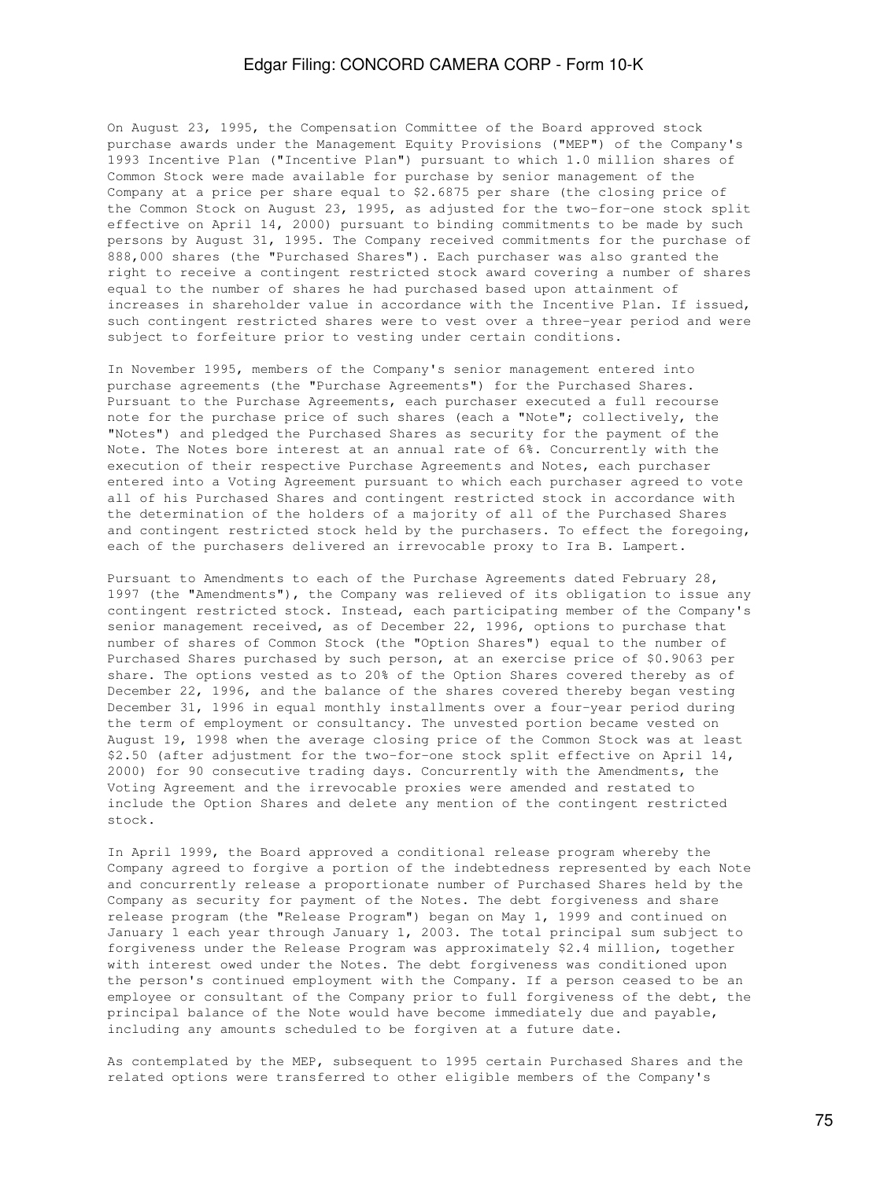On August 23, 1995, the Compensation Committee of the Board approved stock purchase awards under the Management Equity Provisions ("MEP") of the Company's 1993 Incentive Plan ("Incentive Plan") pursuant to which 1.0 million shares of Common Stock were made available for purchase by senior management of the Company at a price per share equal to $2.6875 per share (the closing price of the Common Stock on August 23, 1995, as adjusted for the two-for-one stock split effective on April 14, 2000) pursuant to binding commitments to be made by such persons by August 31, 1995. The Company received commitments for the purchase of 888,000 shares (the "Purchased Shares"). Each purchaser was also granted the right to receive a contingent restricted stock award covering a number of shares equal to the number of shares he had purchased based upon attainment of increases in shareholder value in accordance with the Incentive Plan. If issued, such contingent restricted shares were to vest over a three-year period and were subject to forfeiture prior to vesting under certain conditions.

In November 1995, members of the Company's senior management entered into purchase agreements (the "Purchase Agreements") for the Purchased Shares. Pursuant to the Purchase Agreements, each purchaser executed a full recourse note for the purchase price of such shares (each a "Note"; collectively, the "Notes") and pledged the Purchased Shares as security for the payment of the Note. The Notes bore interest at an annual rate of 6%. Concurrently with the execution of their respective Purchase Agreements and Notes, each purchaser entered into a Voting Agreement pursuant to which each purchaser agreed to vote all of his Purchased Shares and contingent restricted stock in accordance with the determination of the holders of a majority of all of the Purchased Shares and contingent restricted stock held by the purchasers. To effect the foregoing, each of the purchasers delivered an irrevocable proxy to Ira B. Lampert.

Pursuant to Amendments to each of the Purchase Agreements dated February 28, 1997 (the "Amendments"), the Company was relieved of its obligation to issue any contingent restricted stock. Instead, each participating member of the Company's senior management received, as of December 22, 1996, options to purchase that number of shares of Common Stock (the "Option Shares") equal to the number of Purchased Shares purchased by such person, at an exercise price of $0.9063 per share. The options vested as to 20% of the Option Shares covered thereby as of December 22, 1996, and the balance of the shares covered thereby began vesting December 31, 1996 in equal monthly installments over a four-year period during the term of employment or consultancy. The unvested portion became vested on August 19, 1998 when the average closing price of the Common Stock was at least $2.50 (after adjustment for the two-for-one stock split effective on April 14, 2000) for 90 consecutive trading days. Concurrently with the Amendments, the Voting Agreement and the irrevocable proxies were amended and restated to include the Option Shares and delete any mention of the contingent restricted stock.

In April 1999, the Board approved a conditional release program whereby the Company agreed to forgive a portion of the indebtedness represented by each Note and concurrently release a proportionate number of Purchased Shares held by the Company as security for payment of the Notes. The debt forgiveness and share release program (the "Release Program") began on May 1, 1999 and continued on January 1 each year through January 1, 2003. The total principal sum subject to forgiveness under the Release Program was approximately $2.4 million, together with interest owed under the Notes. The debt forgiveness was conditioned upon the person's continued employment with the Company. If a person ceased to be an employee or consultant of the Company prior to full forgiveness of the debt, the principal balance of the Note would have become immediately due and payable, including any amounts scheduled to be forgiven at a future date.

As contemplated by the MEP, subsequent to 1995 certain Purchased Shares and the related options were transferred to other eligible members of the Company's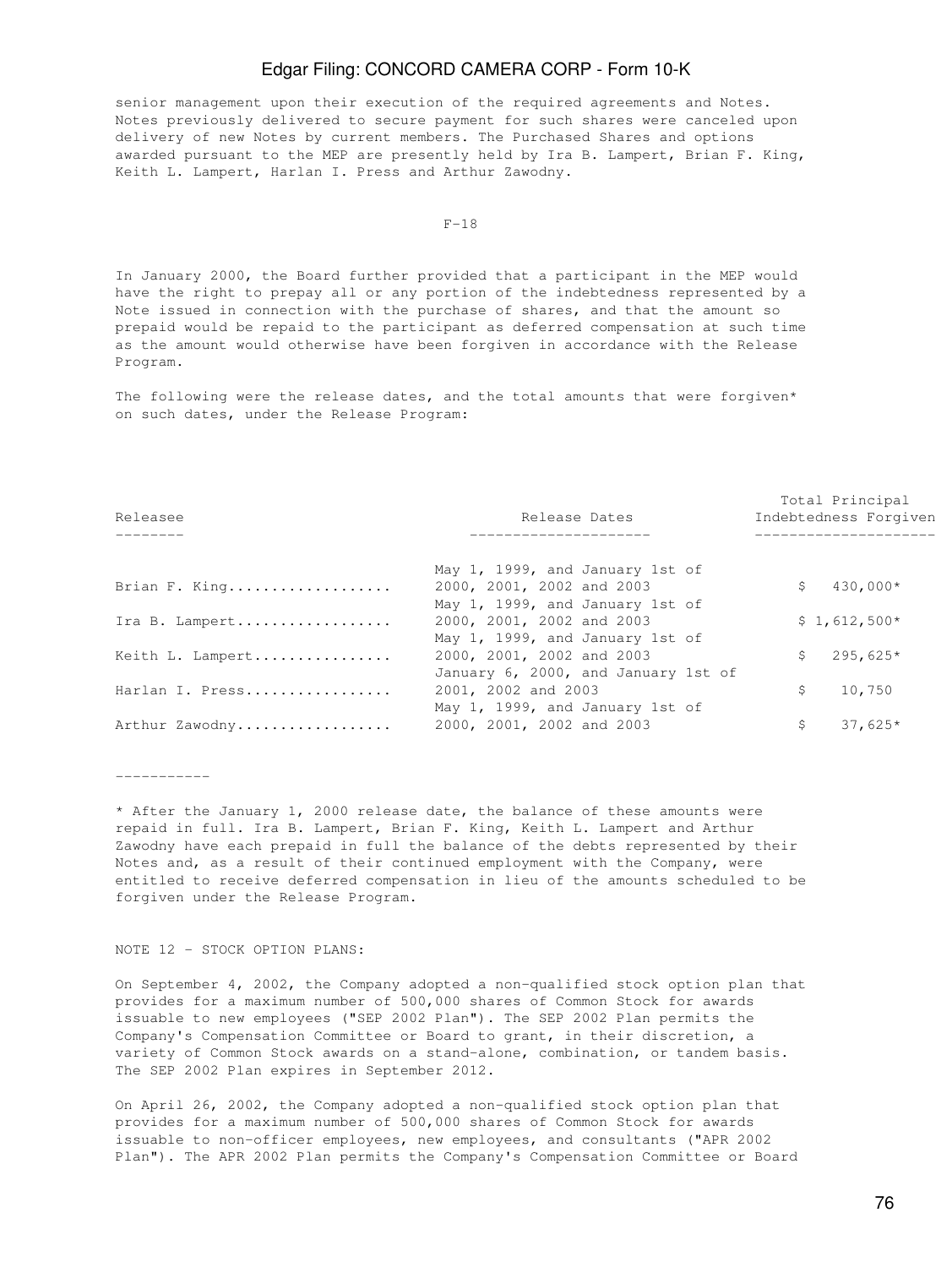senior management upon their execution of the required agreements and Notes. Notes previously delivered to secure payment for such shares were canceled upon delivery of new Notes by current members. The Purchased Shares and options awarded pursuant to the MEP are presently held by Ira B. Lampert, Brian F. King, Keith L. Lampert, Harlan I. Press and Arthur Zawodny.

In January 2000, the Board further provided that a participant in the MEP would have the right to prepay all or any portion of the indebtedness represented by a Note issued in connection with the purchase of shares, and that the amount so prepaid would be repaid to the participant as deferred compensation at such time as the amount would otherwise have been forgiven in accordance with the Release Program.

The following were the release dates, and the total amounts that were forgiven* on such dates, under the Release Program:

| Releasee | Release Dates | Total Principal Indebtedness Forgiven |
|---|---|---|
| Brian F. King | May 1, 1999, and January 1st of 2000, 2001, 2002 and 2003 | $ 430,000* |
| Ira B. Lampert | May 1, 1999, and January 1st of 2000, 2001, 2002 and 2003 | $ 1,612,500* |
| Keith L. Lampert | May 1, 1999, and January 1st of 2000, 2001, 2002 and 2003 | $ 295,625* |
| Harlan I. Press | January 6, 2000, and January 1st of 2001, 2002 and 2003 | $ 10,750 |
| Arthur Zawodny | May 1, 1999, and January 1st of 2000, 2001, 2002 and 2003 | $ 37,625* |

-----------

* After the January 1, 2000 release date, the balance of these amounts were repaid in full. Ira B. Lampert, Brian F. King, Keith L. Lampert and Arthur Zawodny have each prepaid in full the balance of the debts represented by their Notes and, as a result of their continued employment with the Company, were entitled to receive deferred compensation in lieu of the amounts scheduled to be forgiven under the Release Program.

NOTE 12 - STOCK OPTION PLANS:

On September 4, 2002, the Company adopted a non-qualified stock option plan that provides for a maximum number of 500,000 shares of Common Stock for awards issuable to new employees ("SEP 2002 Plan"). The SEP 2002 Plan permits the Company's Compensation Committee or Board to grant, in their discretion, a variety of Common Stock awards on a stand-alone, combination, or tandem basis. The SEP 2002 Plan expires in September 2012.

On April 26, 2002, the Company adopted a non-qualified stock option plan that provides for a maximum number of 500,000 shares of Common Stock for awards issuable to non-officer employees, new employees, and consultants ("APR 2002 Plan"). The APR 2002 Plan permits the Company's Compensation Committee or Board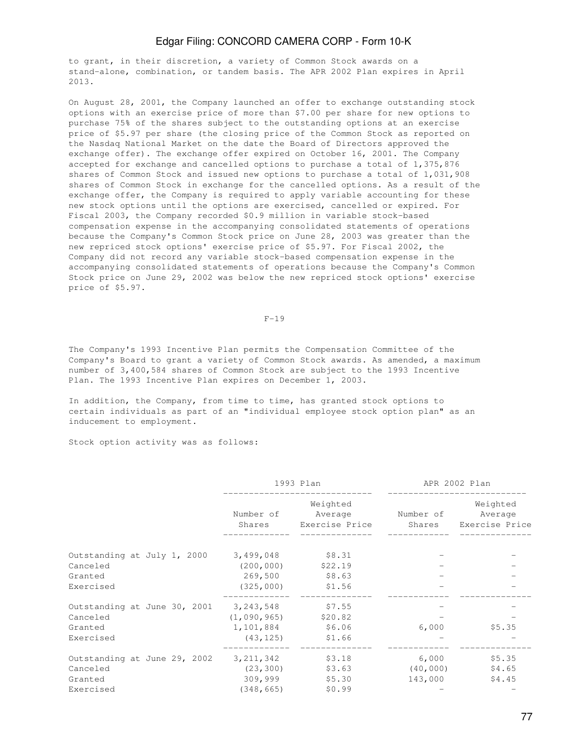to grant, in their discretion, a variety of Common Stock awards on a stand-alone, combination, or tandem basis. The APR 2002 Plan expires in April 2013.

On August 28, 2001, the Company launched an offer to exchange outstanding stock options with an exercise price of more than $7.00 per share for new options to purchase 75% of the shares subject to the outstanding options at an exercise price of $5.97 per share (the closing price of the Common Stock as reported on the Nasdaq National Market on the date the Board of Directors approved the exchange offer). The exchange offer expired on October 16, 2001. The Company accepted for exchange and cancelled options to purchase a total of 1,375,876 shares of Common Stock and issued new options to purchase a total of 1,031,908 shares of Common Stock in exchange for the cancelled options. As a result of the exchange offer, the Company is required to apply variable accounting for these new stock options until the options are exercised, cancelled or expired. For Fiscal 2003, the Company recorded $0.9 million in variable stock-based compensation expense in the accompanying consolidated statements of operations because the Company's Common Stock price on June 28, 2003 was greater than the new repriced stock options' exercise price of $5.97. For Fiscal 2002, the Company did not record any variable stock-based compensation expense in the accompanying consolidated statements of operations because the Company's Common Stock price on June 29, 2002 was below the new repriced stock options' exercise price of $5.97.

F-19

The Company's 1993 Incentive Plan permits the Compensation Committee of the Company's Board to grant a variety of Common Stock awards. As amended, a maximum number of 3,400,584 shares of Common Stock are subject to the 1993 Incentive Plan. The 1993 Incentive Plan expires on December 1, 2003.

In addition, the Company, from time to time, has granted stock options to certain individuals as part of an "individual employee stock option plan" as an inducement to employment.

Stock option activity was as follows:

| | 1993 Plan | | APR 2002 Plan | |
|---|---|---|---|---|
| | Number of Shares | Weighted Average Exercise Price | Number of Shares | Weighted Average Exercise Price |
| Outstanding at July 1, 2000 | 3,499,048 | $8.31 | - | - |
| Canceled | (200,000) | $22.19 | - | - |
| Granted | 269,500 | $8.63 | - | - |
| Exercised | (325,000) | $1.56 | - | - |
| Outstanding at June 30, 2001 | 3,243,548 | $7.55 | - | - |
| Canceled | (1,090,965) | $20.82 | - | - |
| Granted | 1,101,884 | $6.06 | 6,000 | $5.35 |
| Exercised | (43,125) | $1.66 | - | - |
| Outstanding at June 29, 2002 | 3,211,342 | $3.18 | 6,000 | $5.35 |
| Canceled | (23,300) | $3.63 | (40,000) | $4.65 |
| Granted | 309,999 | $5.30 | 143,000 | $4.45 |
| Exercised | (348,665) | $0.99 | - | - |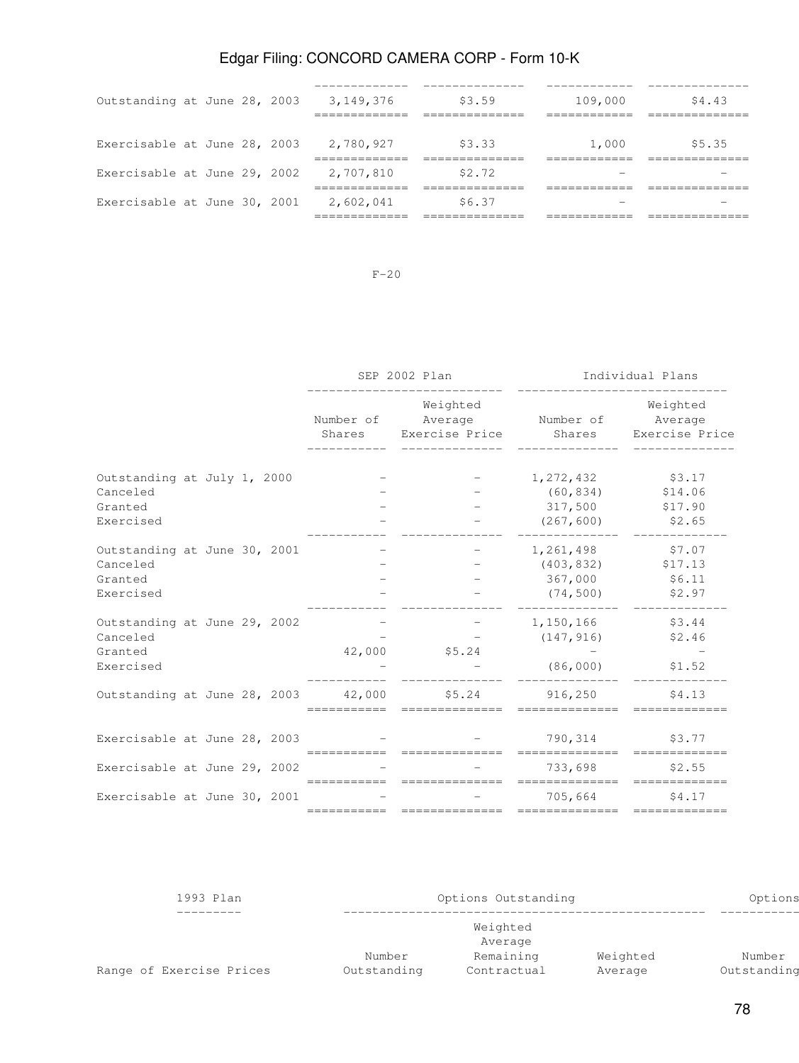| | | | | |
|---|---|---|---|---|
| Outstanding at June 28, 2003 | 3,149,376 | $3.59 | 109,000 | $4.43 |
| Exercisable at June 28, 2003 | 2,780,927 | $3.33 | 1,000 | $5.35 |
| Exercisable at June 29, 2002 | 2,707,810 | $2.72 | - | - |
| Exercisable at June 30, 2001 | 2,602,041 | $6.37 | - | - |

F-20

| | SEP 2002 Plan | | Individual Plans | |
|---|---|---|---|---|
| | Number of Shares | Weighted Average Exercise Price | Number of Shares | Weighted Average Exercise Price |
| Outstanding at July 1, 2000 | - | - | 1,272,432 | $3.17 |
| Canceled | - | - | (60,834) | $14.06 |
| Granted | - | - | 317,500 | $17.90 |
| Exercised | - | - | (267,600) | $2.65 |
| Outstanding at June 30, 2001 | - | - | 1,261,498 | $7.07 |
| Canceled | - | - | (403,832) | $17.13 |
| Granted | - | - | 367,000 | $6.11 |
| Exercised | - | - | (74,500) | $2.97 |
| Outstanding at June 29, 2002 | - | - | 1,150,166 | $3.44 |
| Canceled | - | - | (147,916) | $2.46 |
| Granted | 42,000 | $5.24 | - | - |
| Exercised | - | - | (86,000) | $1.52 |
| Outstanding at June 28, 2003 | 42,000 | $5.24 | 916,250 | $4.13 |
| Exercisable at June 28, 2003 | - | - | 790,314 | $3.77 |
| Exercisable at June 29, 2002 | - | - | 733,698 | $2.55 |
| Exercisable at June 30, 2001 | - | - | 705,664 | $4.17 |

| 1993 Plan | Options Outstanding | | | Options |
|---|---|---|---|---|
| Range of Exercise Prices | Number Outstanding | Weighted Average Remaining Contractual | Weighted Average | Number Outstanding |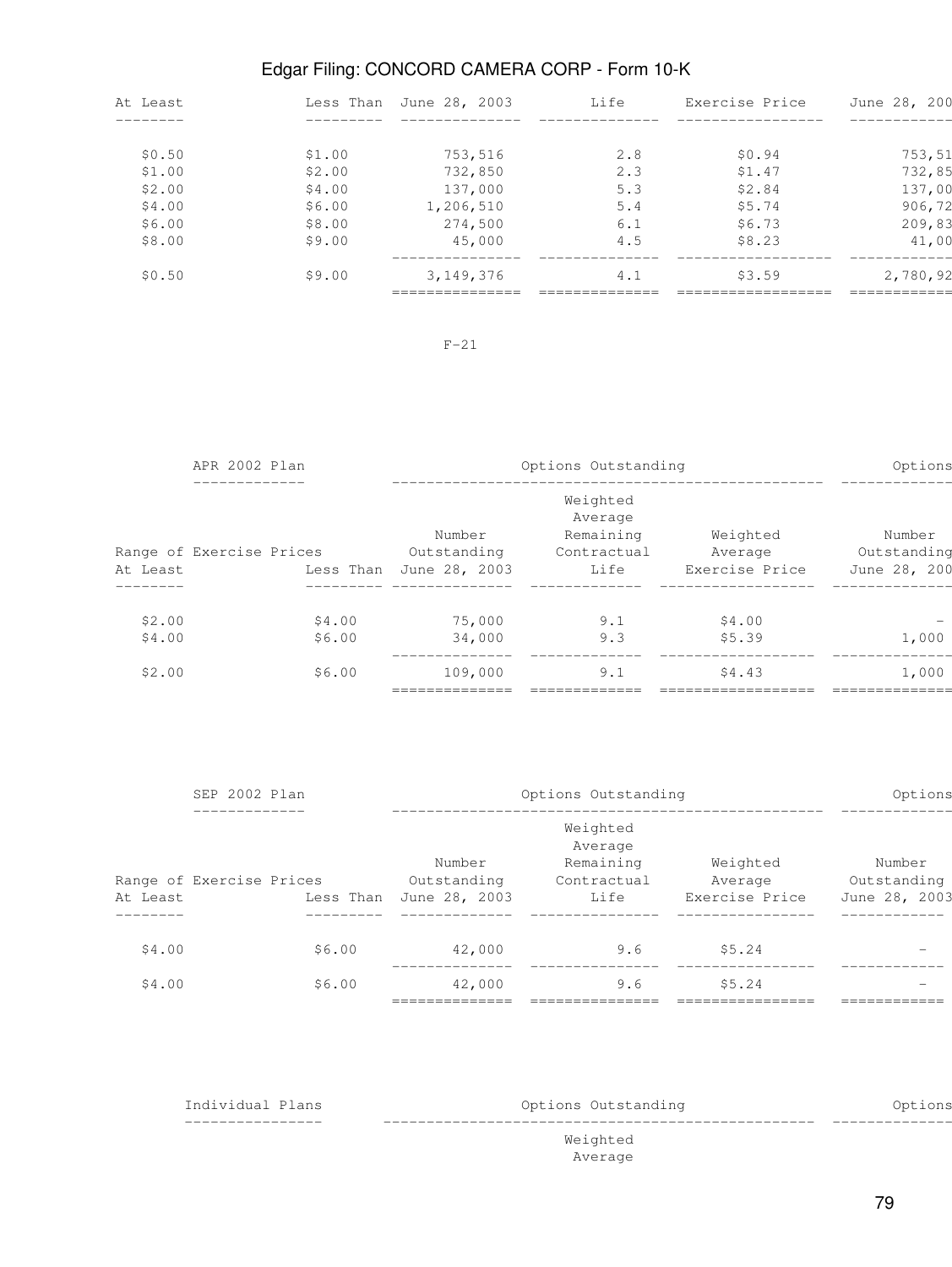| At Least | Less Than | June 28, 2003 | Life | Exercise Price | June 28, 200 |
|---|---|---|---|---|---|
| $0.50 | $1.00 | 753,516 | 2.8 | $0.94 | 753,51 |
| $1.00 | $2.00 | 732,850 | 2.3 | $1.47 | 732,85 |
| $2.00 | $4.00 | 137,000 | 5.3 | $2.84 | 137,00 |
| $4.00 | $6.00 | 1,206,510 | 5.4 | $5.74 | 906,72 |
| $6.00 | $8.00 | 274,500 | 6.1 | $6.73 | 209,83 |
| $8.00 | $9.00 | 45,000 | 4.5 | $8.23 | 41,00 |
| $0.50 | $9.00 | 3,149,376 | 4.1 | $3.59 | 2,780,92 |

F-21

| APR 2002 Plan | | Options Outstanding | | | Options |
|---|---|---|---|---|---|
| Range of Exercise Prices | | Number Outstanding | Weighted Average Remaining Contractual | Weighted Average | Number Outstanding |
| At Least | Less Than | June 28, 2003 | Life | Exercise Price | June 28, 200 |
| $2.00 | $4.00 | 75,000 | 9.1 | $4.00 | - |
| $4.00 | $6.00 | 34,000 | 9.3 | $5.39 | 1,000 |
| $2.00 | $6.00 | 109,000 | 9.1 | $4.43 | 1,000 |

| SEP 2002 Plan | | Options Outstanding | | | Options |
|---|---|---|---|---|---|
| Range of Exercise Prices | | Number Outstanding | Weighted Average Remaining Contractual | Weighted Average | Number Outstanding |
| At Least | Less Than | June 28, 2003 | Life | Exercise Price | June 28, 2003 |
| $4.00 | $6.00 | 42,000 | 9.6 | $5.24 | - |
| $4.00 | $6.00 | 42,000 | 9.6 | $5.24 | - |

| Individual Plans | Options Outstanding | Options |
|---|---|---|
| | Weighted Average | |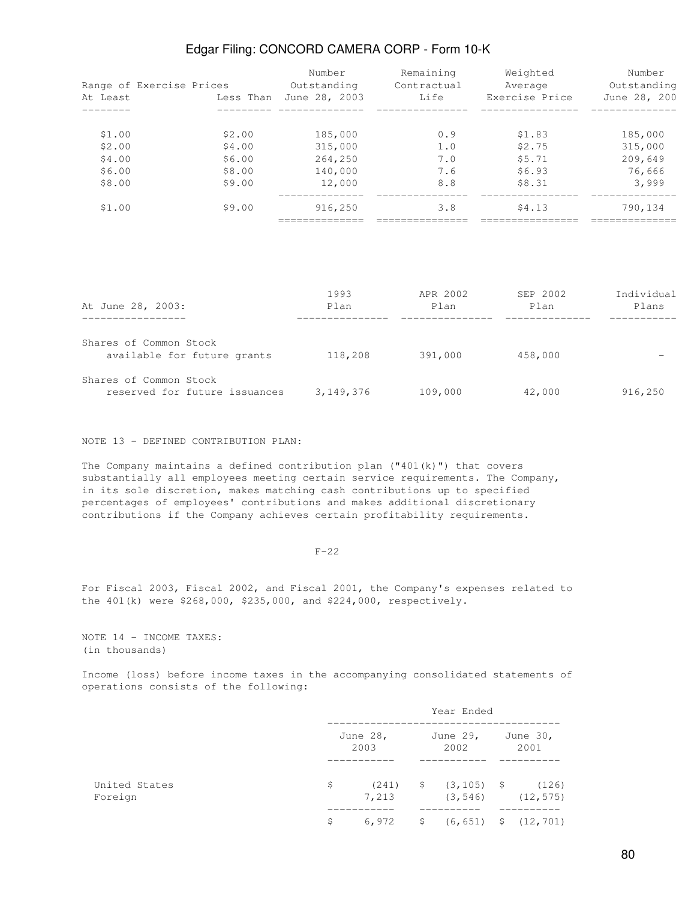| Range of Exercise Prices At Least | Less Than | Number Outstanding June 28, 2003 | Remaining Contractual Life | Weighted Average Exercise Price | Number Outstanding June 28, 200 |
|---|---|---|---|---|---|
| $1.00 | $2.00 | 185,000 | 0.9 | $1.83 | 185,000 |
| $2.00 | $4.00 | 315,000 | 1.0 | $2.75 | 315,000 |
| $4.00 | $6.00 | 264,250 | 7.0 | $5.71 | 209,649 |
| $6.00 | $8.00 | 140,000 | 7.6 | $6.93 | 76,666 |
| $8.00 | $9.00 | 12,000 | 8.8 | $8.31 | 3,999 |
| $1.00 | $9.00 | 916,250 | 3.8 | $4.13 | 790,134 |

| At June 28, 2003: | 1993 Plan | APR 2002 Plan | SEP 2002 Plan | Individual Plans |
|---|---|---|---|---|
| Shares of Common Stock available for future grants | 118,208 | 391,000 | 458,000 | - |
| Shares of Common Stock reserved for future issuances | 3,149,376 | 109,000 | 42,000 | 916,250 |

NOTE 13 - DEFINED CONTRIBUTION PLAN:

The Company maintains a defined contribution plan ("401(k)") that covers substantially all employees meeting certain service requirements. The Company, in its sole discretion, makes matching cash contributions up to specified percentages of employees' contributions and makes additional discretionary contributions if the Company achieves certain profitability requirements.

F-22

For Fiscal 2003, Fiscal 2002, and Fiscal 2001, the Company's expenses related to the 401(k) were $268,000, $235,000, and $224,000, respectively.

NOTE 14 - INCOME TAXES:
(in thousands)

Income (loss) before income taxes in the accompanying consolidated statements of operations consists of the following:

| | Year Ended June 28, 2003 | Year Ended June 29, 2002 | Year Ended June 30, 2001 |
|---|---|---|---|
| United States | $ (241) | $ (3,105) | $ (126) |
| Foreign | 7,213 | (3,546) | (12,575) |
| | $ 6,972 | $ (6,651) | $ (12,701) |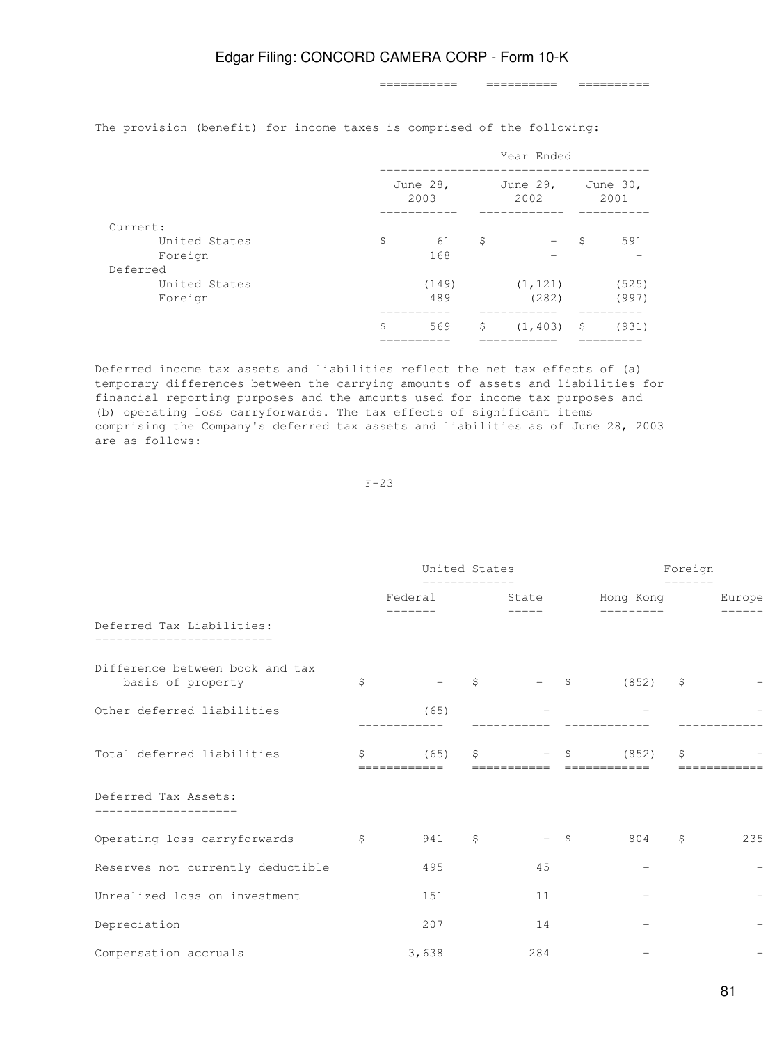The provision (benefit) for income taxes is comprised of the following:

| | Year Ended | | |
|---|---|---|---|
| | June 28, 2003 | June 29, 2002 | June 30, 2001 |
| Current: | | | |
| United States | $ 61 | $ – | $ 591 |
| Foreign | 168 | – | – |
| Deferred | | | |
| United States | (149) | (1,121) | (525) |
| Foreign | 489 | (282) | (997) |
| | $ 569 | $ (1,403) | $ (931) |

Deferred income tax assets and liabilities reflect the net tax effects of (a) temporary differences between the carrying amounts of assets and liabilities for financial reporting purposes and the amounts used for income tax purposes and (b) operating loss carryforwards. The tax effects of significant items comprising the Company's deferred tax assets and liabilities as of June 28, 2003 are as follows:

| | United States | | Foreign | |
|---|---|---|---|---|
| | Federal | State | Hong Kong | Europe |
| **Deferred Tax Liabilities:** | | | | |
| Difference between book and tax basis of property | $ – | $ – | $ (852) | $ – |
| Other deferred liabilities | (65) | – | – | – |
| Total deferred liabilities | $ (65) | $ – | $ (852) | $ – |
| **Deferred Tax Assets:** | | | | |
| Operating loss carryforwards | $ 941 | $ – | $ 804 | $ 235 |
| Reserves not currently deductible | 495 | 45 | – | – |
| Unrealized loss on investment | 151 | 11 | – | – |
| Depreciation | 207 | 14 | – | – |
| Compensation accruals | 3,638 | 284 | – | – |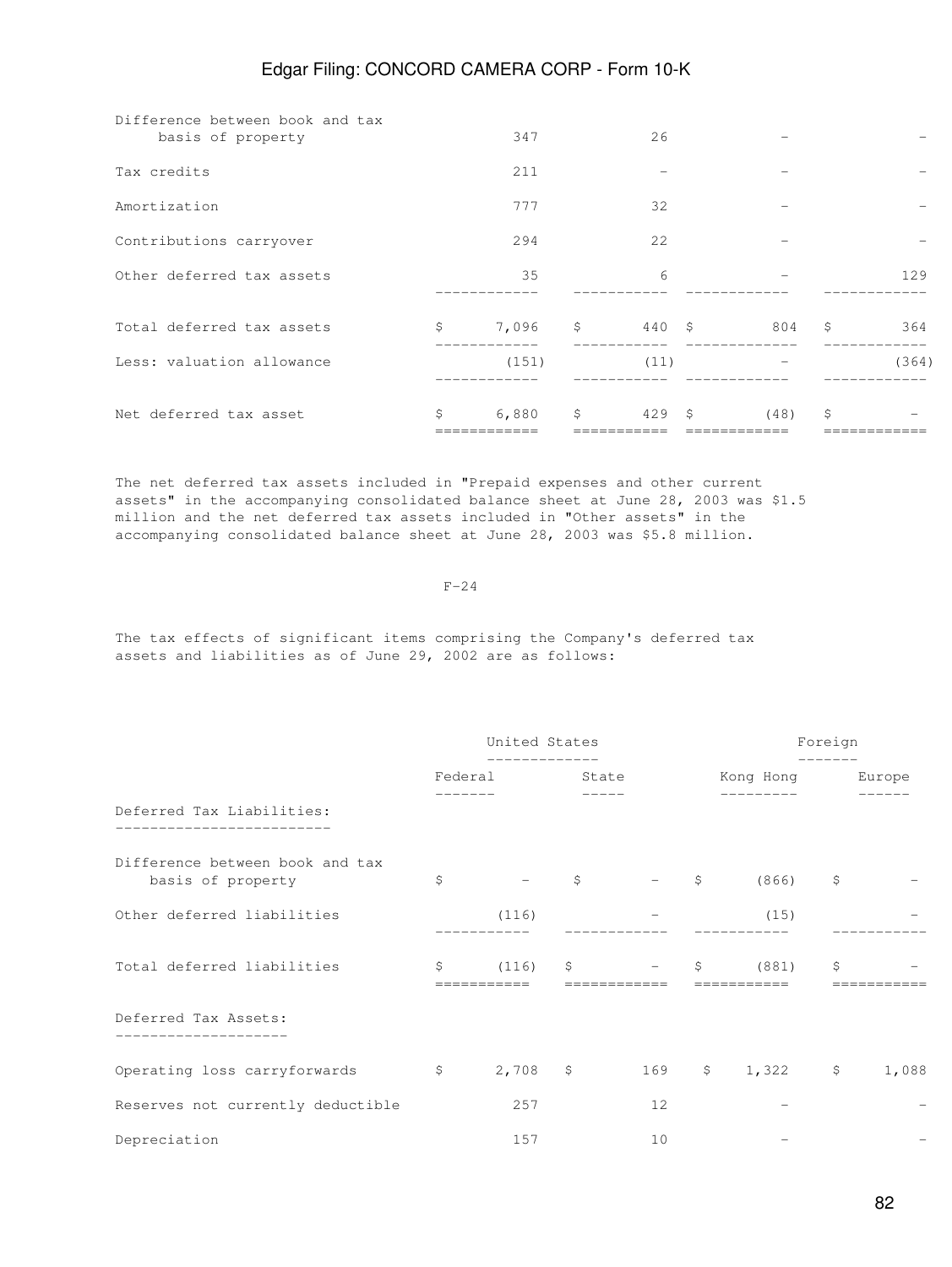| | Federal | State | Hong Kong | Europe |
|---|---|---|---|---|
| Difference between book and tax basis of property | 347 | 26 | - | - |
| Tax credits | 211 | - | - | - |
| Amortization | 777 | 32 | - | - |
| Contributions carryover | 294 | 22 | - | - |
| Other deferred tax assets | 35 | 6 | - | 129 |
| Total deferred tax assets | $ 7,096 | $ 440 | $ 804 | $ 364 |
| Less: valuation allowance | (151) | (11) | - | (364) |
| Net deferred tax asset | $ 6,880 | $ 429 | $ (48) | $ - |

The net deferred tax assets included in "Prepaid expenses and other current assets" in the accompanying consolidated balance sheet at June 28, 2003 was $1.5 million and the net deferred tax assets included in "Other assets" in the accompanying consolidated balance sheet at June 28, 2003 was $5.8 million.

F-24

The tax effects of significant items comprising the Company's deferred tax assets and liabilities as of June 29, 2002 are as follows:

| | United States | | Foreign | |
|---|---|---|---|---|
| | Federal | State | Kong Hong | Europe |
| **Deferred Tax Liabilities:** | | | | |
| Difference between book and tax basis of property | $ - | $ - | $ (866) | $ - |
| Other deferred liabilities | (116) | - | (15) | - |
| Total deferred liabilities | $ (116) | $ - | $ (881) | $ - |
| **Deferred Tax Assets:** | | | | |
| Operating loss carryforwards | $ 2,708 | $ 169 | $ 1,322 | $ 1,088 |
| Reserves not currently deductible | 257 | 12 | - | - |
| Depreciation | 157 | 10 | - | - |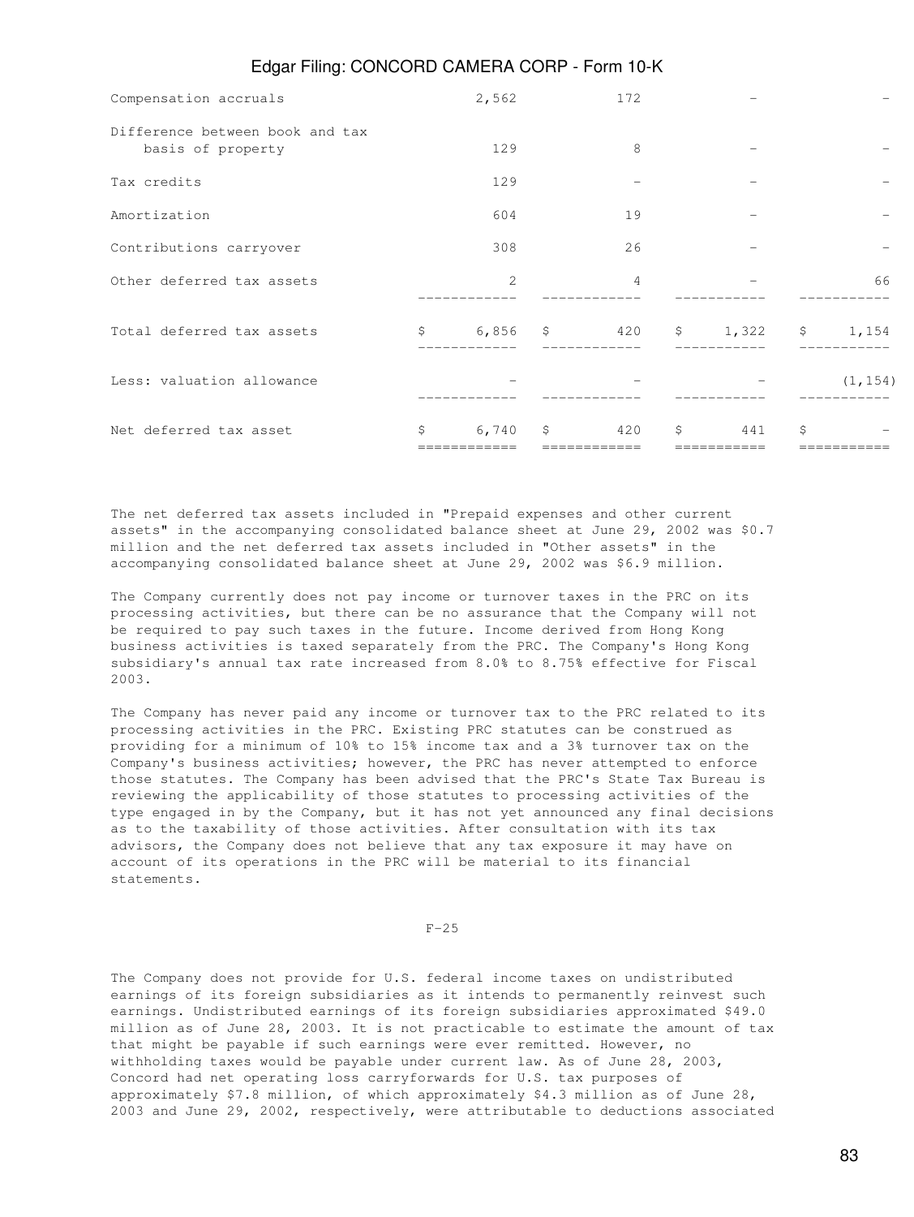| | | | | |
|---|---|---|---|---|
| Compensation accruals | 2,562 | 172 | - | - |
| Difference between book and tax basis of property | 129 | 8 | - | - |
| Tax credits | 129 | - | - | - |
| Amortization | 604 | 19 | - | - |
| Contributions carryover | 308 | 26 | - | - |
| Other deferred tax assets | 2 | 4 | - | 66 |
| Total deferred tax assets | $ 6,856 | $ 420 | $ 1,322 | $ 1,154 |
| Less: valuation allowance | - | - | - | (1,154) |
| Net deferred tax asset | $ 6,740 | $ 420 | $ 441 | $ - |

The net deferred tax assets included in "Prepaid expenses and other current assets" in the accompanying consolidated balance sheet at June 29, 2002 was $0.7 million and the net deferred tax assets included in "Other assets" in the accompanying consolidated balance sheet at June 29, 2002 was $6.9 million.

The Company currently does not pay income or turnover taxes in the PRC on its processing activities, but there can be no assurance that the Company will not be required to pay such taxes in the future. Income derived from Hong Kong business activities is taxed separately from the PRC. The Company's Hong Kong subsidiary's annual tax rate increased from 8.0% to 8.75% effective for Fiscal 2003.

The Company has never paid any income or turnover tax to the PRC related to its processing activities in the PRC. Existing PRC statutes can be construed as providing for a minimum of 10% to 15% income tax and a 3% turnover tax on the Company's business activities; however, the PRC has never attempted to enforce those statutes. The Company has been advised that the PRC's State Tax Bureau is reviewing the applicability of those statutes to processing activities of the type engaged in by the Company, but it has not yet announced any final decisions as to the taxability of those activities. After consultation with its tax advisors, the Company does not believe that any tax exposure it may have on account of its operations in the PRC will be material to its financial statements.

The Company does not provide for U.S. federal income taxes on undistributed earnings of its foreign subsidiaries as it intends to permanently reinvest such earnings. Undistributed earnings of its foreign subsidiaries approximated $49.0 million as of June 28, 2003. It is not practicable to estimate the amount of tax that might be payable if such earnings were ever remitted. However, no withholding taxes would be payable under current law. As of June 28, 2003, Concord had net operating loss carryforwards for U.S. tax purposes of approximately $7.8 million, of which approximately $4.3 million as of June 28, 2003 and June 29, 2002, respectively, were attributable to deductions associated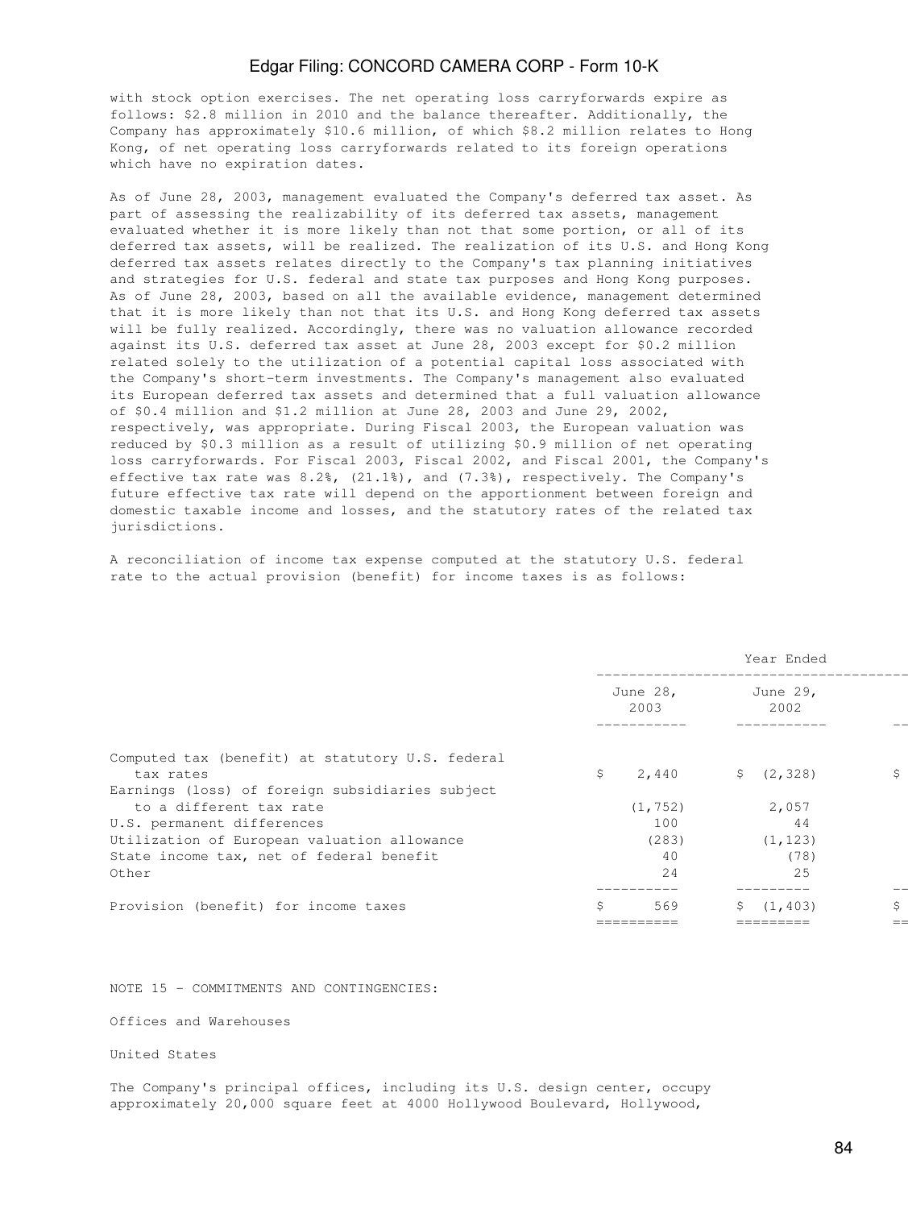with stock option exercises. The net operating loss carryforwards expire as follows: $2.8 million in 2010 and the balance thereafter. Additionally, the Company has approximately $10.6 million, of which $8.2 million relates to Hong Kong, of net operating loss carryforwards related to its foreign operations which have no expiration dates.

As of June 28, 2003, management evaluated the Company's deferred tax asset. As part of assessing the realizability of its deferred tax assets, management evaluated whether it is more likely than not that some portion, or all of its deferred tax assets, will be realized. The realization of its U.S. and Hong Kong deferred tax assets relates directly to the Company's tax planning initiatives and strategies for U.S. federal and state tax purposes and Hong Kong purposes. As of June 28, 2003, based on all the available evidence, management determined that it is more likely than not that its U.S. and Hong Kong deferred tax assets will be fully realized. Accordingly, there was no valuation allowance recorded against its U.S. deferred tax asset at June 28, 2003 except for $0.2 million related solely to the utilization of a potential capital loss associated with the Company's short-term investments. The Company's management also evaluated its European deferred tax assets and determined that a full valuation allowance of $0.4 million and $1.2 million at June 28, 2003 and June 29, 2002, respectively, was appropriate. During Fiscal 2003, the European valuation was reduced by $0.3 million as a result of utilizing $0.9 million of net operating loss carryforwards. For Fiscal 2003, Fiscal 2002, and Fiscal 2001, the Company's effective tax rate was 8.2%, (21.1%), and (7.3%), respectively. The Company's future effective tax rate will depend on the apportionment between foreign and domestic taxable income and losses, and the statutory rates of the related tax jurisdictions.

A reconciliation of income tax expense computed at the statutory U.S. federal rate to the actual provision (benefit) for income taxes is as follows:

| | Year Ended | | |
|---|---|---|---|
| | June 28, 2003 | June 29, 2002 | |
| Computed tax (benefit) at statutory U.S. federal tax rates | $ 2,440 | $ (2,328) | $ |
| Earnings (loss) of foreign subsidiaries subject to a different tax rate | (1,752) | 2,057 | |
| U.S. permanent differences | 100 | 44 | |
| Utilization of European valuation allowance | (283) | (1,123) | |
| State income tax, net of federal benefit | 40 | (78) | |
| Other | 24 | 25 | |
| Provision (benefit) for income taxes | $ 569 | $ (1,403) | $ |

NOTE 15 - COMMITMENTS AND CONTINGENCIES:

Offices and Warehouses

United States

The Company's principal offices, including its U.S. design center, occupy approximately 20,000 square feet at 4000 Hollywood Boulevard, Hollywood,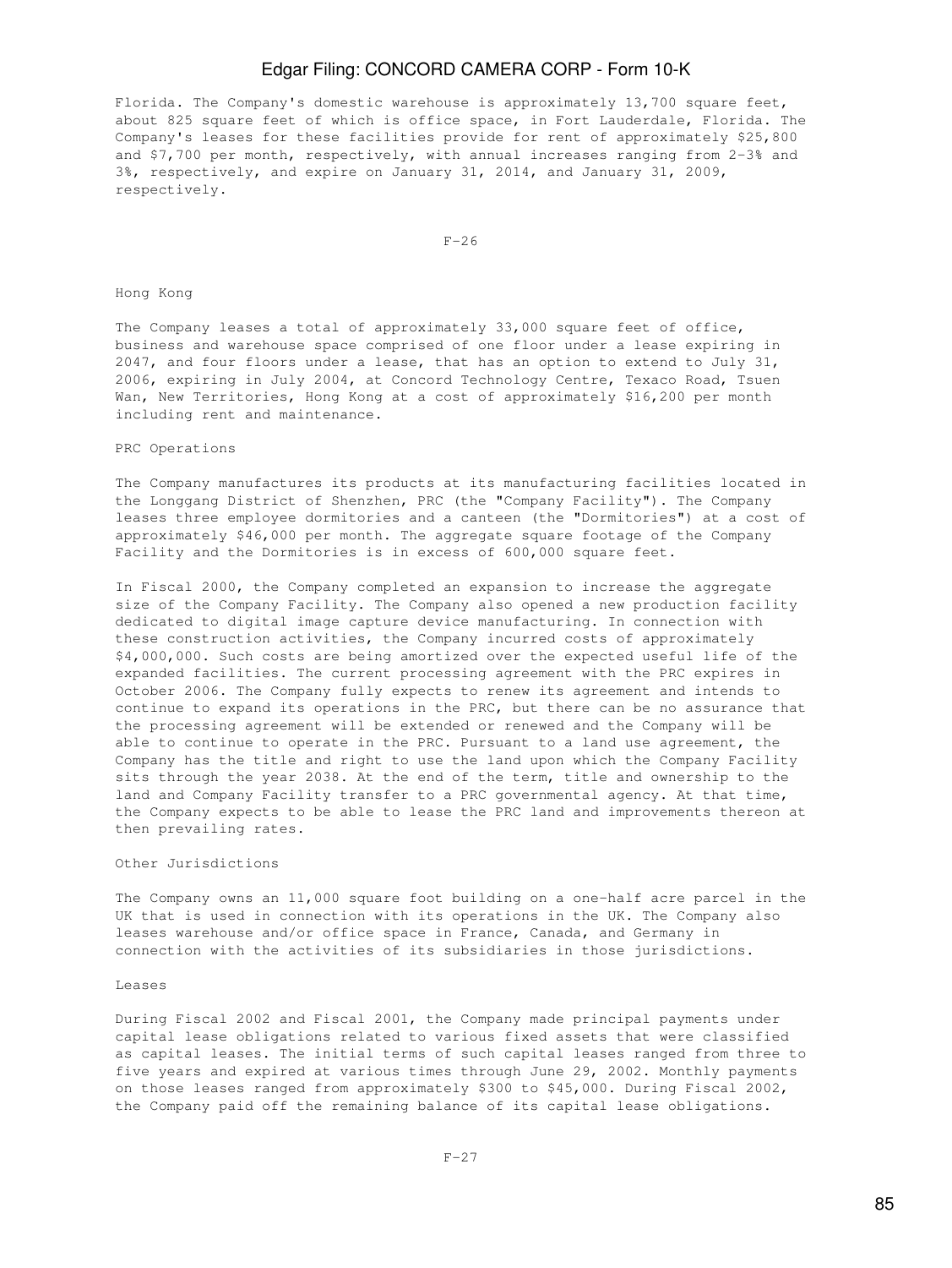Florida. The Company's domestic warehouse is approximately 13,700 square feet, about 825 square feet of which is office space, in Fort Lauderdale, Florida. The Company's leases for these facilities provide for rent of approximately $25,800 and $7,700 per month, respectively, with annual increases ranging from 2-3% and 3%, respectively, and expire on January 31, 2014, and January 31, 2009, respectively.

Hong Kong

The Company leases a total of approximately 33,000 square feet of office, business and warehouse space comprised of one floor under a lease expiring in 2047, and four floors under a lease, that has an option to extend to July 31, 2006, expiring in July 2004, at Concord Technology Centre, Texaco Road, Tsuen Wan, New Territories, Hong Kong at a cost of approximately $16,200 per month including rent and maintenance.

PRC Operations

The Company manufactures its products at its manufacturing facilities located in the Longgang District of Shenzhen, PRC (the "Company Facility"). The Company leases three employee dormitories and a canteen (the "Dormitories") at a cost of approximately $46,000 per month. The aggregate square footage of the Company Facility and the Dormitories is in excess of 600,000 square feet.

In Fiscal 2000, the Company completed an expansion to increase the aggregate size of the Company Facility. The Company also opened a new production facility dedicated to digital image capture device manufacturing. In connection with these construction activities, the Company incurred costs of approximately $4,000,000. Such costs are being amortized over the expected useful life of the expanded facilities. The current processing agreement with the PRC expires in October 2006. The Company fully expects to renew its agreement and intends to continue to expand its operations in the PRC, but there can be no assurance that the processing agreement will be extended or renewed and the Company will be able to continue to operate in the PRC. Pursuant to a land use agreement, the Company has the title and right to use the land upon which the Company Facility sits through the year 2038. At the end of the term, title and ownership to the land and Company Facility transfer to a PRC governmental agency. At that time, the Company expects to be able to lease the PRC land and improvements thereon at then prevailing rates.

Other Jurisdictions

The Company owns an 11,000 square foot building on a one-half acre parcel in the UK that is used in connection with its operations in the UK. The Company also leases warehouse and/or office space in France, Canada, and Germany in connection with the activities of its subsidiaries in those jurisdictions.

Leases

During Fiscal 2002 and Fiscal 2001, the Company made principal payments under capital lease obligations related to various fixed assets that were classified as capital leases. The initial terms of such capital leases ranged from three to five years and expired at various times through June 29, 2002. Monthly payments on those leases ranged from approximately $300 to $45,000. During Fiscal 2002, the Company paid off the remaining balance of its capital lease obligations.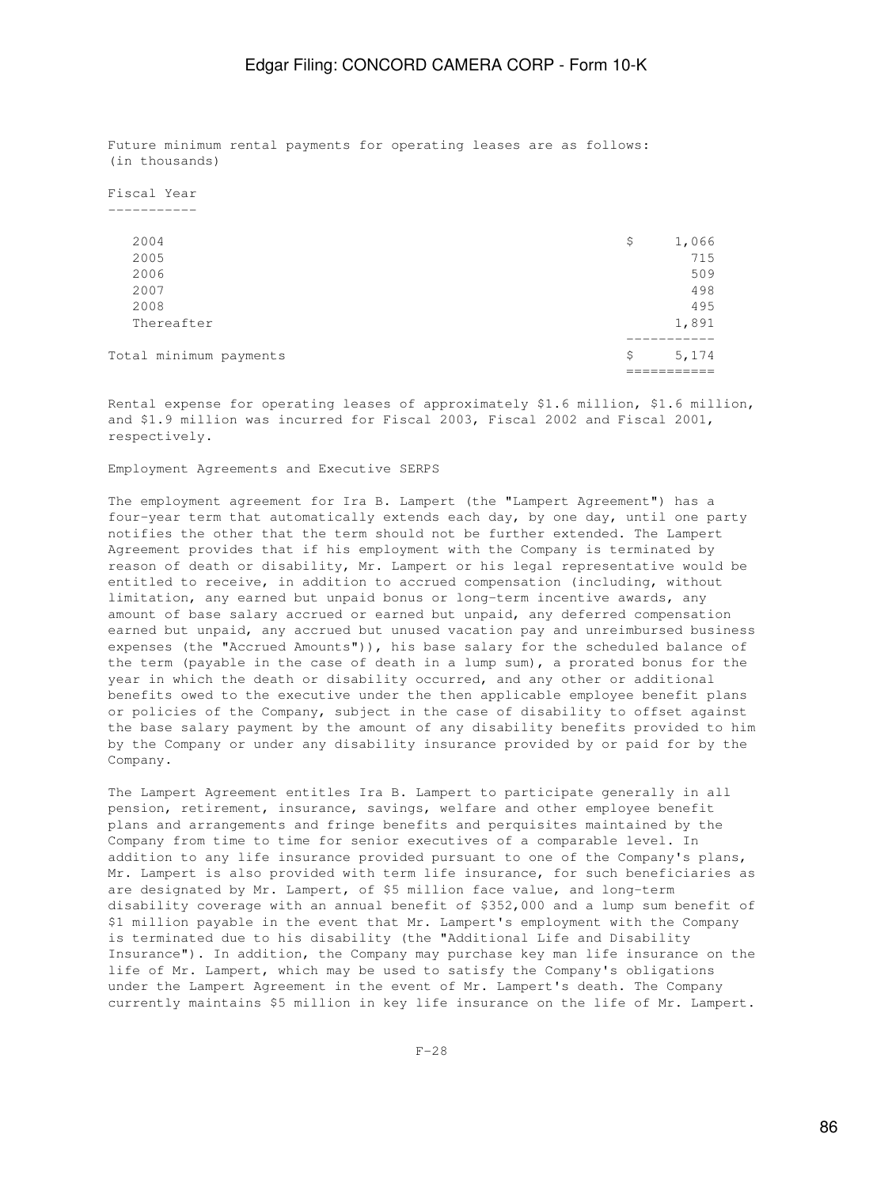Future minimum rental payments for operating leases are as follows:
(in thousands)

| Fiscal Year | |
|---|---|
| 2004 | $ 1,066 |
| 2005 | 715 |
| 2006 | 509 |
| 2007 | 498 |
| 2008 | 495 |
| Thereafter | 1,891 |
| Total minimum payments | $ 5,174 |

Rental expense for operating leases of approximately $1.6 million, $1.6 million, and $1.9 million was incurred for Fiscal 2003, Fiscal 2002 and Fiscal 2001, respectively.

Employment Agreements and Executive SERPS

The employment agreement for Ira B. Lampert (the "Lampert Agreement") has a four-year term that automatically extends each day, by one day, until one party notifies the other that the term should not be further extended. The Lampert Agreement provides that if his employment with the Company is terminated by reason of death or disability, Mr. Lampert or his legal representative would be entitled to receive, in addition to accrued compensation (including, without limitation, any earned but unpaid bonus or long-term incentive awards, any amount of base salary accrued or earned but unpaid, any deferred compensation earned but unpaid, any accrued but unused vacation pay and unreimbursed business expenses (the "Accrued Amounts")), his base salary for the scheduled balance of the term (payable in the case of death in a lump sum), a prorated bonus for the year in which the death or disability occurred, and any other or additional benefits owed to the executive under the then applicable employee benefit plans or policies of the Company, subject in the case of disability to offset against the base salary payment by the amount of any disability benefits provided to him by the Company or under any disability insurance provided by or paid for by the Company.

The Lampert Agreement entitles Ira B. Lampert to participate generally in all pension, retirement, insurance, savings, welfare and other employee benefit plans and arrangements and fringe benefits and perquisites maintained by the Company from time to time for senior executives of a comparable level. In addition to any life insurance provided pursuant to one of the Company's plans, Mr. Lampert is also provided with term life insurance, for such beneficiaries as are designated by Mr. Lampert, of $5 million face value, and long-term disability coverage with an annual benefit of $352,000 and a lump sum benefit of $1 million payable in the event that Mr. Lampert's employment with the Company is terminated due to his disability (the "Additional Life and Disability Insurance"). In addition, the Company may purchase key man life insurance on the life of Mr. Lampert, which may be used to satisfy the Company's obligations under the Lampert Agreement in the event of Mr. Lampert's death. The Company currently maintains $5 million in key life insurance on the life of Mr. Lampert.

F-28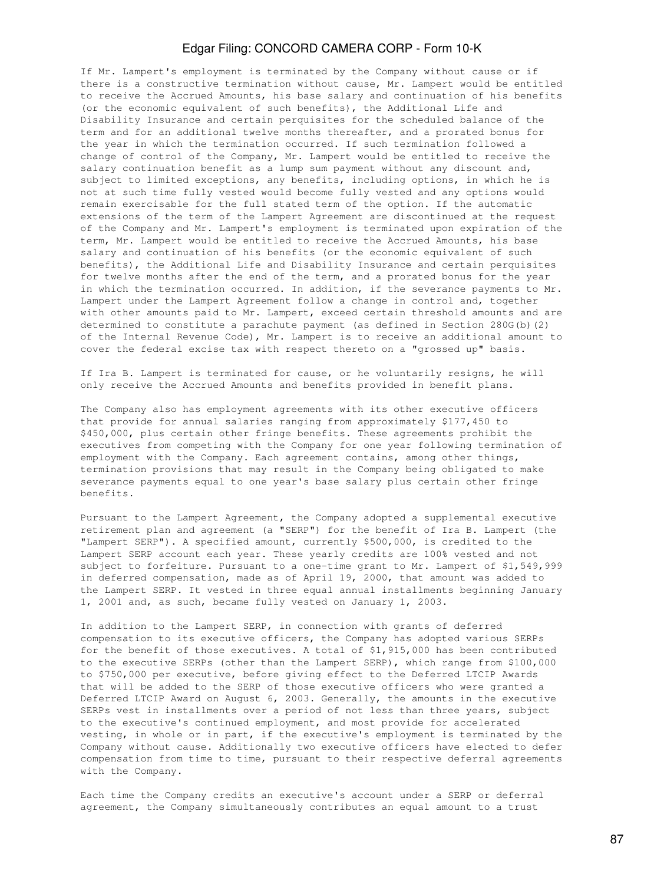If Mr. Lampert's employment is terminated by the Company without cause or if there is a constructive termination without cause, Mr. Lampert would be entitled to receive the Accrued Amounts, his base salary and continuation of his benefits (or the economic equivalent of such benefits), the Additional Life and Disability Insurance and certain perquisites for the scheduled balance of the term and for an additional twelve months thereafter, and a prorated bonus for the year in which the termination occurred. If such termination followed a change of control of the Company, Mr. Lampert would be entitled to receive the salary continuation benefit as a lump sum payment without any discount and, subject to limited exceptions, any benefits, including options, in which he is not at such time fully vested would become fully vested and any options would remain exercisable for the full stated term of the option. If the automatic extensions of the term of the Lampert Agreement are discontinued at the request of the Company and Mr. Lampert's employment is terminated upon expiration of the term, Mr. Lampert would be entitled to receive the Accrued Amounts, his base salary and continuation of his benefits (or the economic equivalent of such benefits), the Additional Life and Disability Insurance and certain perquisites for twelve months after the end of the term, and a prorated bonus for the year in which the termination occurred. In addition, if the severance payments to Mr. Lampert under the Lampert Agreement follow a change in control and, together with other amounts paid to Mr. Lampert, exceed certain threshold amounts and are determined to constitute a parachute payment (as defined in Section 280G(b)(2) of the Internal Revenue Code), Mr. Lampert is to receive an additional amount to cover the federal excise tax with respect thereto on a "grossed up" basis.

If Ira B. Lampert is terminated for cause, or he voluntarily resigns, he will only receive the Accrued Amounts and benefits provided in benefit plans.

The Company also has employment agreements with its other executive officers that provide for annual salaries ranging from approximately $177,450 to $450,000, plus certain other fringe benefits. These agreements prohibit the executives from competing with the Company for one year following termination of employment with the Company. Each agreement contains, among other things, termination provisions that may result in the Company being obligated to make severance payments equal to one year's base salary plus certain other fringe benefits.

Pursuant to the Lampert Agreement, the Company adopted a supplemental executive retirement plan and agreement (a "SERP") for the benefit of Ira B. Lampert (the "Lampert SERP"). A specified amount, currently $500,000, is credited to the Lampert SERP account each year. These yearly credits are 100% vested and not subject to forfeiture. Pursuant to a one-time grant to Mr. Lampert of $1,549,999 in deferred compensation, made as of April 19, 2000, that amount was added to the Lampert SERP. It vested in three equal annual installments beginning January 1, 2001 and, as such, became fully vested on January 1, 2003.

In addition to the Lampert SERP, in connection with grants of deferred compensation to its executive officers, the Company has adopted various SERPs for the benefit of those executives. A total of $1,915,000 has been contributed to the executive SERPs (other than the Lampert SERP), which range from $100,000 to $750,000 per executive, before giving effect to the Deferred LTCIP Awards that will be added to the SERP of those executive officers who were granted a Deferred LTCIP Award on August 6, 2003. Generally, the amounts in the executive SERPs vest in installments over a period of not less than three years, subject to the executive's continued employment, and most provide for accelerated vesting, in whole or in part, if the executive's employment is terminated by the Company without cause. Additionally two executive officers have elected to defer compensation from time to time, pursuant to their respective deferral agreements with the Company.

Each time the Company credits an executive's account under a SERP or deferral agreement, the Company simultaneously contributes an equal amount to a trust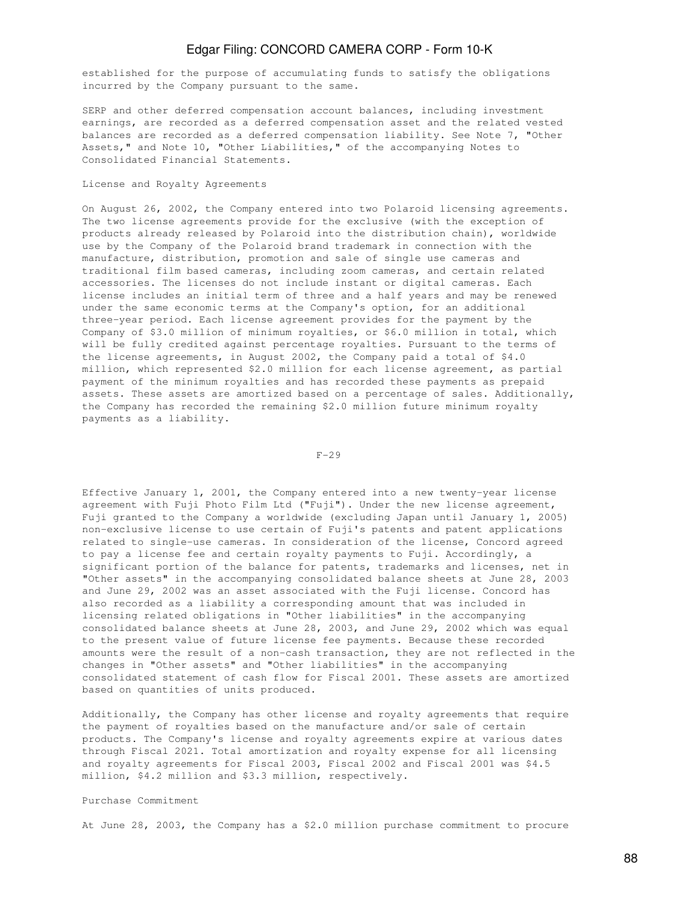established for the purpose of accumulating funds to satisfy the obligations incurred by the Company pursuant to the same.

SERP and other deferred compensation account balances, including investment earnings, are recorded as a deferred compensation asset and the related vested balances are recorded as a deferred compensation liability. See Note 7, "Other Assets," and Note 10, "Other Liabilities," of the accompanying Notes to Consolidated Financial Statements.

License and Royalty Agreements

On August 26, 2002, the Company entered into two Polaroid licensing agreements. The two license agreements provide for the exclusive (with the exception of products already released by Polaroid into the distribution chain), worldwide use by the Company of the Polaroid brand trademark in connection with the manufacture, distribution, promotion and sale of single use cameras and traditional film based cameras, including zoom cameras, and certain related accessories. The licenses do not include instant or digital cameras. Each license includes an initial term of three and a half years and may be renewed under the same economic terms at the Company's option, for an additional three-year period. Each license agreement provides for the payment by the Company of $3.0 million of minimum royalties, or $6.0 million in total, which will be fully credited against percentage royalties. Pursuant to the terms of the license agreements, in August 2002, the Company paid a total of $4.0 million, which represented $2.0 million for each license agreement, as partial payment of the minimum royalties and has recorded these payments as prepaid assets. These assets are amortized based on a percentage of sales. Additionally, the Company has recorded the remaining $2.0 million future minimum royalty payments as a liability.

Effective January 1, 2001, the Company entered into a new twenty-year license agreement with Fuji Photo Film Ltd ("Fuji"). Under the new license agreement, Fuji granted to the Company a worldwide (excluding Japan until January 1, 2005) non-exclusive license to use certain of Fuji's patents and patent applications related to single-use cameras. In consideration of the license, Concord agreed to pay a license fee and certain royalty payments to Fuji. Accordingly, a significant portion of the balance for patents, trademarks and licenses, net in "Other assets" in the accompanying consolidated balance sheets at June 28, 2003 and June 29, 2002 was an asset associated with the Fuji license. Concord has also recorded as a liability a corresponding amount that was included in licensing related obligations in "Other liabilities" in the accompanying consolidated balance sheets at June 28, 2003, and June 29, 2002 which was equal to the present value of future license fee payments. Because these recorded amounts were the result of a non-cash transaction, they are not reflected in the changes in "Other assets" and "Other liabilities" in the accompanying consolidated statement of cash flow for Fiscal 2001. These assets are amortized based on quantities of units produced.

Additionally, the Company has other license and royalty agreements that require the payment of royalties based on the manufacture and/or sale of certain products. The Company's license and royalty agreements expire at various dates through Fiscal 2021. Total amortization and royalty expense for all licensing and royalty agreements for Fiscal 2003, Fiscal 2002 and Fiscal 2001 was $4.5 million, $4.2 million and $3.3 million, respectively.

Purchase Commitment

At June 28, 2003, the Company has a $2.0 million purchase commitment to procure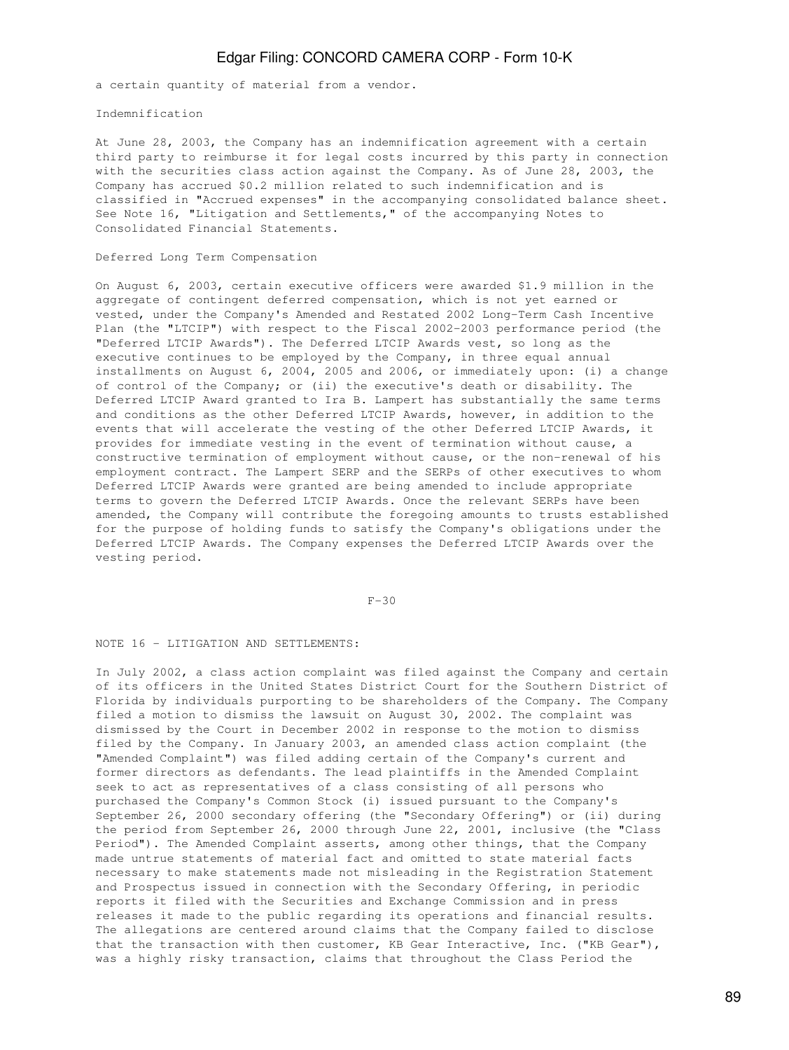a certain quantity of material from a vendor.

Indemnification

At June 28, 2003, the Company has an indemnification agreement with a certain third party to reimburse it for legal costs incurred by this party in connection with the securities class action against the Company. As of June 28, 2003, the Company has accrued $0.2 million related to such indemnification and is classified in "Accrued expenses" in the accompanying consolidated balance sheet. See Note 16, "Litigation and Settlements," of the accompanying Notes to Consolidated Financial Statements.

Deferred Long Term Compensation

On August 6, 2003, certain executive officers were awarded $1.9 million in the aggregate of contingent deferred compensation, which is not yet earned or vested, under the Company's Amended and Restated 2002 Long-Term Cash Incentive Plan (the "LTCIP") with respect to the Fiscal 2002-2003 performance period (the "Deferred LTCIP Awards"). The Deferred LTCIP Awards vest, so long as the executive continues to be employed by the Company, in three equal annual installments on August 6, 2004, 2005 and 2006, or immediately upon: (i) a change of control of the Company; or (ii) the executive's death or disability. The Deferred LTCIP Award granted to Ira B. Lampert has substantially the same terms and conditions as the other Deferred LTCIP Awards, however, in addition to the events that will accelerate the vesting of the other Deferred LTCIP Awards, it provides for immediate vesting in the event of termination without cause, a constructive termination of employment without cause, or the non-renewal of his employment contract. The Lampert SERP and the SERPs of other executives to whom Deferred LTCIP Awards were granted are being amended to include appropriate terms to govern the Deferred LTCIP Awards. Once the relevant SERPs have been amended, the Company will contribute the foregoing amounts to trusts established for the purpose of holding funds to satisfy the Company's obligations under the Deferred LTCIP Awards. The Company expenses the Deferred LTCIP Awards over the vesting period.

F-30

NOTE 16 - LITIGATION AND SETTLEMENTS:

In July 2002, a class action complaint was filed against the Company and certain of its officers in the United States District Court for the Southern District of Florida by individuals purporting to be shareholders of the Company. The Company filed a motion to dismiss the lawsuit on August 30, 2002. The complaint was dismissed by the Court in December 2002 in response to the motion to dismiss filed by the Company. In January 2003, an amended class action complaint (the "Amended Complaint") was filed adding certain of the Company's current and former directors as defendants. The lead plaintiffs in the Amended Complaint seek to act as representatives of a class consisting of all persons who purchased the Company's Common Stock (i) issued pursuant to the Company's September 26, 2000 secondary offering (the "Secondary Offering") or (ii) during the period from September 26, 2000 through June 22, 2001, inclusive (the "Class Period"). The Amended Complaint asserts, among other things, that the Company made untrue statements of material fact and omitted to state material facts necessary to make statements made not misleading in the Registration Statement and Prospectus issued in connection with the Secondary Offering, in periodic reports it filed with the Securities and Exchange Commission and in press releases it made to the public regarding its operations and financial results. The allegations are centered around claims that the Company failed to disclose that the transaction with then customer, KB Gear Interactive, Inc. ("KB Gear"), was a highly risky transaction, claims that throughout the Class Period the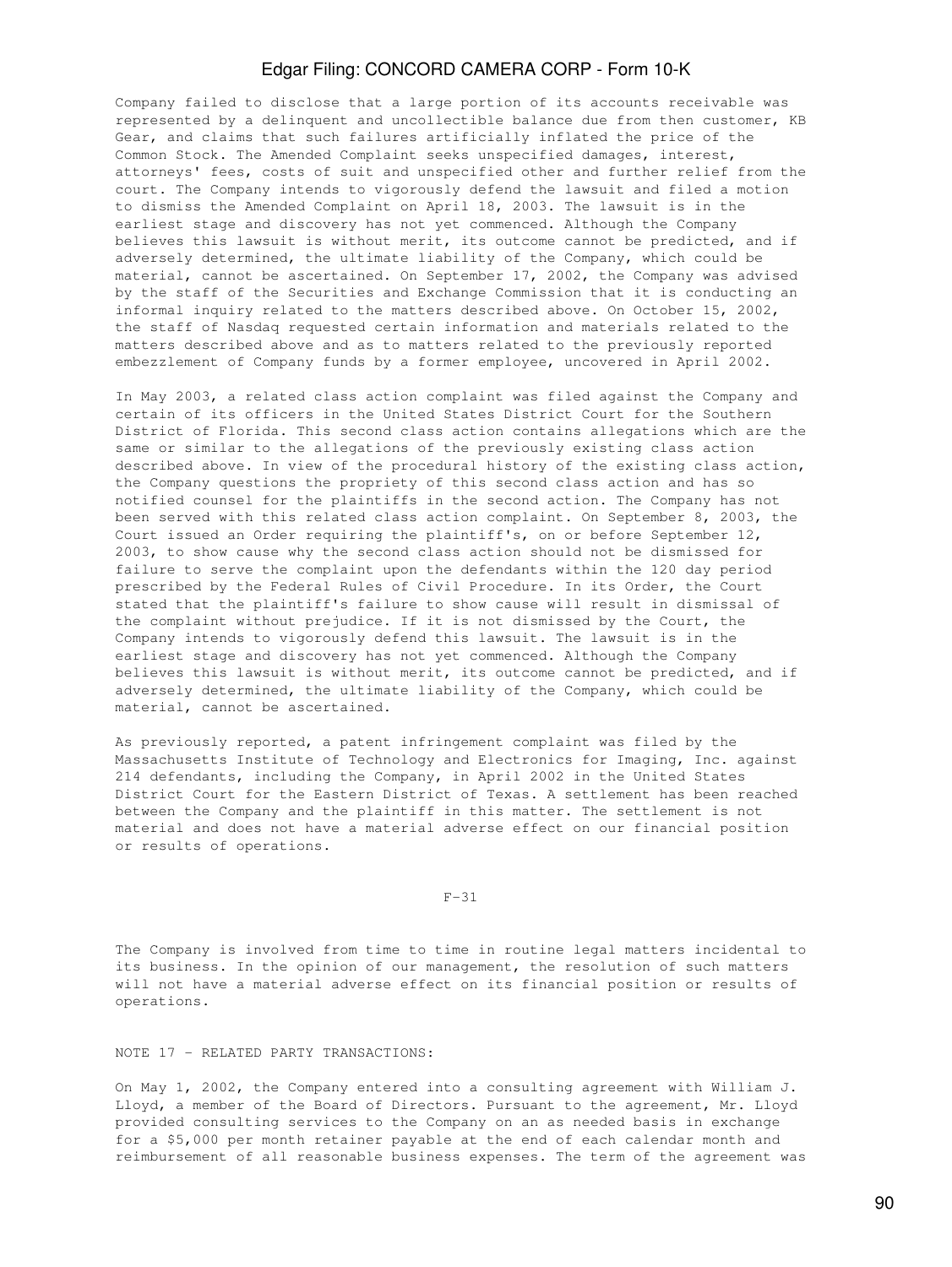Company failed to disclose that a large portion of its accounts receivable was represented by a delinquent and uncollectible balance due from then customer, KB Gear, and claims that such failures artificially inflated the price of the Common Stock. The Amended Complaint seeks unspecified damages, interest, attorneys' fees, costs of suit and unspecified other and further relief from the court. The Company intends to vigorously defend the lawsuit and filed a motion to dismiss the Amended Complaint on April 18, 2003. The lawsuit is in the earliest stage and discovery has not yet commenced. Although the Company believes this lawsuit is without merit, its outcome cannot be predicted, and if adversely determined, the ultimate liability of the Company, which could be material, cannot be ascertained. On September 17, 2002, the Company was advised by the staff of the Securities and Exchange Commission that it is conducting an informal inquiry related to the matters described above. On October 15, 2002, the staff of Nasdaq requested certain information and materials related to the matters described above and as to matters related to the previously reported embezzlement of Company funds by a former employee, uncovered in April 2002.

In May 2003, a related class action complaint was filed against the Company and certain of its officers in the United States District Court for the Southern District of Florida. This second class action contains allegations which are the same or similar to the allegations of the previously existing class action described above. In view of the procedural history of the existing class action, the Company questions the propriety of this second class action and has so notified counsel for the plaintiffs in the second action. The Company has not been served with this related class action complaint. On September 8, 2003, the Court issued an Order requiring the plaintiff's, on or before September 12, 2003, to show cause why the second class action should not be dismissed for failure to serve the complaint upon the defendants within the 120 day period prescribed by the Federal Rules of Civil Procedure. In its Order, the Court stated that the plaintiff's failure to show cause will result in dismissal of the complaint without prejudice. If it is not dismissed by the Court, the Company intends to vigorously defend this lawsuit. The lawsuit is in the earliest stage and discovery has not yet commenced. Although the Company believes this lawsuit is without merit, its outcome cannot be predicted, and if adversely determined, the ultimate liability of the Company, which could be material, cannot be ascertained.

As previously reported, a patent infringement complaint was filed by the Massachusetts Institute of Technology and Electronics for Imaging, Inc. against 214 defendants, including the Company, in April 2002 in the United States District Court for the Eastern District of Texas. A settlement has been reached between the Company and the plaintiff in this matter. The settlement is not material and does not have a material adverse effect on our financial position or results of operations.

The Company is involved from time to time in routine legal matters incidental to its business. In the opinion of our management, the resolution of such matters will not have a material adverse effect on its financial position or results of operations.

NOTE 17 - RELATED PARTY TRANSACTIONS:

On May 1, 2002, the Company entered into a consulting agreement with William J. Lloyd, a member of the Board of Directors. Pursuant to the agreement, Mr. Lloyd provided consulting services to the Company on an as needed basis in exchange for a $5,000 per month retainer payable at the end of each calendar month and reimbursement of all reasonable business expenses. The term of the agreement was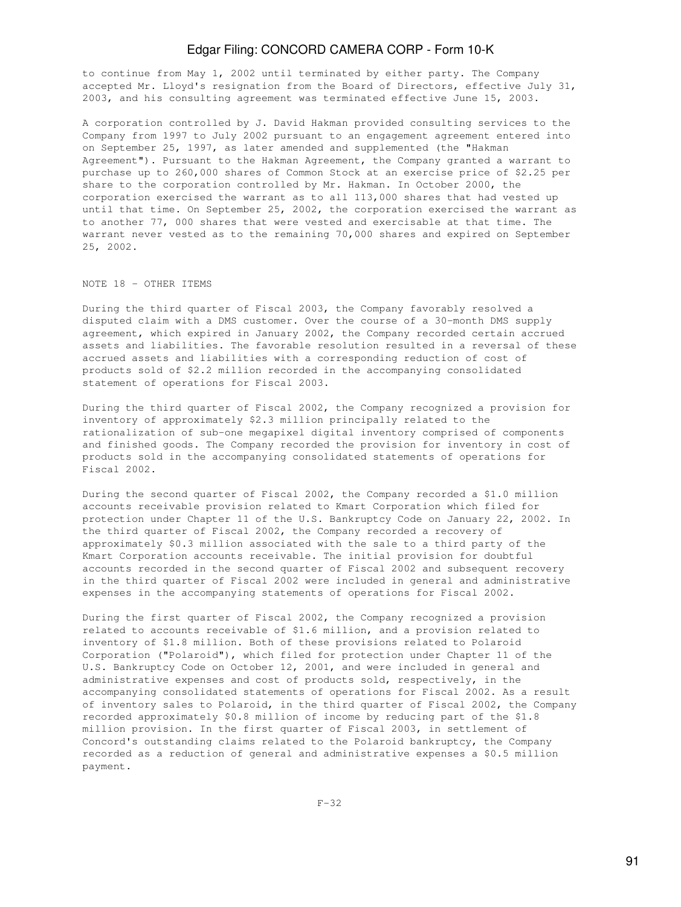to continue from May 1, 2002 until terminated by either party. The Company accepted Mr. Lloyd's resignation from the Board of Directors, effective July 31, 2003, and his consulting agreement was terminated effective June 15, 2003.

A corporation controlled by J. David Hakman provided consulting services to the Company from 1997 to July 2002 pursuant to an engagement agreement entered into on September 25, 1997, as later amended and supplemented (the "Hakman Agreement"). Pursuant to the Hakman Agreement, the Company granted a warrant to purchase up to 260,000 shares of Common Stock at an exercise price of $2.25 per share to the corporation controlled by Mr. Hakman. In October 2000, the corporation exercised the warrant as to all 113,000 shares that had vested up until that time. On September 25, 2002, the corporation exercised the warrant as to another 77, 000 shares that were vested and exercisable at that time. The warrant never vested as to the remaining 70,000 shares and expired on September 25, 2002.

## NOTE 18 - OTHER ITEMS

During the third quarter of Fiscal 2003, the Company favorably resolved a disputed claim with a DMS customer. Over the course of a 30-month DMS supply agreement, which expired in January 2002, the Company recorded certain accrued assets and liabilities. The favorable resolution resulted in a reversal of these accrued assets and liabilities with a corresponding reduction of cost of products sold of $2.2 million recorded in the accompanying consolidated statement of operations for Fiscal 2003.

During the third quarter of Fiscal 2002, the Company recognized a provision for inventory of approximately $2.3 million principally related to the rationalization of sub-one megapixel digital inventory comprised of components and finished goods. The Company recorded the provision for inventory in cost of products sold in the accompanying consolidated statements of operations for Fiscal 2002.

During the second quarter of Fiscal 2002, the Company recorded a $1.0 million accounts receivable provision related to Kmart Corporation which filed for protection under Chapter 11 of the U.S. Bankruptcy Code on January 22, 2002. In the third quarter of Fiscal 2002, the Company recorded a recovery of approximately $0.3 million associated with the sale to a third party of the Kmart Corporation accounts receivable. The initial provision for doubtful accounts recorded in the second quarter of Fiscal 2002 and subsequent recovery in the third quarter of Fiscal 2002 were included in general and administrative expenses in the accompanying statements of operations for Fiscal 2002.

During the first quarter of Fiscal 2002, the Company recognized a provision related to accounts receivable of $1.6 million, and a provision related to inventory of $1.8 million. Both of these provisions related to Polaroid Corporation ("Polaroid"), which filed for protection under Chapter 11 of the U.S. Bankruptcy Code on October 12, 2001, and were included in general and administrative expenses and cost of products sold, respectively, in the accompanying consolidated statements of operations for Fiscal 2002. As a result of inventory sales to Polaroid, in the third quarter of Fiscal 2002, the Company recorded approximately $0.8 million of income by reducing part of the $1.8 million provision. In the first quarter of Fiscal 2003, in settlement of Concord's outstanding claims related to the Polaroid bankruptcy, the Company recorded as a reduction of general and administrative expenses a $0.5 million payment.

F-32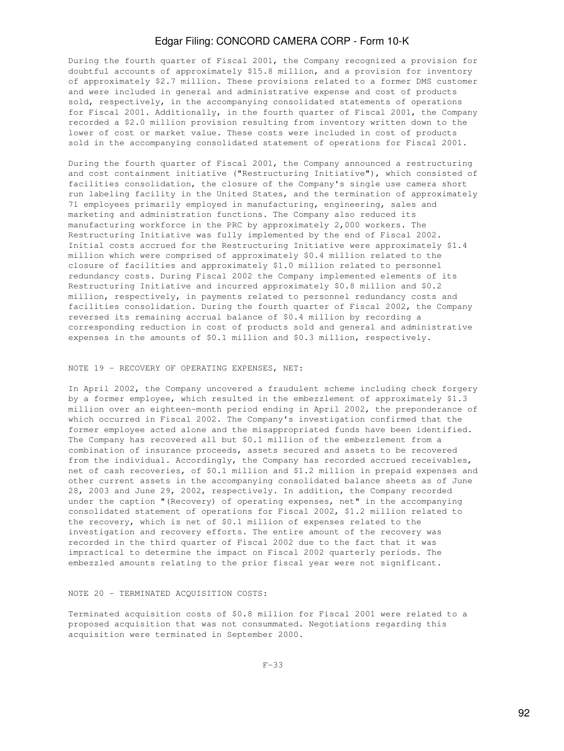During the fourth quarter of Fiscal 2001, the Company recognized a provision for doubtful accounts of approximately $15.8 million, and a provision for inventory of approximately $2.7 million. These provisions related to a former DMS customer and were included in general and administrative expense and cost of products sold, respectively, in the accompanying consolidated statements of operations for Fiscal 2001. Additionally, in the fourth quarter of Fiscal 2001, the Company recorded a $2.0 million provision resulting from inventory written down to the lower of cost or market value. These costs were included in cost of products sold in the accompanying consolidated statement of operations for Fiscal 2001.

During the fourth quarter of Fiscal 2001, the Company announced a restructuring and cost containment initiative ("Restructuring Initiative"), which consisted of facilities consolidation, the closure of the Company's single use camera short run labeling facility in the United States, and the termination of approximately 71 employees primarily employed in manufacturing, engineering, sales and marketing and administration functions. The Company also reduced its manufacturing workforce in the PRC by approximately 2,000 workers. The Restructuring Initiative was fully implemented by the end of Fiscal 2002. Initial costs accrued for the Restructuring Initiative were approximately $1.4 million which were comprised of approximately $0.4 million related to the closure of facilities and approximately $1.0 million related to personnel redundancy costs. During Fiscal 2002 the Company implemented elements of its Restructuring Initiative and incurred approximately $0.8 million and $0.2 million, respectively, in payments related to personnel redundancy costs and facilities consolidation. During the fourth quarter of Fiscal 2002, the Company reversed its remaining accrual balance of $0.4 million by recording a corresponding reduction in cost of products sold and general and administrative expenses in the amounts of $0.1 million and $0.3 million, respectively.

NOTE 19 - RECOVERY OF OPERATING EXPENSES, NET:

In April 2002, the Company uncovered a fraudulent scheme including check forgery by a former employee, which resulted in the embezzlement of approximately $1.3 million over an eighteen-month period ending in April 2002, the preponderance of which occurred in Fiscal 2002. The Company's investigation confirmed that the former employee acted alone and the misappropriated funds have been identified. The Company has recovered all but $0.1 million of the embezzlement from a combination of insurance proceeds, assets secured and assets to be recovered from the individual. Accordingly, the Company has recorded accrued receivables, net of cash recoveries, of $0.1 million and $1.2 million in prepaid expenses and other current assets in the accompanying consolidated balance sheets as of June 28, 2003 and June 29, 2002, respectively. In addition, the Company recorded under the caption "(Recovery) of operating expenses, net" in the accompanying consolidated statement of operations for Fiscal 2002, $1.2 million related to the recovery, which is net of $0.1 million of expenses related to the investigation and recovery efforts. The entire amount of the recovery was recorded in the third quarter of Fiscal 2002 due to the fact that it was impractical to determine the impact on Fiscal 2002 quarterly periods. The embezzled amounts relating to the prior fiscal year were not significant.

NOTE 20 - TERMINATED ACQUISITION COSTS:

Terminated acquisition costs of $0.8 million for Fiscal 2001 were related to a proposed acquisition that was not consummated. Negotiations regarding this acquisition were terminated in September 2000.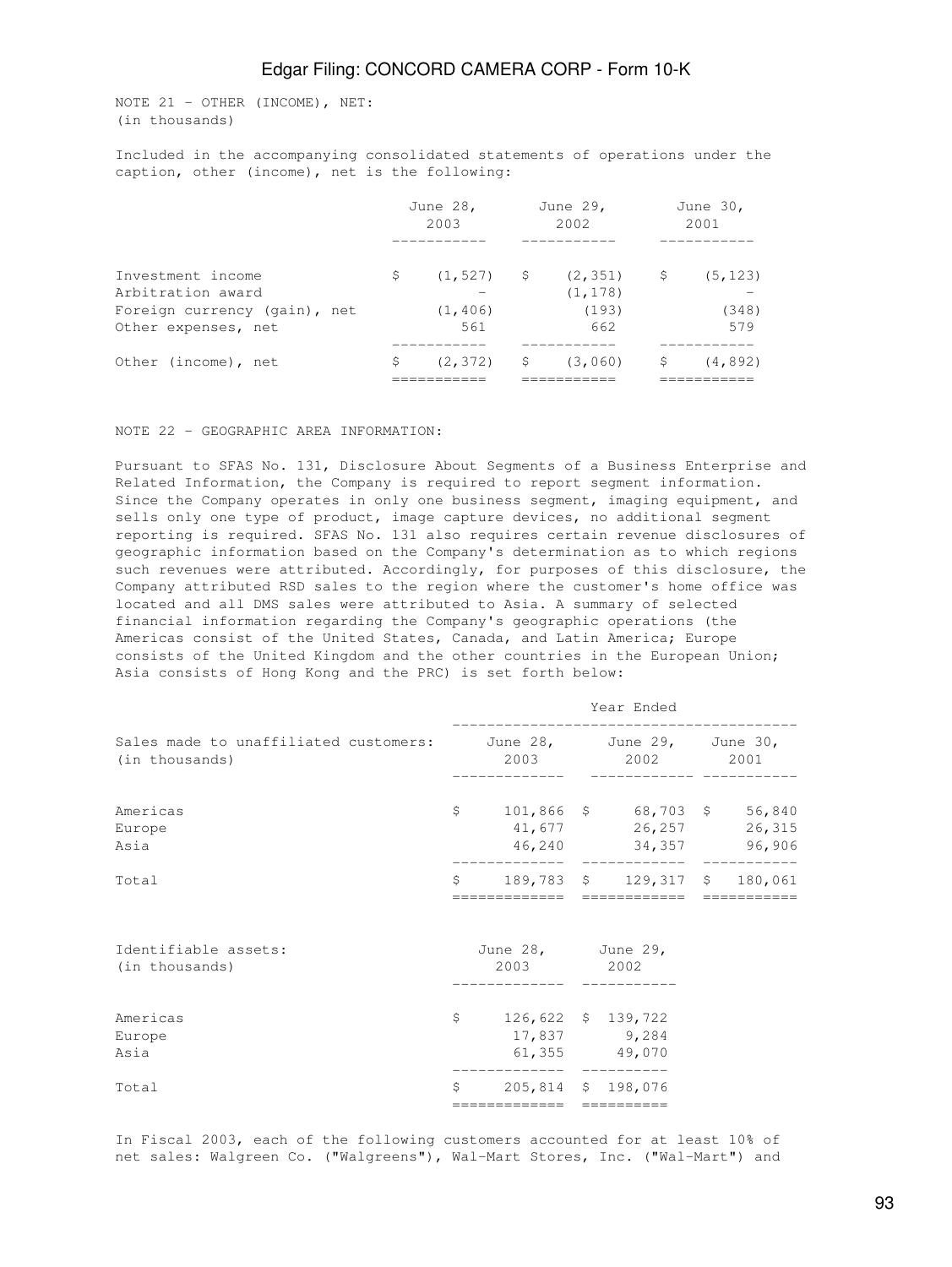NOTE 21 - OTHER (INCOME), NET:
(in thousands)

Included in the accompanying consolidated statements of operations under the caption, other (income), net is the following:

| | June 28, 2003 | June 29, 2002 | June 30, 2001 |
|---|---|---|---|
| Investment income | $ (1,527) | $ (2,351) | $ (5,123) |
| Arbitration award | - | (1,178) | - |
| Foreign currency (gain), net | (1,406) | (193) | (348) |
| Other expenses, net | 561 | 662 | 579 |
| Other (income), net | $ (2,372) | $ (3,060) | $ (4,892) |

NOTE 22 - GEOGRAPHIC AREA INFORMATION:

Pursuant to SFAS No. 131, Disclosure About Segments of a Business Enterprise and Related Information, the Company is required to report segment information. Since the Company operates in only one business segment, imaging equipment, and sells only one type of product, image capture devices, no additional segment reporting is required. SFAS No. 131 also requires certain revenue disclosures of geographic information based on the Company's determination as to which regions such revenues were attributed. Accordingly, for purposes of this disclosure, the Company attributed RSD sales to the region where the customer's home office was located and all DMS sales were attributed to Asia. A summary of selected financial information regarding the Company's geographic operations (the Americas consist of the United States, Canada, and Latin America; Europe consists of the United Kingdom and the other countries in the European Union; Asia consists of Hong Kong and the PRC) is set forth below:

| | Year Ended | | |
|---|---|---|---|
| Sales made to unaffiliated customers: (in thousands) | June 28, 2003 | June 29, 2002 | June 30, 2001 |
| Americas | $ 101,866 | $ 68,703 | $ 56,840 |
| Europe | 41,677 | 26,257 | 26,315 |
| Asia | 46,240 | 34,357 | 96,906 |
| Total | $ 189,783 | $ 129,317 | $ 180,061 |

| Identifiable assets: (in thousands) | June 28, 2003 | June 29, 2002 |
|---|---|---|
| Americas | $ 126,622 | $ 139,722 |
| Europe | 17,837 | 9,284 |
| Asia | 61,355 | 49,070 |
| Total | $ 205,814 | $ 198,076 |

In Fiscal 2003, each of the following customers accounted for at least 10% of net sales: Walgreen Co. ("Walgreens"), Wal-Mart Stores, Inc. ("Wal-Mart") and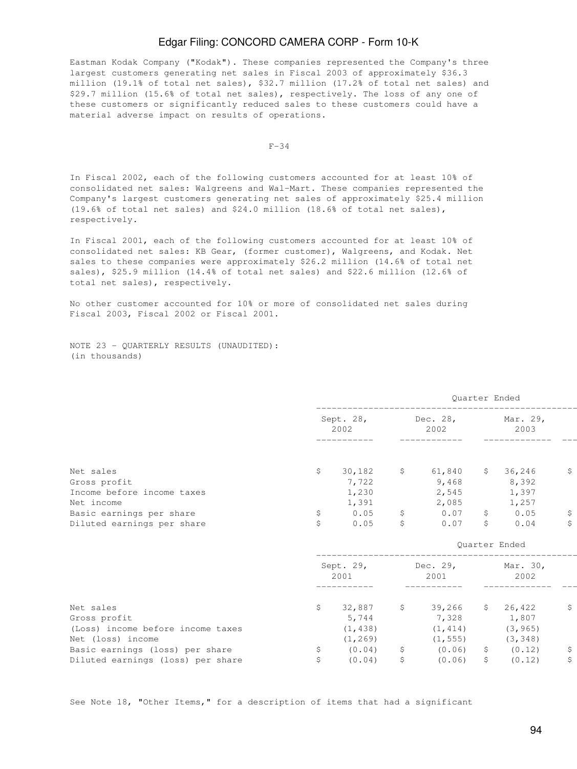Eastman Kodak Company ("Kodak"). These companies represented the Company's three largest customers generating net sales in Fiscal 2003 of approximately $36.3 million (19.1% of total net sales), $32.7 million (17.2% of total net sales) and $29.7 million (15.6% of total net sales), respectively. The loss of any one of these customers or significantly reduced sales to these customers could have a material adverse impact on results of operations.

F-34

In Fiscal 2002, each of the following customers accounted for at least 10% of consolidated net sales: Walgreens and Wal-Mart. These companies represented the Company's largest customers generating net sales of approximately $25.4 million (19.6% of total net sales) and $24.0 million (18.6% of total net sales), respectively.

In Fiscal 2001, each of the following customers accounted for at least 10% of consolidated net sales: KB Gear, (former customer), Walgreens, and Kodak. Net sales to these companies were approximately $26.2 million (14.6% of total net sales), $25.9 million (14.4% of total net sales) and $22.6 million (12.6% of total net sales), respectively.

No other customer accounted for 10% or more of consolidated net sales during Fiscal 2003, Fiscal 2002 or Fiscal 2001.

NOTE 23 - QUARTERLY RESULTS (UNAUDITED):
(in thousands)

| | Quarter Ended | | | |
|---|---|---|---|---|
| | Sept. 28, 2002 | Dec. 28, 2002 | Mar. 29, 2003 | |
| Net sales | $ 30,182 | $ 61,840 | $ 36,246 | $ |
| Gross profit | 7,722 | 9,468 | 8,392 | |
| Income before income taxes | 1,230 | 2,545 | 1,397 | |
| Net income | 1,391 | 2,085 | 1,257 | |
| Basic earnings per share | $ 0.05 | $ 0.07 | $ 0.05 | $ |
| Diluted earnings per share | $ 0.05 | $ 0.07 | $ 0.04 | $ |

| | Quarter Ended | | | |
|---|---|---|---|---|
| | Sept. 29, 2001 | Dec. 29, 2001 | Mar. 30, 2002 | |
| Net sales | $ 32,887 | $ 39,266 | $ 26,422 | $ |
| Gross profit | 5,744 | 7,328 | 1,807 | |
| (Loss) income before income taxes | (1,438) | (1,414) | (3,965) | |
| Net (loss) income | (1,269) | (1,555) | (3,348) | |
| Basic earnings (loss) per share | $ (0.04) | $ (0.06) | $ (0.12) | $ |
| Diluted earnings (loss) per share | $ (0.04) | $ (0.06) | $ (0.12) | $ |

See Note 18, "Other Items," for a description of items that had a significant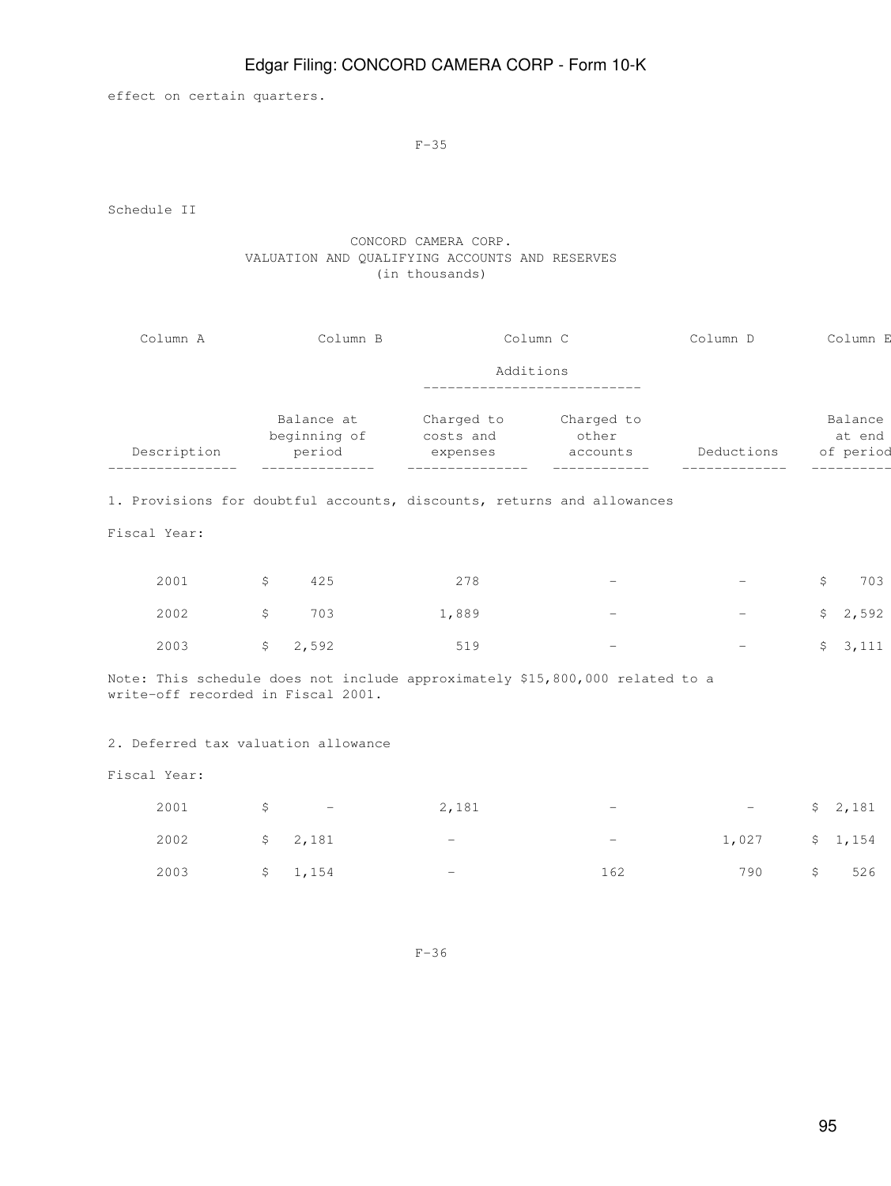effect on certain quarters.

Schedule II

CONCORD CAMERA CORP.
VALUATION AND QUALIFYING ACCOUNTS AND RESERVES
(in thousands)

| Column A | Column B | Column C | | Column D | Column E |
|---|---|---|---|---|---|
| | | Additions | | | |
| Description | Balance at beginning of period | Charged to costs and expenses | Charged to other accounts | Deductions | Balance at end of period |
| 1. Provisions for doubtful accounts, discounts, returns and allowances | | | | | |
| Fiscal Year: | | | | | |
| 2001 | $ 425 | 278 | - | - | $ 703 |
| 2002 | $ 703 | 1,889 | - | - | $ 2,592 |
| 2003 | $ 2,592 | 519 | - | - | $ 3,111 |

Note: This schedule does not include approximately $15,800,000 related to a write-off recorded in Fiscal 2001.

| Description | Balance at beginning of period | Charged to costs and expenses | Charged to other accounts | Deductions | Balance at end of period |
|---|---|---|---|---|---|
| 2. Deferred tax valuation allowance | | | | | |
| Fiscal Year: | | | | | |
| 2001 | $ - | 2,181 | - | - | $ 2,181 |
| 2002 | $ 2,181 | - | - | 1,027 | $ 1,154 |
| 2003 | $ 1,154 | - | 162 | 790 | $ 526 |